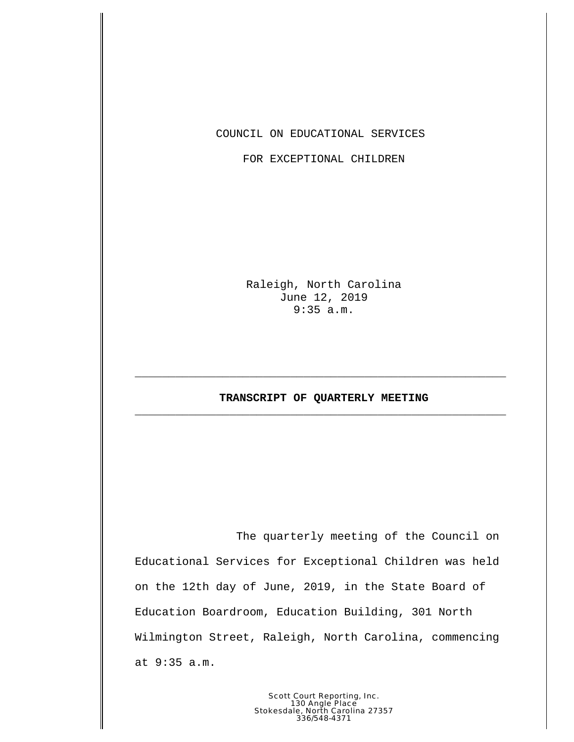COUNCIL ON EDUCATIONAL SERVICES

FOR EXCEPTIONAL CHILDREN

Raleigh, North Carolina
June 12, 2019
9:35 a.m.

---

**TRANSCRIPT OF QUARTERLY MEETING**

---

The quarterly meeting of the Council on Educational Services for Exceptional Children was held on the 12th day of June, 2019, in the State Board of Education Boardroom, Education Building, 301 North Wilmington Street, Raleigh, North Carolina, commencing at 9:35 a.m.

Scott Court Reporting, Inc.
130 Angle Place
Stokesdale, North Carolina 27357
336/548-4371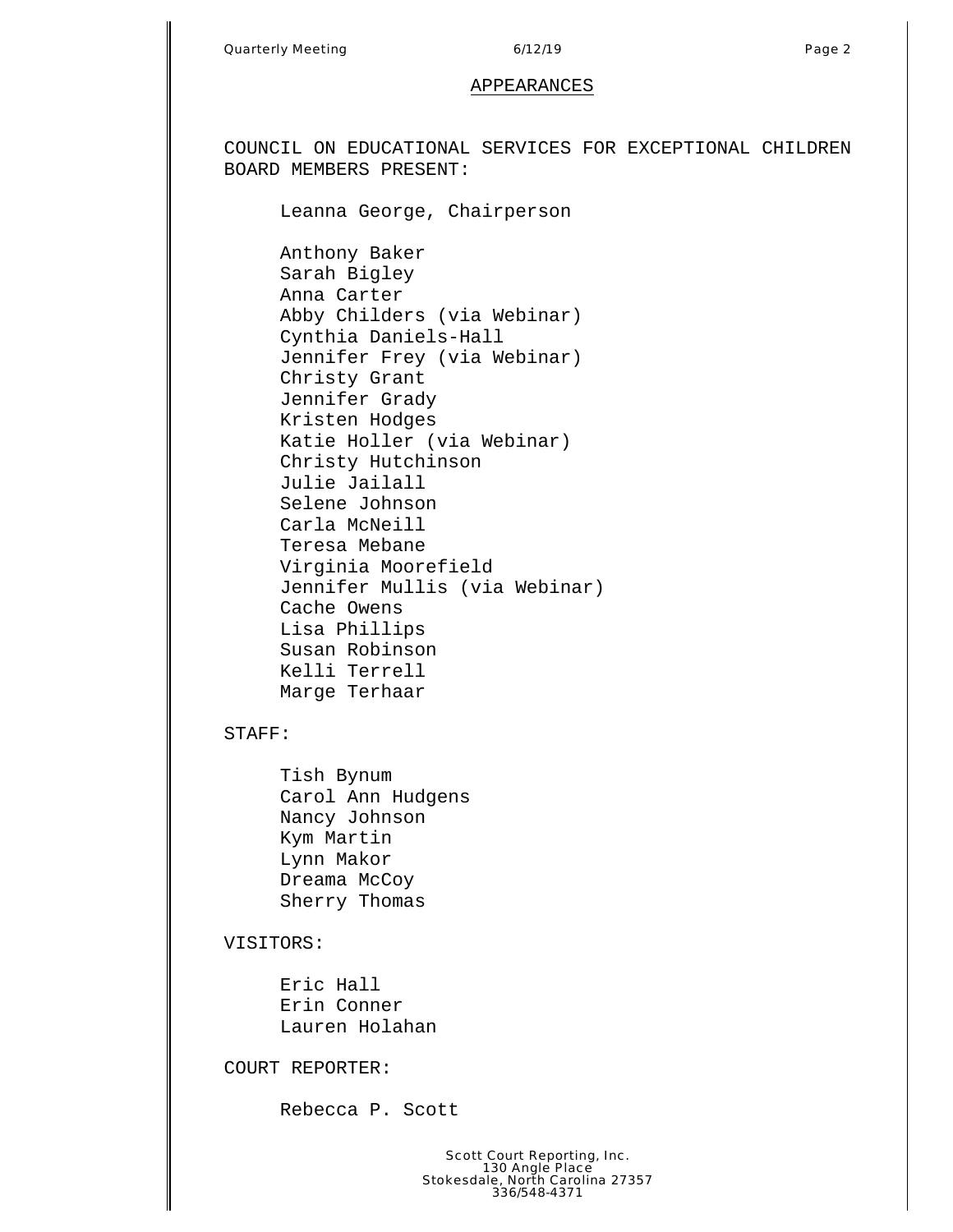## APPEARANCES

COUNCIL ON EDUCATIONAL SERVICES FOR EXCEPTIONAL CHILDREN BOARD MEMBERS PRESENT:

Leanna George, Chairperson

Anthony Baker
Sarah Bigley
Anna Carter
Abby Childers (via Webinar)
Cynthia Daniels-Hall
Jennifer Frey (via Webinar)
Christy Grant
Jennifer Grady
Kristen Hodges
Katie Holler (via Webinar)
Christy Hutchinson
Julie Jailall
Selene Johnson
Carla McNeill
Teresa Mebane
Virginia Moorefield
Jennifer Mullis (via Webinar)
Cache Owens
Lisa Phillips
Susan Robinson
Kelli Terrell
Marge Terhaar

STAFF:

Tish Bynum
Carol Ann Hudgens
Nancy Johnson
Kym Martin
Lynn Makor
Dreama McCoy
Sherry Thomas

VISITORS:

Eric Hall
Erin Conner
Lauren Holahan

COURT REPORTER:

Rebecca P. Scott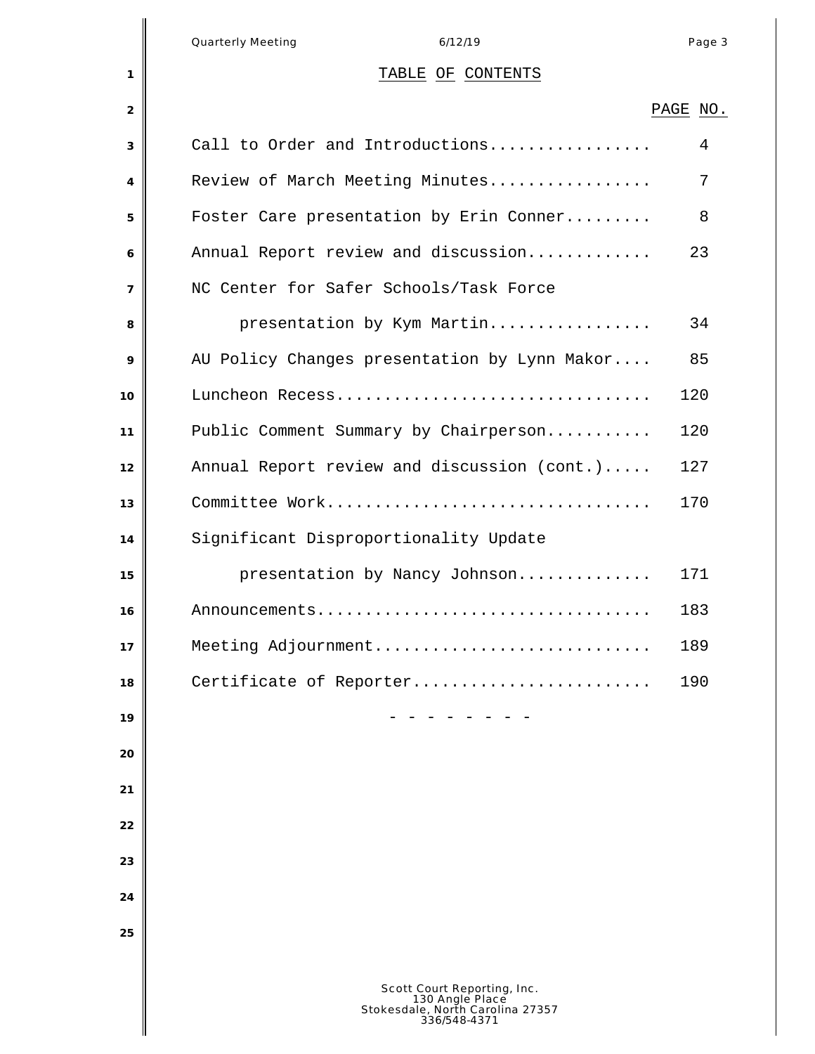# TABLE OF CONTENTS

| | PAGE NO. |
|---|---|
| Call to Order and Introductions | 4 |
| Review of March Meeting Minutes | 7 |
| Foster Care presentation by Erin Conner | 8 |
| Annual Report review and discussion | 23 |
| NC Center for Safer Schools/Task Force presentation by Kym Martin | 34 |
| AU Policy Changes presentation by Lynn Makor | 85 |
| Luncheon Recess | 120 |
| Public Comment Summary by Chairperson | 120 |
| Annual Report review and discussion (cont.) | 127 |
| Committee Work | 170 |
| Significant Disproportionality Update presentation by Nancy Johnson | 171 |
| Announcements | 183 |
| Meeting Adjournment | 189 |
| Certificate of Reporter | 190 |

\- - - - - - - -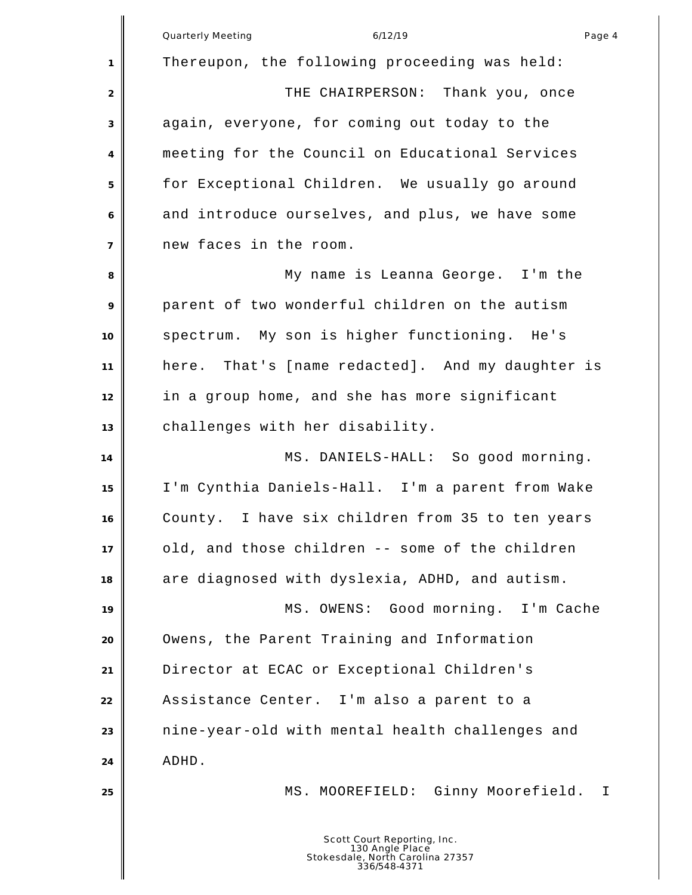Thereupon, the following proceeding was held:

THE CHAIRPERSON: Thank you, once again, everyone, for coming out today to the meeting for the Council on Educational Services for Exceptional Children. We usually go around and introduce ourselves, and plus, we have some new faces in the room.

My name is Leanna George. I'm the parent of two wonderful children on the autism spectrum. My son is higher functioning. He's here. That's [name redacted]. And my daughter is in a group home, and she has more significant challenges with her disability.

MS. DANIELS-HALL: So good morning. I'm Cynthia Daniels-Hall. I'm a parent from Wake County. I have six children from 35 to ten years old, and those children -- some of the children are diagnosed with dyslexia, ADHD, and autism.

MS. OWENS: Good morning. I'm Cache Owens, the Parent Training and Information Director at ECAC or Exceptional Children's Assistance Center. I'm also a parent to a nine-year-old with mental health challenges and ADHD.

MS. MOOREFIELD: Ginny Moorefield. I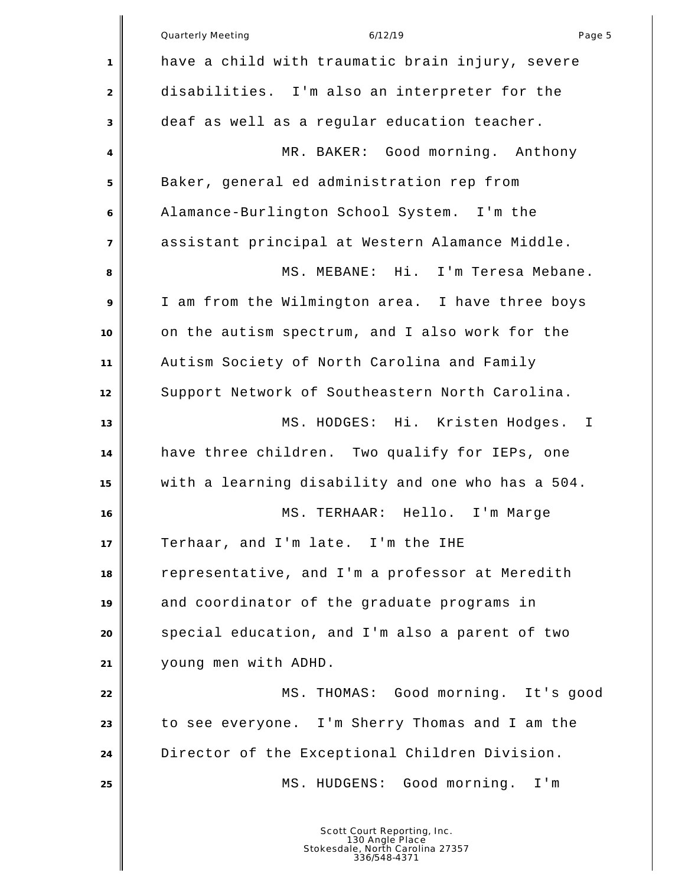have a child with traumatic brain injury, severe disabilities. I'm also an interpreter for the deaf as well as a regular education teacher.

MR. BAKER: Good morning. Anthony Baker, general ed administration rep from Alamance-Burlington School System. I'm the assistant principal at Western Alamance Middle.

MS. MEBANE: Hi. I'm Teresa Mebane. I am from the Wilmington area. I have three boys on the autism spectrum, and I also work for the Autism Society of North Carolina and Family Support Network of Southeastern North Carolina.

MS. HODGES: Hi. Kristen Hodges. I have three children. Two qualify for IEPs, one with a learning disability and one who has a 504.

MS. TERHAAR: Hello. I'm Marge Terhaar, and I'm late. I'm the IHE representative, and I'm a professor at Meredith and coordinator of the graduate programs in special education, and I'm also a parent of two young men with ADHD.

MS. THOMAS: Good morning. It's good to see everyone. I'm Sherry Thomas and I am the Director of the Exceptional Children Division.

MS. HUDGENS: Good morning. I'm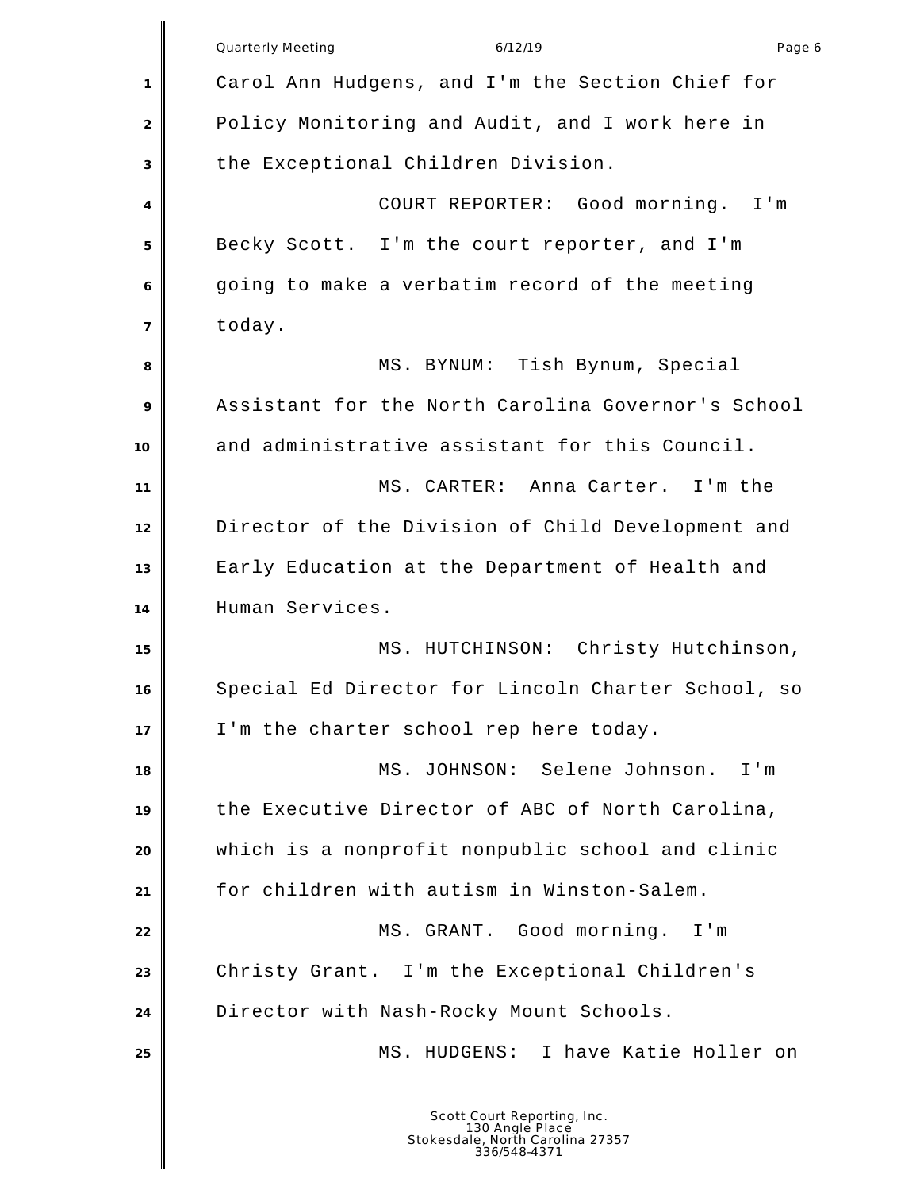Carol Ann Hudgens, and I'm the Section Chief for Policy Monitoring and Audit, and I work here in the Exceptional Children Division.

COURT REPORTER: Good morning. I'm Becky Scott. I'm the court reporter, and I'm going to make a verbatim record of the meeting today.

MS. BYNUM: Tish Bynum, Special Assistant for the North Carolina Governor's School and administrative assistant for this Council.

MS. CARTER: Anna Carter. I'm the Director of the Division of Child Development and Early Education at the Department of Health and Human Services.

MS. HUTCHINSON: Christy Hutchinson, Special Ed Director for Lincoln Charter School, so I'm the charter school rep here today.

MS. JOHNSON: Selene Johnson. I'm the Executive Director of ABC of North Carolina, which is a nonprofit nonpublic school and clinic for children with autism in Winston-Salem.

MS. GRANT. Good morning. I'm Christy Grant. I'm the Exceptional Children's Director with Nash-Rocky Mount Schools.

MS. HUDGENS: I have Katie Holler on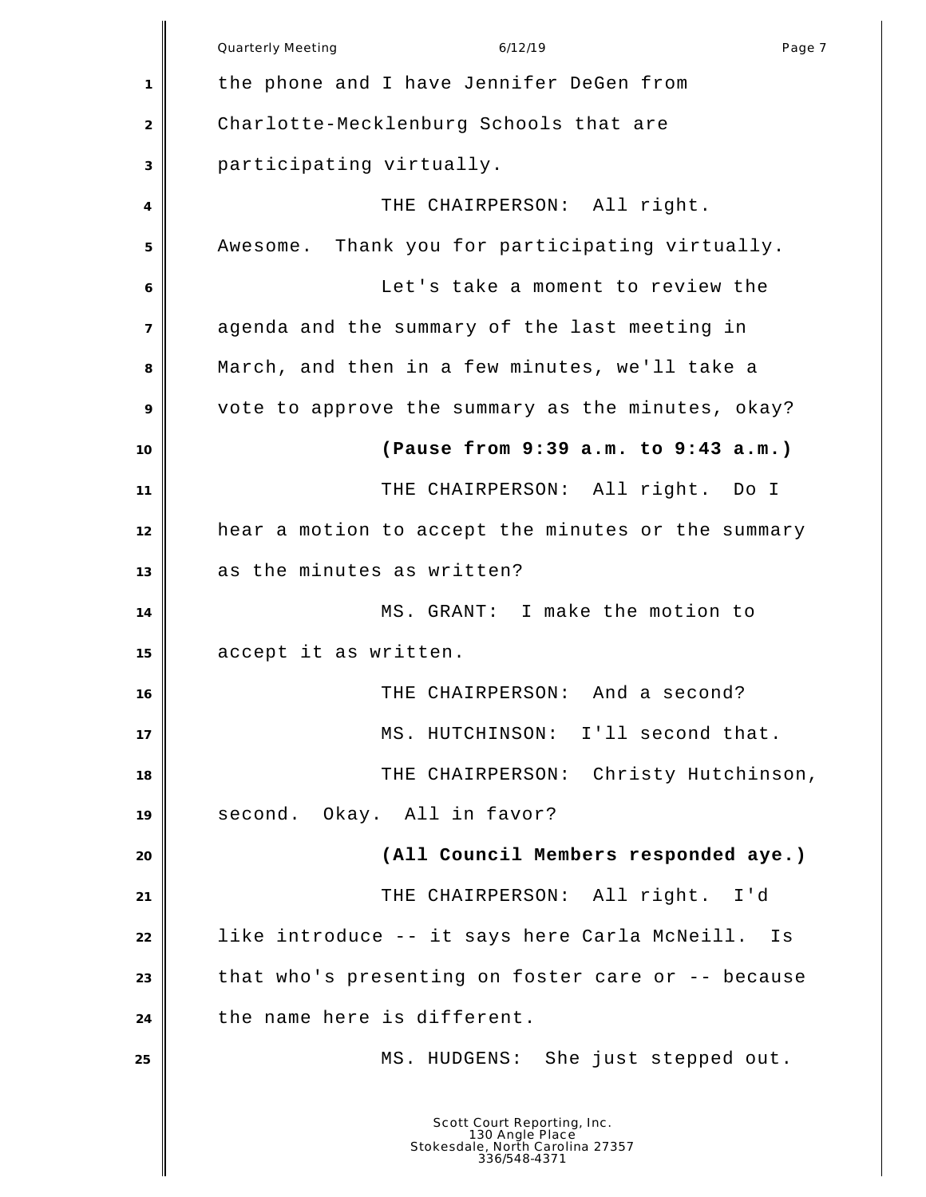the phone and I have Jennifer DeGen from Charlotte-Mecklenburg Schools that are participating virtually.

THE CHAIRPERSON: All right. Awesome. Thank you for participating virtually.

Let's take a moment to review the agenda and the summary of the last meeting in March, and then in a few minutes, we'll take a vote to approve the summary as the minutes, okay?

**(Pause from 9:39 a.m. to 9:43 a.m.)**

THE CHAIRPERSON: All right. Do I hear a motion to accept the minutes or the summary as the minutes as written?

MS. GRANT: I make the motion to accept it as written.

THE CHAIRPERSON: And a second?

MS. HUTCHINSON: I'll second that.

THE CHAIRPERSON: Christy Hutchinson, second. Okay. All in favor?

**(All Council Members responded aye.)**

THE CHAIRPERSON: All right. I'd like introduce -- it says here Carla McNeill. Is that who's presenting on foster care or -- because the name here is different.

MS. HUDGENS: She just stepped out.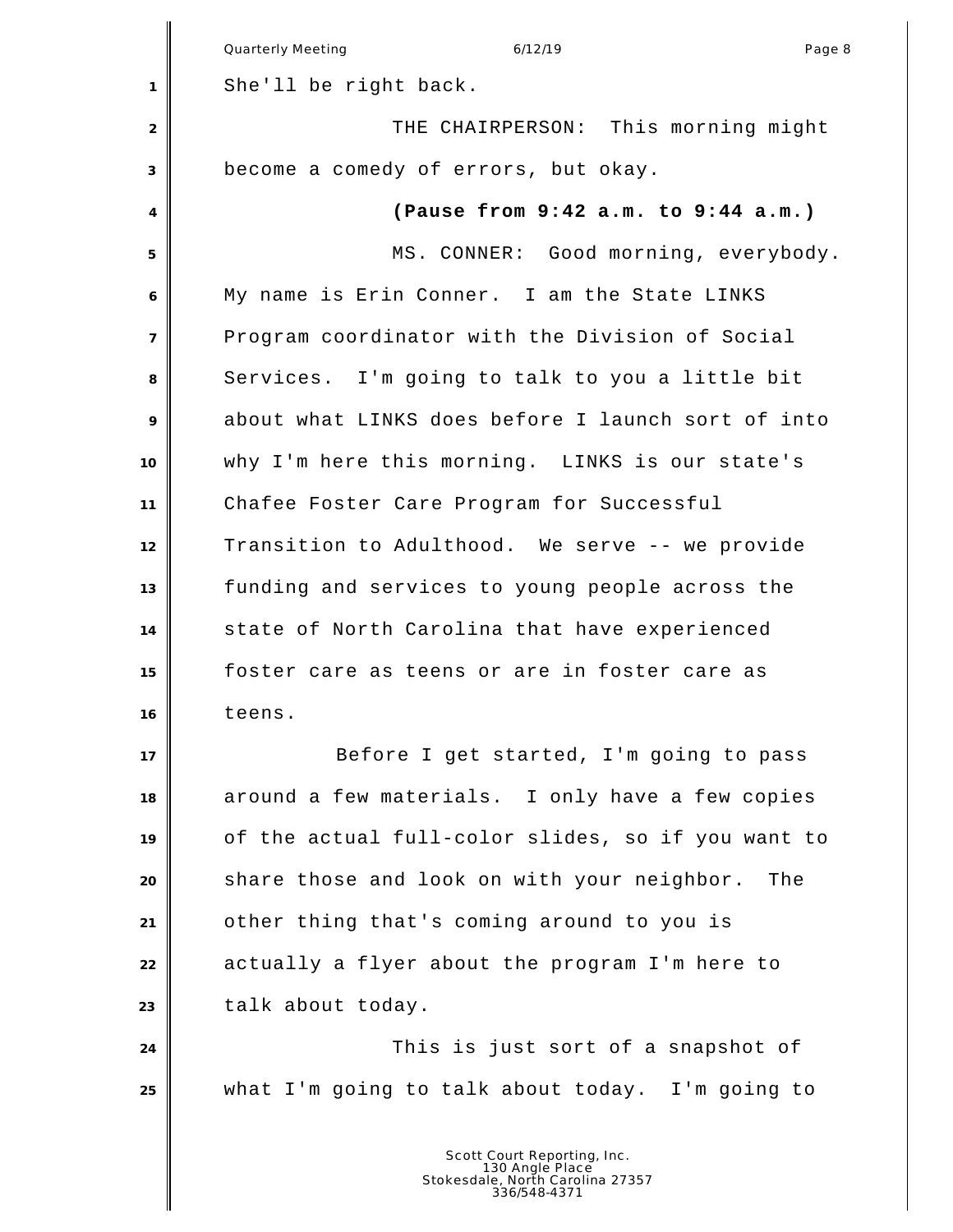She'll be right back.

THE CHAIRPERSON: This morning might become a comedy of errors, but okay.

**(Pause from 9:42 a.m. to 9:44 a.m.)**

MS. CONNER: Good morning, everybody. My name is Erin Conner. I am the State LINKS Program coordinator with the Division of Social Services. I'm going to talk to you a little bit about what LINKS does before I launch sort of into why I'm here this morning. LINKS is our state's Chafee Foster Care Program for Successful Transition to Adulthood. We serve -- we provide funding and services to young people across the state of North Carolina that have experienced foster care as teens or are in foster care as teens.

Before I get started, I'm going to pass around a few materials. I only have a few copies of the actual full-color slides, so if you want to share those and look on with your neighbor. The other thing that's coming around to you is actually a flyer about the program I'm here to talk about today.

This is just sort of a snapshot of what I'm going to talk about today. I'm going to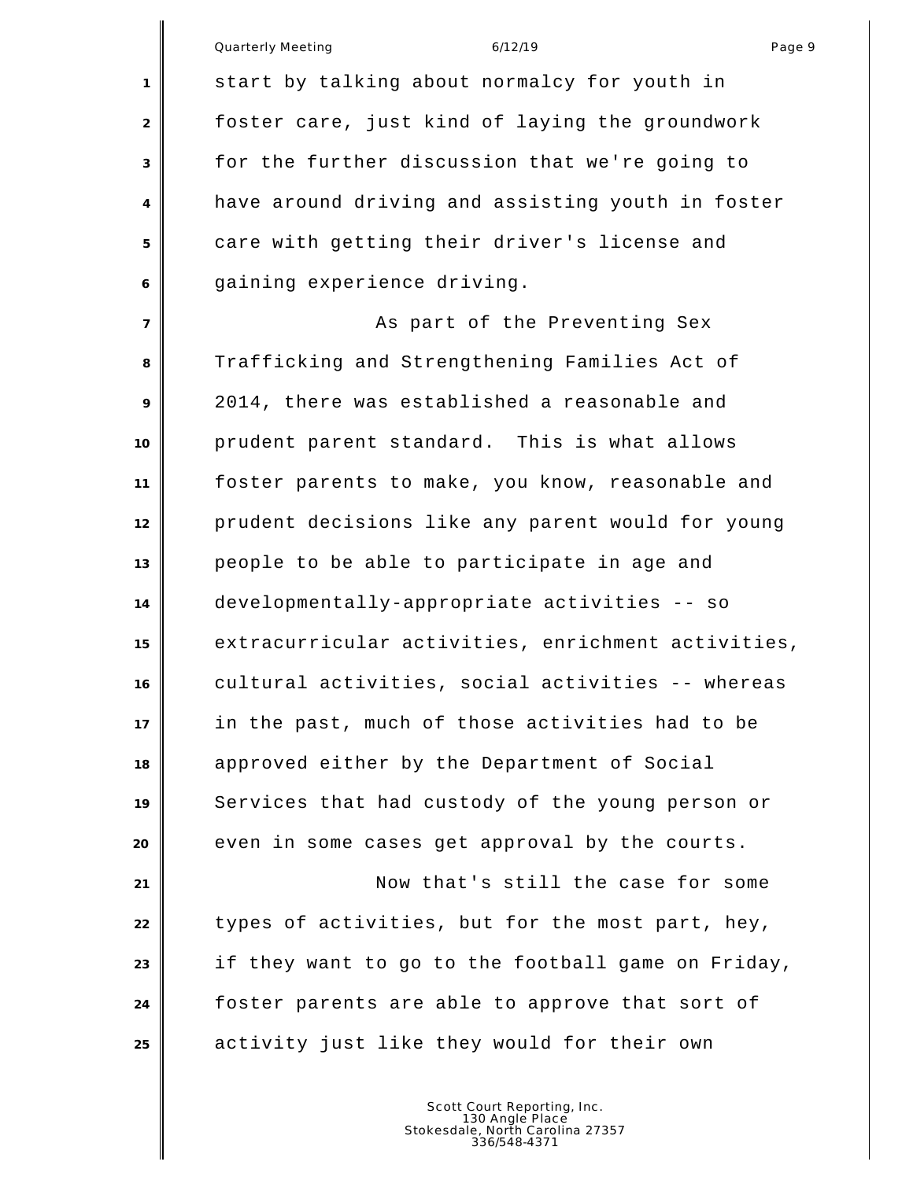start by talking about normalcy for youth in foster care, just kind of laying the groundwork for the further discussion that we're going to have around driving and assisting youth in foster care with getting their driver's license and gaining experience driving.

As part of the Preventing Sex Trafficking and Strengthening Families Act of 2014, there was established a reasonable and prudent parent standard. This is what allows foster parents to make, you know, reasonable and prudent decisions like any parent would for young people to be able to participate in age and developmentally-appropriate activities -- so extracurricular activities, enrichment activities, cultural activities, social activities -- whereas in the past, much of those activities had to be approved either by the Department of Social Services that had custody of the young person or even in some cases get approval by the courts.

Now that's still the case for some types of activities, but for the most part, hey, if they want to go to the football game on Friday, foster parents are able to approve that sort of activity just like they would for their own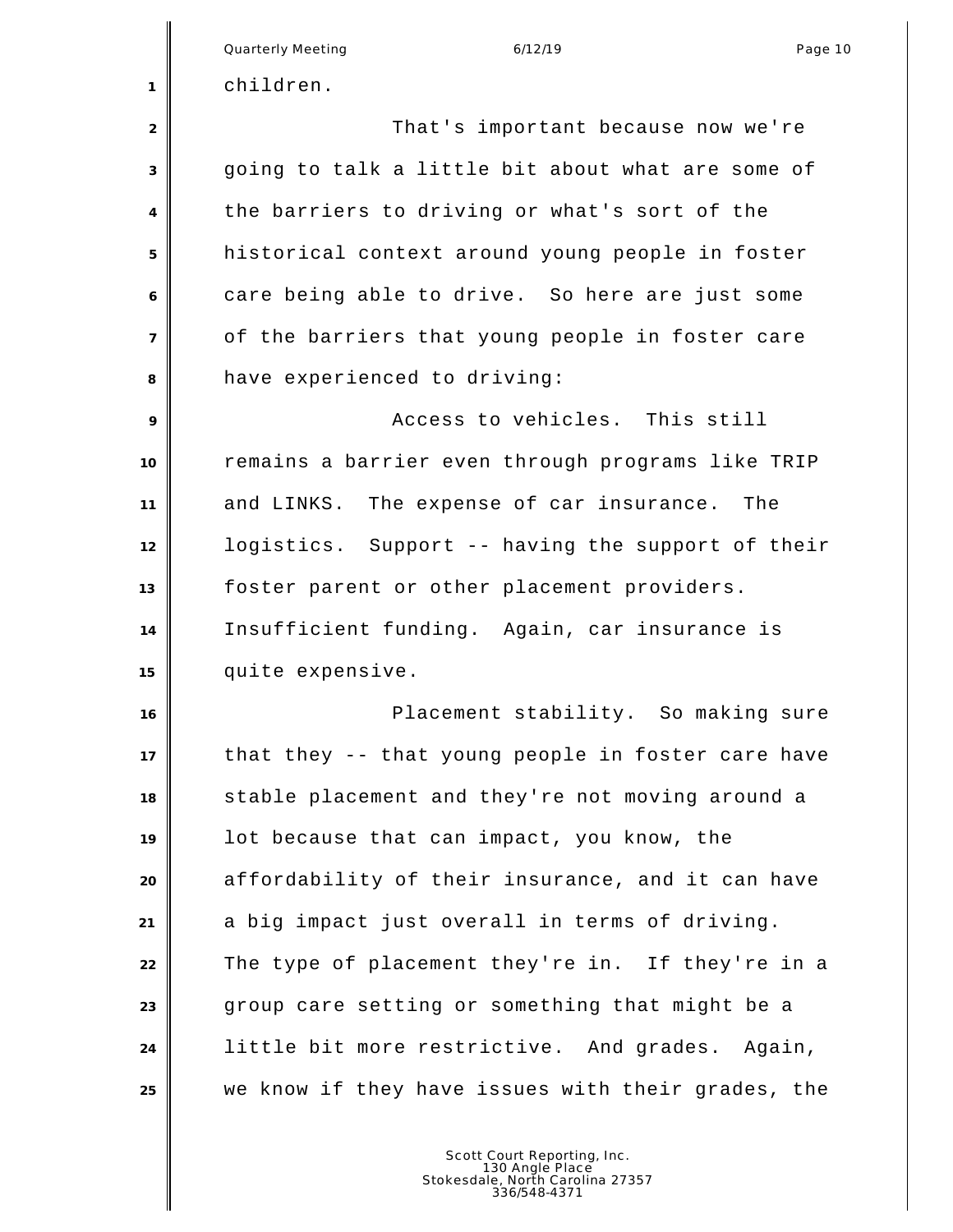children.

That's important because now we're going to talk a little bit about what are some of the barriers to driving or what's sort of the historical context around young people in foster care being able to drive. So here are just some of the barriers that young people in foster care have experienced to driving:

Access to vehicles. This still remains a barrier even through programs like TRIP and LINKS. The expense of car insurance. The logistics. Support -- having the support of their foster parent or other placement providers. Insufficient funding. Again, car insurance is quite expensive.

Placement stability. So making sure that they -- that young people in foster care have stable placement and they're not moving around a lot because that can impact, you know, the affordability of their insurance, and it can have a big impact just overall in terms of driving. The type of placement they're in. If they're in a group care setting or something that might be a little bit more restrictive. And grades. Again, we know if they have issues with their grades, the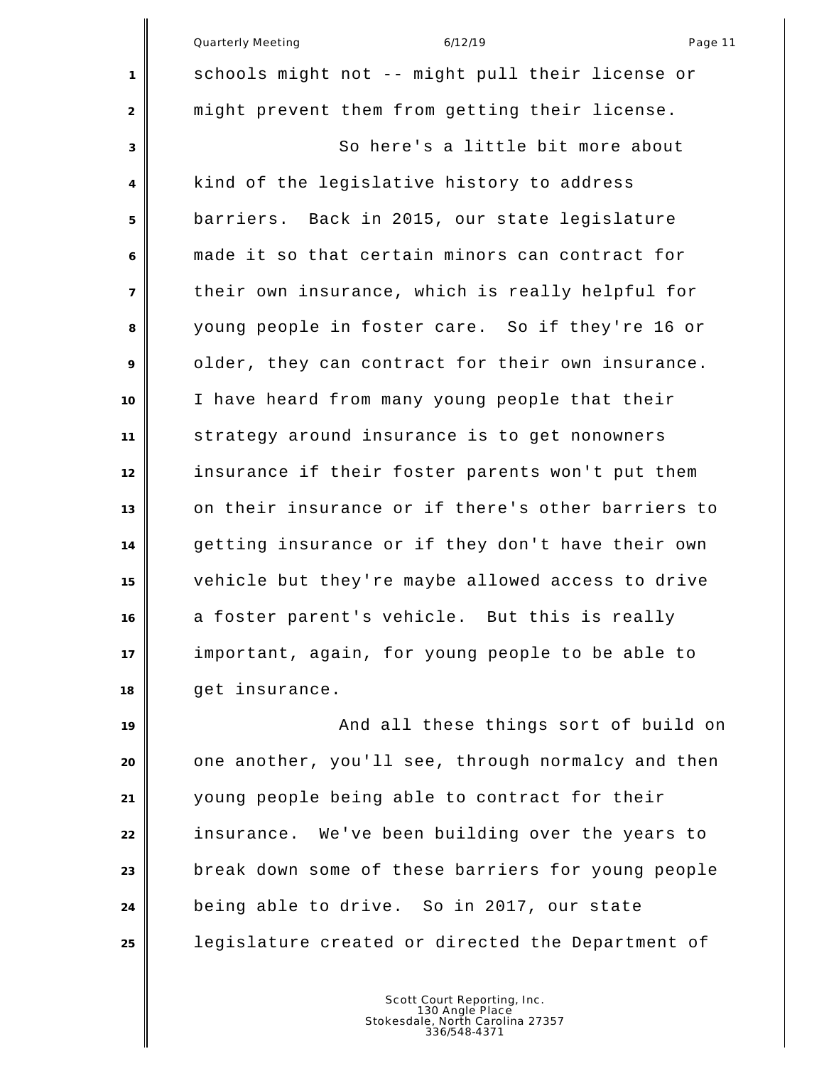schools might not -- might pull their license or might prevent them from getting their license.

So here's a little bit more about kind of the legislative history to address barriers. Back in 2015, our state legislature made it so that certain minors can contract for their own insurance, which is really helpful for young people in foster care. So if they're 16 or older, they can contract for their own insurance. I have heard from many young people that their strategy around insurance is to get nonowners insurance if their foster parents won't put them on their insurance or if there's other barriers to getting insurance or if they don't have their own vehicle but they're maybe allowed access to drive a foster parent's vehicle. But this is really important, again, for young people to be able to get insurance.

And all these things sort of build on one another, you'll see, through normalcy and then young people being able to contract for their insurance. We've been building over the years to break down some of these barriers for young people being able to drive. So in 2017, our state legislature created or directed the Department of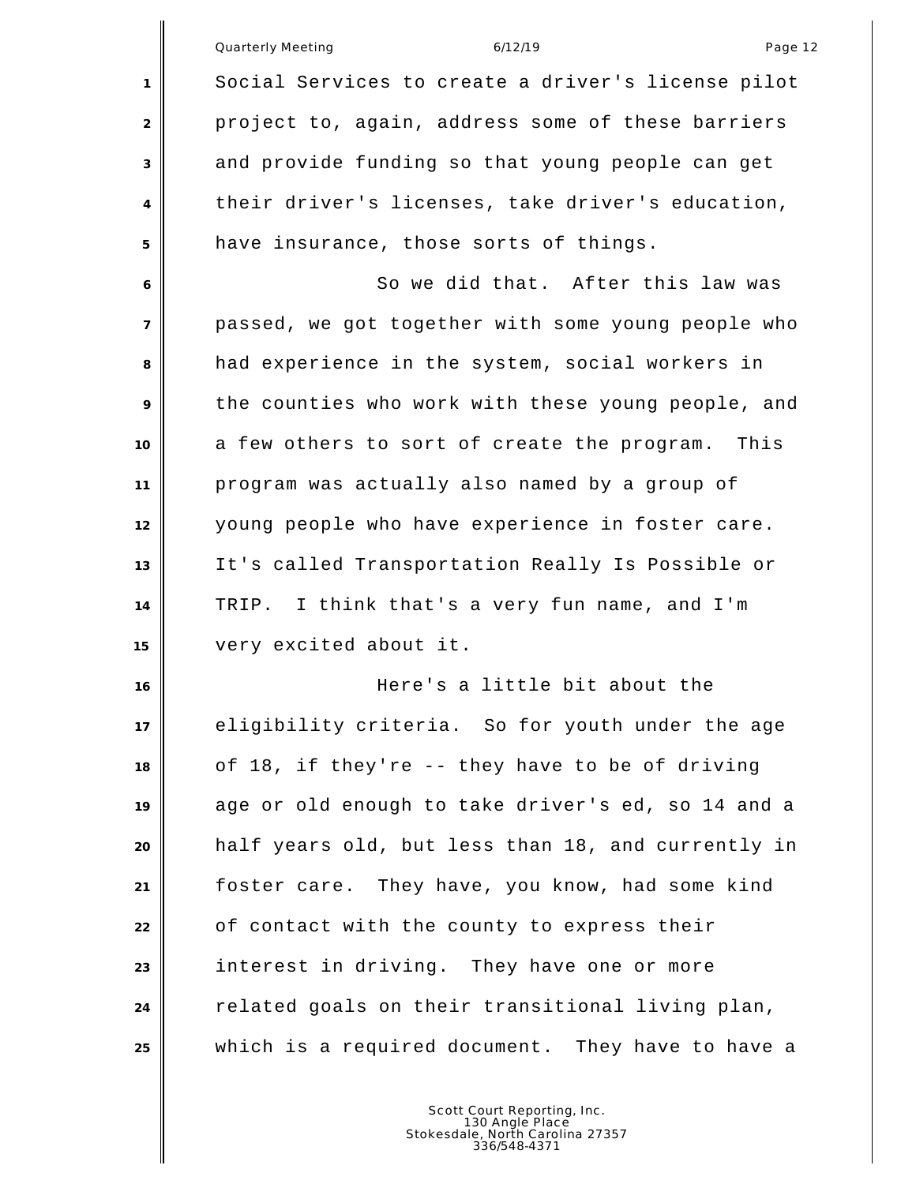Social Services to create a driver's license pilot project to, again, address some of these barriers and provide funding so that young people can get their driver's licenses, take driver's education, have insurance, those sorts of things.

So we did that. After this law was passed, we got together with some young people who had experience in the system, social workers in the counties who work with these young people, and a few others to sort of create the program. This program was actually also named by a group of young people who have experience in foster care. It's called Transportation Really Is Possible or TRIP. I think that's a very fun name, and I'm very excited about it.

Here's a little bit about the eligibility criteria. So for youth under the age of 18, if they're -- they have to be of driving age or old enough to take driver's ed, so 14 and a half years old, but less than 18, and currently in foster care. They have, you know, had some kind of contact with the county to express their interest in driving. They have one or more related goals on their transitional living plan, which is a required document. They have to have a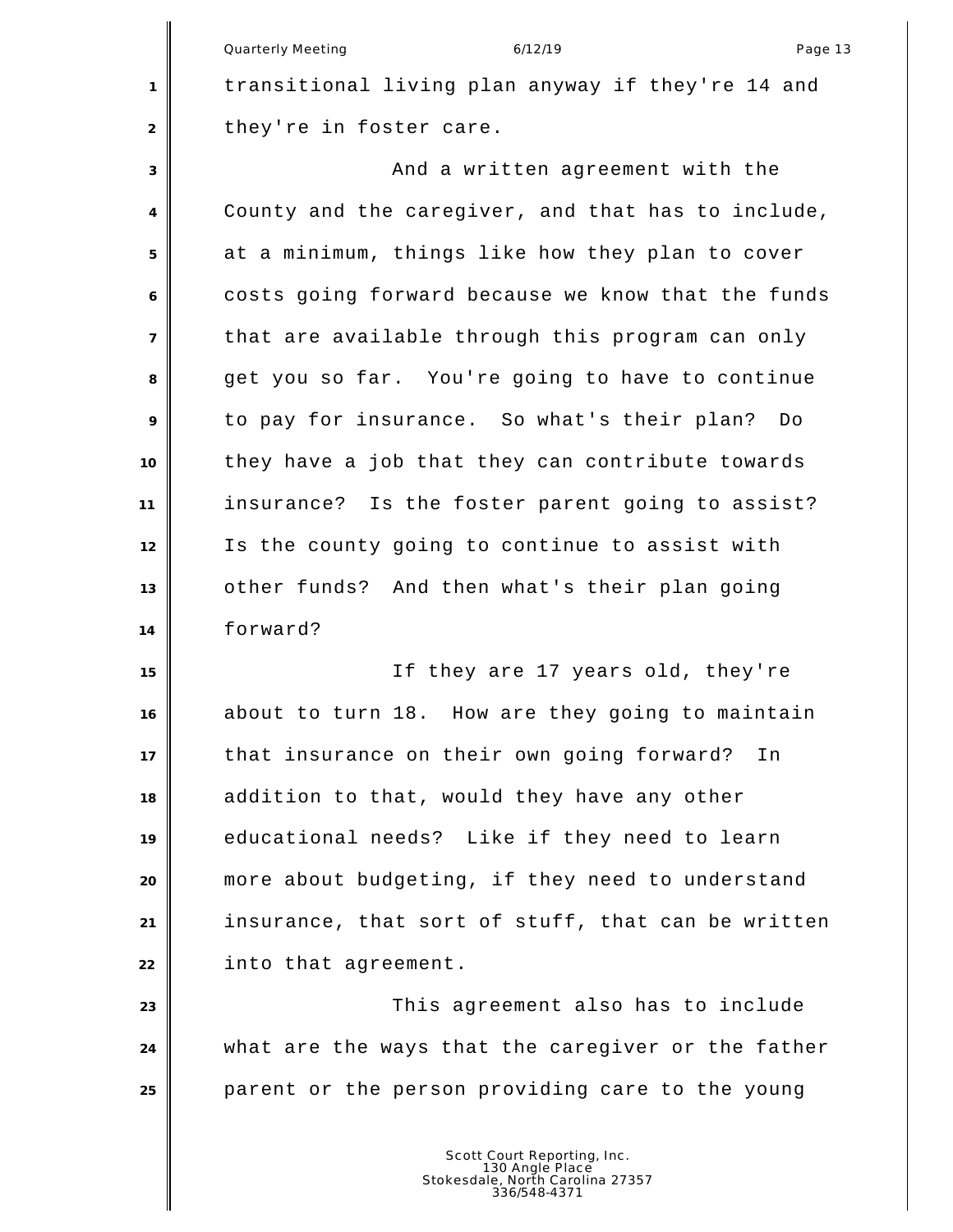transitional living plan anyway if they're 14 and they're in foster care.

And a written agreement with the County and the caregiver, and that has to include, at a minimum, things like how they plan to cover costs going forward because we know that the funds that are available through this program can only get you so far. You're going to have to continue to pay for insurance. So what's their plan? Do they have a job that they can contribute towards insurance? Is the foster parent going to assist? Is the county going to continue to assist with other funds? And then what's their plan going forward?

If they are 17 years old, they're about to turn 18. How are they going to maintain that insurance on their own going forward? In addition to that, would they have any other educational needs? Like if they need to learn more about budgeting, if they need to understand insurance, that sort of stuff, that can be written into that agreement.

This agreement also has to include what are the ways that the caregiver or the father parent or the person providing care to the young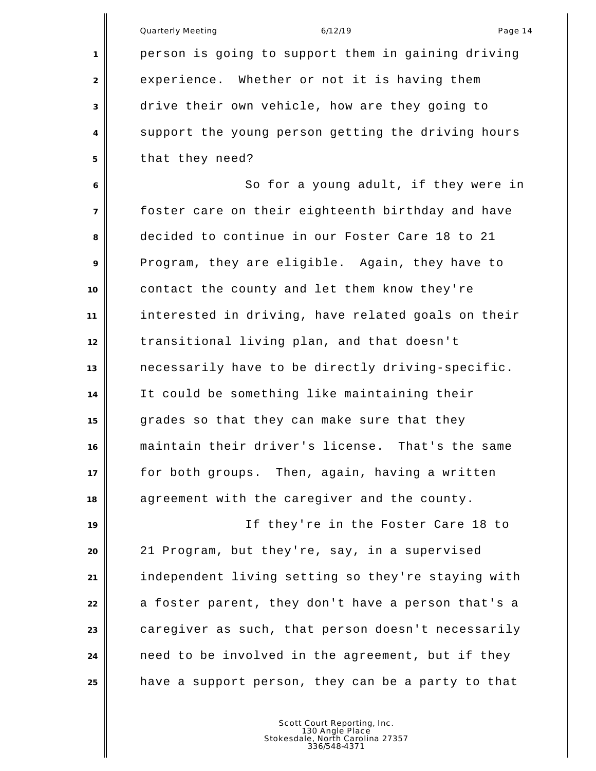person is going to support them in gaining driving experience. Whether or not it is having them drive their own vehicle, how are they going to support the young person getting the driving hours that they need?

So for a young adult, if they were in foster care on their eighteenth birthday and have decided to continue in our Foster Care 18 to 21 Program, they are eligible. Again, they have to contact the county and let them know they're interested in driving, have related goals on their transitional living plan, and that doesn't necessarily have to be directly driving-specific. It could be something like maintaining their grades so that they can make sure that they maintain their driver's license. That's the same for both groups. Then, again, having a written agreement with the caregiver and the county.

If they're in the Foster Care 18 to 21 Program, but they're, say, in a supervised independent living setting so they're staying with a foster parent, they don't have a person that's a caregiver as such, that person doesn't necessarily need to be involved in the agreement, but if they have a support person, they can be a party to that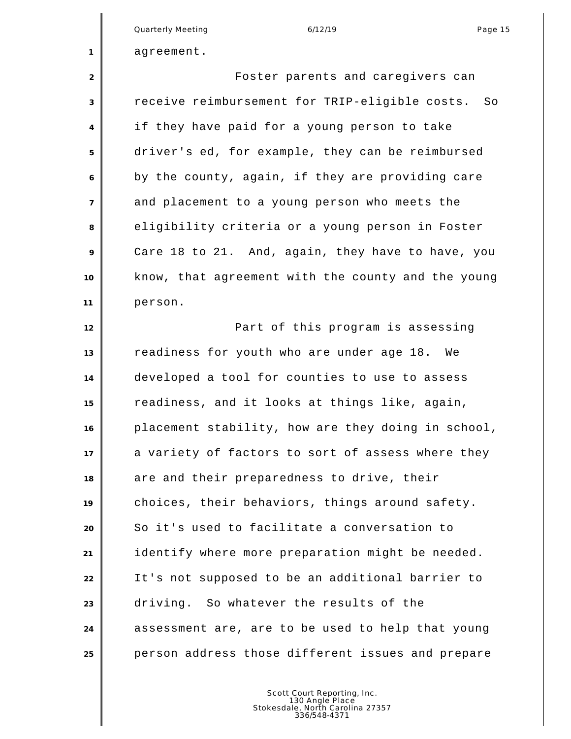agreement.

Foster parents and caregivers can receive reimbursement for TRIP-eligible costs. So if they have paid for a young person to take driver's ed, for example, they can be reimbursed by the county, again, if they are providing care and placement to a young person who meets the eligibility criteria or a young person in Foster Care 18 to 21. And, again, they have to have, you know, that agreement with the county and the young person.

Part of this program is assessing readiness for youth who are under age 18. We developed a tool for counties to use to assess readiness, and it looks at things like, again, placement stability, how are they doing in school, a variety of factors to sort of assess where they are and their preparedness to drive, their choices, their behaviors, things around safety. So it's used to facilitate a conversation to identify where more preparation might be needed. It's not supposed to be an additional barrier to driving. So whatever the results of the assessment are, are to be used to help that young person address those different issues and prepare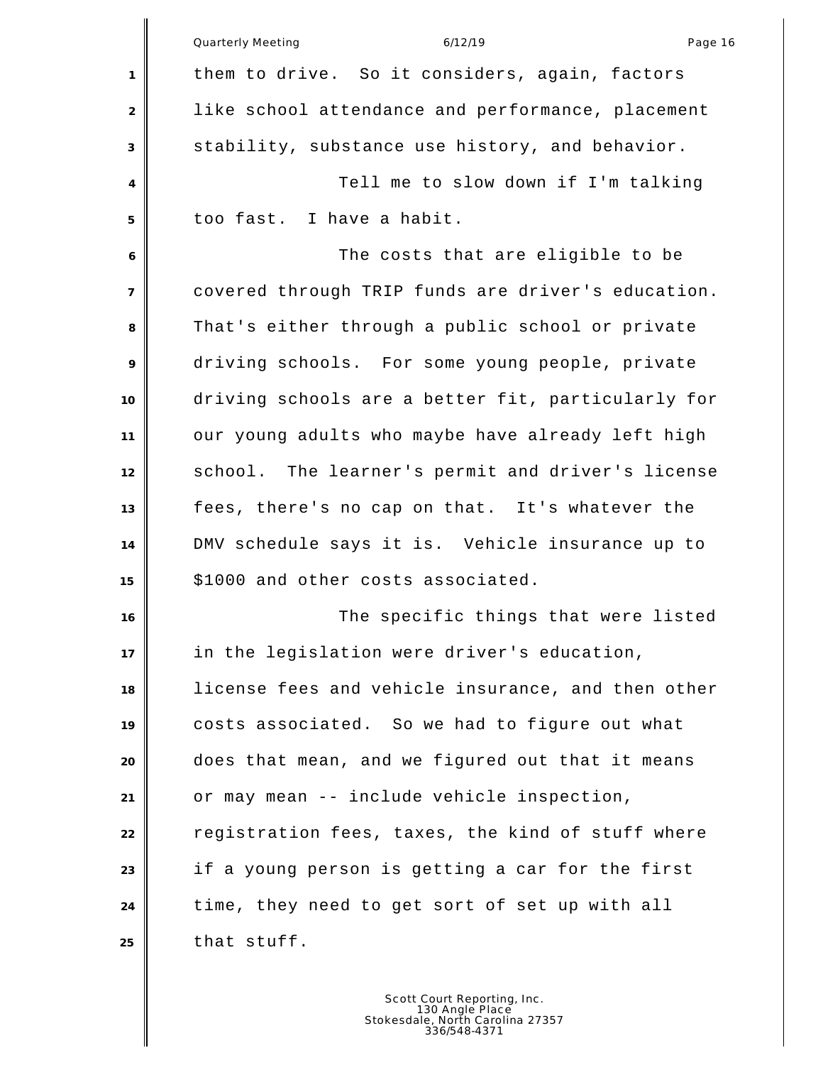them to drive. So it considers, again, factors like school attendance and performance, placement stability, substance use history, and behavior.

Tell me to slow down if I'm talking too fast. I have a habit.

The costs that are eligible to be covered through TRIP funds are driver's education. That's either through a public school or private driving schools. For some young people, private driving schools are a better fit, particularly for our young adults who maybe have already left high school. The learner's permit and driver's license fees, there's no cap on that. It's whatever the DMV schedule says it is. Vehicle insurance up to $1000 and other costs associated.

The specific things that were listed in the legislation were driver's education, license fees and vehicle insurance, and then other costs associated. So we had to figure out what does that mean, and we figured out that it means or may mean -- include vehicle inspection, registration fees, taxes, the kind of stuff where if a young person is getting a car for the first time, they need to get sort of set up with all that stuff.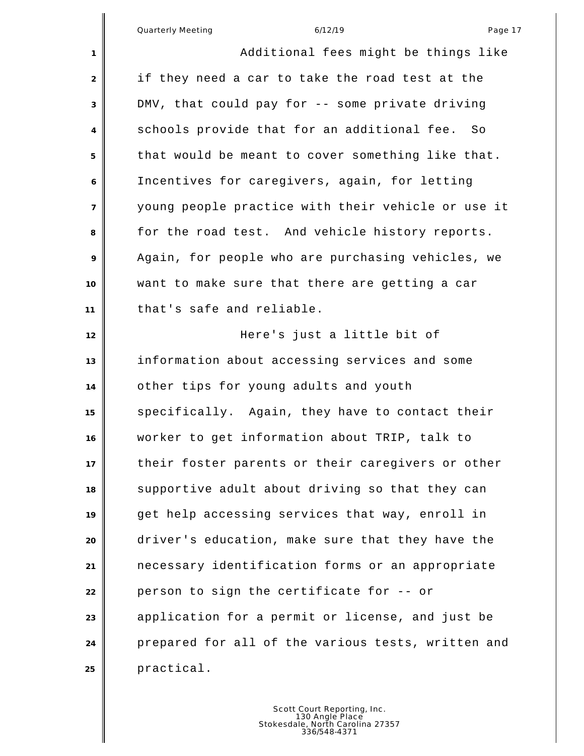Additional fees might be things like if they need a car to take the road test at the DMV, that could pay for -- some private driving schools provide that for an additional fee. So that would be meant to cover something like that. Incentives for caregivers, again, for letting young people practice with their vehicle or use it for the road test. And vehicle history reports. Again, for people who are purchasing vehicles, we want to make sure that there are getting a car that's safe and reliable.

Here's just a little bit of information about accessing services and some other tips for young adults and youth specifically. Again, they have to contact their worker to get information about TRIP, talk to their foster parents or their caregivers or other supportive adult about driving so that they can get help accessing services that way, enroll in driver's education, make sure that they have the necessary identification forms or an appropriate person to sign the certificate for -- or application for a permit or license, and just be prepared for all of the various tests, written and practical.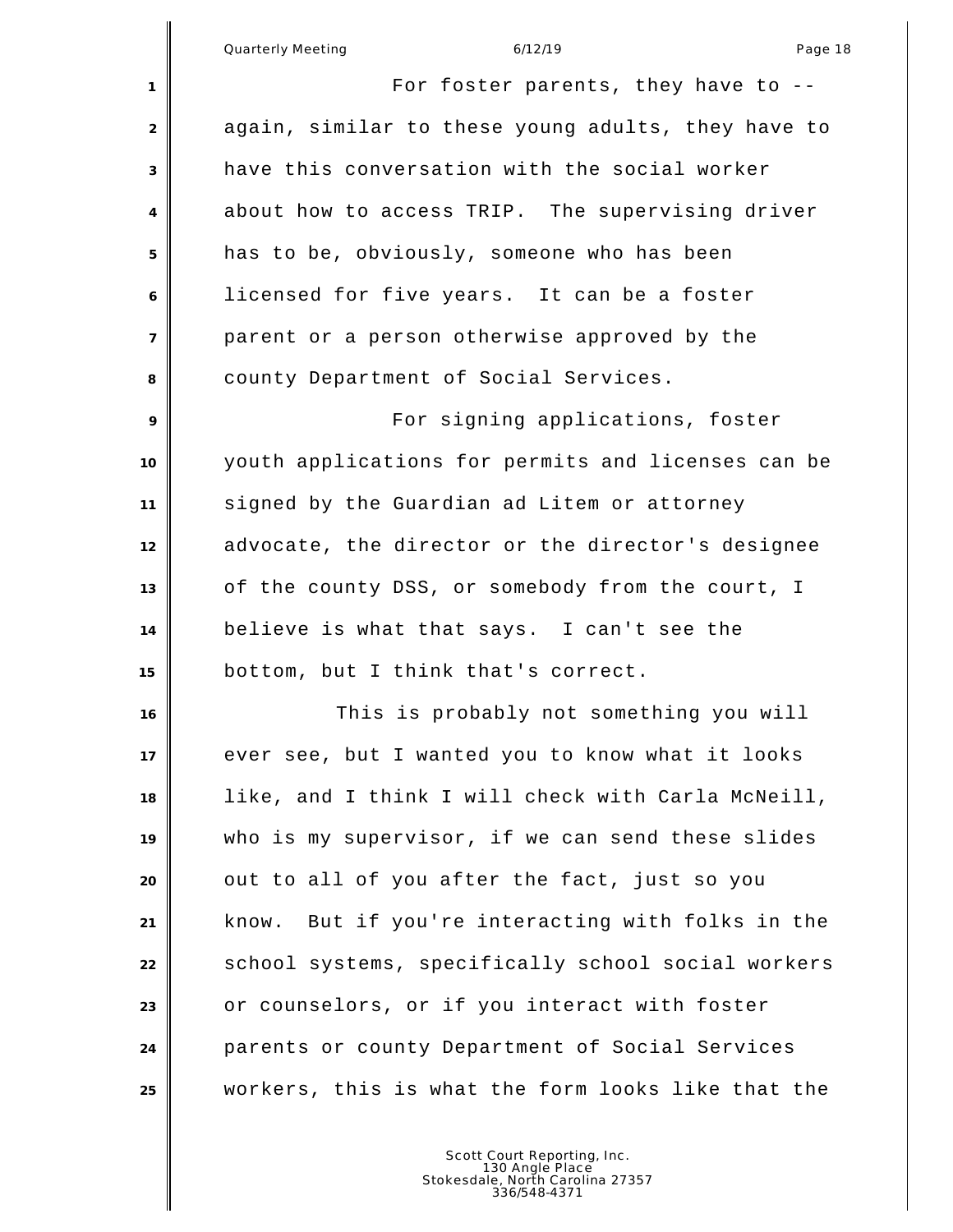For foster parents, they have to -- again, similar to these young adults, they have to have this conversation with the social worker about how to access TRIP. The supervising driver has to be, obviously, someone who has been licensed for five years. It can be a foster parent or a person otherwise approved by the county Department of Social Services.

For signing applications, foster youth applications for permits and licenses can be signed by the Guardian ad Litem or attorney advocate, the director or the director's designee of the county DSS, or somebody from the court, I believe is what that says. I can't see the bottom, but I think that's correct.

This is probably not something you will ever see, but I wanted you to know what it looks like, and I think I will check with Carla McNeill, who is my supervisor, if we can send these slides out to all of you after the fact, just so you know. But if you're interacting with folks in the school systems, specifically school social workers or counselors, or if you interact with foster parents or county Department of Social Services workers, this is what the form looks like that the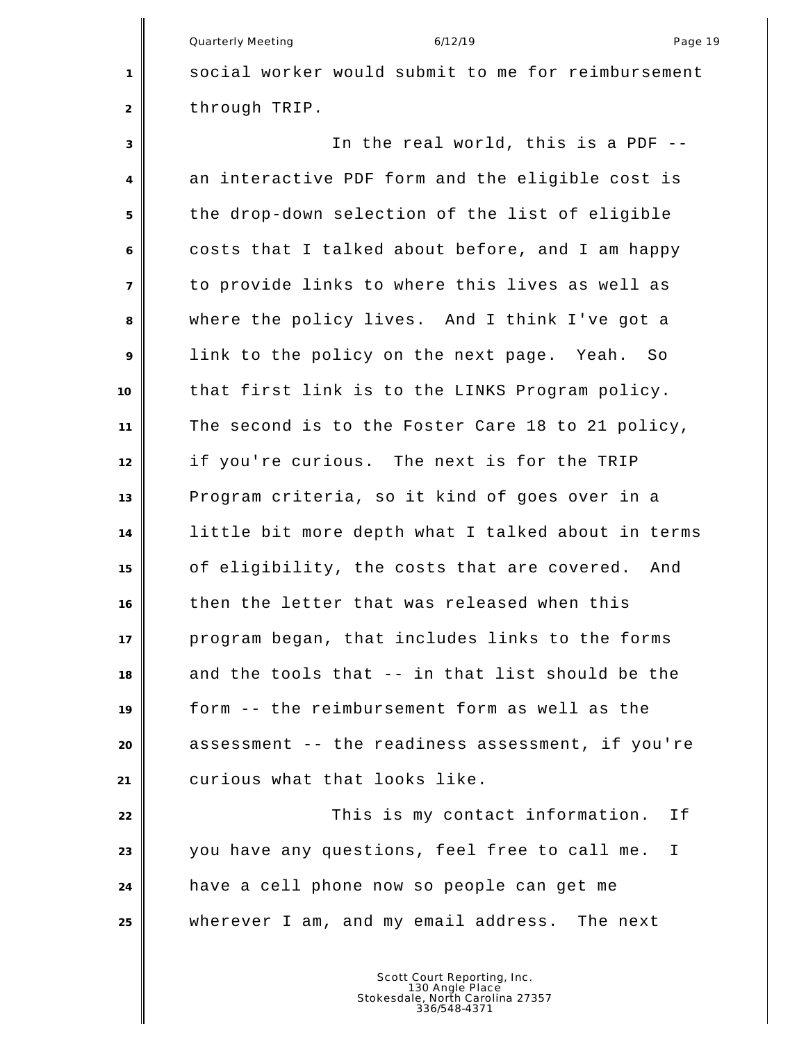social worker would submit to me for reimbursement through TRIP.

In the real world, this is a PDF -- an interactive PDF form and the eligible cost is the drop-down selection of the list of eligible costs that I talked about before, and I am happy to provide links to where this lives as well as where the policy lives. And I think I've got a link to the policy on the next page. Yeah. So that first link is to the LINKS Program policy. The second is to the Foster Care 18 to 21 policy, if you're curious. The next is for the TRIP Program criteria, so it kind of goes over in a little bit more depth what I talked about in terms of eligibility, the costs that are covered. And then the letter that was released when this program began, that includes links to the forms and the tools that -- in that list should be the form -- the reimbursement form as well as the assessment -- the readiness assessment, if you're curious what that looks like.

This is my contact information. If you have any questions, feel free to call me. I have a cell phone now so people can get me wherever I am, and my email address. The next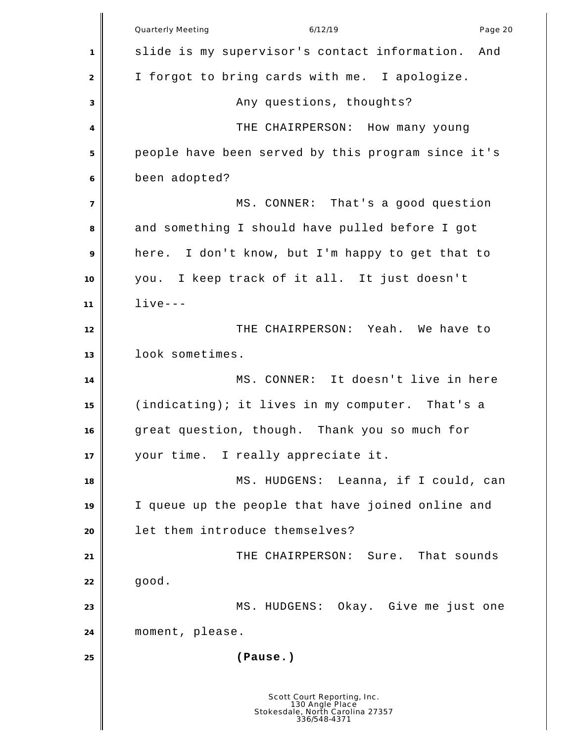slide is my supervisor's contact information. And I forgot to bring cards with me. I apologize.

Any questions, thoughts?

THE CHAIRPERSON: How many young people have been served by this program since it's been adopted?

MS. CONNER: That's a good question and something I should have pulled before I got here. I don't know, but I'm happy to get that to you. I keep track of it all. It just doesn't live---

THE CHAIRPERSON: Yeah. We have to look sometimes.

MS. CONNER: It doesn't live in here (indicating); it lives in my computer. That's a great question, though. Thank you so much for your time. I really appreciate it.

MS. HUDGENS: Leanna, if I could, can I queue up the people that have joined online and let them introduce themselves?

THE CHAIRPERSON: Sure. That sounds good.

MS. HUDGENS: Okay. Give me just one moment, please.

**(Pause.)**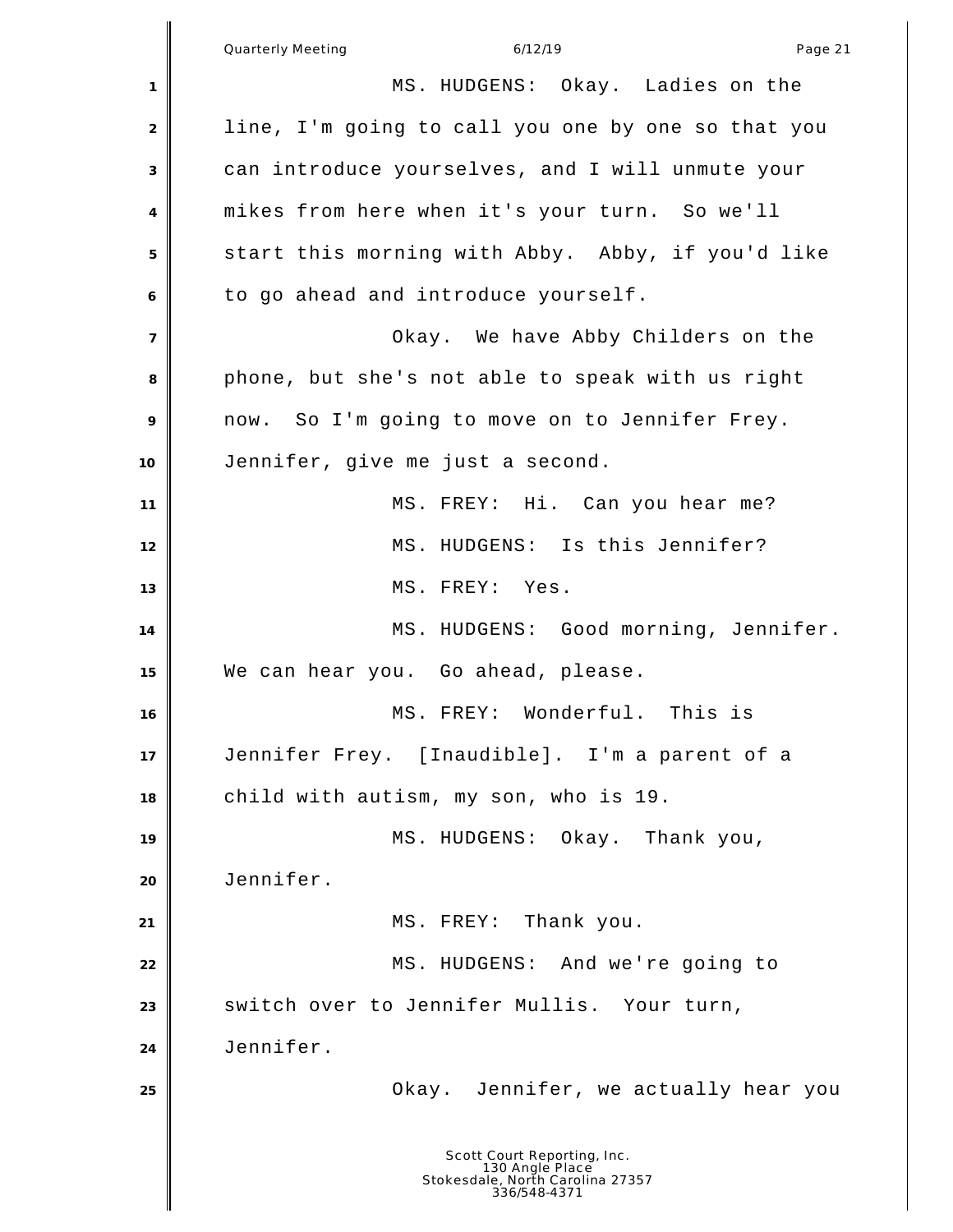MS. HUDGENS: Okay. Ladies on the line, I'm going to call you one by one so that you can introduce yourselves, and I will unmute your mikes from here when it's your turn. So we'll start this morning with Abby. Abby, if you'd like to go ahead and introduce yourself.

Okay. We have Abby Childers on the phone, but she's not able to speak with us right now. So I'm going to move on to Jennifer Frey. Jennifer, give me just a second.

MS. FREY: Hi. Can you hear me?

MS. HUDGENS: Is this Jennifer?

MS. FREY: Yes.

MS. HUDGENS: Good morning, Jennifer. We can hear you. Go ahead, please.

MS. FREY: Wonderful. This is Jennifer Frey. [Inaudible]. I'm a parent of a child with autism, my son, who is 19.

MS. HUDGENS: Okay. Thank you, Jennifer.

MS. FREY: Thank you.

MS. HUDGENS: And we're going to switch over to Jennifer Mullis. Your turn, Jennifer.

Okay. Jennifer, we actually hear you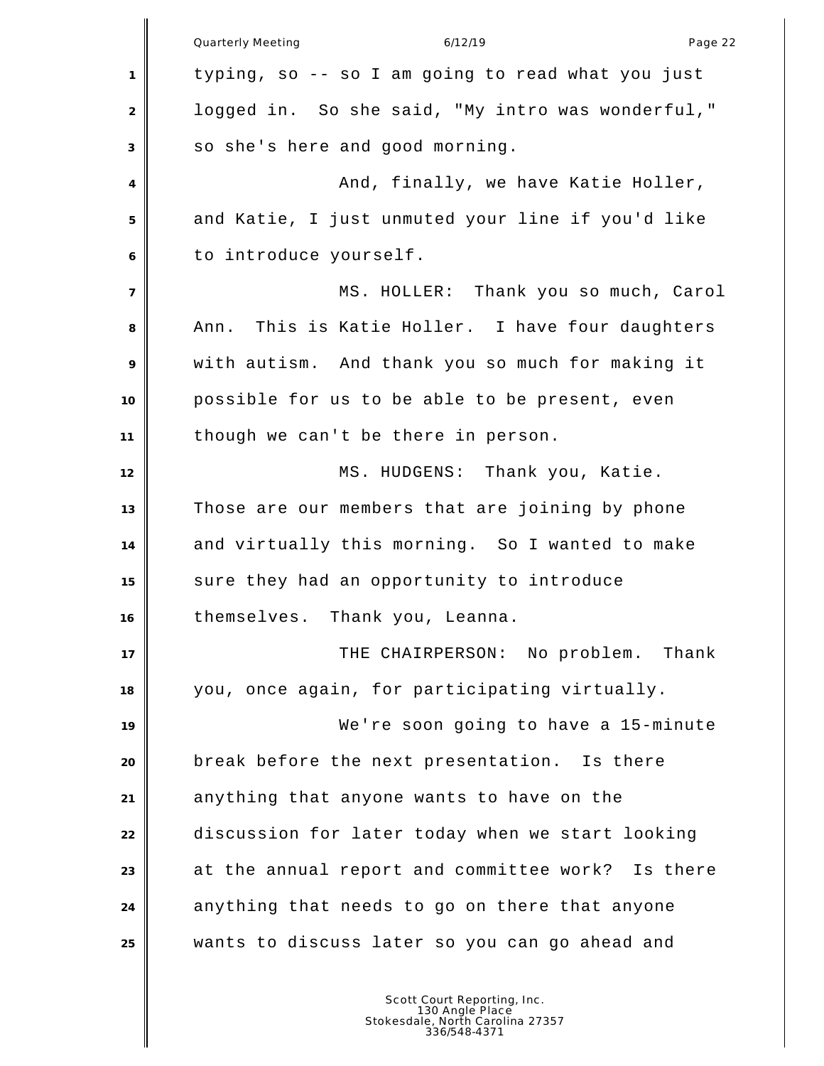typing, so -- so I am going to read what you just logged in. So she said, "My intro was wonderful," so she's here and good morning.

And, finally, we have Katie Holler, and Katie, I just unmuted your line if you'd like to introduce yourself.

MS. HOLLER: Thank you so much, Carol Ann. This is Katie Holler. I have four daughters with autism. And thank you so much for making it possible for us to be able to be present, even though we can't be there in person.

MS. HUDGENS: Thank you, Katie. Those are our members that are joining by phone and virtually this morning. So I wanted to make sure they had an opportunity to introduce themselves. Thank you, Leanna.

THE CHAIRPERSON: No problem. Thank you, once again, for participating virtually.

We're soon going to have a 15-minute break before the next presentation. Is there anything that anyone wants to have on the discussion for later today when we start looking at the annual report and committee work? Is there anything that needs to go on there that anyone wants to discuss later so you can go ahead and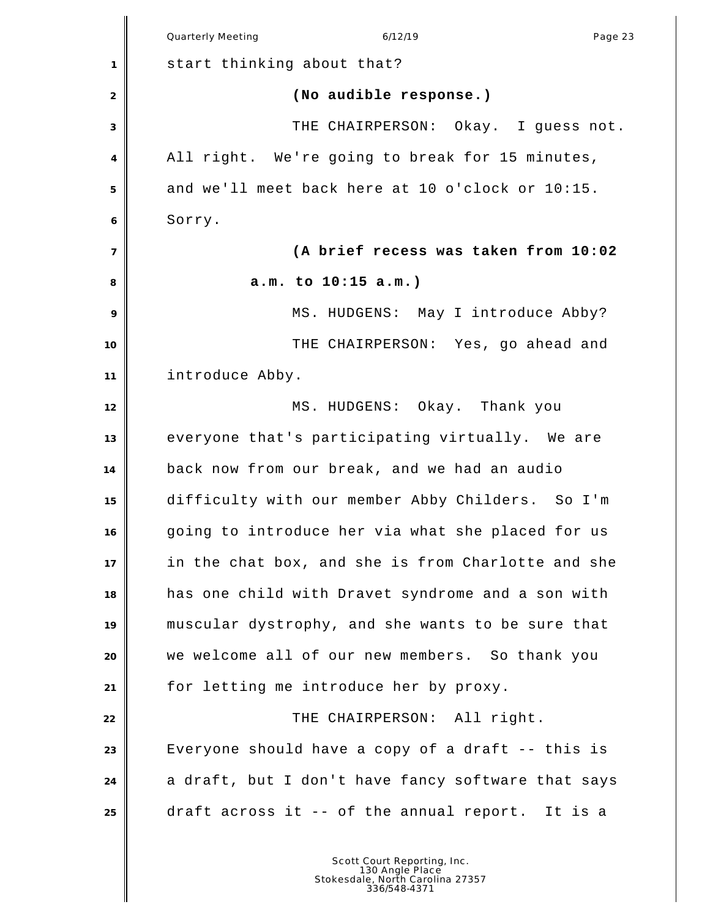start thinking about that?

**(No audible response.)**

THE CHAIRPERSON: Okay. I guess not. All right. We're going to break for 15 minutes, and we'll meet back here at 10 o'clock or 10:15. Sorry.

**(A brief recess was taken from 10:02 a.m. to 10:15 a.m.)**

MS. HUDGENS: May I introduce Abby?

THE CHAIRPERSON: Yes, go ahead and introduce Abby.

MS. HUDGENS: Okay. Thank you everyone that's participating virtually. We are back now from our break, and we had an audio difficulty with our member Abby Childers. So I'm going to introduce her via what she placed for us in the chat box, and she is from Charlotte and she has one child with Dravet syndrome and a son with muscular dystrophy, and she wants to be sure that we welcome all of our new members. So thank you for letting me introduce her by proxy.

THE CHAIRPERSON: All right. Everyone should have a copy of a draft -- this is a draft, but I don't have fancy software that says draft across it -- of the annual report. It is a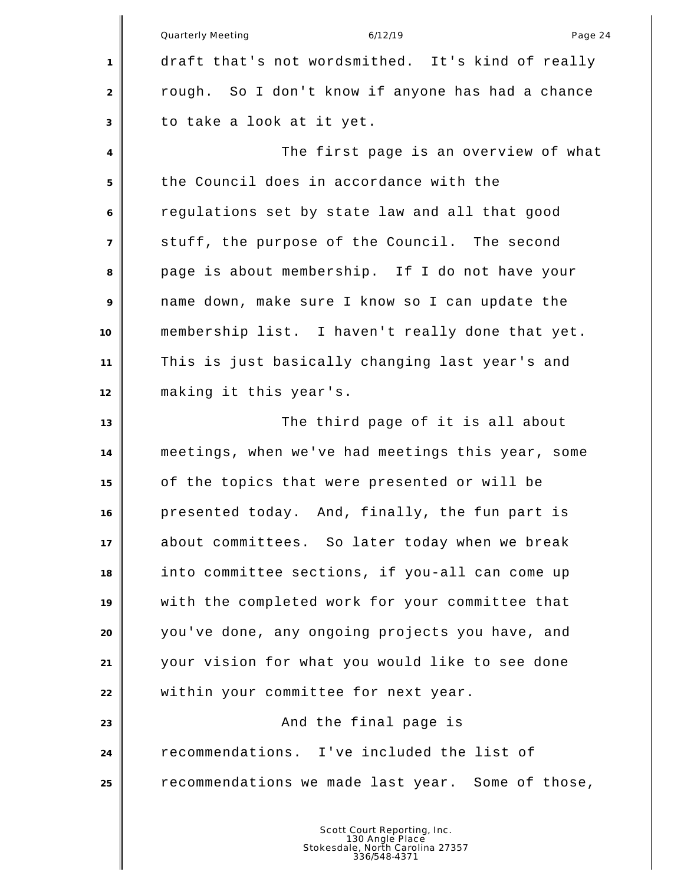draft that's not wordsmithed. It's kind of really rough. So I don't know if anyone has had a chance to take a look at it yet.

The first page is an overview of what the Council does in accordance with the regulations set by state law and all that good stuff, the purpose of the Council. The second page is about membership. If I do not have your name down, make sure I know so I can update the membership list. I haven't really done that yet. This is just basically changing last year's and making it this year's.

The third page of it is all about meetings, when we've had meetings this year, some of the topics that were presented or will be presented today. And, finally, the fun part is about committees. So later today when we break into committee sections, if you-all can come up with the completed work for your committee that you've done, any ongoing projects you have, and your vision for what you would like to see done within your committee for next year.

And the final page is recommendations. I've included the list of recommendations we made last year. Some of those,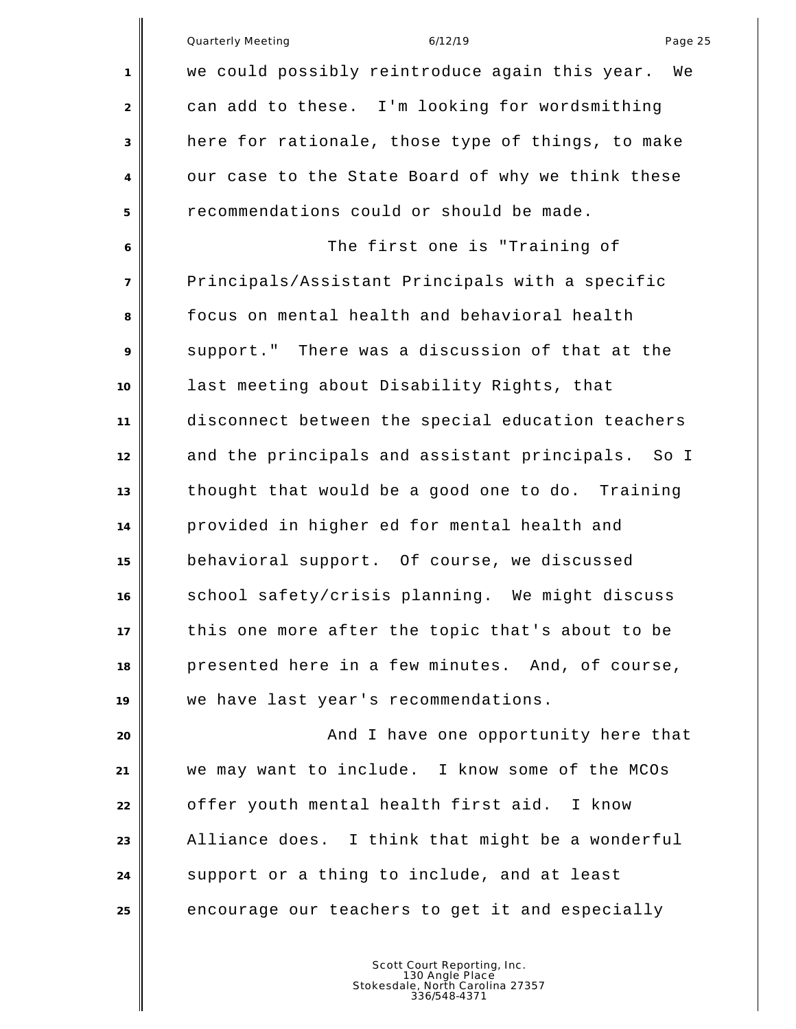we could possibly reintroduce again this year. We can add to these. I'm looking for wordsmithing here for rationale, those type of things, to make our case to the State Board of why we think these recommendations could or should be made.

The first one is "Training of Principals/Assistant Principals with a specific focus on mental health and behavioral health support." There was a discussion of that at the last meeting about Disability Rights, that disconnect between the special education teachers and the principals and assistant principals. So I thought that would be a good one to do. Training provided in higher ed for mental health and behavioral support. Of course, we discussed school safety/crisis planning. We might discuss this one more after the topic that's about to be presented here in a few minutes. And, of course, we have last year's recommendations.

And I have one opportunity here that we may want to include. I know some of the MCOs offer youth mental health first aid. I know Alliance does. I think that might be a wonderful support or a thing to include, and at least encourage our teachers to get it and especially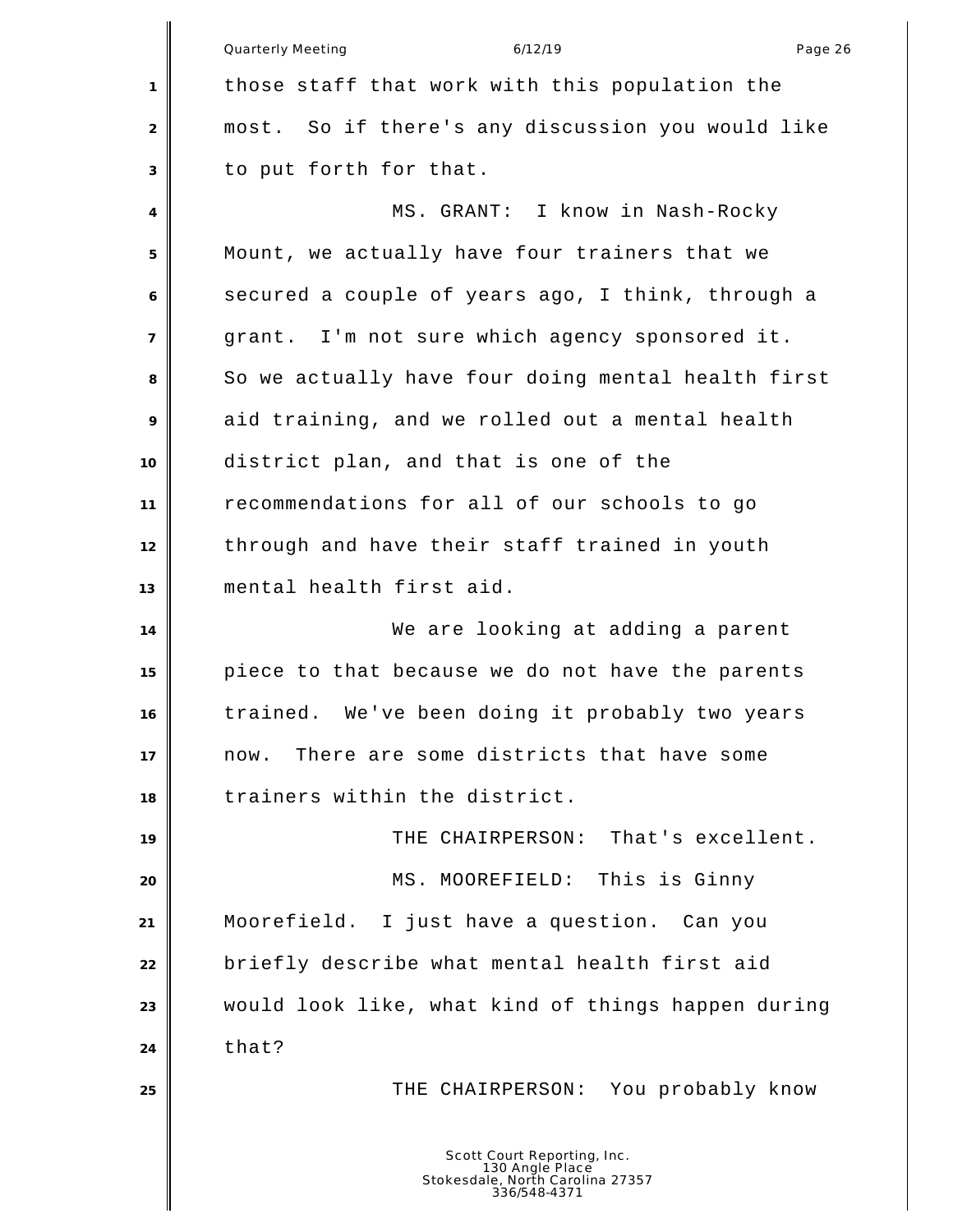those staff that work with this population the most. So if there's any discussion you would like to put forth for that.

MS. GRANT: I know in Nash-Rocky Mount, we actually have four trainers that we secured a couple of years ago, I think, through a grant. I'm not sure which agency sponsored it. So we actually have four doing mental health first aid training, and we rolled out a mental health district plan, and that is one of the recommendations for all of our schools to go through and have their staff trained in youth mental health first aid.

We are looking at adding a parent piece to that because we do not have the parents trained. We've been doing it probably two years now. There are some districts that have some trainers within the district.

THE CHAIRPERSON: That's excellent.

MS. MOOREFIELD: This is Ginny Moorefield. I just have a question. Can you briefly describe what mental health first aid would look like, what kind of things happen during that?

THE CHAIRPERSON: You probably know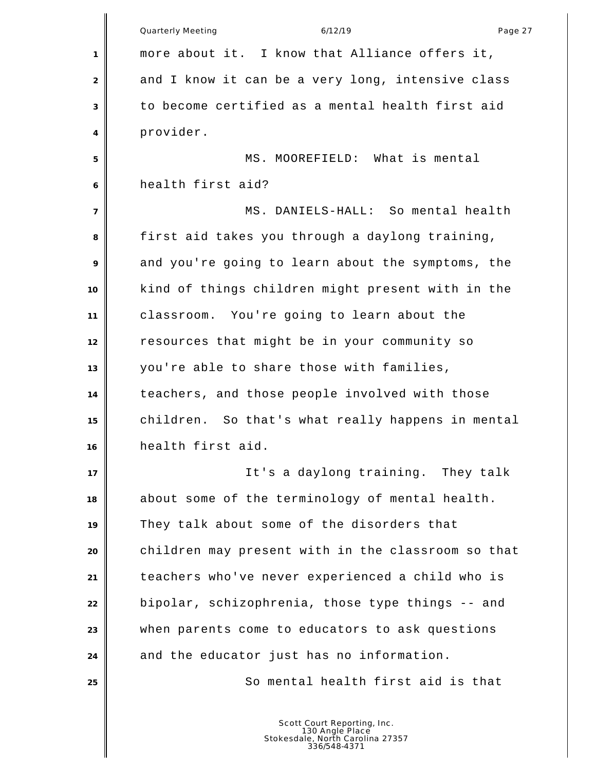more about it. I know that Alliance offers it, and I know it can be a very long, intensive class to become certified as a mental health first aid provider.

MS. MOOREFIELD: What is mental health first aid?

MS. DANIELS-HALL: So mental health first aid takes you through a daylong training, and you're going to learn about the symptoms, the kind of things children might present with in the classroom. You're going to learn about the resources that might be in your community so you're able to share those with families, teachers, and those people involved with those children. So that's what really happens in mental health first aid.

It's a daylong training. They talk about some of the terminology of mental health. They talk about some of the disorders that children may present with in the classroom so that teachers who've never experienced a child who is bipolar, schizophrenia, those type things -- and when parents come to educators to ask questions and the educator just has no information.

So mental health first aid is that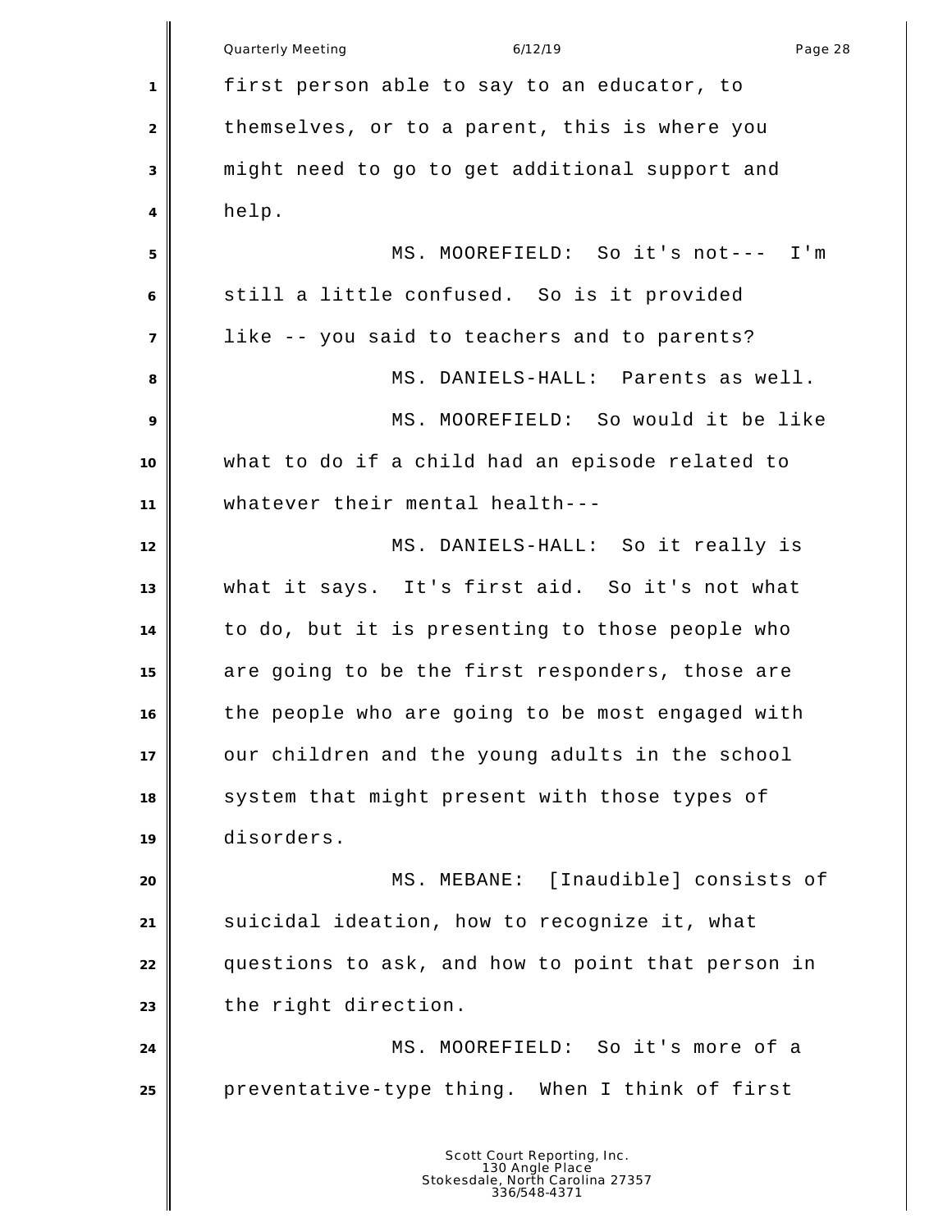first person able to say to an educator, to themselves, or to a parent, this is where you might need to go to get additional support and help.

MS. MOOREFIELD: So it's not--- I'm still a little confused. So is it provided like -- you said to teachers and to parents?

MS. DANIELS-HALL: Parents as well.

MS. MOOREFIELD: So would it be like what to do if a child had an episode related to whatever their mental health---

MS. DANIELS-HALL: So it really is what it says. It's first aid. So it's not what to do, but it is presenting to those people who are going to be the first responders, those are the people who are going to be most engaged with our children and the young adults in the school system that might present with those types of disorders.

MS. MEBANE: [Inaudible] consists of suicidal ideation, how to recognize it, what questions to ask, and how to point that person in the right direction.

MS. MOOREFIELD: So it's more of a preventative-type thing. When I think of first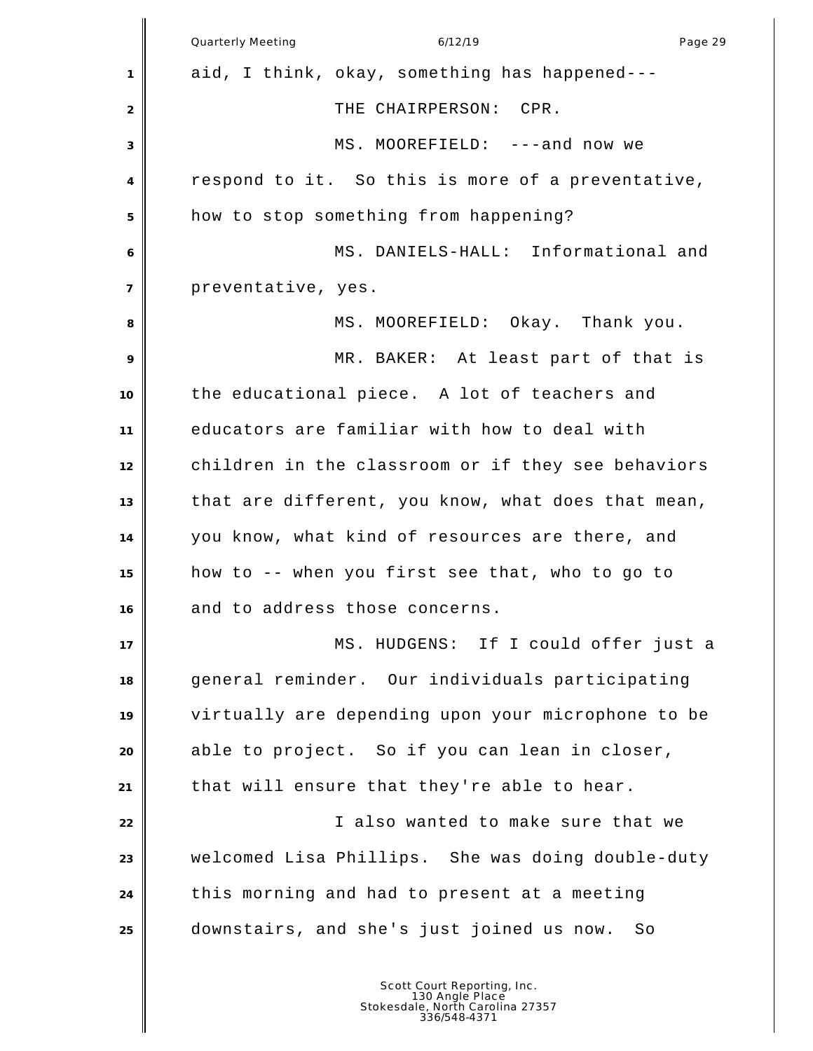aid, I think, okay, something has happened---

THE CHAIRPERSON: CPR.

MS. MOOREFIELD: ---and now we respond to it. So this is more of a preventative, how to stop something from happening?

MS. DANIELS-HALL: Informational and preventative, yes.

MS. MOOREFIELD: Okay. Thank you.

MR. BAKER: At least part of that is the educational piece. A lot of teachers and educators are familiar with how to deal with children in the classroom or if they see behaviors that are different, you know, what does that mean, you know, what kind of resources are there, and how to -- when you first see that, who to go to and to address those concerns.

MS. HUDGENS: If I could offer just a general reminder. Our individuals participating virtually are depending upon your microphone to be able to project. So if you can lean in closer, that will ensure that they're able to hear.

I also wanted to make sure that we welcomed Lisa Phillips. She was doing double-duty this morning and had to present at a meeting downstairs, and she's just joined us now. So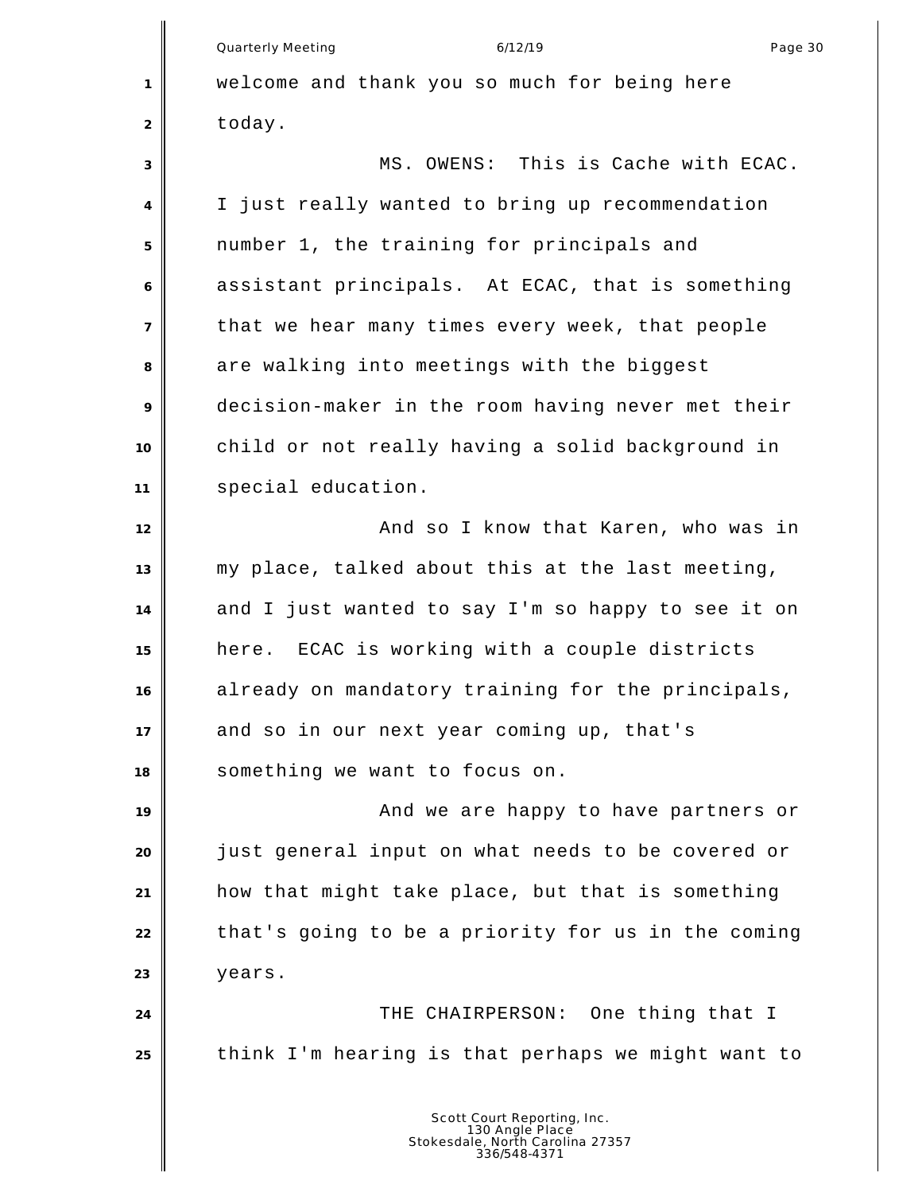welcome and thank you so much for being here today.

MS. OWENS: This is Cache with ECAC. I just really wanted to bring up recommendation number 1, the training for principals and assistant principals. At ECAC, that is something that we hear many times every week, that people are walking into meetings with the biggest decision-maker in the room having never met their child or not really having a solid background in special education.

And so I know that Karen, who was in my place, talked about this at the last meeting, and I just wanted to say I'm so happy to see it on here. ECAC is working with a couple districts already on mandatory training for the principals, and so in our next year coming up, that's something we want to focus on.

And we are happy to have partners or just general input on what needs to be covered or how that might take place, but that is something that's going to be a priority for us in the coming years.

THE CHAIRPERSON: One thing that I think I'm hearing is that perhaps we might want to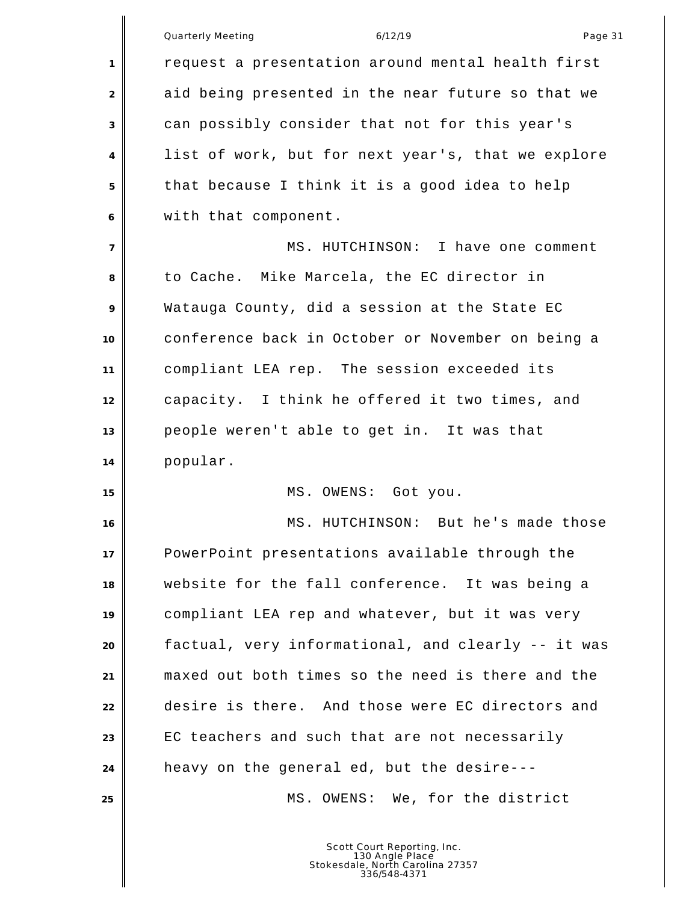request a presentation around mental health first aid being presented in the near future so that we can possibly consider that not for this year's list of work, but for next year's, that we explore that because I think it is a good idea to help with that component.

MS. HUTCHINSON: I have one comment to Cache. Mike Marcela, the EC director in Watauga County, did a session at the State EC conference back in October or November on being a compliant LEA rep. The session exceeded its capacity. I think he offered it two times, and people weren't able to get in. It was that popular.

MS. OWENS: Got you.

MS. HUTCHINSON: But he's made those PowerPoint presentations available through the website for the fall conference. It was being a compliant LEA rep and whatever, but it was very factual, very informational, and clearly -- it was maxed out both times so the need is there and the desire is there. And those were EC directors and EC teachers and such that are not necessarily heavy on the general ed, but the desire---

MS. OWENS: We, for the district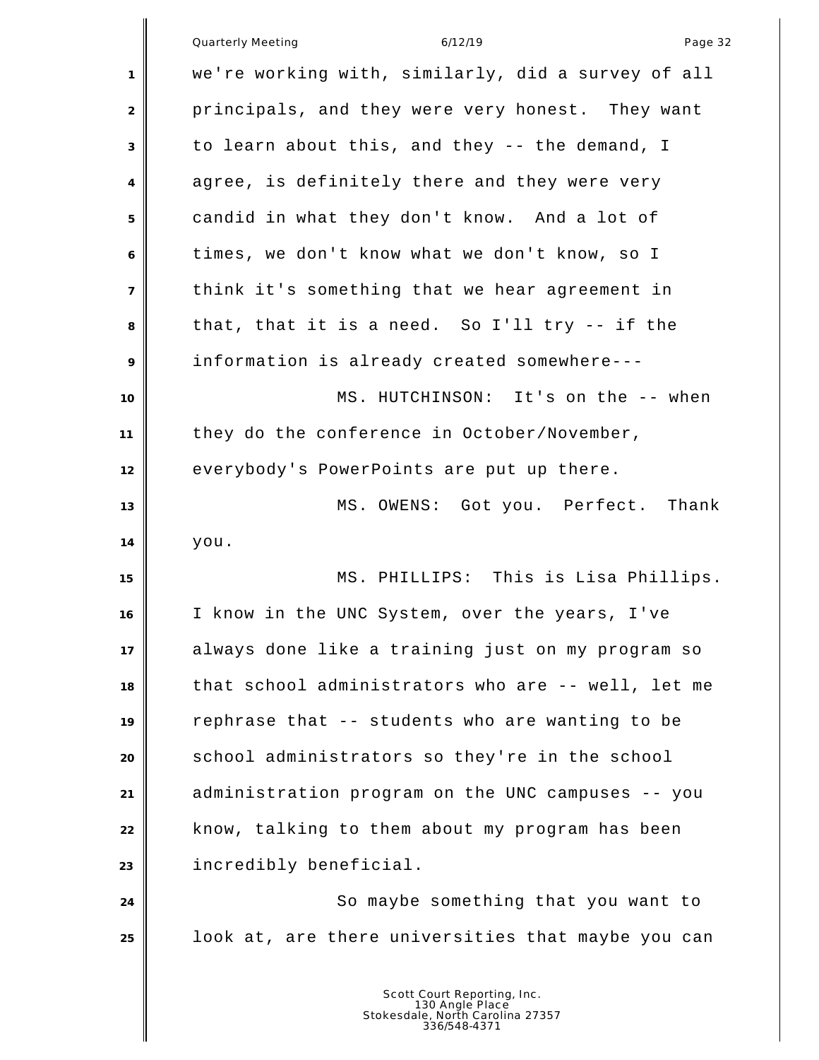we're working with, similarly, did a survey of all principals, and they were very honest. They want to learn about this, and they -- the demand, I agree, is definitely there and they were very candid in what they don't know. And a lot of times, we don't know what we don't know, so I think it's something that we hear agreement in that, that it is a need. So I'll try -- if the information is already created somewhere---

MS. HUTCHINSON: It's on the -- when they do the conference in October/November, everybody's PowerPoints are put up there.

MS. OWENS: Got you. Perfect. Thank you.

MS. PHILLIPS: This is Lisa Phillips. I know in the UNC System, over the years, I've always done like a training just on my program so that school administrators who are -- well, let me rephrase that -- students who are wanting to be school administrators so they're in the school administration program on the UNC campuses -- you know, talking to them about my program has been incredibly beneficial.

So maybe something that you want to look at, are there universities that maybe you can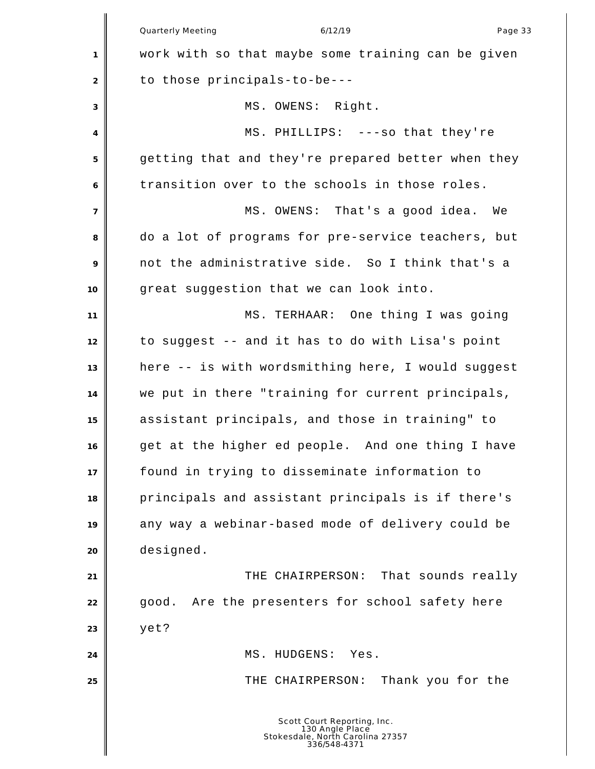work with so that maybe some training can be given to those principals-to-be---

MS. OWENS: Right.

MS. PHILLIPS: ---so that they're getting that and they're prepared better when they transition over to the schools in those roles.

MS. OWENS: That's a good idea. We do a lot of programs for pre-service teachers, but not the administrative side. So I think that's a great suggestion that we can look into.

MS. TERHAAR: One thing I was going to suggest -- and it has to do with Lisa's point here -- is with wordsmithing here, I would suggest we put in there "training for current principals, assistant principals, and those in training" to get at the higher ed people. And one thing I have found in trying to disseminate information to principals and assistant principals is if there's any way a webinar-based mode of delivery could be designed.

THE CHAIRPERSON: That sounds really good. Are the presenters for school safety here yet?

MS. HUDGENS: Yes.

THE CHAIRPERSON: Thank you for the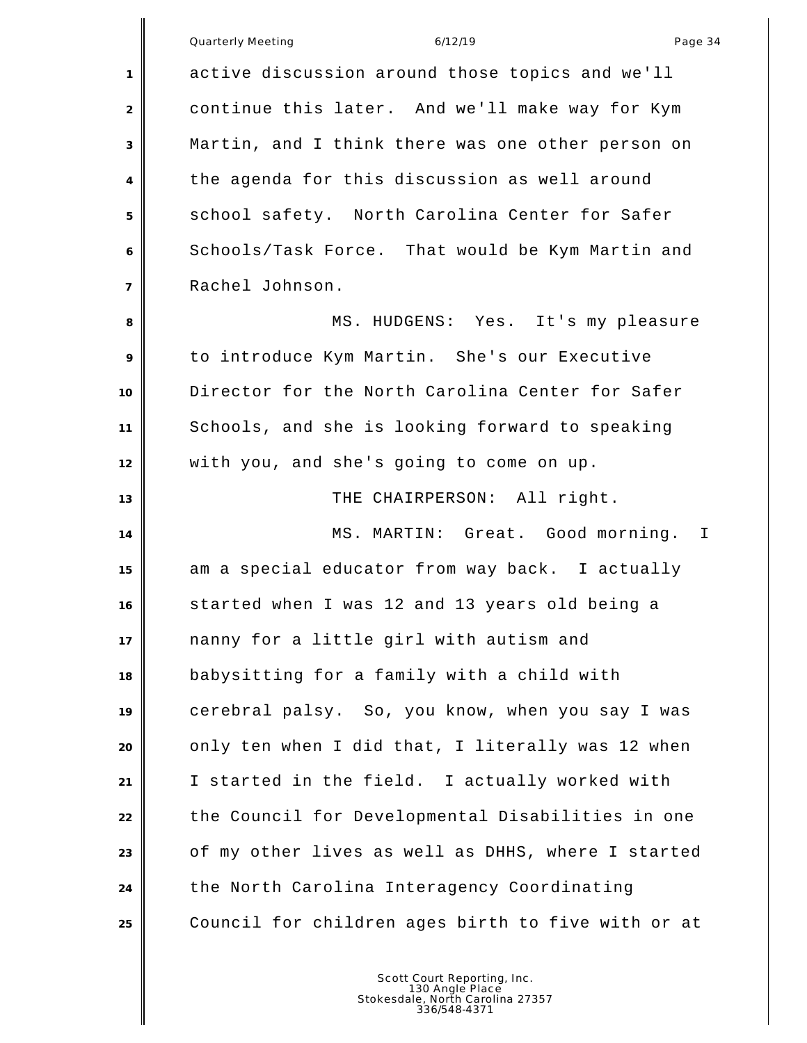active discussion around those topics and we'll continue this later. And we'll make way for Kym Martin, and I think there was one other person on the agenda for this discussion as well around school safety. North Carolina Center for Safer Schools/Task Force. That would be Kym Martin and Rachel Johnson.

MS. HUDGENS: Yes. It's my pleasure to introduce Kym Martin. She's our Executive Director for the North Carolina Center for Safer Schools, and she is looking forward to speaking with you, and she's going to come on up.

THE CHAIRPERSON: All right.

MS. MARTIN: Great. Good morning. I am a special educator from way back. I actually started when I was 12 and 13 years old being a nanny for a little girl with autism and babysitting for a family with a child with cerebral palsy. So, you know, when you say I was only ten when I did that, I literally was 12 when I started in the field. I actually worked with the Council for Developmental Disabilities in one of my other lives as well as DHHS, where I started the North Carolina Interagency Coordinating Council for children ages birth to five with or at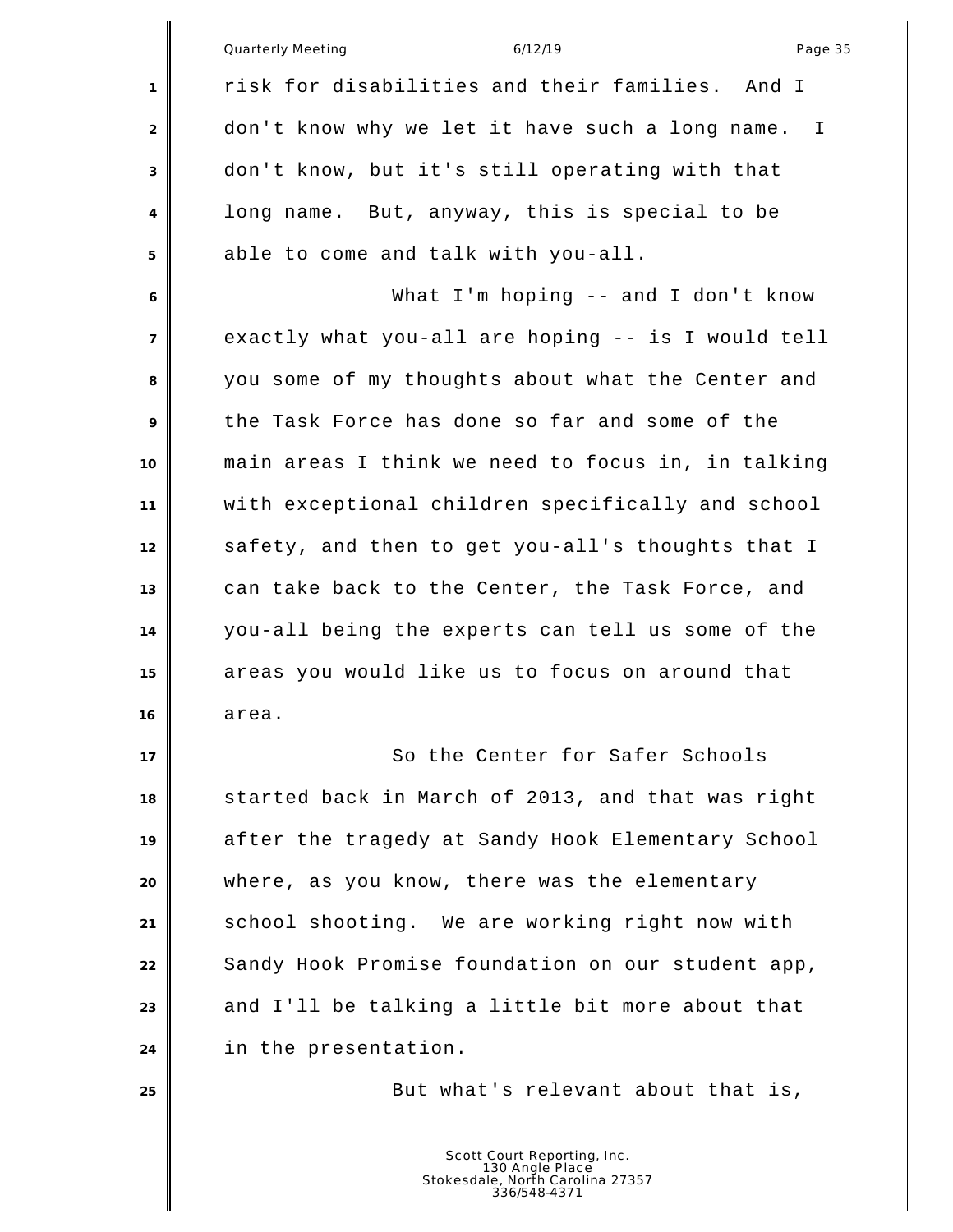risk for disabilities and their families. And I don't know why we let it have such a long name. I don't know, but it's still operating with that long name. But, anyway, this is special to be able to come and talk with you-all.

What I'm hoping -- and I don't know exactly what you-all are hoping -- is I would tell you some of my thoughts about what the Center and the Task Force has done so far and some of the main areas I think we need to focus in, in talking with exceptional children specifically and school safety, and then to get you-all's thoughts that I can take back to the Center, the Task Force, and you-all being the experts can tell us some of the areas you would like us to focus on around that area.

So the Center for Safer Schools started back in March of 2013, and that was right after the tragedy at Sandy Hook Elementary School where, as you know, there was the elementary school shooting. We are working right now with Sandy Hook Promise foundation on our student app, and I'll be talking a little bit more about that in the presentation.

But what's relevant about that is,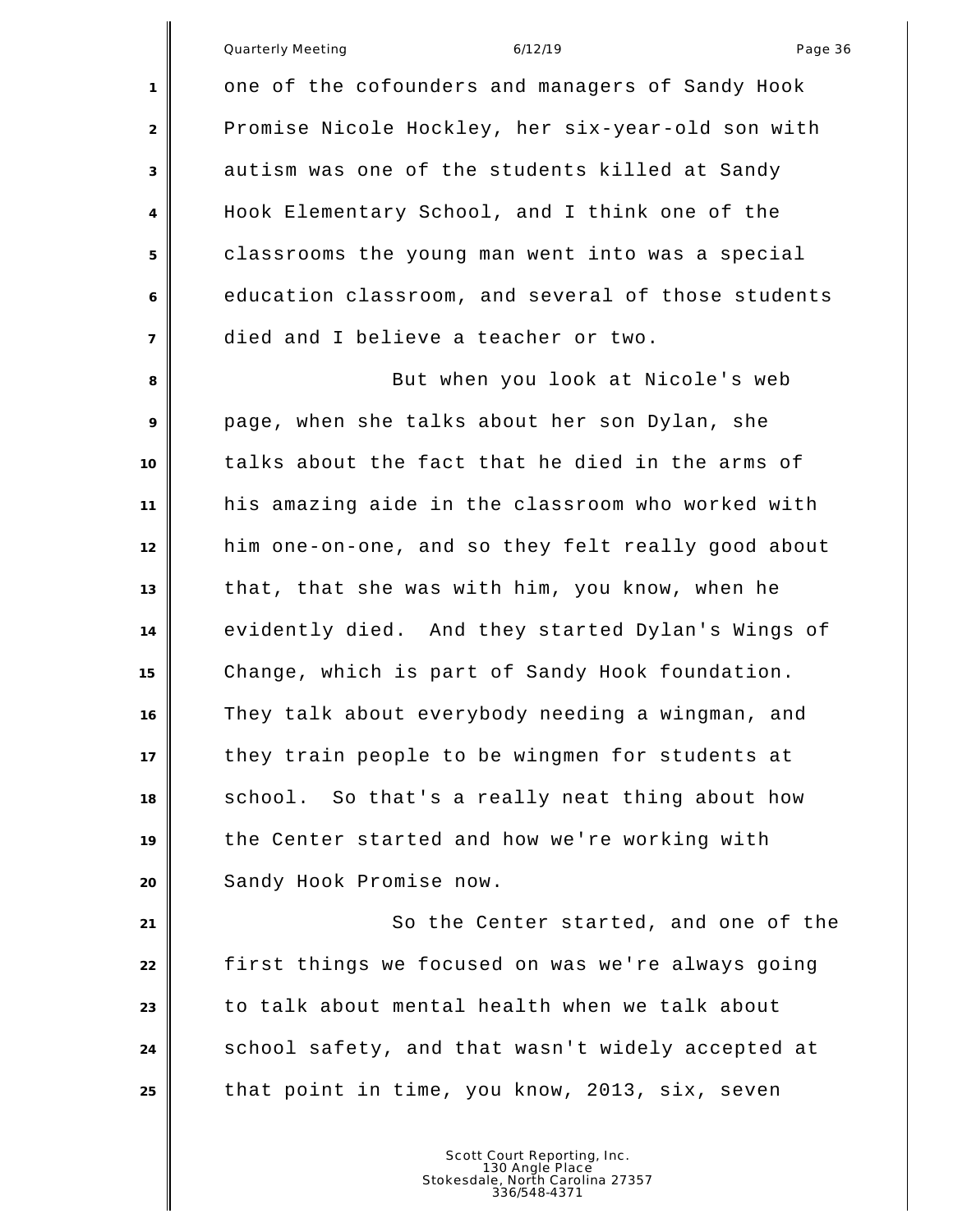one of the cofounders and managers of Sandy Hook Promise Nicole Hockley, her six-year-old son with autism was one of the students killed at Sandy Hook Elementary School, and I think one of the classrooms the young man went into was a special education classroom, and several of those students died and I believe a teacher or two.

But when you look at Nicole's web page, when she talks about her son Dylan, she talks about the fact that he died in the arms of his amazing aide in the classroom who worked with him one-on-one, and so they felt really good about that, that she was with him, you know, when he evidently died. And they started Dylan's Wings of Change, which is part of Sandy Hook foundation. They talk about everybody needing a wingman, and they train people to be wingmen for students at school. So that's a really neat thing about how the Center started and how we're working with Sandy Hook Promise now.

So the Center started, and one of the first things we focused on was we're always going to talk about mental health when we talk about school safety, and that wasn't widely accepted at that point in time, you know, 2013, six, seven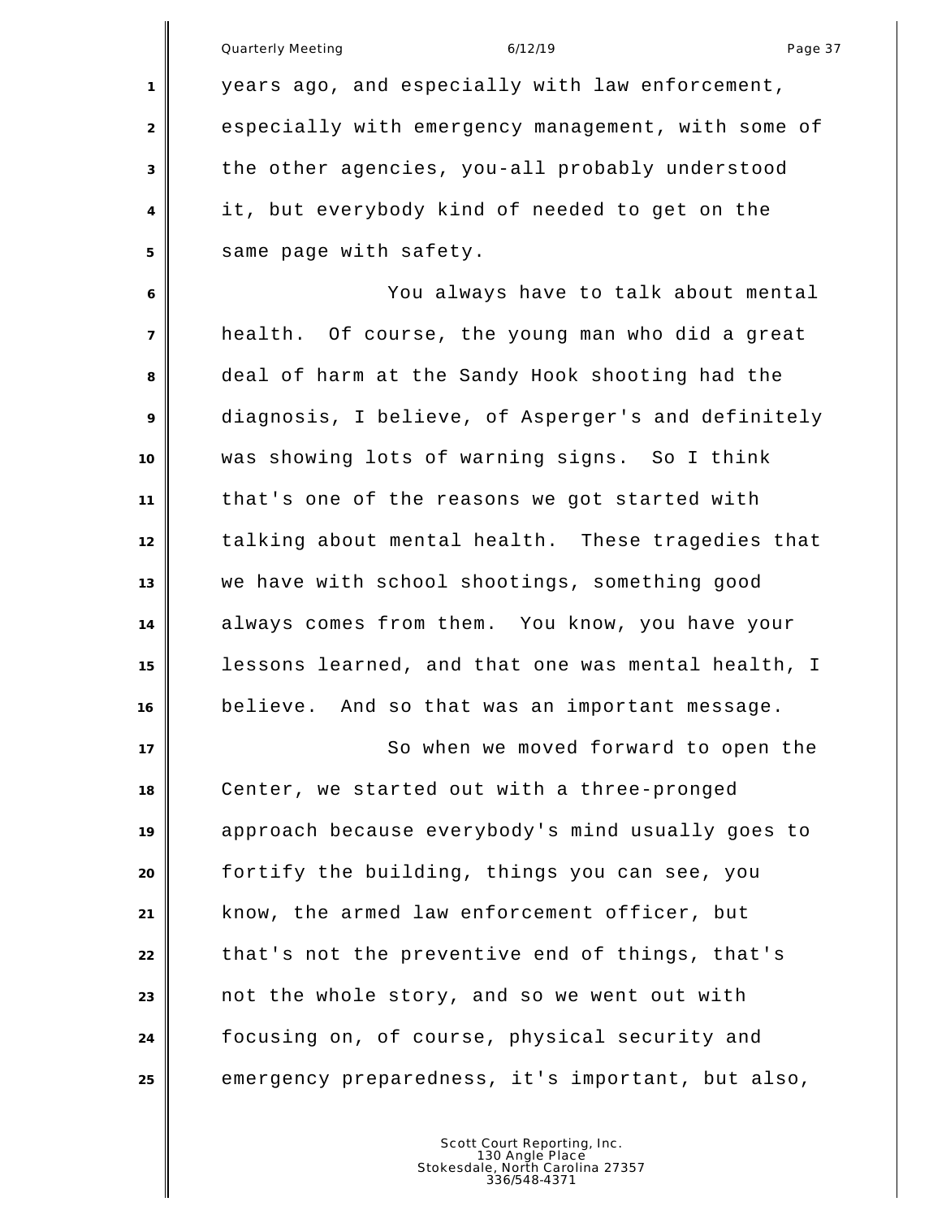years ago, and especially with law enforcement, especially with emergency management, with some of the other agencies, you-all probably understood it, but everybody kind of needed to get on the same page with safety.

You always have to talk about mental health. Of course, the young man who did a great deal of harm at the Sandy Hook shooting had the diagnosis, I believe, of Asperger's and definitely was showing lots of warning signs. So I think that's one of the reasons we got started with talking about mental health. These tragedies that we have with school shootings, something good always comes from them. You know, you have your lessons learned, and that one was mental health, I believe. And so that was an important message.

So when we moved forward to open the Center, we started out with a three-pronged approach because everybody's mind usually goes to fortify the building, things you can see, you know, the armed law enforcement officer, but that's not the preventive end of things, that's not the whole story, and so we went out with focusing on, of course, physical security and emergency preparedness, it's important, but also,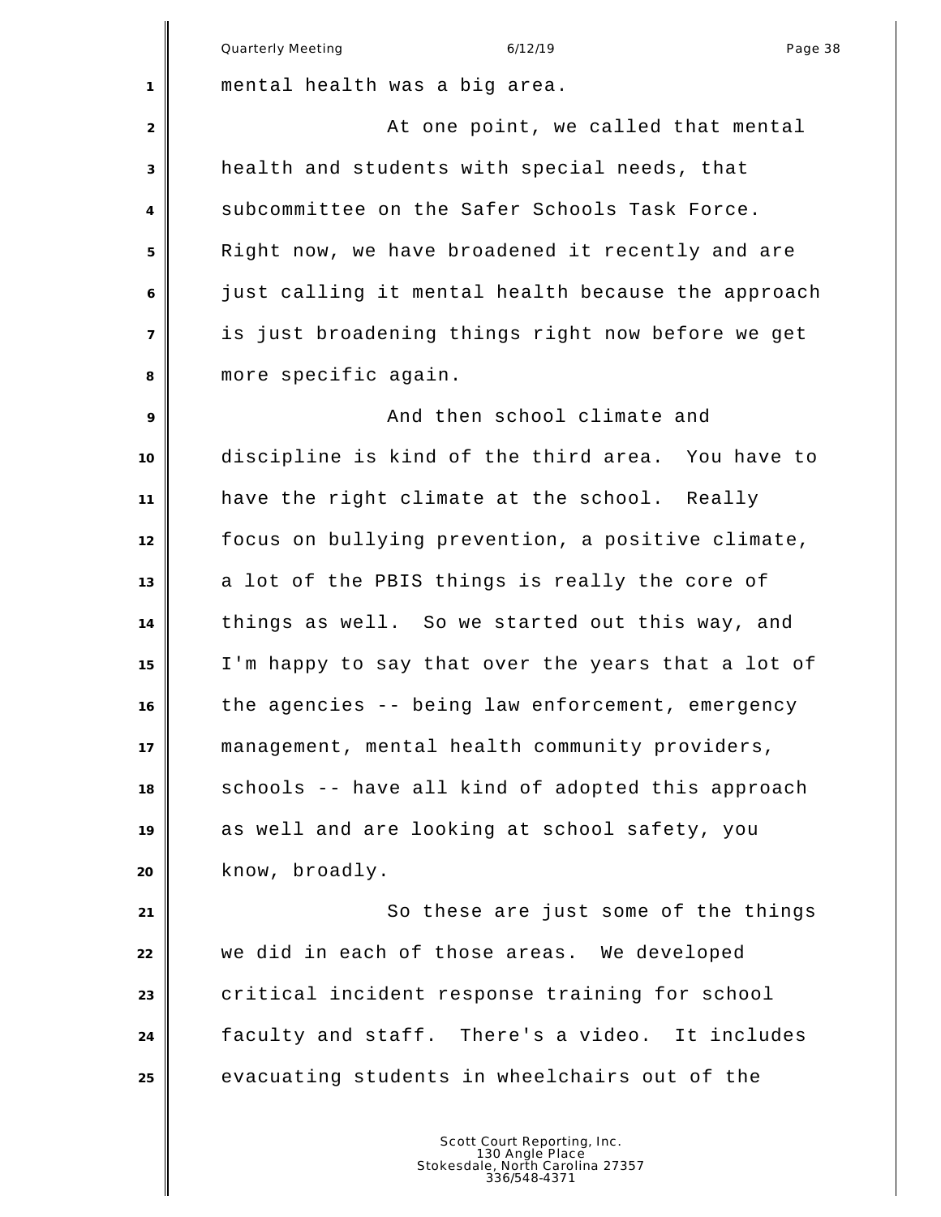mental health was a big area.

At one point, we called that mental health and students with special needs, that subcommittee on the Safer Schools Task Force. Right now, we have broadened it recently and are just calling it mental health because the approach is just broadening things right now before we get more specific again.

And then school climate and discipline is kind of the third area. You have to have the right climate at the school. Really focus on bullying prevention, a positive climate, a lot of the PBIS things is really the core of things as well. So we started out this way, and I'm happy to say that over the years that a lot of the agencies -- being law enforcement, emergency management, mental health community providers, schools -- have all kind of adopted this approach as well and are looking at school safety, you know, broadly.

So these are just some of the things we did in each of those areas. We developed critical incident response training for school faculty and staff. There's a video. It includes evacuating students in wheelchairs out of the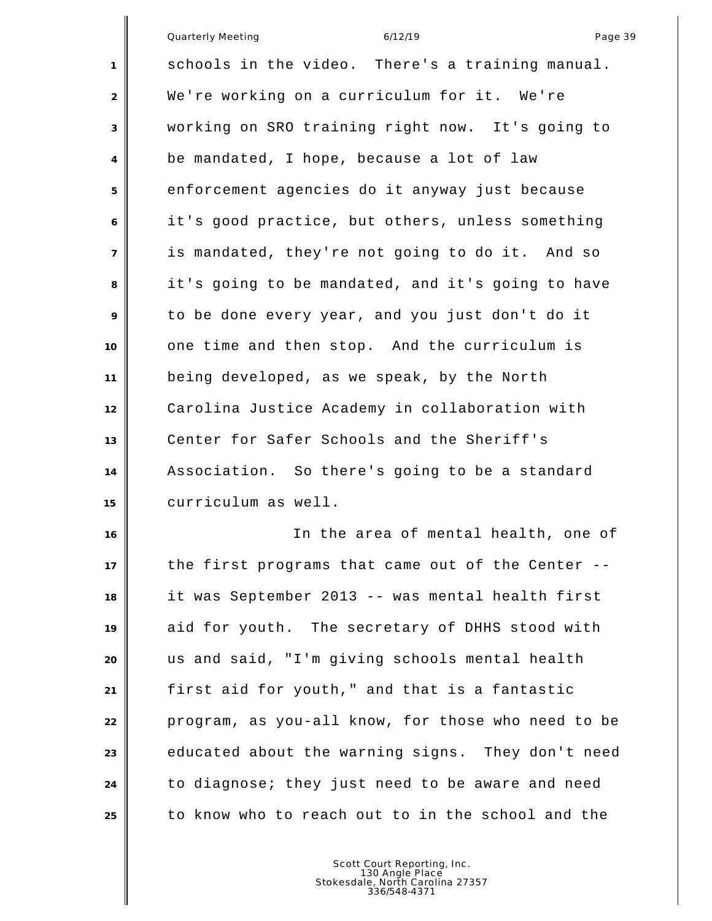schools in the video. There's a training manual. We're working on a curriculum for it. We're working on SRO training right now. It's going to be mandated, I hope, because a lot of law enforcement agencies do it anyway just because it's good practice, but others, unless something is mandated, they're not going to do it. And so it's going to be mandated, and it's going to have to be done every year, and you just don't do it one time and then stop. And the curriculum is being developed, as we speak, by the North Carolina Justice Academy in collaboration with Center for Safer Schools and the Sheriff's Association. So there's going to be a standard curriculum as well.

In the area of mental health, one of the first programs that came out of the Center -- it was September 2013 -- was mental health first aid for youth. The secretary of DHHS stood with us and said, "I'm giving schools mental health first aid for youth," and that is a fantastic program, as you-all know, for those who need to be educated about the warning signs. They don't need to diagnose; they just need to be aware and need to know who to reach out to in the school and the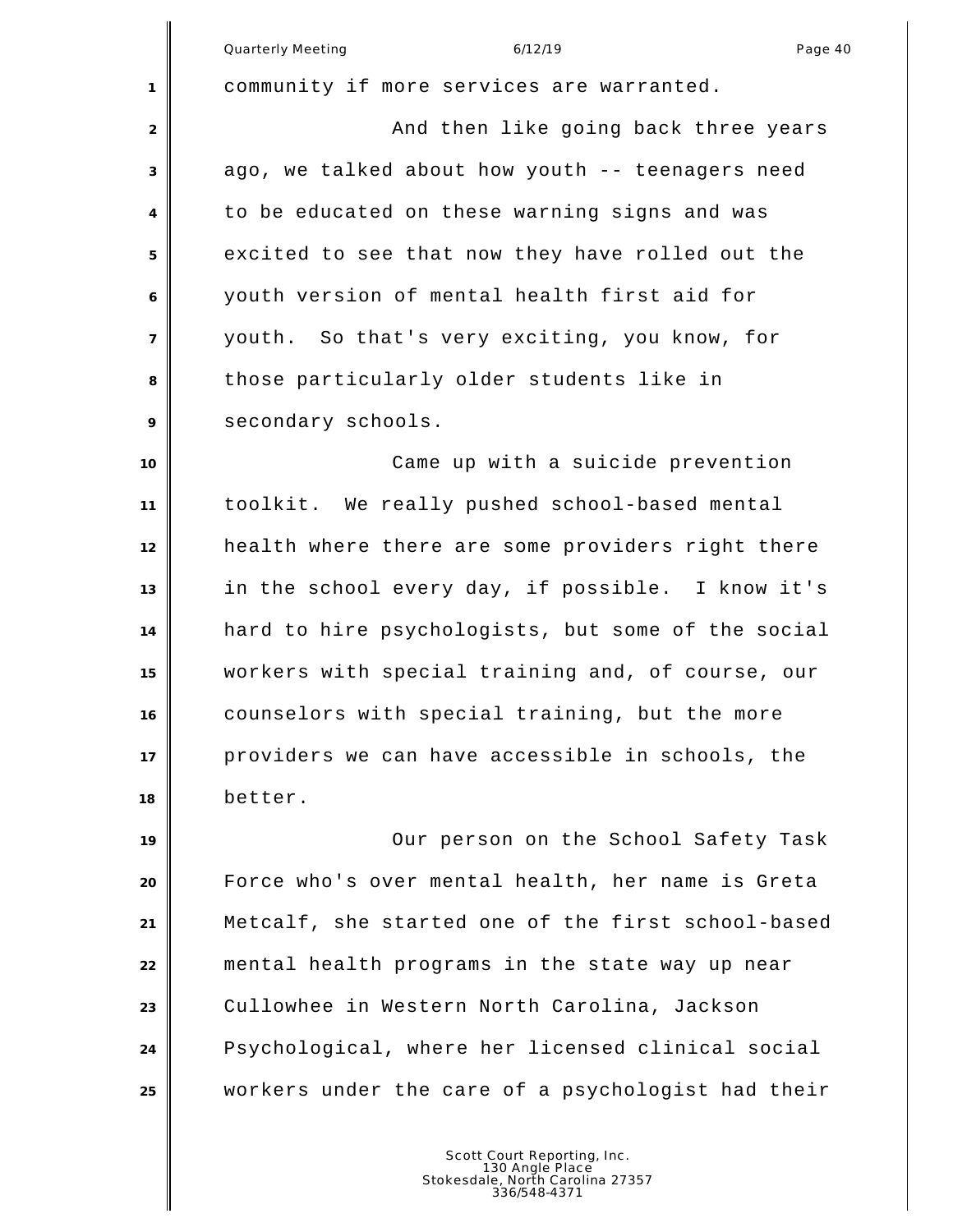community if more services are warranted.

And then like going back three years ago, we talked about how youth -- teenagers need to be educated on these warning signs and was excited to see that now they have rolled out the youth version of mental health first aid for youth. So that's very exciting, you know, for those particularly older students like in secondary schools.

Came up with a suicide prevention toolkit. We really pushed school-based mental health where there are some providers right there in the school every day, if possible. I know it's hard to hire psychologists, but some of the social workers with special training and, of course, our counselors with special training, but the more providers we can have accessible in schools, the better.

Our person on the School Safety Task Force who's over mental health, her name is Greta Metcalf, she started one of the first school-based mental health programs in the state way up near Cullowhee in Western North Carolina, Jackson Psychological, where her licensed clinical social workers under the care of a psychologist had their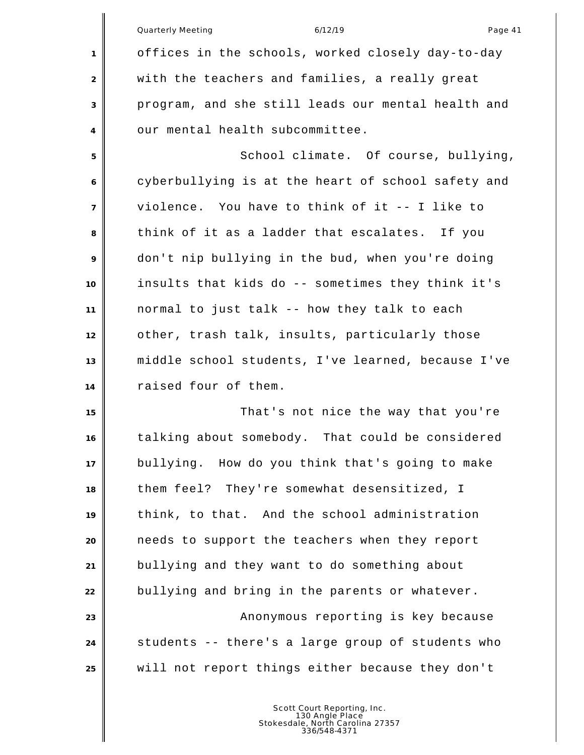offices in the schools, worked closely day-to-day with the teachers and families, a really great program, and she still leads our mental health and our mental health subcommittee.

School climate. Of course, bullying, cyberbullying is at the heart of school safety and violence. You have to think of it -- I like to think of it as a ladder that escalates. If you don't nip bullying in the bud, when you're doing insults that kids do -- sometimes they think it's normal to just talk -- how they talk to each other, trash talk, insults, particularly those middle school students, I've learned, because I've raised four of them.

That's not nice the way that you're talking about somebody. That could be considered bullying. How do you think that's going to make them feel? They're somewhat desensitized, I think, to that. And the school administration needs to support the teachers when they report bullying and they want to do something about bullying and bring in the parents or whatever.

Anonymous reporting is key because students -- there's a large group of students who will not report things either because they don't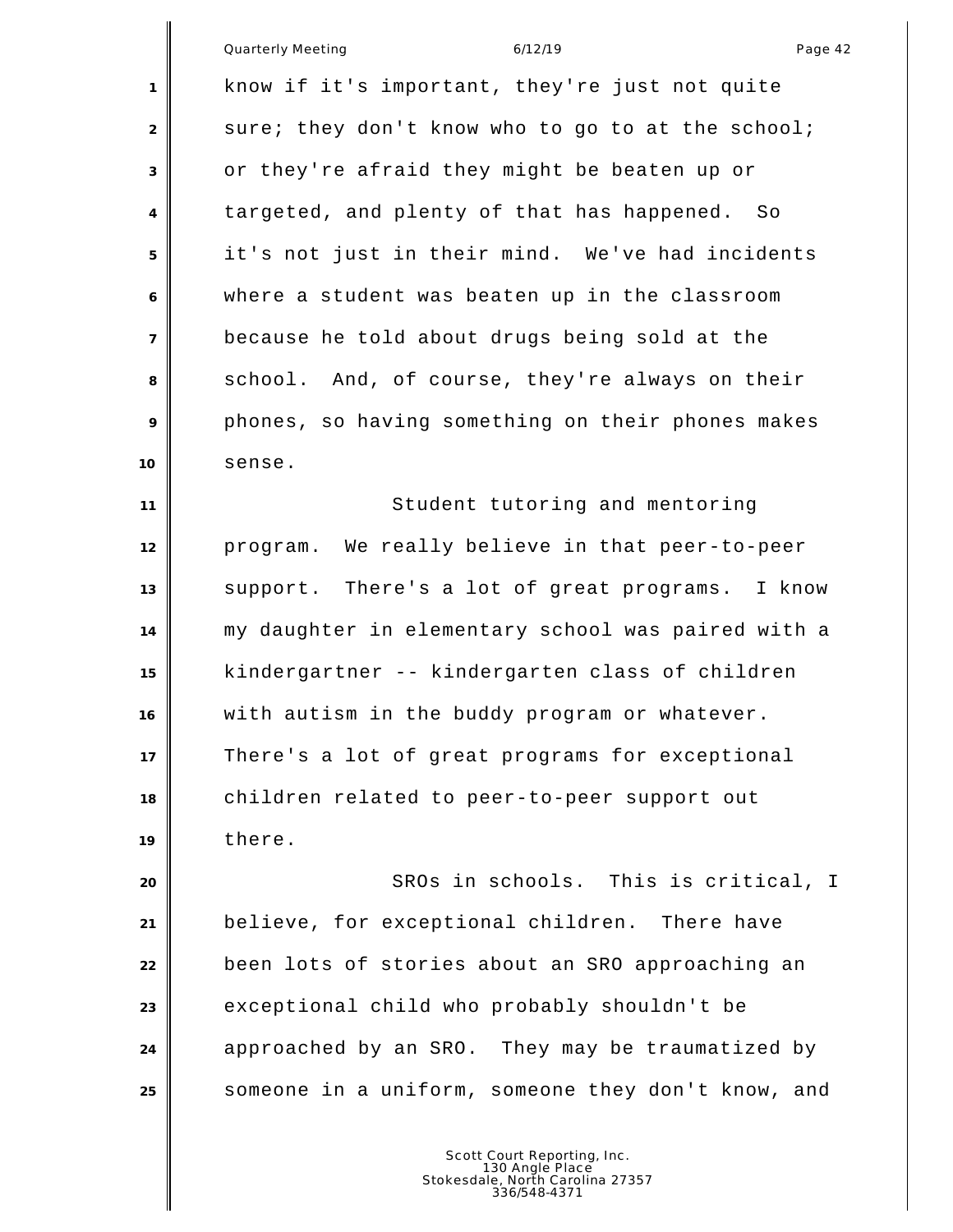know if it's important, they're just not quite sure; they don't know who to go to at the school; or they're afraid they might be beaten up or targeted, and plenty of that has happened. So it's not just in their mind. We've had incidents where a student was beaten up in the classroom because he told about drugs being sold at the school. And, of course, they're always on their phones, so having something on their phones makes sense.

Student tutoring and mentoring program. We really believe in that peer-to-peer support. There's a lot of great programs. I know my daughter in elementary school was paired with a kindergartner -- kindergarten class of children with autism in the buddy program or whatever. There's a lot of great programs for exceptional children related to peer-to-peer support out there.

SROs in schools. This is critical, I believe, for exceptional children. There have been lots of stories about an SRO approaching an exceptional child who probably shouldn't be approached by an SRO. They may be traumatized by someone in a uniform, someone they don't know, and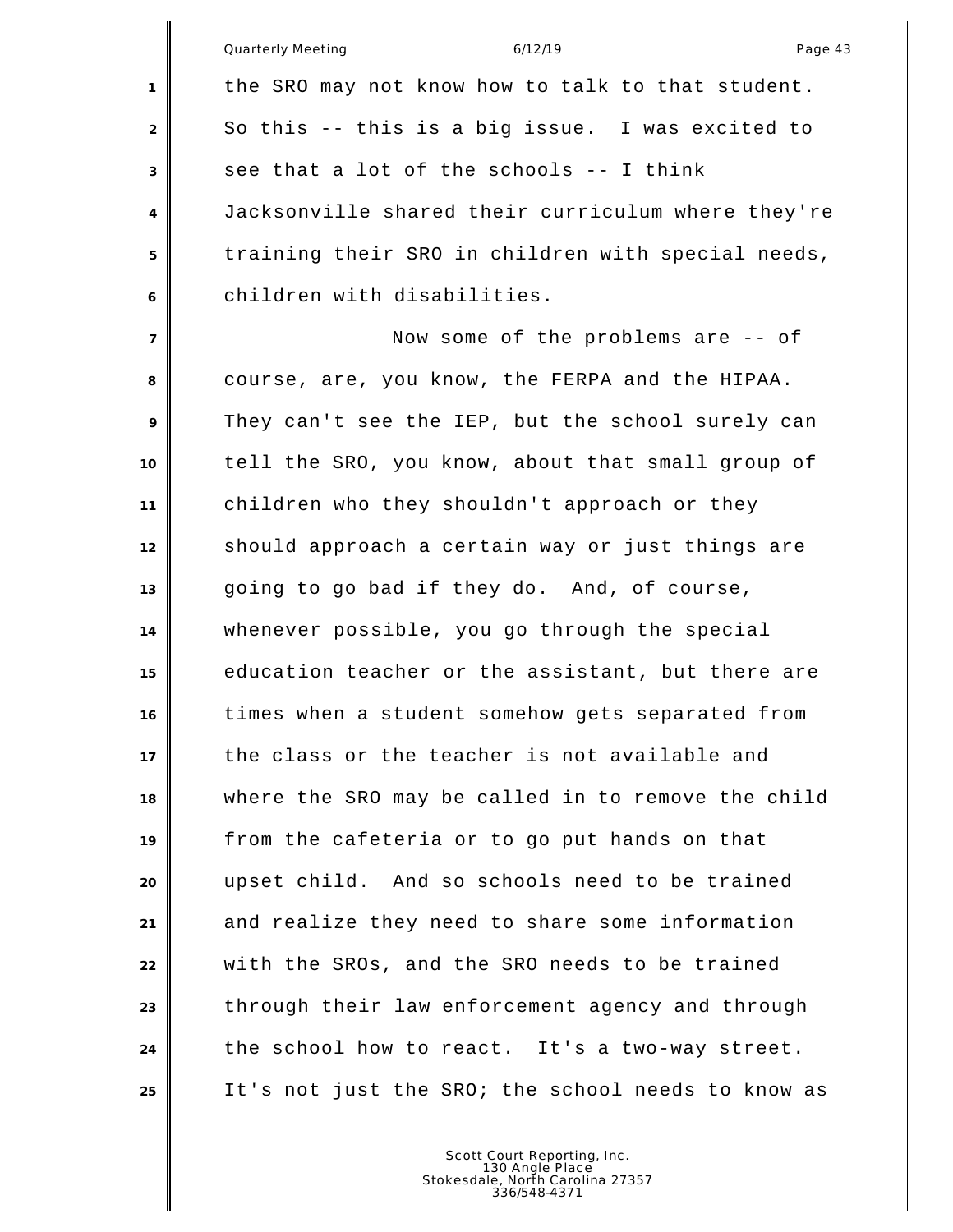the SRO may not know how to talk to that student. So this -- this is a big issue. I was excited to see that a lot of the schools -- I think Jacksonville shared their curriculum where they're training their SRO in children with special needs, children with disabilities.

Now some of the problems are -- of course, are, you know, the FERPA and the HIPAA. They can't see the IEP, but the school surely can tell the SRO, you know, about that small group of children who they shouldn't approach or they should approach a certain way or just things are going to go bad if they do. And, of course, whenever possible, you go through the special education teacher or the assistant, but there are times when a student somehow gets separated from the class or the teacher is not available and where the SRO may be called in to remove the child from the cafeteria or to go put hands on that upset child. And so schools need to be trained and realize they need to share some information with the SROs, and the SRO needs to be trained through their law enforcement agency and through the school how to react. It's a two-way street. It's not just the SRO; the school needs to know as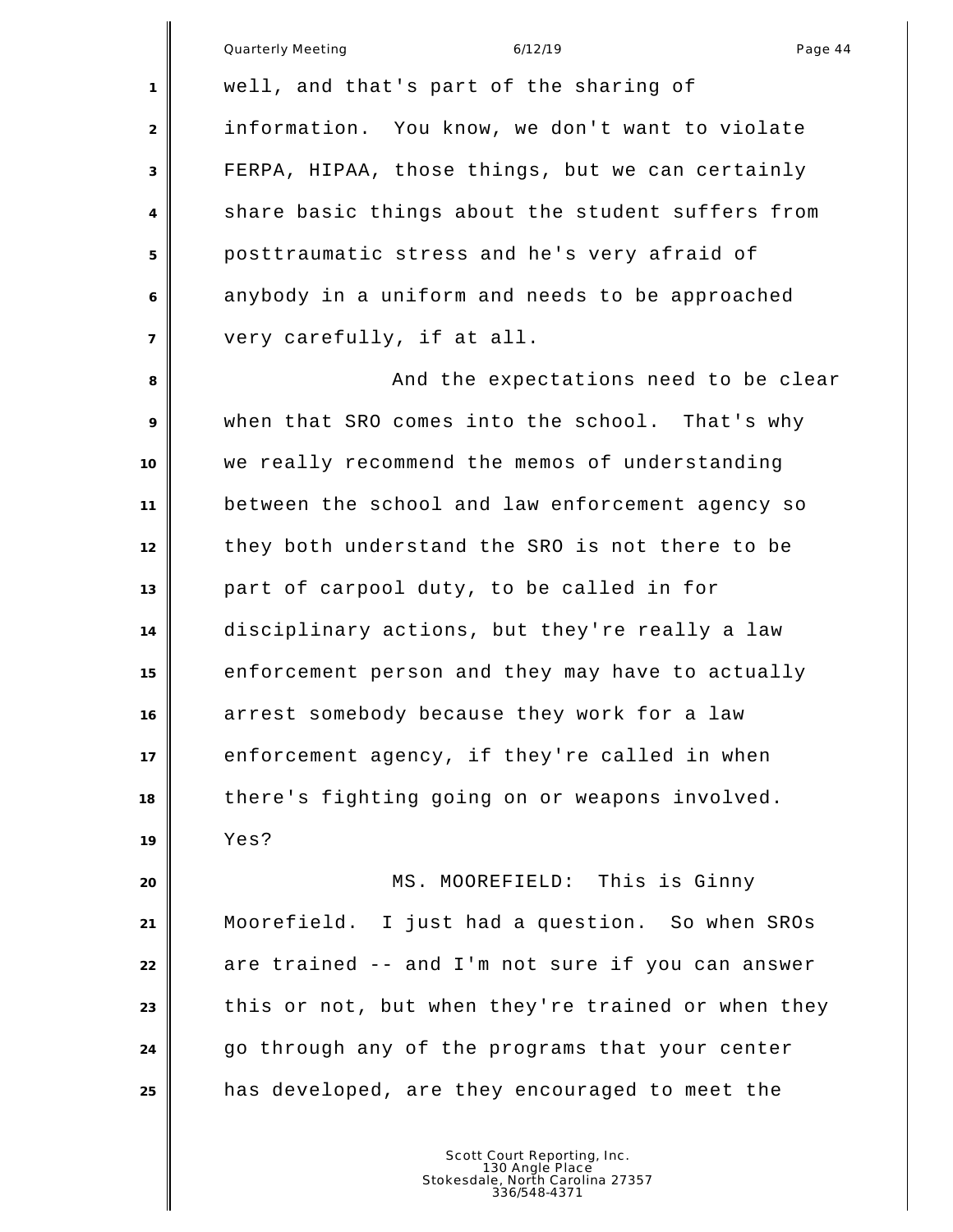well, and that's part of the sharing of information. You know, we don't want to violate FERPA, HIPAA, those things, but we can certainly share basic things about the student suffers from posttraumatic stress and he's very afraid of anybody in a uniform and needs to be approached very carefully, if at all.

And the expectations need to be clear when that SRO comes into the school. That's why we really recommend the memos of understanding between the school and law enforcement agency so they both understand the SRO is not there to be part of carpool duty, to be called in for disciplinary actions, but they're really a law enforcement person and they may have to actually arrest somebody because they work for a law enforcement agency, if they're called in when there's fighting going on or weapons involved. Yes?

MS. MOOREFIELD: This is Ginny Moorefield. I just had a question. So when SROs are trained -- and I'm not sure if you can answer this or not, but when they're trained or when they go through any of the programs that your center has developed, are they encouraged to meet the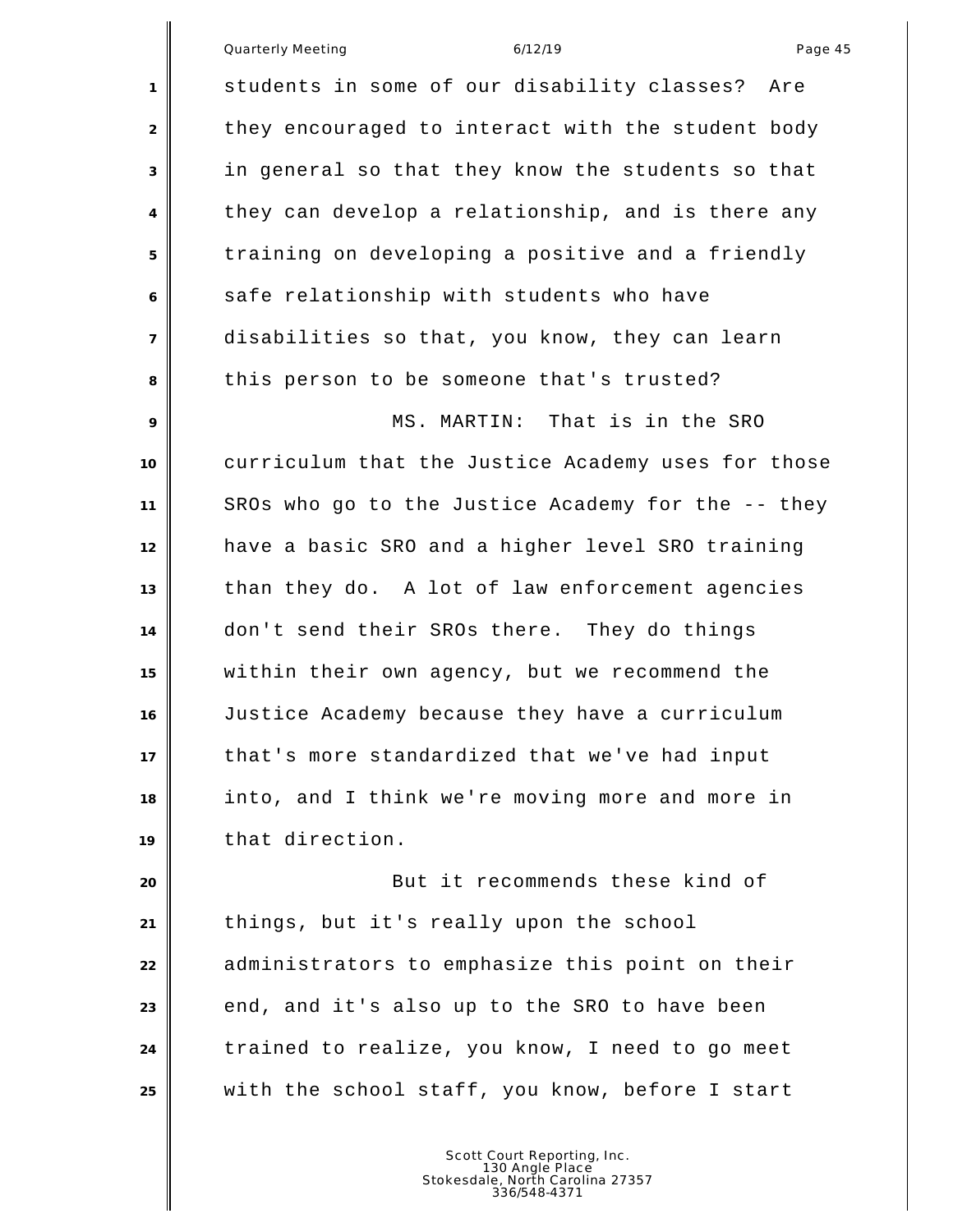students in some of our disability classes? Are they encouraged to interact with the student body in general so that they know the students so that they can develop a relationship, and is there any training on developing a positive and a friendly safe relationship with students who have disabilities so that, you know, they can learn this person to be someone that's trusted?

MS. MARTIN: That is in the SRO curriculum that the Justice Academy uses for those SROs who go to the Justice Academy for the -- they have a basic SRO and a higher level SRO training than they do. A lot of law enforcement agencies don't send their SROs there. They do things within their own agency, but we recommend the Justice Academy because they have a curriculum that's more standardized that we've had input into, and I think we're moving more and more in that direction.

But it recommends these kind of things, but it's really upon the school administrators to emphasize this point on their end, and it's also up to the SRO to have been trained to realize, you know, I need to go meet with the school staff, you know, before I start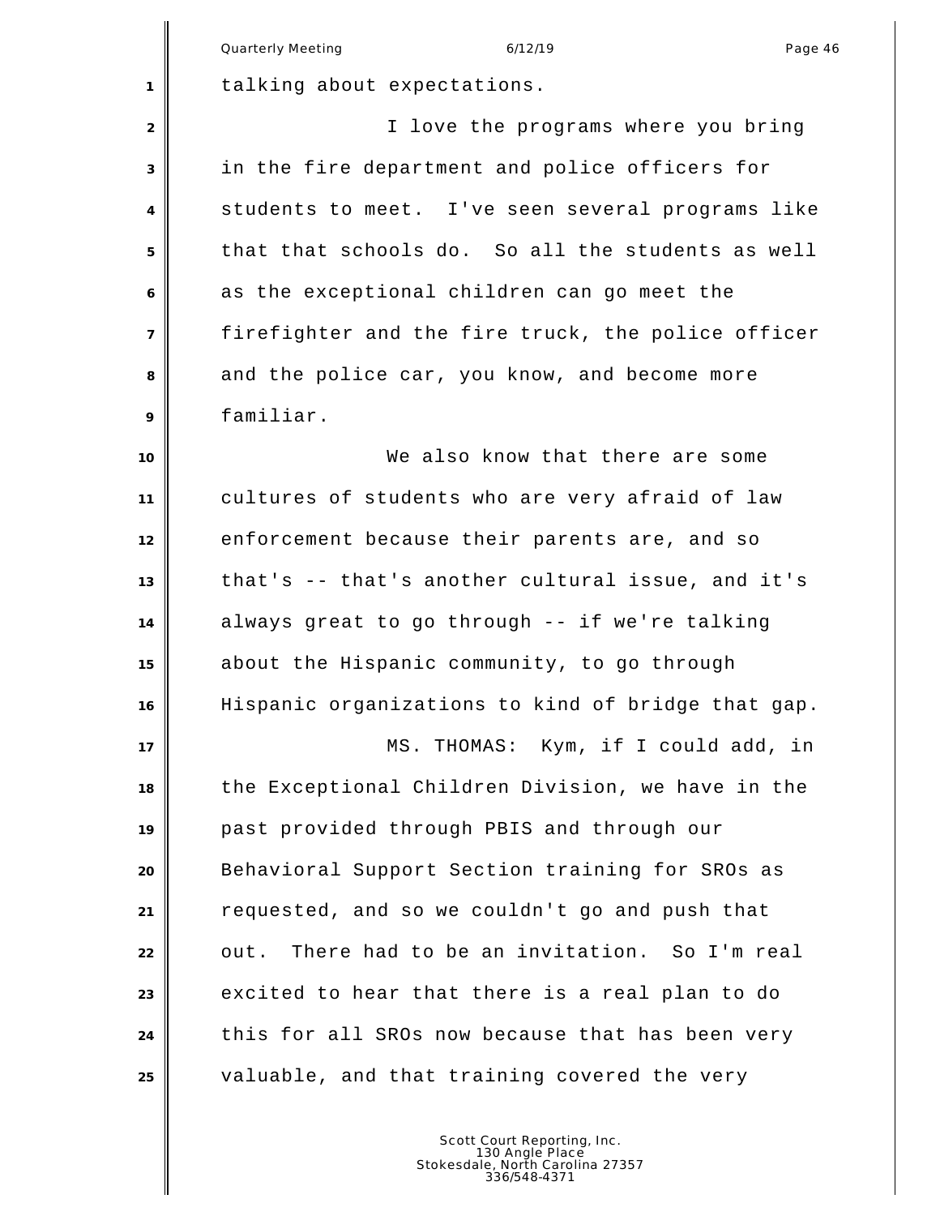talking about expectations.

I love the programs where you bring in the fire department and police officers for students to meet. I've seen several programs like that that schools do. So all the students as well as the exceptional children can go meet the firefighter and the fire truck, the police officer and the police car, you know, and become more familiar.

We also know that there are some cultures of students who are very afraid of law enforcement because their parents are, and so that's -- that's another cultural issue, and it's always great to go through -- if we're talking about the Hispanic community, to go through Hispanic organizations to kind of bridge that gap.

MS. THOMAS: Kym, if I could add, in the Exceptional Children Division, we have in the past provided through PBIS and through our Behavioral Support Section training for SROs as requested, and so we couldn't go and push that out. There had to be an invitation. So I'm real excited to hear that there is a real plan to do this for all SROs now because that has been very valuable, and that training covered the very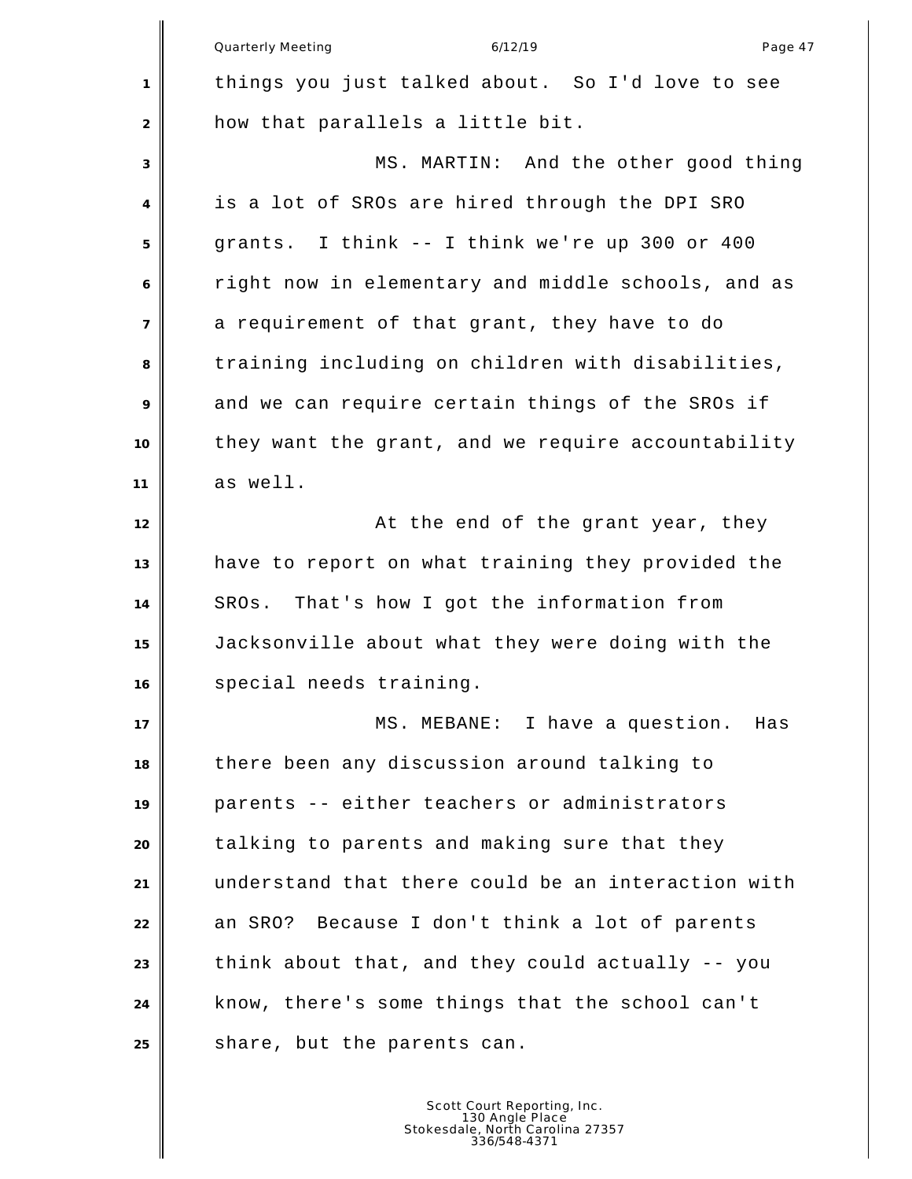things you just talked about. So I'd love to see how that parallels a little bit.

MS. MARTIN: And the other good thing is a lot of SROs are hired through the DPI SRO grants. I think -- I think we're up 300 or 400 right now in elementary and middle schools, and as a requirement of that grant, they have to do training including on children with disabilities, and we can require certain things of the SROs if they want the grant, and we require accountability as well.

At the end of the grant year, they have to report on what training they provided the SROs. That's how I got the information from Jacksonville about what they were doing with the special needs training.

MS. MEBANE: I have a question. Has there been any discussion around talking to parents -- either teachers or administrators talking to parents and making sure that they understand that there could be an interaction with an SRO? Because I don't think a lot of parents think about that, and they could actually -- you know, there's some things that the school can't share, but the parents can.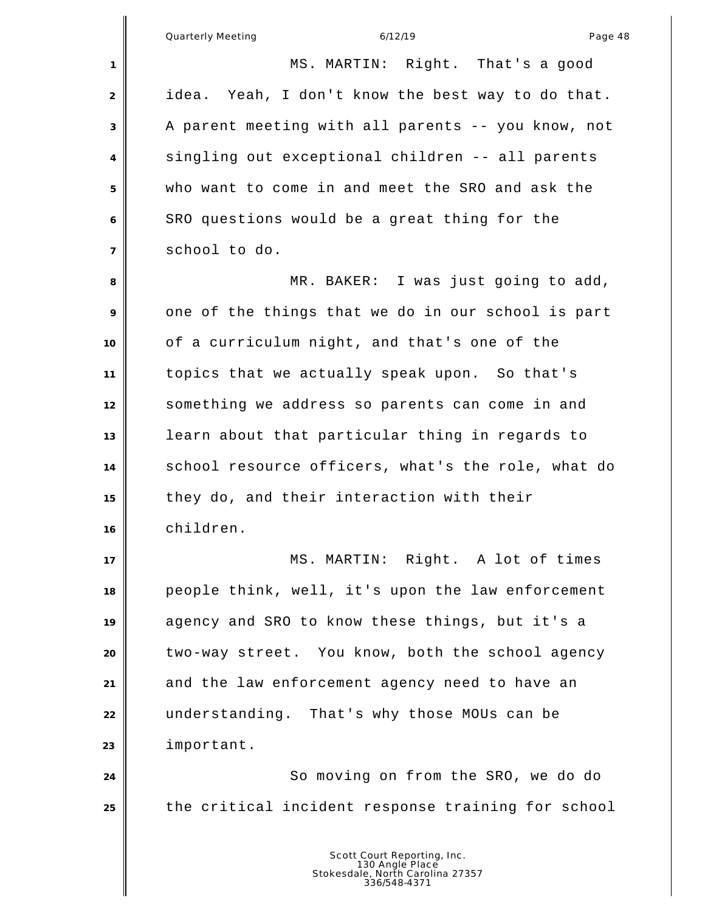MS. MARTIN: Right. That's a good idea. Yeah, I don't know the best way to do that. A parent meeting with all parents -- you know, not singling out exceptional children -- all parents who want to come in and meet the SRO and ask the SRO questions would be a great thing for the school to do.

MR. BAKER: I was just going to add, one of the things that we do in our school is part of a curriculum night, and that's one of the topics that we actually speak upon. So that's something we address so parents can come in and learn about that particular thing in regards to school resource officers, what's the role, what do they do, and their interaction with their children.

MS. MARTIN: Right. A lot of times people think, well, it's upon the law enforcement agency and SRO to know these things, but it's a two-way street. You know, both the school agency and the law enforcement agency need to have an understanding. That's why those MOUs can be important.

So moving on from the SRO, we do do the critical incident response training for school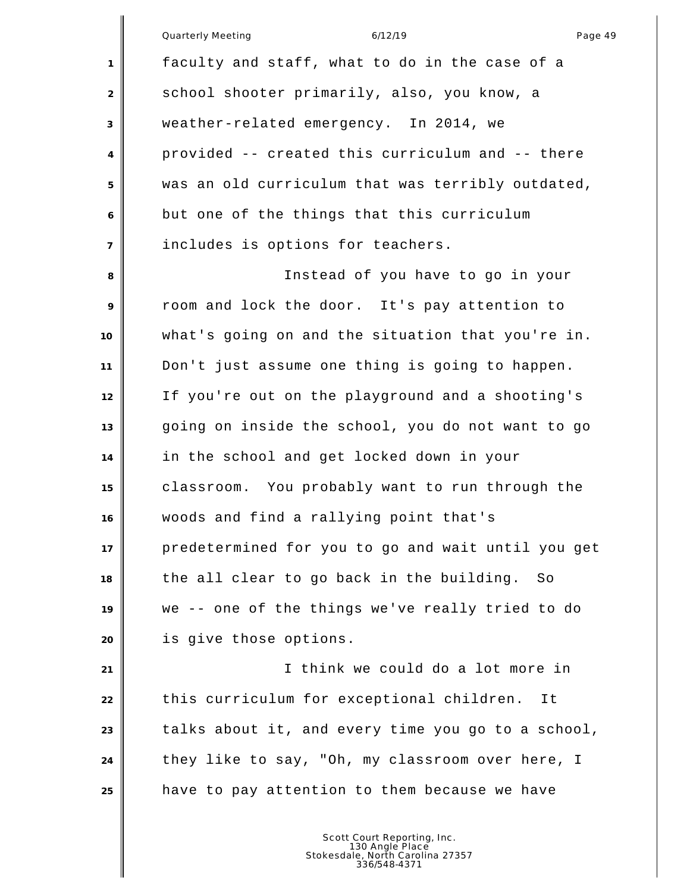faculty and staff, what to do in the case of a school shooter primarily, also, you know, a weather-related emergency. In 2014, we provided -- created this curriculum and -- there was an old curriculum that was terribly outdated, but one of the things that this curriculum includes is options for teachers.

Instead of you have to go in your room and lock the door. It's pay attention to what's going on and the situation that you're in. Don't just assume one thing is going to happen. If you're out on the playground and a shooting's going on inside the school, you do not want to go in the school and get locked down in your classroom. You probably want to run through the woods and find a rallying point that's predetermined for you to go and wait until you get the all clear to go back in the building. So we -- one of the things we've really tried to do is give those options.

I think we could do a lot more in this curriculum for exceptional children. It talks about it, and every time you go to a school, they like to say, "Oh, my classroom over here, I have to pay attention to them because we have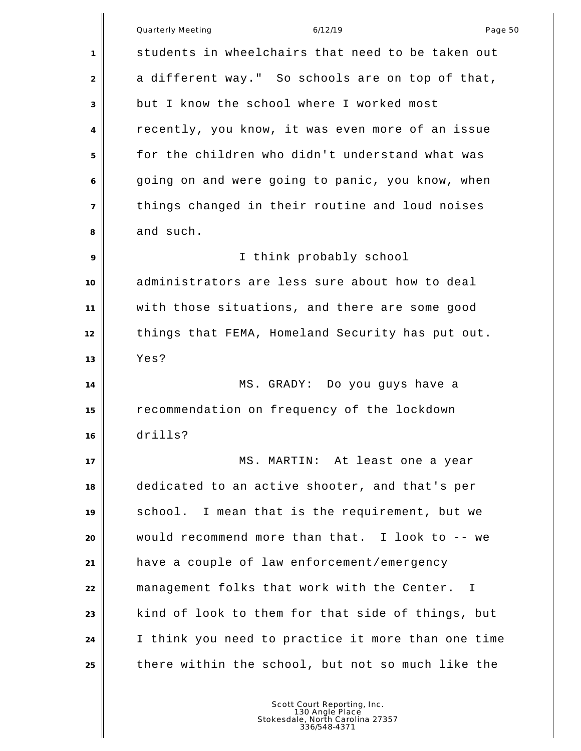students in wheelchairs that need to be taken out a different way." So schools are on top of that, but I know the school where I worked most recently, you know, it was even more of an issue for the children who didn't understand what was going on and were going to panic, you know, when things changed in their routine and loud noises and such.

I think probably school administrators are less sure about how to deal with those situations, and there are some good things that FEMA, Homeland Security has put out. Yes?

MS. GRADY: Do you guys have a recommendation on frequency of the lockdown drills?

MS. MARTIN: At least one a year dedicated to an active shooter, and that's per school. I mean that is the requirement, but we would recommend more than that. I look to -- we have a couple of law enforcement/emergency management folks that work with the Center. I kind of look to them for that side of things, but I think you need to practice it more than one time there within the school, but not so much like the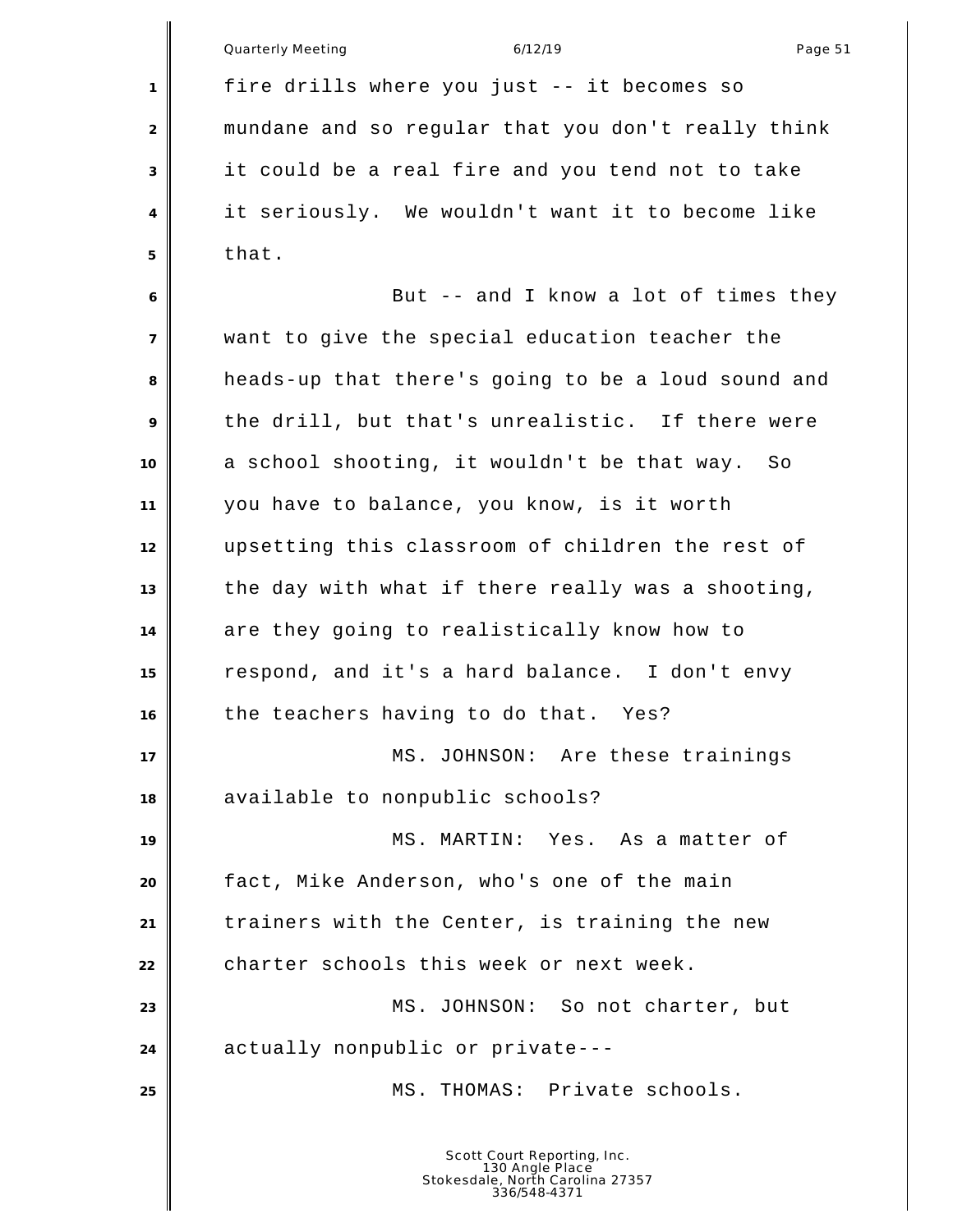fire drills where you just -- it becomes so mundane and so regular that you don't really think it could be a real fire and you tend not to take it seriously. We wouldn't want it to become like that.

But -- and I know a lot of times they want to give the special education teacher the heads-up that there's going to be a loud sound and the drill, but that's unrealistic. If there were a school shooting, it wouldn't be that way. So you have to balance, you know, is it worth upsetting this classroom of children the rest of the day with what if there really was a shooting, are they going to realistically know how to respond, and it's a hard balance. I don't envy the teachers having to do that. Yes?

MS. JOHNSON: Are these trainings available to nonpublic schools?

MS. MARTIN: Yes. As a matter of fact, Mike Anderson, who's one of the main trainers with the Center, is training the new charter schools this week or next week.

MS. JOHNSON: So not charter, but actually nonpublic or private---

MS. THOMAS: Private schools.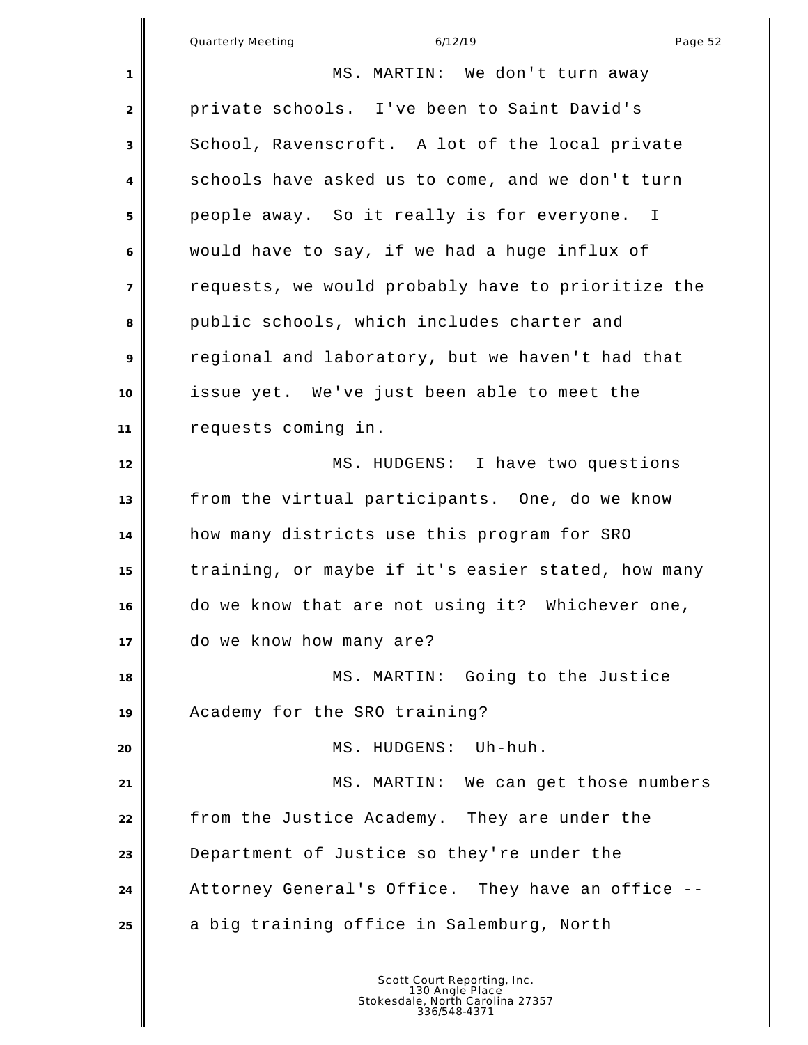MS. MARTIN: We don't turn away private schools. I've been to Saint David's School, Ravenscroft. A lot of the local private schools have asked us to come, and we don't turn people away. So it really is for everyone. I would have to say, if we had a huge influx of requests, we would probably have to prioritize the public schools, which includes charter and regional and laboratory, but we haven't had that issue yet. We've just been able to meet the requests coming in.

MS. HUDGENS: I have two questions from the virtual participants. One, do we know how many districts use this program for SRO training, or maybe if it's easier stated, how many do we know that are not using it? Whichever one, do we know how many are?

MS. MARTIN: Going to the Justice Academy for the SRO training?

MS. HUDGENS: Uh-huh.

MS. MARTIN: We can get those numbers from the Justice Academy. They are under the Department of Justice so they're under the Attorney General's Office. They have an office -- a big training office in Salemburg, North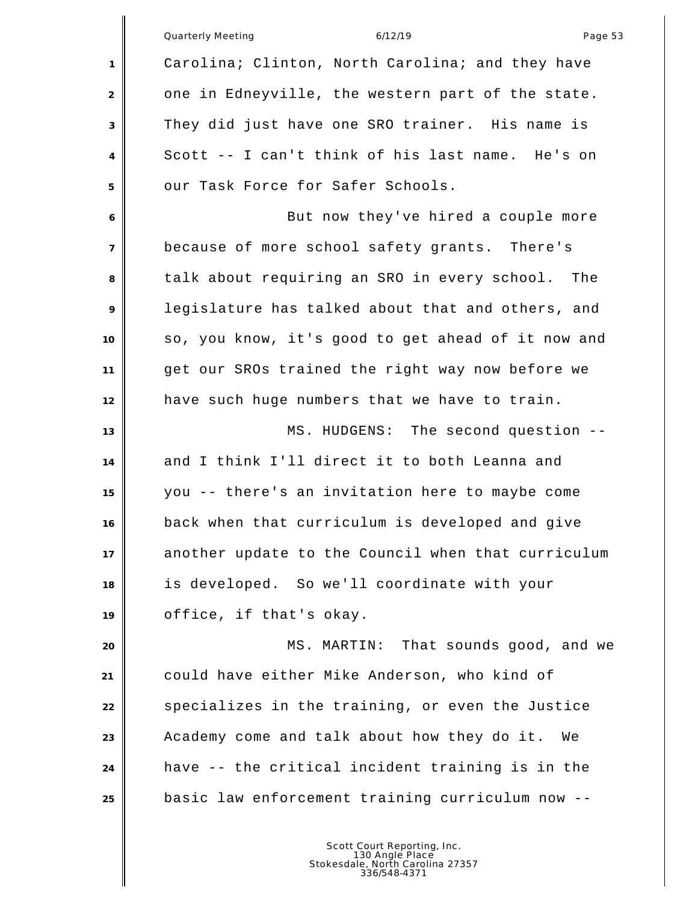Carolina; Clinton, North Carolina; and they have one in Edneyville, the western part of the state. They did just have one SRO trainer. His name is Scott -- I can't think of his last name. He's on our Task Force for Safer Schools.

But now they've hired a couple more because of more school safety grants. There's talk about requiring an SRO in every school. The legislature has talked about that and others, and so, you know, it's good to get ahead of it now and get our SROs trained the right way now before we have such huge numbers that we have to train.

MS. HUDGENS: The second question -- and I think I'll direct it to both Leanna and you -- there's an invitation here to maybe come back when that curriculum is developed and give another update to the Council when that curriculum is developed. So we'll coordinate with your office, if that's okay.

MS. MARTIN: That sounds good, and we could have either Mike Anderson, who kind of specializes in the training, or even the Justice Academy come and talk about how they do it. We have -- the critical incident training is in the basic law enforcement training curriculum now --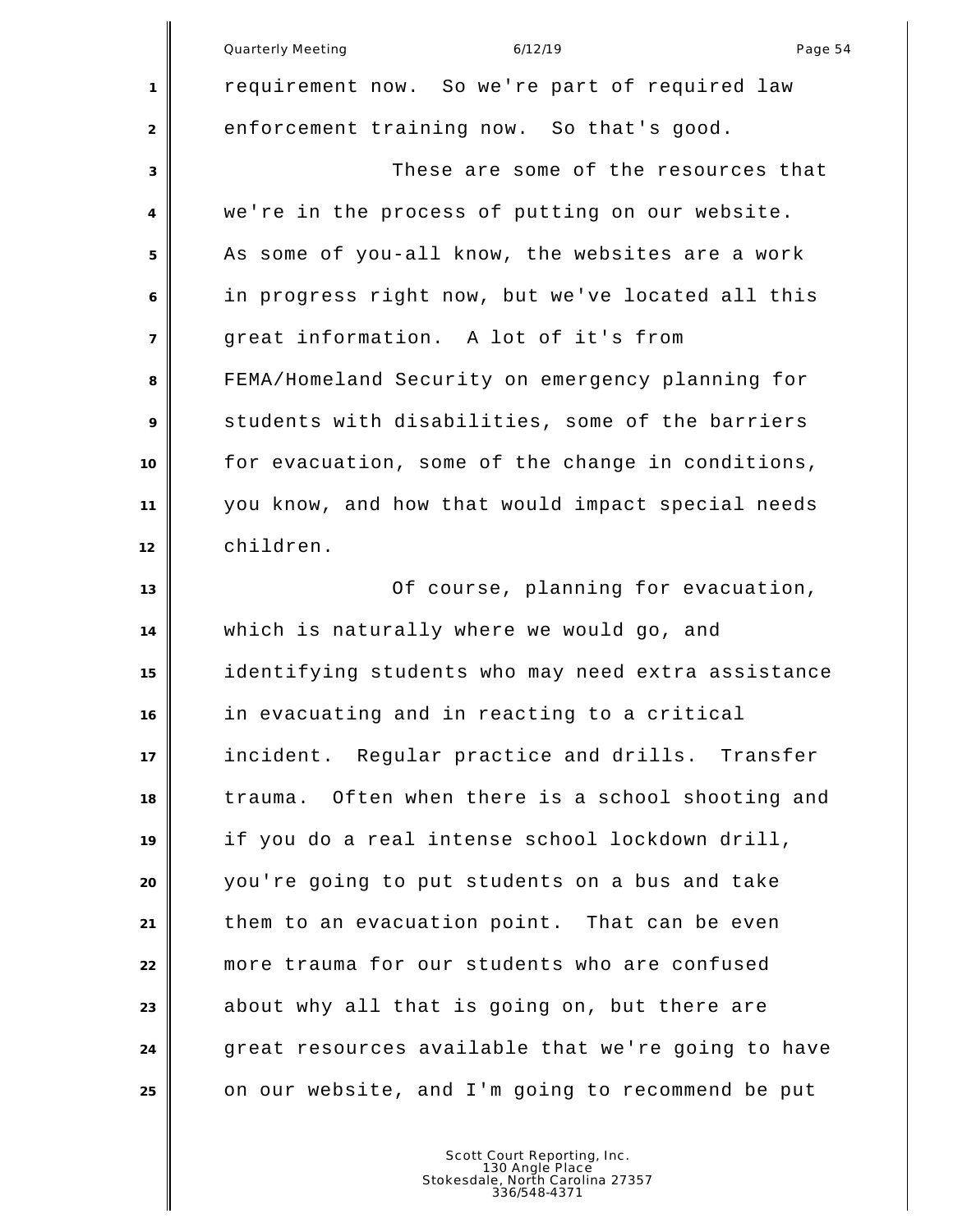requirement now. So we're part of required law enforcement training now. So that's good.

These are some of the resources that we're in the process of putting on our website. As some of you-all know, the websites are a work in progress right now, but we've located all this great information. A lot of it's from FEMA/Homeland Security on emergency planning for students with disabilities, some of the barriers for evacuation, some of the change in conditions, you know, and how that would impact special needs children.

Of course, planning for evacuation, which is naturally where we would go, and identifying students who may need extra assistance in evacuating and in reacting to a critical incident. Regular practice and drills. Transfer trauma. Often when there is a school shooting and if you do a real intense school lockdown drill, you're going to put students on a bus and take them to an evacuation point. That can be even more trauma for our students who are confused about why all that is going on, but there are great resources available that we're going to have on our website, and I'm going to recommend be put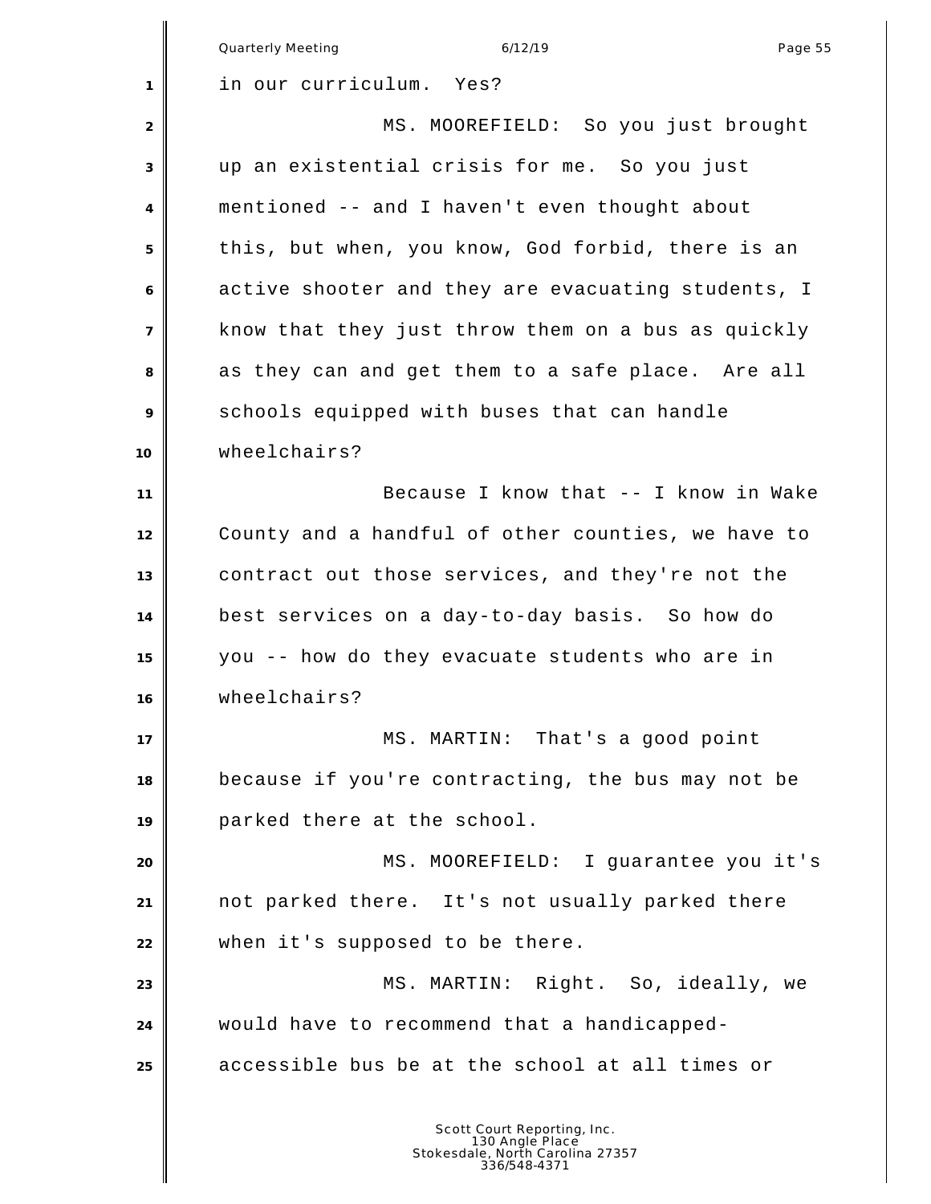in our curriculum. Yes?

MS. MOOREFIELD: So you just brought up an existential crisis for me. So you just mentioned -- and I haven't even thought about this, but when, you know, God forbid, there is an active shooter and they are evacuating students, I know that they just throw them on a bus as quickly as they can and get them to a safe place. Are all schools equipped with buses that can handle wheelchairs?

Because I know that -- I know in Wake County and a handful of other counties, we have to contract out those services, and they're not the best services on a day-to-day basis. So how do you -- how do they evacuate students who are in wheelchairs?

MS. MARTIN: That's a good point because if you're contracting, the bus may not be parked there at the school.

MS. MOOREFIELD: I guarantee you it's not parked there. It's not usually parked there when it's supposed to be there.

MS. MARTIN: Right. So, ideally, we would have to recommend that a handicapped-accessible bus be at the school at all times or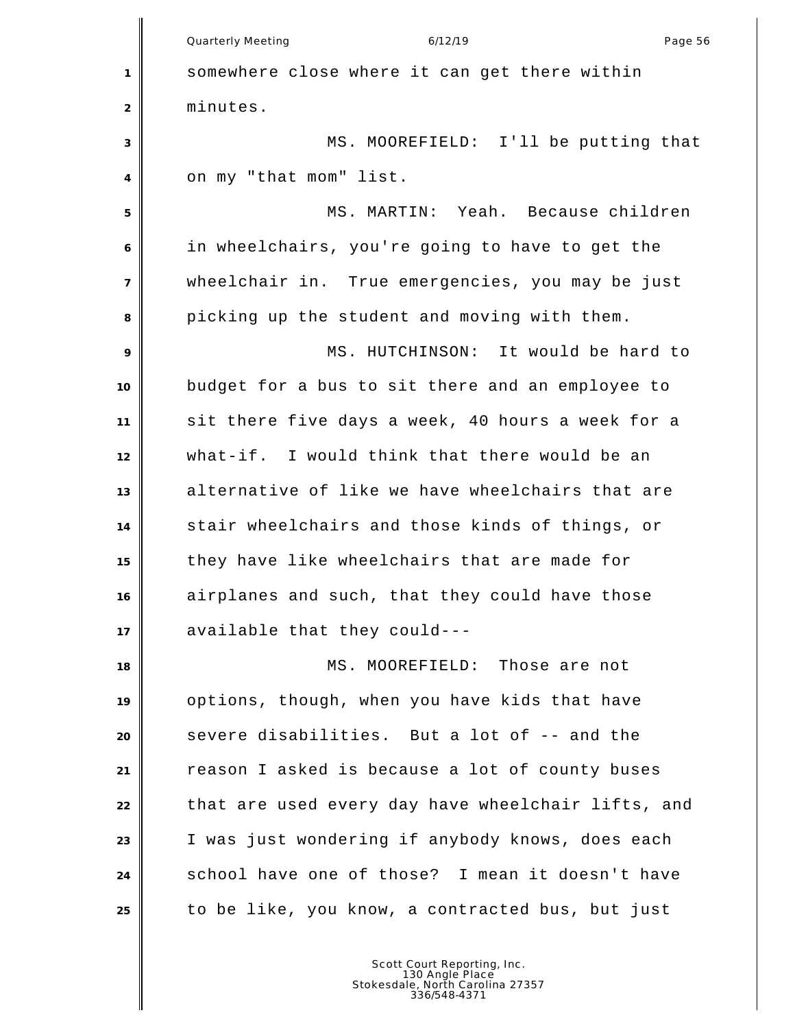somewhere close where it can get there within minutes.

MS. MOOREFIELD: I'll be putting that on my "that mom" list.

MS. MARTIN: Yeah. Because children in wheelchairs, you're going to have to get the wheelchair in. True emergencies, you may be just picking up the student and moving with them.

MS. HUTCHINSON: It would be hard to budget for a bus to sit there and an employee to sit there five days a week, 40 hours a week for a what-if. I would think that there would be an alternative of like we have wheelchairs that are stair wheelchairs and those kinds of things, or they have like wheelchairs that are made for airplanes and such, that they could have those available that they could---

MS. MOOREFIELD: Those are not options, though, when you have kids that have severe disabilities. But a lot of -- and the reason I asked is because a lot of county buses that are used every day have wheelchair lifts, and I was just wondering if anybody knows, does each school have one of those? I mean it doesn't have to be like, you know, a contracted bus, but just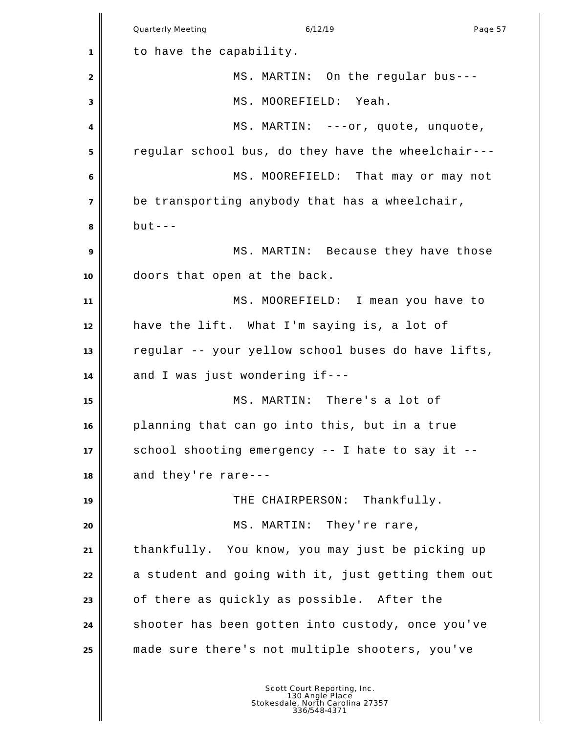to have the capability.

MS. MARTIN: On the regular bus---

MS. MOOREFIELD: Yeah.

MS. MARTIN: ---or, quote, unquote, regular school bus, do they have the wheelchair---

MS. MOOREFIELD: That may or may not be transporting anybody that has a wheelchair, but---

MS. MARTIN: Because they have those doors that open at the back.

MS. MOOREFIELD: I mean you have to have the lift. What I'm saying is, a lot of regular -- your yellow school buses do have lifts, and I was just wondering if---

MS. MARTIN: There's a lot of planning that can go into this, but in a true school shooting emergency -- I hate to say it -- and they're rare---

THE CHAIRPERSON: Thankfully.

MS. MARTIN: They're rare, thankfully. You know, you may just be picking up a student and going with it, just getting them out of there as quickly as possible. After the shooter has been gotten into custody, once you've made sure there's not multiple shooters, you've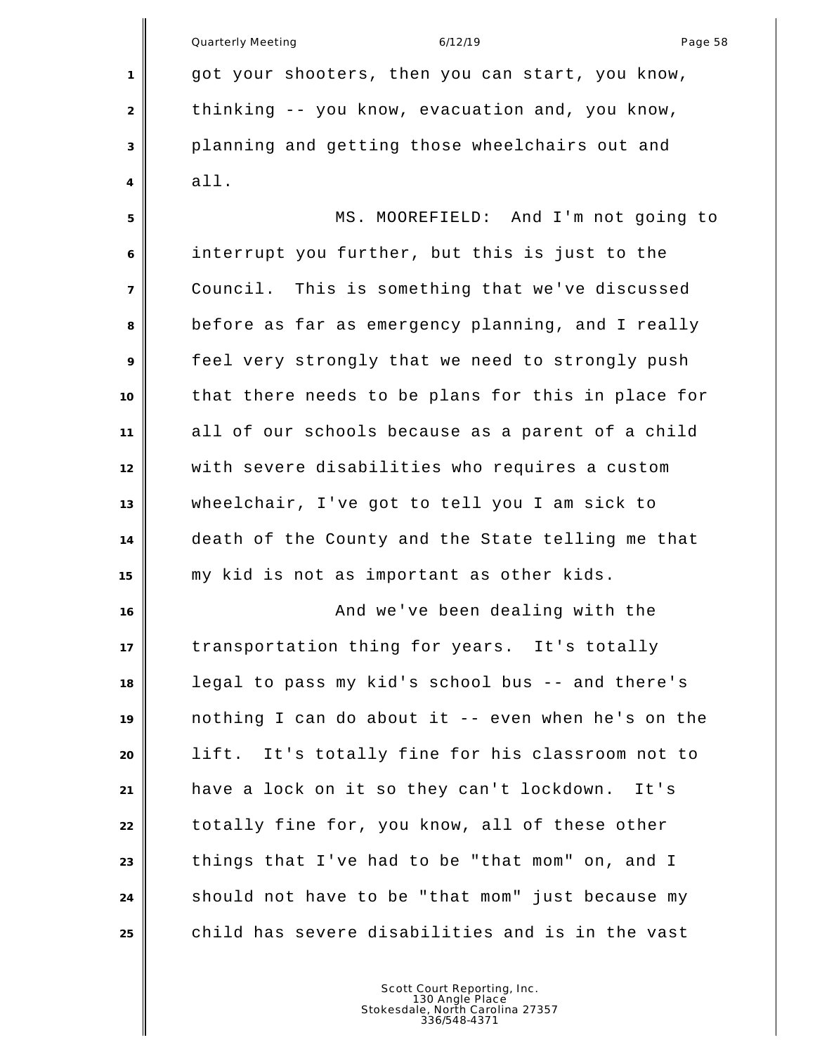got your shooters, then you can start, you know, thinking -- you know, evacuation and, you know, planning and getting those wheelchairs out and all.

MS. MOOREFIELD: And I'm not going to interrupt you further, but this is just to the Council. This is something that we've discussed before as far as emergency planning, and I really feel very strongly that we need to strongly push that there needs to be plans for this in place for all of our schools because as a parent of a child with severe disabilities who requires a custom wheelchair, I've got to tell you I am sick to death of the County and the State telling me that my kid is not as important as other kids.

And we've been dealing with the transportation thing for years. It's totally legal to pass my kid's school bus -- and there's nothing I can do about it -- even when he's on the lift. It's totally fine for his classroom not to have a lock on it so they can't lockdown. It's totally fine for, you know, all of these other things that I've had to be "that mom" on, and I should not have to be "that mom" just because my child has severe disabilities and is in the vast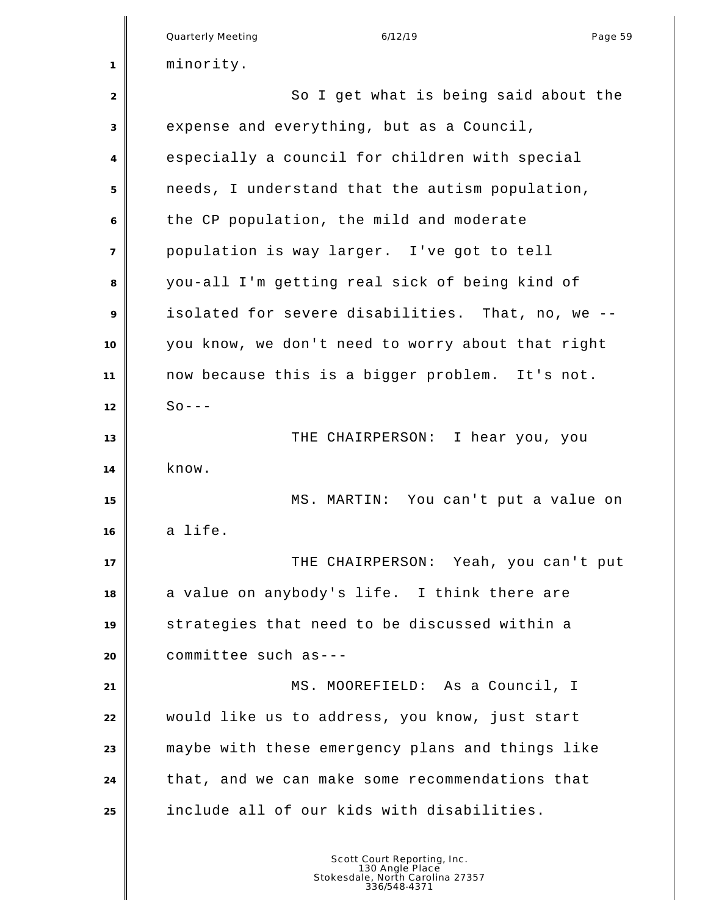minority.

So I get what is being said about the expense and everything, but as a Council, especially a council for children with special needs, I understand that the autism population, the CP population, the mild and moderate population is way larger. I've got to tell you-all I'm getting real sick of being kind of isolated for severe disabilities. That, no, we -- you know, we don't need to worry about that right now because this is a bigger problem. It's not. So---

THE CHAIRPERSON: I hear you, you know.

MS. MARTIN: You can't put a value on a life.

THE CHAIRPERSON: Yeah, you can't put a value on anybody's life. I think there are strategies that need to be discussed within a committee such as---

MS. MOOREFIELD: As a Council, I would like us to address, you know, just start maybe with these emergency plans and things like that, and we can make some recommendations that include all of our kids with disabilities.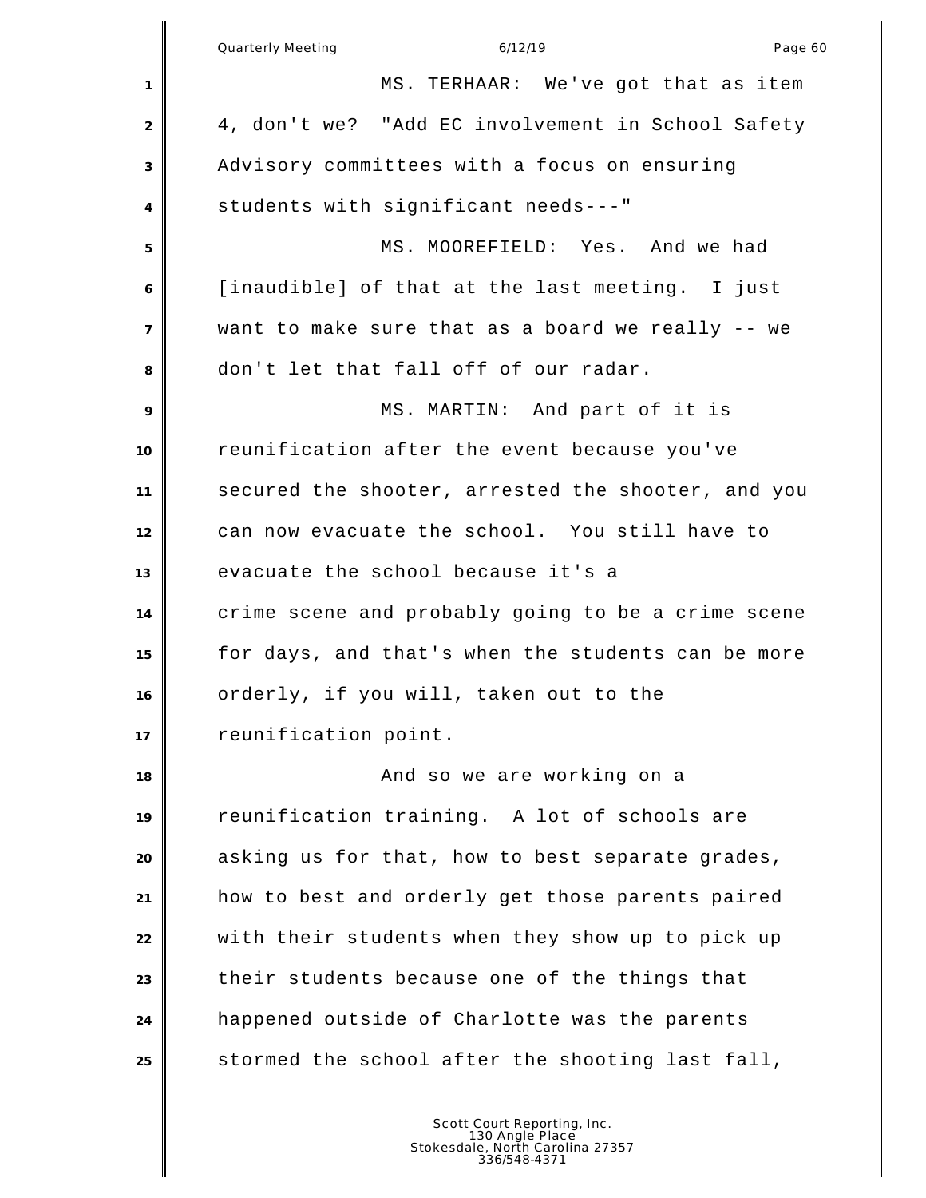MS. TERHAAR: We've got that as item 4, don't we? "Add EC involvement in School Safety Advisory committees with a focus on ensuring students with significant needs---"

MS. MOOREFIELD: Yes. And we had [inaudible] of that at the last meeting. I just want to make sure that as a board we really -- we don't let that fall off of our radar.

MS. MARTIN: And part of it is reunification after the event because you've secured the shooter, arrested the shooter, and you can now evacuate the school. You still have to evacuate the school because it's a crime scene and probably going to be a crime scene for days, and that's when the students can be more orderly, if you will, taken out to the reunification point.

And so we are working on a reunification training. A lot of schools are asking us for that, how to best separate grades, how to best and orderly get those parents paired with their students when they show up to pick up their students because one of the things that happened outside of Charlotte was the parents stormed the school after the shooting last fall,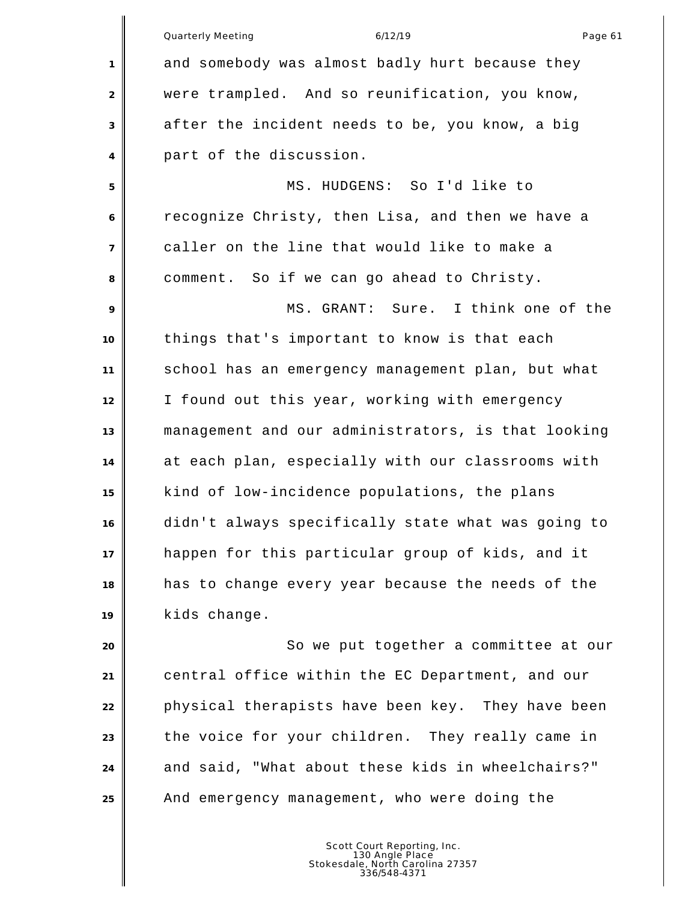and somebody was almost badly hurt because they were trampled. And so reunification, you know, after the incident needs to be, you know, a big part of the discussion.

MS. HUDGENS: So I'd like to recognize Christy, then Lisa, and then we have a caller on the line that would like to make a comment. So if we can go ahead to Christy.

MS. GRANT: Sure. I think one of the things that's important to know is that each school has an emergency management plan, but what I found out this year, working with emergency management and our administrators, is that looking at each plan, especially with our classrooms with kind of low-incidence populations, the plans didn't always specifically state what was going to happen for this particular group of kids, and it has to change every year because the needs of the kids change.

So we put together a committee at our central office within the EC Department, and our physical therapists have been key. They have been the voice for your children. They really came in and said, "What about these kids in wheelchairs?" And emergency management, who were doing the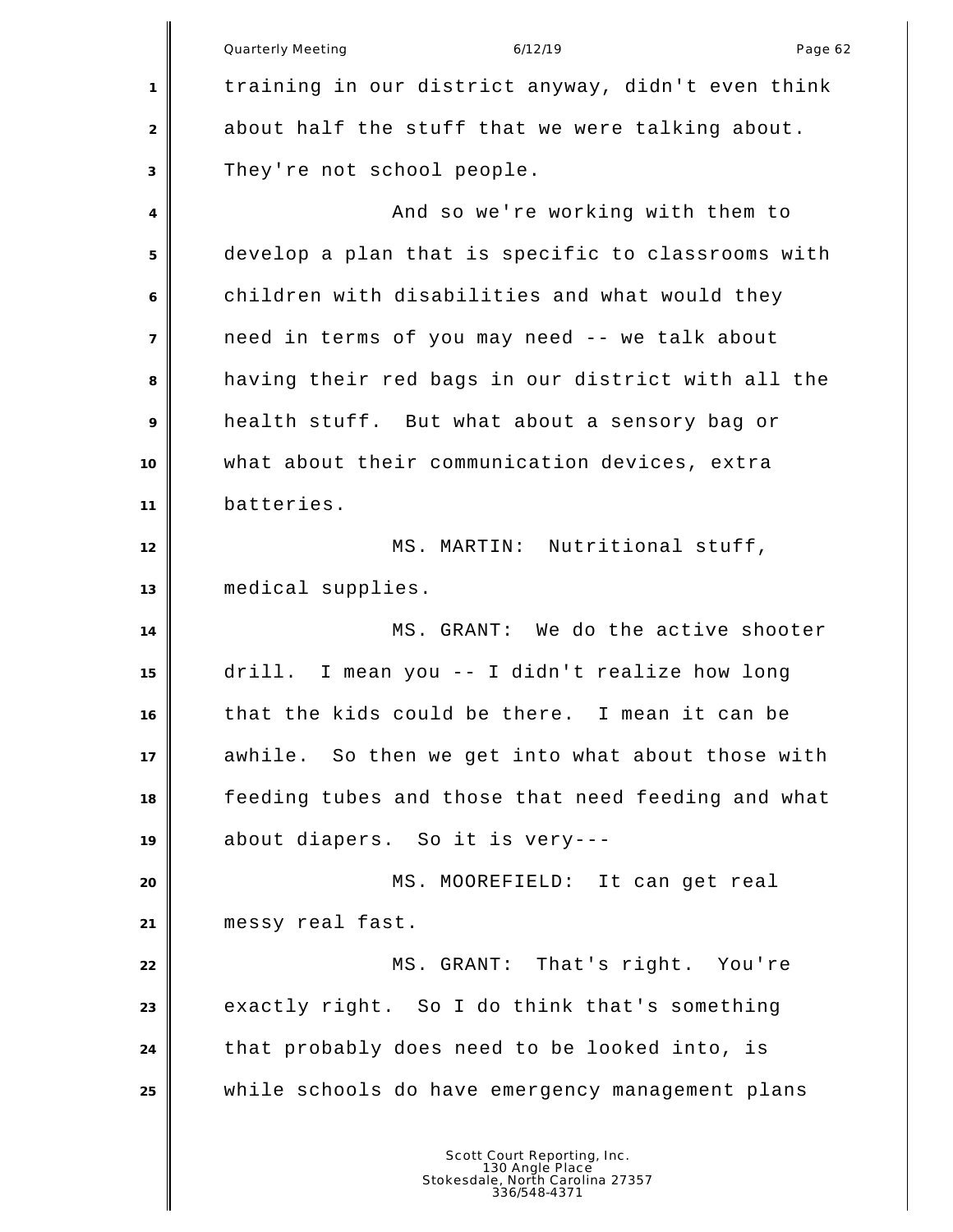training in our district anyway, didn't even think about half the stuff that we were talking about. They're not school people.

And so we're working with them to develop a plan that is specific to classrooms with children with disabilities and what would they need in terms of you may need -- we talk about having their red bags in our district with all the health stuff. But what about a sensory bag or what about their communication devices, extra batteries.

MS. MARTIN: Nutritional stuff, medical supplies.

MS. GRANT: We do the active shooter drill. I mean you -- I didn't realize how long that the kids could be there. I mean it can be awhile. So then we get into what about those with feeding tubes and those that need feeding and what about diapers. So it is very---

MS. MOOREFIELD: It can get real messy real fast.

MS. GRANT: That's right. You're exactly right. So I do think that's something that probably does need to be looked into, is while schools do have emergency management plans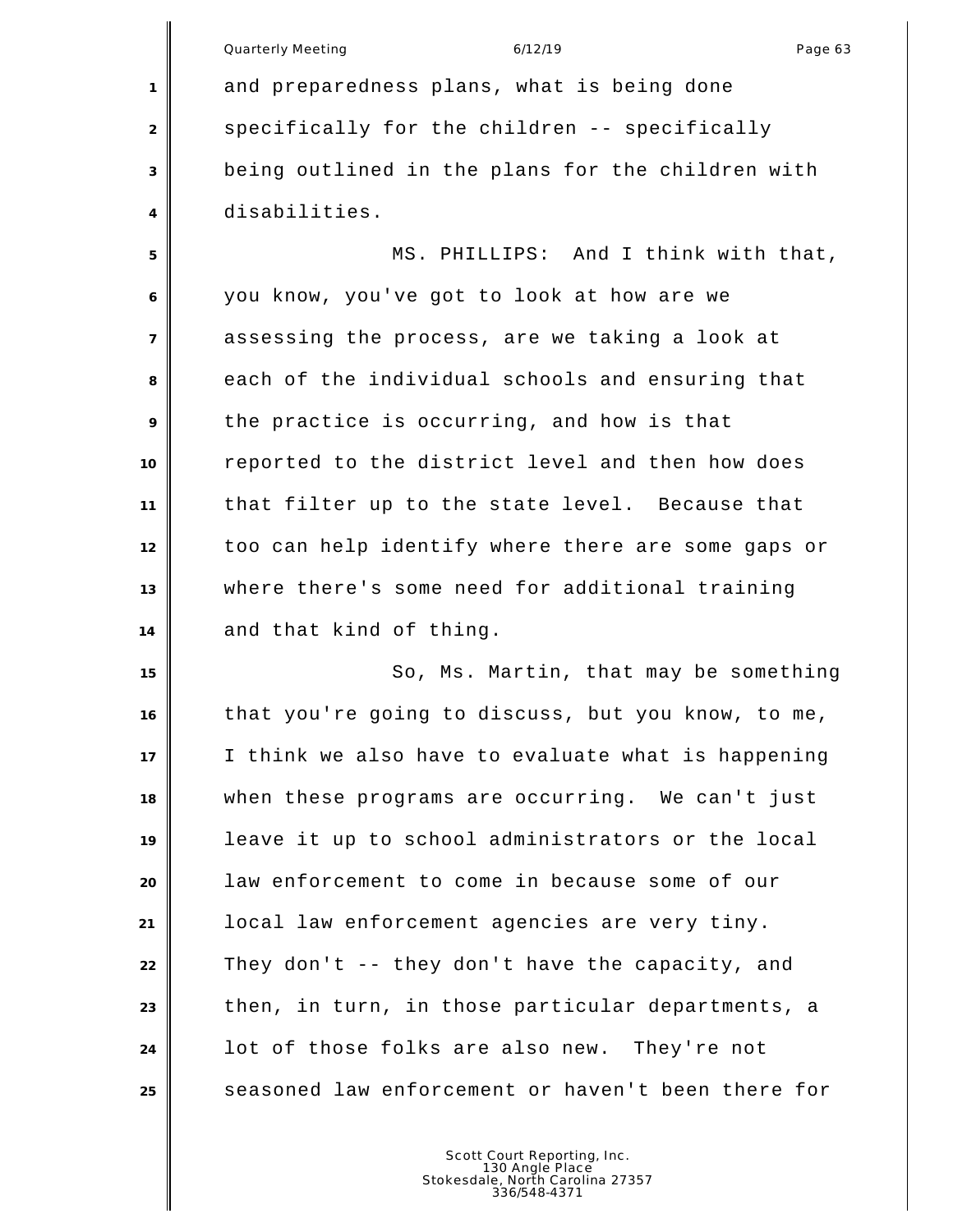and preparedness plans, what is being done specifically for the children -- specifically being outlined in the plans for the children with disabilities.

MS. PHILLIPS: And I think with that, you know, you've got to look at how are we assessing the process, are we taking a look at each of the individual schools and ensuring that the practice is occurring, and how is that reported to the district level and then how does that filter up to the state level. Because that too can help identify where there are some gaps or where there's some need for additional training and that kind of thing.

So, Ms. Martin, that may be something that you're going to discuss, but you know, to me, I think we also have to evaluate what is happening when these programs are occurring. We can't just leave it up to school administrators or the local law enforcement to come in because some of our local law enforcement agencies are very tiny. They don't -- they don't have the capacity, and then, in turn, in those particular departments, a lot of those folks are also new. They're not seasoned law enforcement or haven't been there for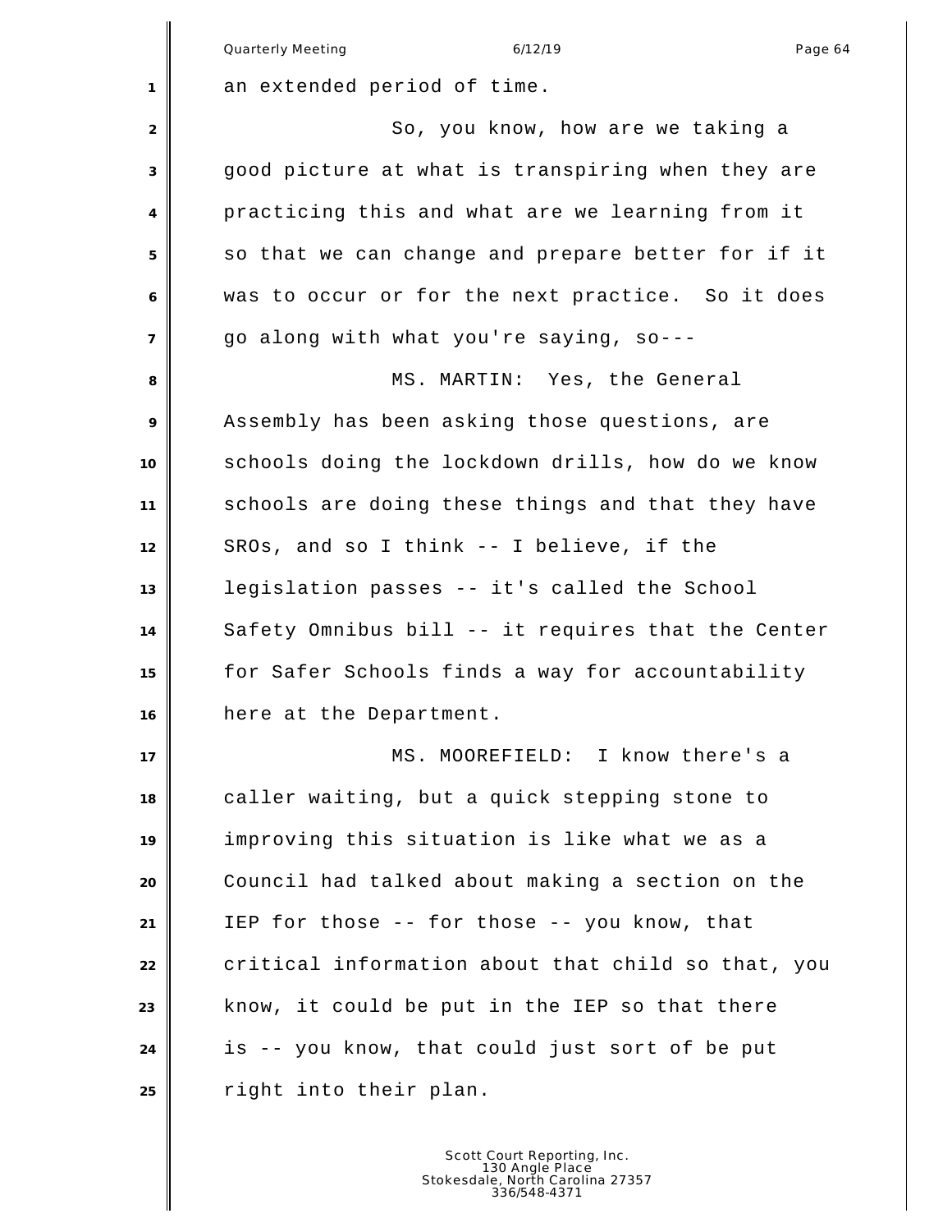an extended period of time.

So, you know, how are we taking a good picture at what is transpiring when they are practicing this and what are we learning from it so that we can change and prepare better for if it was to occur or for the next practice. So it does go along with what you're saying, so---

MS. MARTIN: Yes, the General Assembly has been asking those questions, are schools doing the lockdown drills, how do we know schools are doing these things and that they have SROs, and so I think -- I believe, if the legislation passes -- it's called the School Safety Omnibus bill -- it requires that the Center for Safer Schools finds a way for accountability here at the Department.

MS. MOOREFIELD: I know there's a caller waiting, but a quick stepping stone to improving this situation is like what we as a Council had talked about making a section on the IEP for those -- for those -- you know, that critical information about that child so that, you know, it could be put in the IEP so that there is -- you know, that could just sort of be put right into their plan.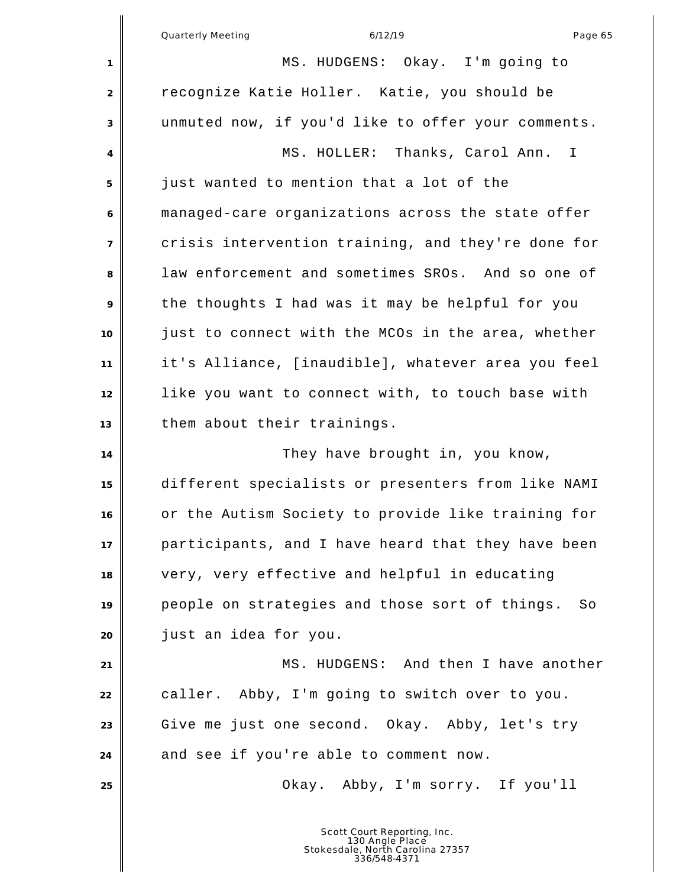MS. HUDGENS: Okay. I'm going to recognize Katie Holler. Katie, you should be unmuted now, if you'd like to offer your comments.

MS. HOLLER: Thanks, Carol Ann. I just wanted to mention that a lot of the managed-care organizations across the state offer crisis intervention training, and they're done for law enforcement and sometimes SROs. And so one of the thoughts I had was it may be helpful for you just to connect with the MCOs in the area, whether it's Alliance, [inaudible], whatever area you feel like you want to connect with, to touch base with them about their trainings.

They have brought in, you know, different specialists or presenters from like NAMI or the Autism Society to provide like training for participants, and I have heard that they have been very, very effective and helpful in educating people on strategies and those sort of things. So just an idea for you.

MS. HUDGENS: And then I have another caller. Abby, I'm going to switch over to you. Give me just one second. Okay. Abby, let's try and see if you're able to comment now.

Okay. Abby, I'm sorry. If you'll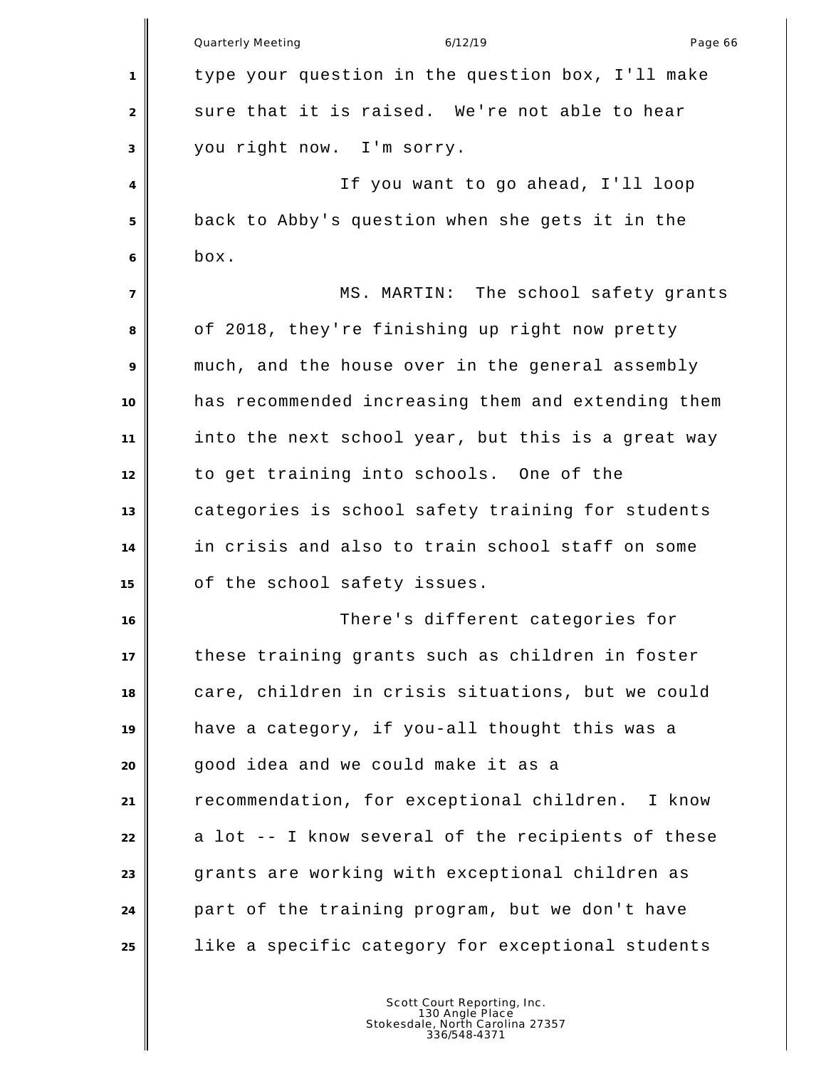type your question in the question box, I'll make sure that it is raised. We're not able to hear you right now. I'm sorry.

If you want to go ahead, I'll loop back to Abby's question when she gets it in the box.

MS. MARTIN: The school safety grants of 2018, they're finishing up right now pretty much, and the house over in the general assembly has recommended increasing them and extending them into the next school year, but this is a great way to get training into schools. One of the categories is school safety training for students in crisis and also to train school staff on some of the school safety issues.

There's different categories for these training grants such as children in foster care, children in crisis situations, but we could have a category, if you-all thought this was a good idea and we could make it as a recommendation, for exceptional children. I know a lot -- I know several of the recipients of these grants are working with exceptional children as part of the training program, but we don't have like a specific category for exceptional students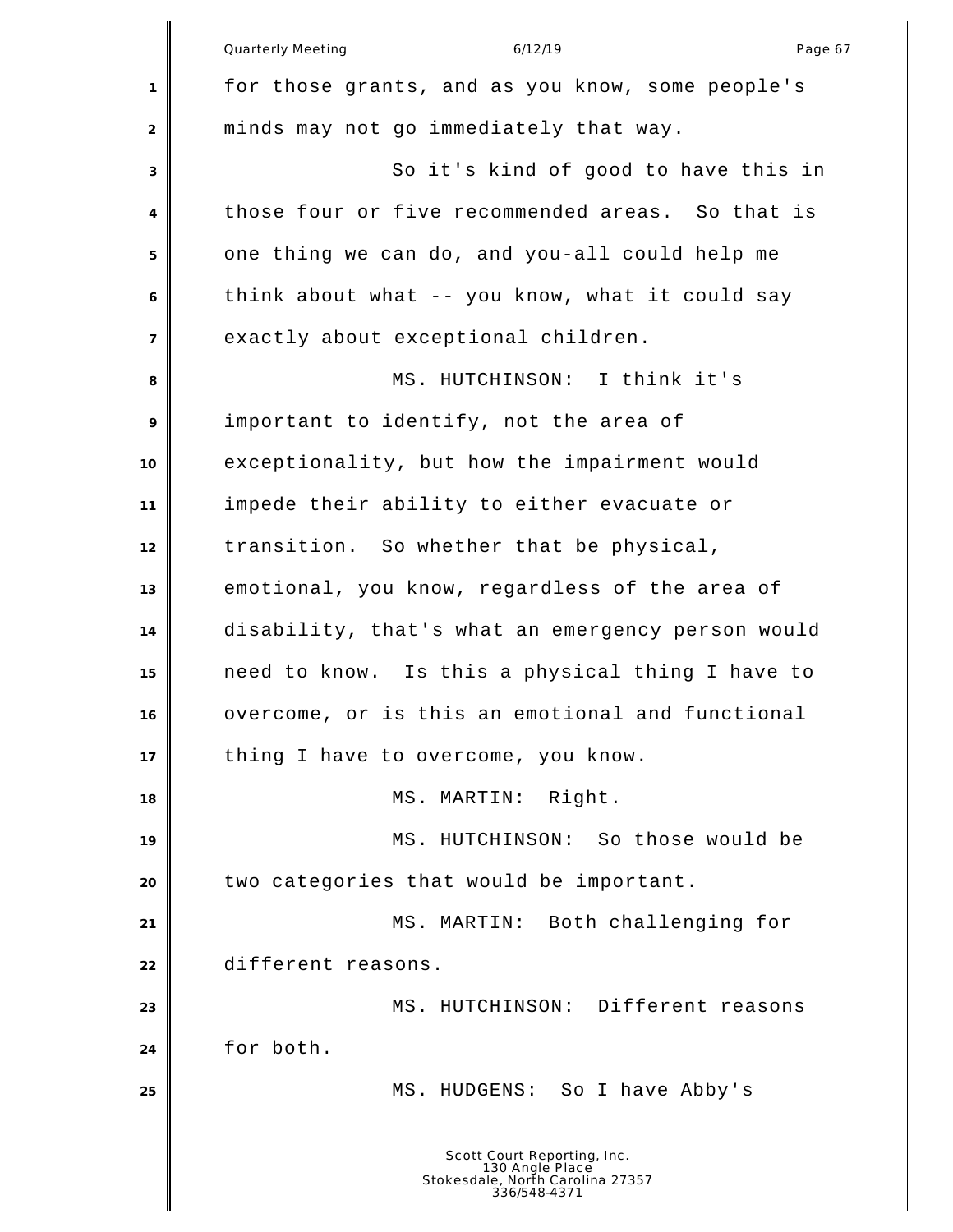for those grants, and as you know, some people's minds may not go immediately that way.

So it's kind of good to have this in those four or five recommended areas. So that is one thing we can do, and you-all could help me think about what -- you know, what it could say exactly about exceptional children.

MS. HUTCHINSON: I think it's important to identify, not the area of exceptionality, but how the impairment would impede their ability to either evacuate or transition. So whether that be physical, emotional, you know, regardless of the area of disability, that's what an emergency person would need to know. Is this a physical thing I have to overcome, or is this an emotional and functional thing I have to overcome, you know.

MS. MARTIN: Right.

MS. HUTCHINSON: So those would be two categories that would be important.

MS. MARTIN: Both challenging for different reasons.

MS. HUTCHINSON: Different reasons for both.

MS. HUDGENS: So I have Abby's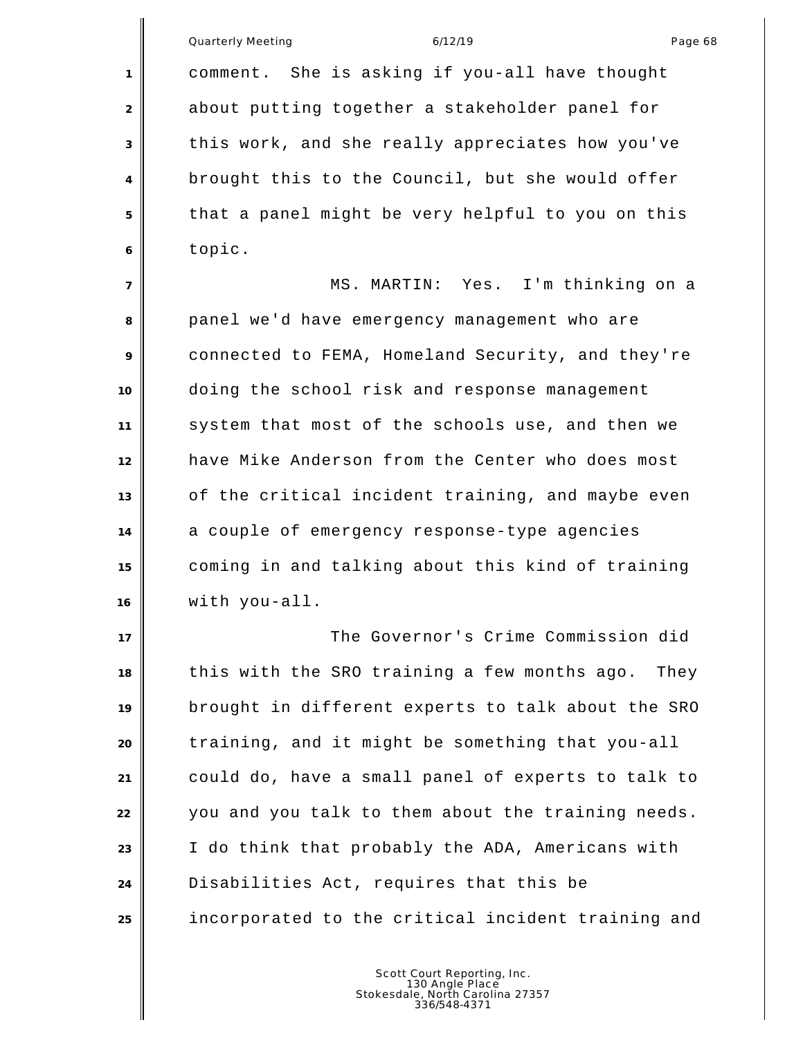comment. She is asking if you-all have thought about putting together a stakeholder panel for this work, and she really appreciates how you've brought this to the Council, but she would offer that a panel might be very helpful to you on this topic.

MS. MARTIN: Yes. I'm thinking on a panel we'd have emergency management who are connected to FEMA, Homeland Security, and they're doing the school risk and response management system that most of the schools use, and then we have Mike Anderson from the Center who does most of the critical incident training, and maybe even a couple of emergency response-type agencies coming in and talking about this kind of training with you-all.

The Governor's Crime Commission did this with the SRO training a few months ago. They brought in different experts to talk about the SRO training, and it might be something that you-all could do, have a small panel of experts to talk to you and you talk to them about the training needs. I do think that probably the ADA, Americans with Disabilities Act, requires that this be incorporated to the critical incident training and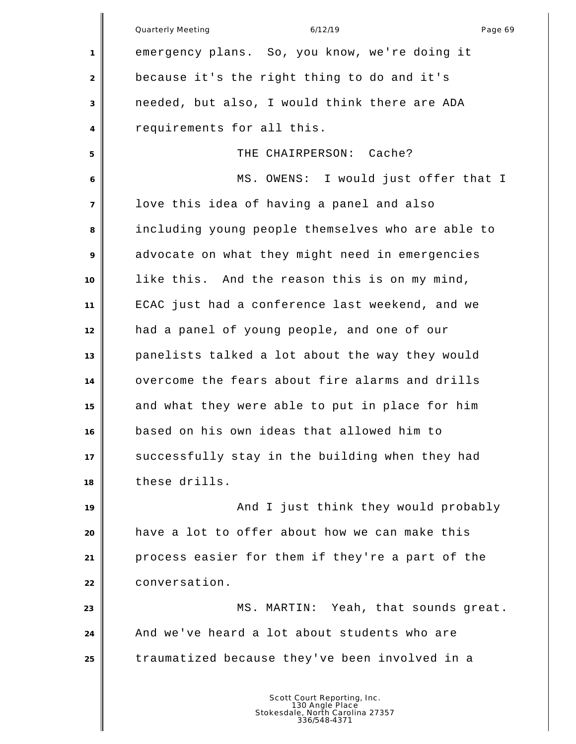emergency plans. So, you know, we're doing it because it's the right thing to do and it's needed, but also, I would think there are ADA requirements for all this.

THE CHAIRPERSON: Cache?

MS. OWENS: I would just offer that I love this idea of having a panel and also including young people themselves who are able to advocate on what they might need in emergencies like this. And the reason this is on my mind, ECAC just had a conference last weekend, and we had a panel of young people, and one of our panelists talked a lot about the way they would overcome the fears about fire alarms and drills and what they were able to put in place for him based on his own ideas that allowed him to successfully stay in the building when they had these drills.

And I just think they would probably have a lot to offer about how we can make this process easier for them if they're a part of the conversation.

MS. MARTIN: Yeah, that sounds great. And we've heard a lot about students who are traumatized because they've been involved in a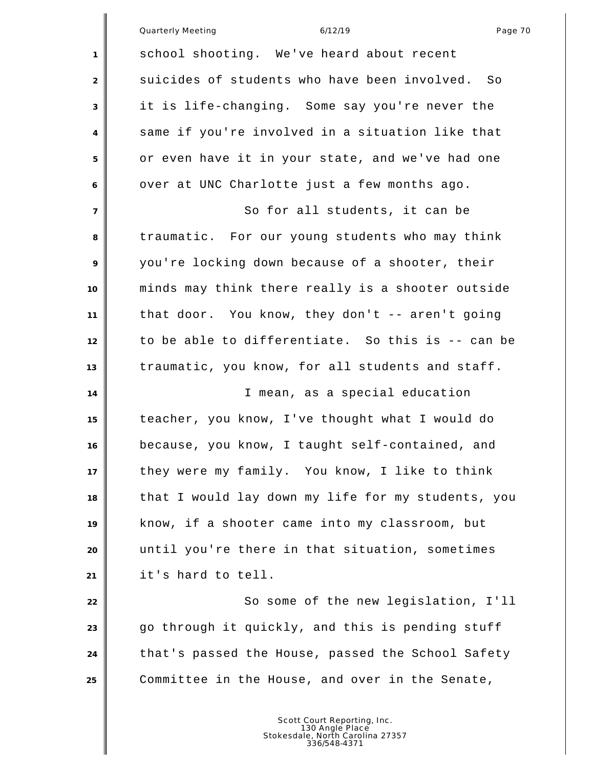school shooting. We've heard about recent suicides of students who have been involved. So it is life-changing. Some say you're never the same if you're involved in a situation like that or even have it in your state, and we've had one over at UNC Charlotte just a few months ago.

So for all students, it can be traumatic. For our young students who may think you're locking down because of a shooter, their minds may think there really is a shooter outside that door. You know, they don't -- aren't going to be able to differentiate. So this is -- can be traumatic, you know, for all students and staff.

I mean, as a special education teacher, you know, I've thought what I would do because, you know, I taught self-contained, and they were my family. You know, I like to think that I would lay down my life for my students, you know, if a shooter came into my classroom, but until you're there in that situation, sometimes it's hard to tell.

So some of the new legislation, I'll go through it quickly, and this is pending stuff that's passed the House, passed the School Safety Committee in the House, and over in the Senate,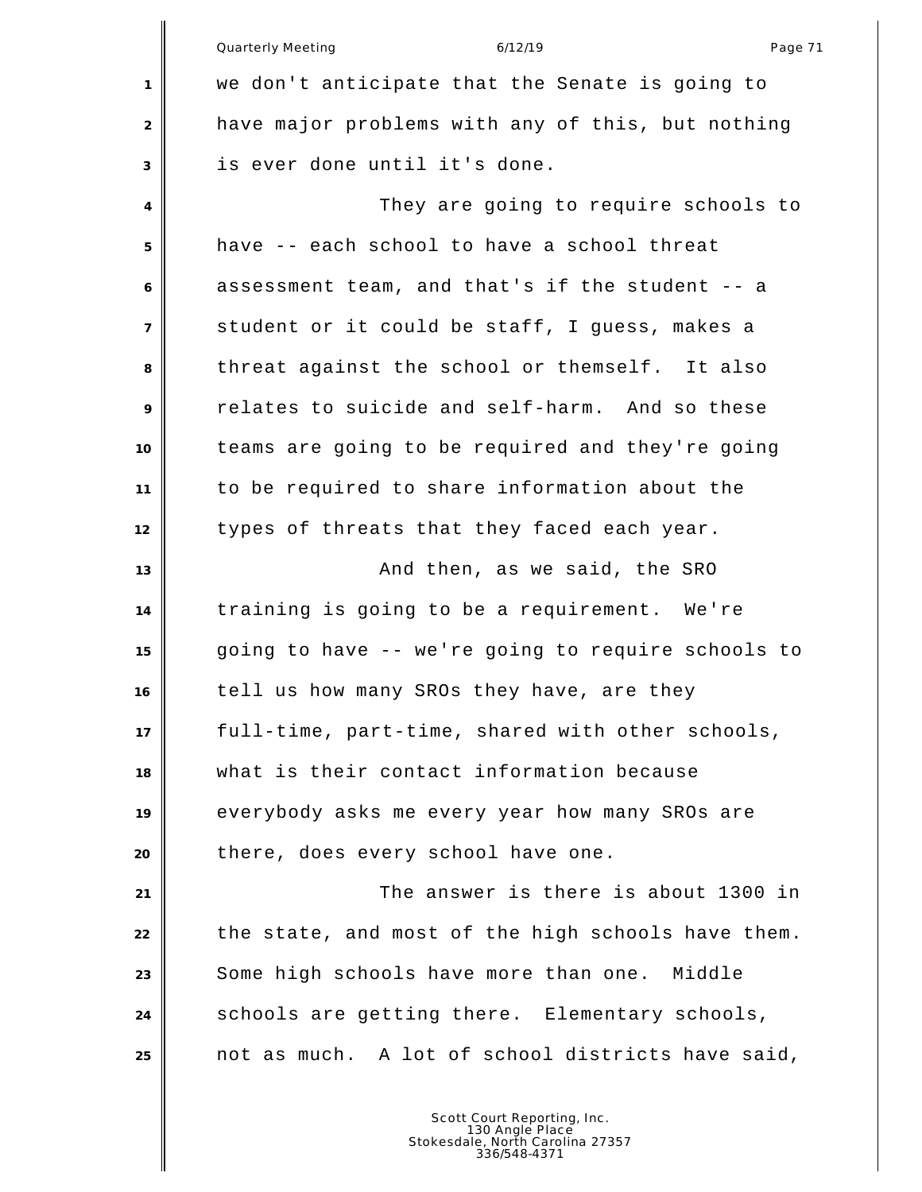we don't anticipate that the Senate is going to have major problems with any of this, but nothing is ever done until it's done.

They are going to require schools to have -- each school to have a school threat assessment team, and that's if the student -- a student or it could be staff, I guess, makes a threat against the school or themself. It also relates to suicide and self-harm. And so these teams are going to be required and they're going to be required to share information about the types of threats that they faced each year.

And then, as we said, the SRO training is going to be a requirement. We're going to have -- we're going to require schools to tell us how many SROs they have, are they full-time, part-time, shared with other schools, what is their contact information because everybody asks me every year how many SROs are there, does every school have one.

The answer is there is about 1300 in the state, and most of the high schools have them. Some high schools have more than one. Middle schools are getting there. Elementary schools, not as much. A lot of school districts have said,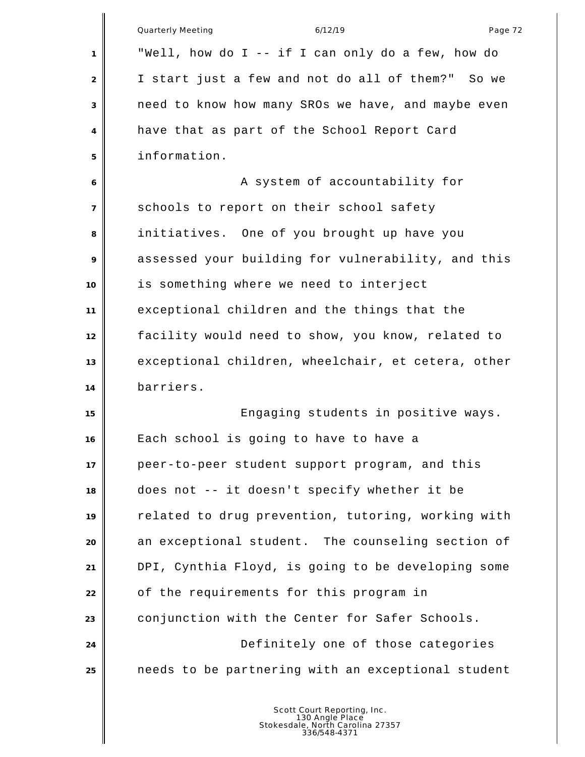"Well, how do I -- if I can only do a few, how do I start just a few and not do all of them?" So we need to know how many SROs we have, and maybe even have that as part of the School Report Card information.

A system of accountability for schools to report on their school safety initiatives. One of you brought up have you assessed your building for vulnerability, and this is something where we need to interject exceptional children and the things that the facility would need to show, you know, related to exceptional children, wheelchair, et cetera, other barriers.

Engaging students in positive ways. Each school is going to have to have a peer-to-peer student support program, and this does not -- it doesn't specify whether it be related to drug prevention, tutoring, working with an exceptional student. The counseling section of DPI, Cynthia Floyd, is going to be developing some of the requirements for this program in conjunction with the Center for Safer Schools.

Definitely one of those categories needs to be partnering with an exceptional student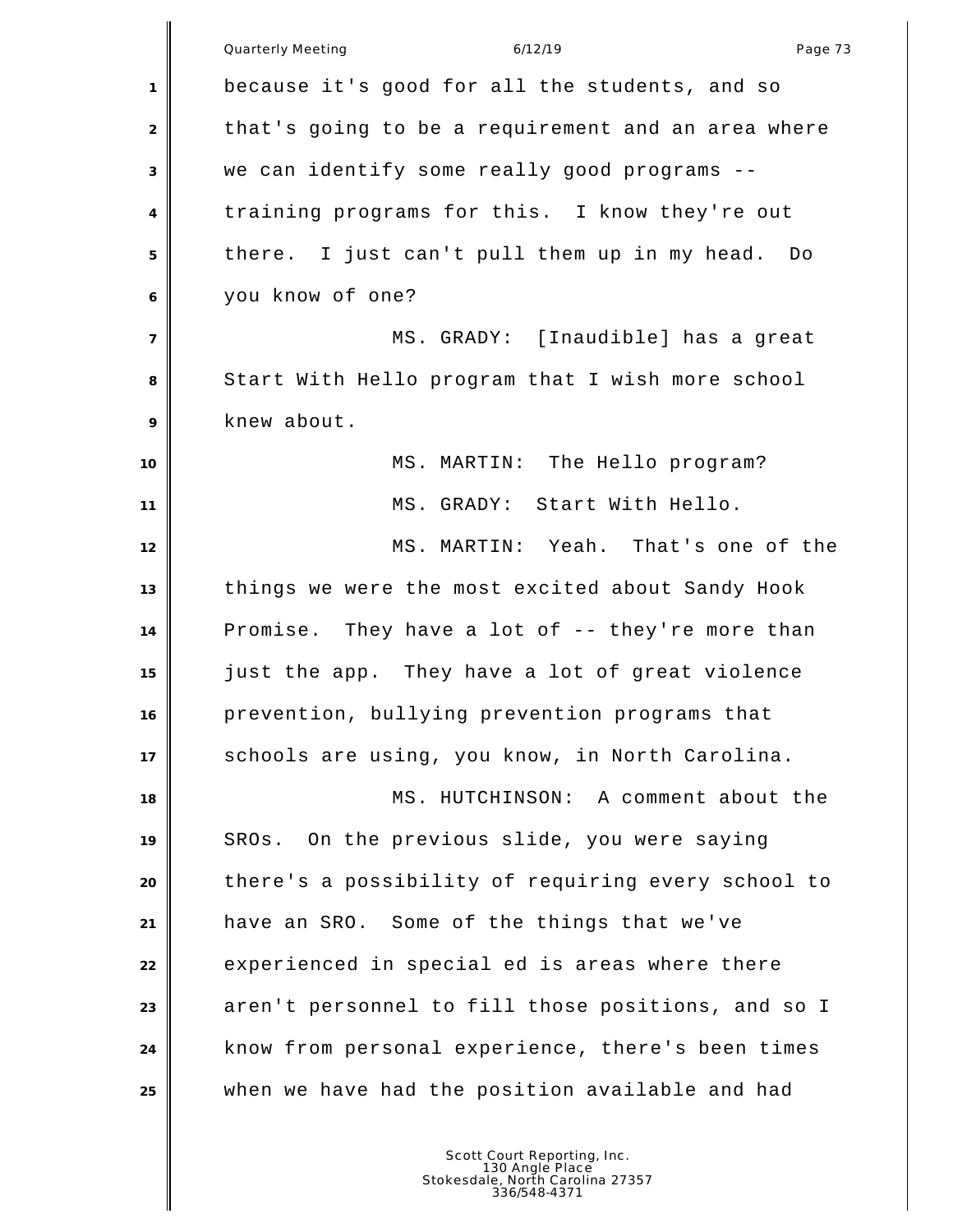because it's good for all the students, and so that's going to be a requirement and an area where we can identify some really good programs -- training programs for this. I know they're out there. I just can't pull them up in my head. Do you know of one?

MS. GRADY: [Inaudible] has a great Start With Hello program that I wish more school knew about.

MS. MARTIN: The Hello program?

MS. GRADY: Start With Hello.

MS. MARTIN: Yeah. That's one of the things we were the most excited about Sandy Hook Promise. They have a lot of -- they're more than just the app. They have a lot of great violence prevention, bullying prevention programs that schools are using, you know, in North Carolina.

MS. HUTCHINSON: A comment about the SROs. On the previous slide, you were saying there's a possibility of requiring every school to have an SRO. Some of the things that we've experienced in special ed is areas where there aren't personnel to fill those positions, and so I know from personal experience, there's been times when we have had the position available and had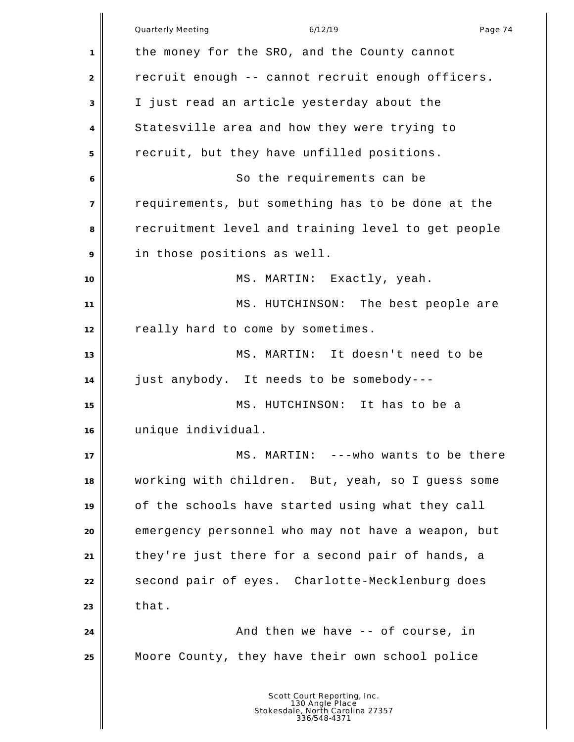the money for the SRO, and the County cannot recruit enough -- cannot recruit enough officers. I just read an article yesterday about the Statesville area and how they were trying to recruit, but they have unfilled positions.

So the requirements can be requirements, but something has to be done at the recruitment level and training level to get people in those positions as well.

MS. MARTIN: Exactly, yeah.

MS. HUTCHINSON: The best people are really hard to come by sometimes.

MS. MARTIN: It doesn't need to be just anybody. It needs to be somebody---

MS. HUTCHINSON: It has to be a unique individual.

MS. MARTIN: ---who wants to be there working with children. But, yeah, so I guess some of the schools have started using what they call emergency personnel who may not have a weapon, but they're just there for a second pair of hands, a second pair of eyes. Charlotte-Mecklenburg does that.

And then we have -- of course, in Moore County, they have their own school police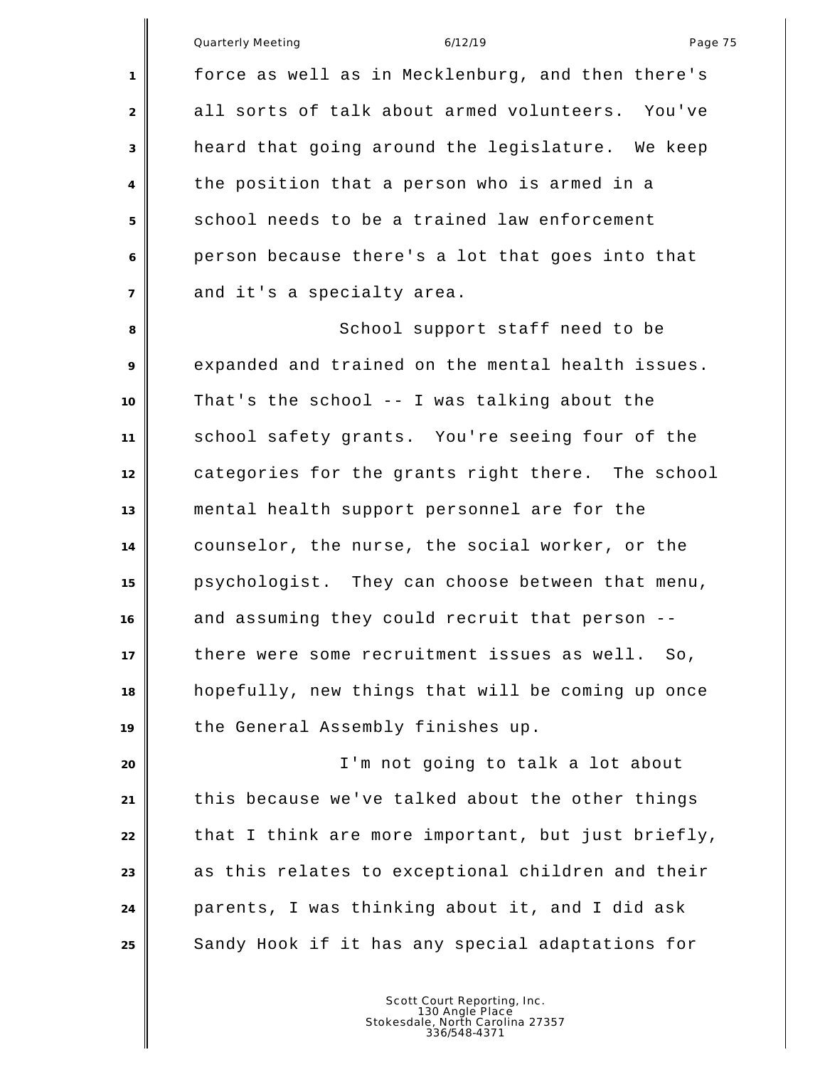force as well as in Mecklenburg, and then there's all sorts of talk about armed volunteers. You've heard that going around the legislature. We keep the position that a person who is armed in a school needs to be a trained law enforcement person because there's a lot that goes into that and it's a specialty area.

School support staff need to be expanded and trained on the mental health issues. That's the school -- I was talking about the school safety grants. You're seeing four of the categories for the grants right there. The school mental health support personnel are for the counselor, the nurse, the social worker, or the psychologist. They can choose between that menu, and assuming they could recruit that person -- there were some recruitment issues as well. So, hopefully, new things that will be coming up once the General Assembly finishes up.

I'm not going to talk a lot about this because we've talked about the other things that I think are more important, but just briefly, as this relates to exceptional children and their parents, I was thinking about it, and I did ask Sandy Hook if it has any special adaptations for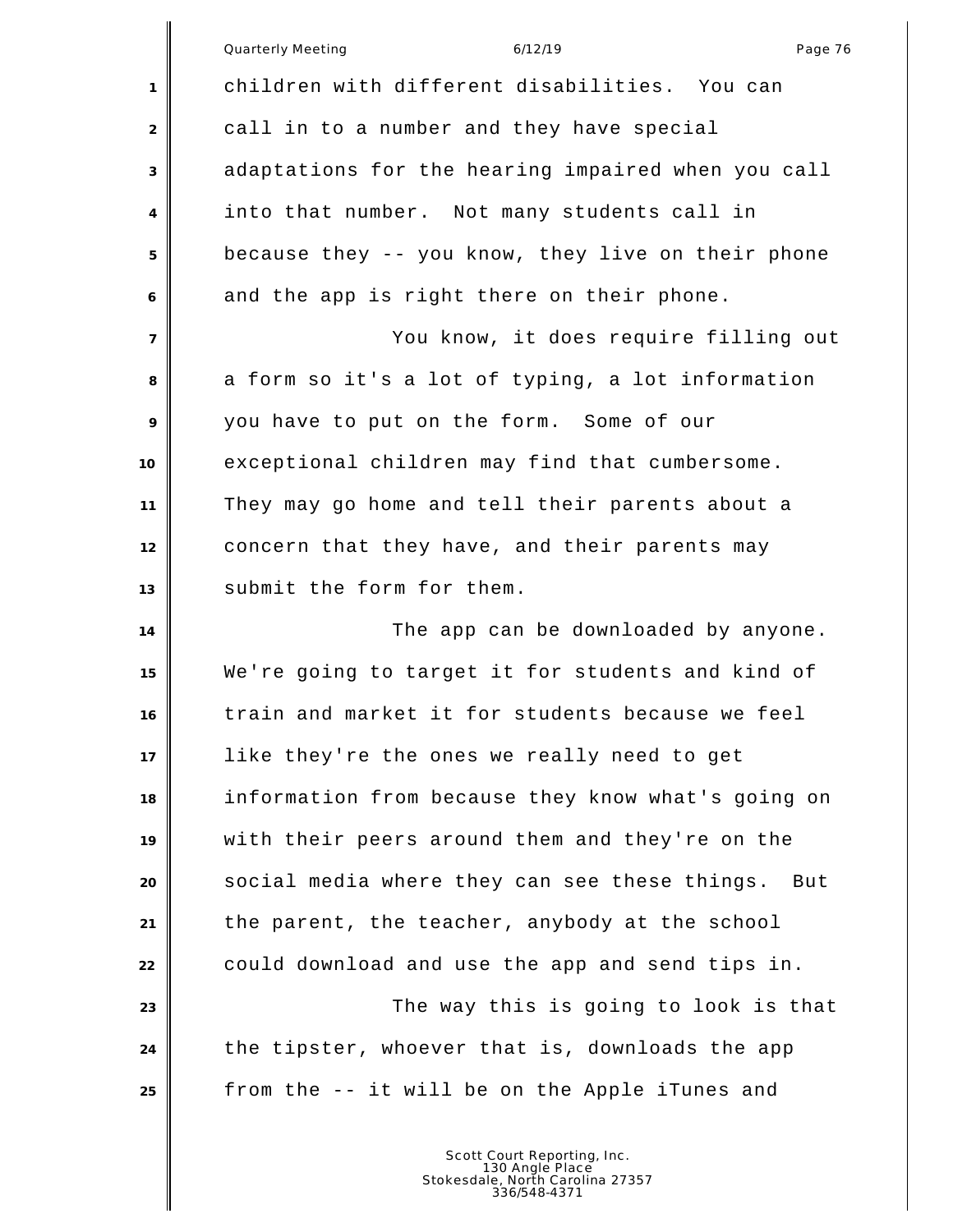children with different disabilities. You can call in to a number and they have special adaptations for the hearing impaired when you call into that number. Not many students call in because they -- you know, they live on their phone and the app is right there on their phone.

You know, it does require filling out a form so it's a lot of typing, a lot information you have to put on the form. Some of our exceptional children may find that cumbersome. They may go home and tell their parents about a concern that they have, and their parents may submit the form for them.

The app can be downloaded by anyone. We're going to target it for students and kind of train and market it for students because we feel like they're the ones we really need to get information from because they know what's going on with their peers around them and they're on the social media where they can see these things. But the parent, the teacher, anybody at the school could download and use the app and send tips in.

The way this is going to look is that the tipster, whoever that is, downloads the app from the -- it will be on the Apple iTunes and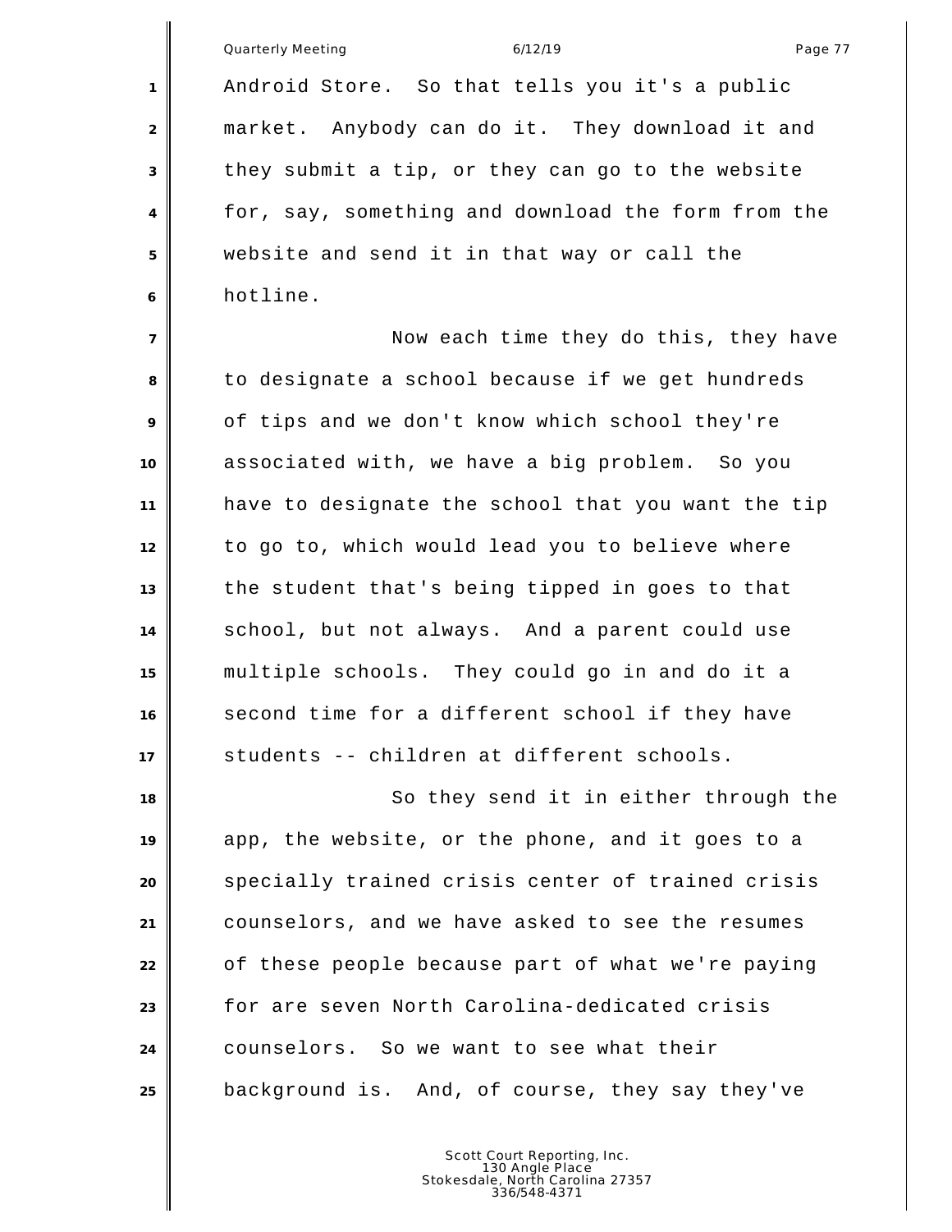Android Store. So that tells you it's a public market. Anybody can do it. They download it and they submit a tip, or they can go to the website for, say, something and download the form from the website and send it in that way or call the hotline.

Now each time they do this, they have to designate a school because if we get hundreds of tips and we don't know which school they're associated with, we have a big problem. So you have to designate the school that you want the tip to go to, which would lead you to believe where the student that's being tipped in goes to that school, but not always. And a parent could use multiple schools. They could go in and do it a second time for a different school if they have students -- children at different schools.

So they send it in either through the app, the website, or the phone, and it goes to a specially trained crisis center of trained crisis counselors, and we have asked to see the resumes of these people because part of what we're paying for are seven North Carolina-dedicated crisis counselors. So we want to see what their background is. And, of course, they say they've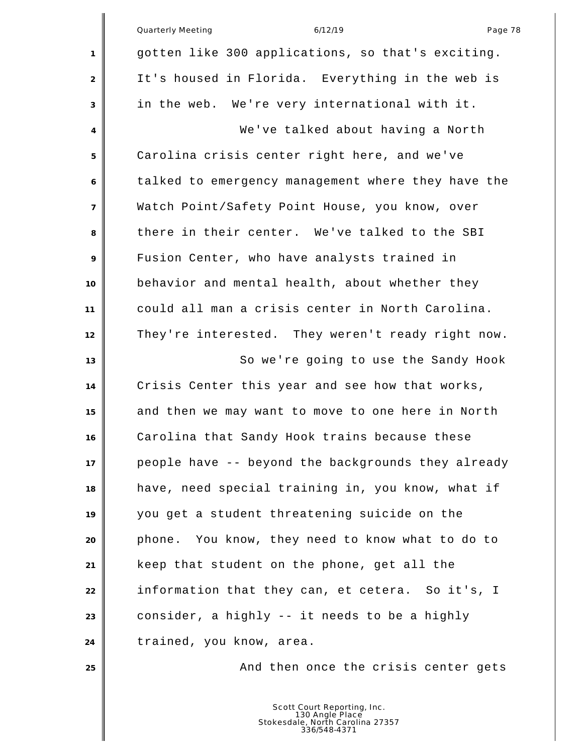gotten like 300 applications, so that's exciting. It's housed in Florida. Everything in the web is in the web. We're very international with it.

We've talked about having a North Carolina crisis center right here, and we've talked to emergency management where they have the Watch Point/Safety Point House, you know, over there in their center. We've talked to the SBI Fusion Center, who have analysts trained in behavior and mental health, about whether they could all man a crisis center in North Carolina. They're interested. They weren't ready right now.

So we're going to use the Sandy Hook Crisis Center this year and see how that works, and then we may want to move to one here in North Carolina that Sandy Hook trains because these people have -- beyond the backgrounds they already have, need special training in, you know, what if you get a student threatening suicide on the phone. You know, they need to know what to do to keep that student on the phone, get all the information that they can, et cetera. So it's, I consider, a highly -- it needs to be a highly trained, you know, area.

And then once the crisis center gets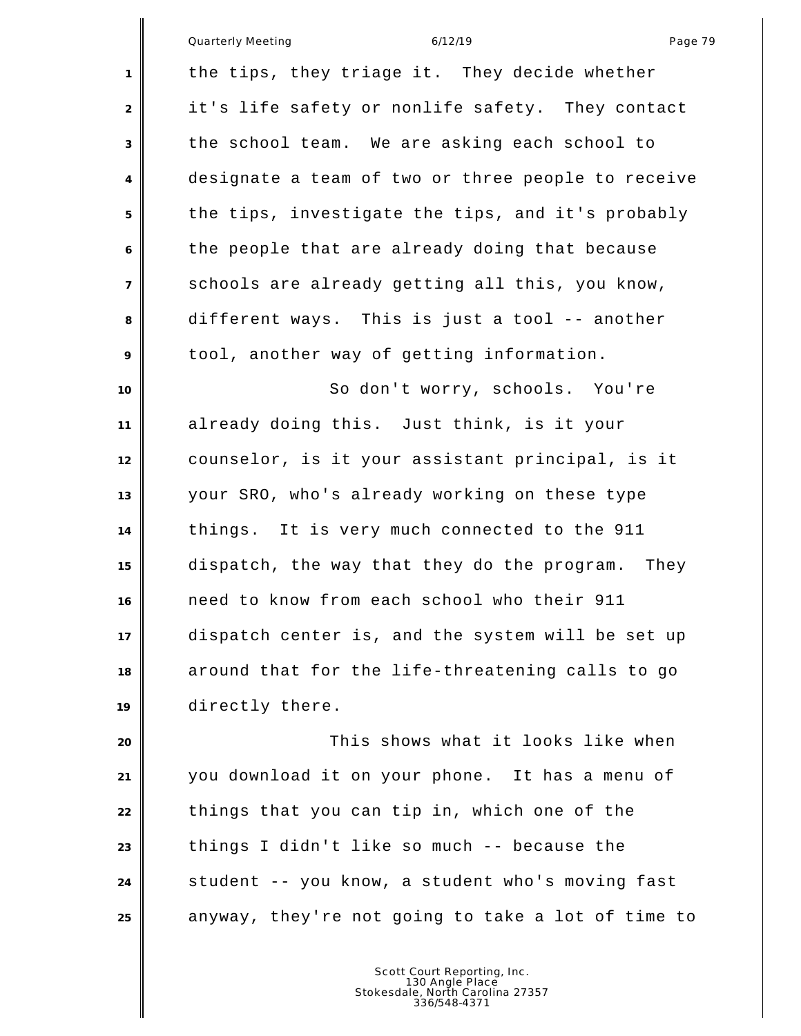the tips, they triage it. They decide whether it's life safety or nonlife safety. They contact the school team. We are asking each school to designate a team of two or three people to receive the tips, investigate the tips, and it's probably the people that are already doing that because schools are already getting all this, you know, different ways. This is just a tool -- another tool, another way of getting information.

So don't worry, schools. You're already doing this. Just think, is it your counselor, is it your assistant principal, is it your SRO, who's already working on these type things. It is very much connected to the 911 dispatch, the way that they do the program. They need to know from each school who their 911 dispatch center is, and the system will be set up around that for the life-threatening calls to go directly there.

This shows what it looks like when you download it on your phone. It has a menu of things that you can tip in, which one of the things I didn't like so much -- because the student -- you know, a student who's moving fast anyway, they're not going to take a lot of time to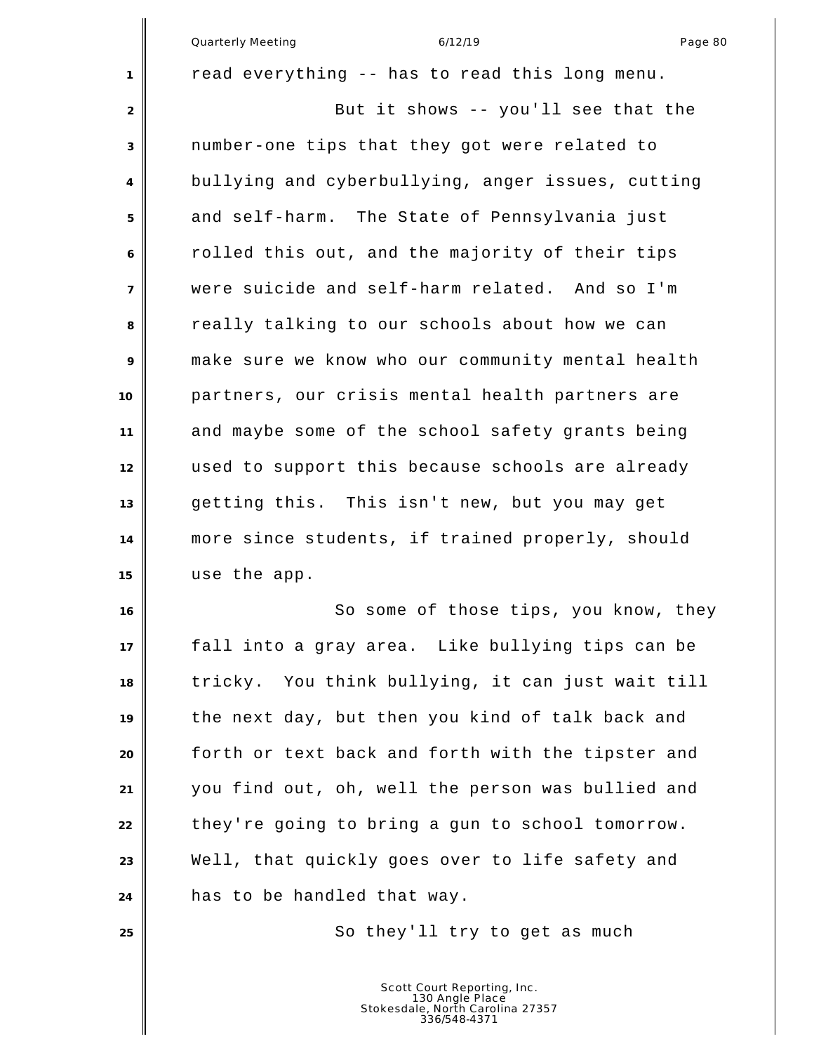read everything -- has to read this long menu.

But it shows -- you'll see that the number-one tips that they got were related to bullying and cyberbullying, anger issues, cutting and self-harm. The State of Pennsylvania just rolled this out, and the majority of their tips were suicide and self-harm related. And so I'm really talking to our schools about how we can make sure we know who our community mental health partners, our crisis mental health partners are and maybe some of the school safety grants being used to support this because schools are already getting this. This isn't new, but you may get more since students, if trained properly, should use the app.

So some of those tips, you know, they fall into a gray area. Like bullying tips can be tricky. You think bullying, it can just wait till the next day, but then you kind of talk back and forth or text back and forth with the tipster and you find out, oh, well the person was bullied and they're going to bring a gun to school tomorrow. Well, that quickly goes over to life safety and has to be handled that way.

So they'll try to get as much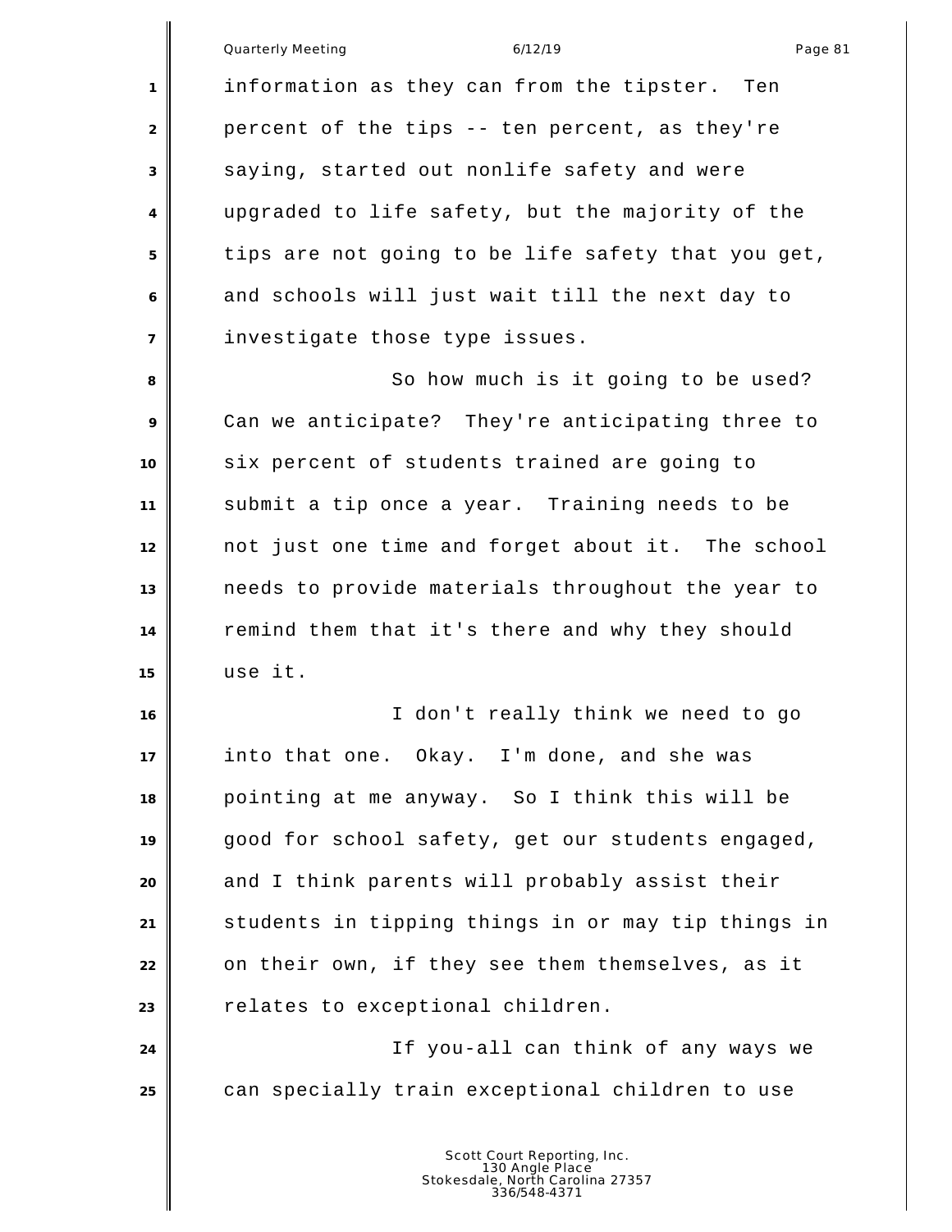information as they can from the tipster. Ten percent of the tips -- ten percent, as they're saying, started out nonlife safety and were upgraded to life safety, but the majority of the tips are not going to be life safety that you get, and schools will just wait till the next day to investigate those type issues.

So how much is it going to be used? Can we anticipate? They're anticipating three to six percent of students trained are going to submit a tip once a year. Training needs to be not just one time and forget about it. The school needs to provide materials throughout the year to remind them that it's there and why they should use it.

I don't really think we need to go into that one. Okay. I'm done, and she was pointing at me anyway. So I think this will be good for school safety, get our students engaged, and I think parents will probably assist their students in tipping things in or may tip things in on their own, if they see them themselves, as it relates to exceptional children.

If you-all can think of any ways we can specially train exceptional children to use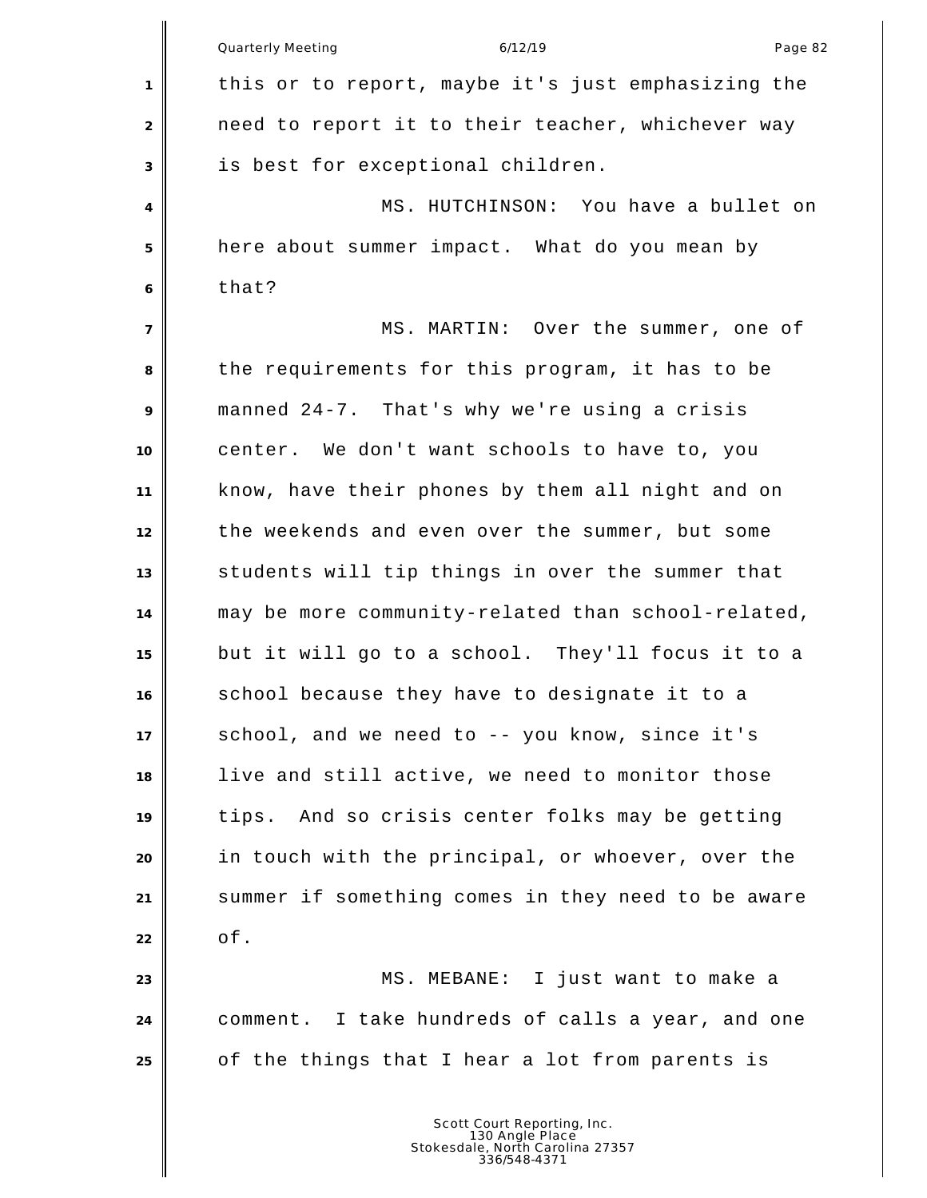this or to report, maybe it's just emphasizing the need to report it to their teacher, whichever way is best for exceptional children.

MS. HUTCHINSON: You have a bullet on here about summer impact. What do you mean by that?

MS. MARTIN: Over the summer, one of the requirements for this program, it has to be manned 24-7. That's why we're using a crisis center. We don't want schools to have to, you know, have their phones by them all night and on the weekends and even over the summer, but some students will tip things in over the summer that may be more community-related than school-related, but it will go to a school. They'll focus it to a school because they have to designate it to a school, and we need to -- you know, since it's live and still active, we need to monitor those tips. And so crisis center folks may be getting in touch with the principal, or whoever, over the summer if something comes in they need to be aware of.

MS. MEBANE: I just want to make a comment. I take hundreds of calls a year, and one of the things that I hear a lot from parents is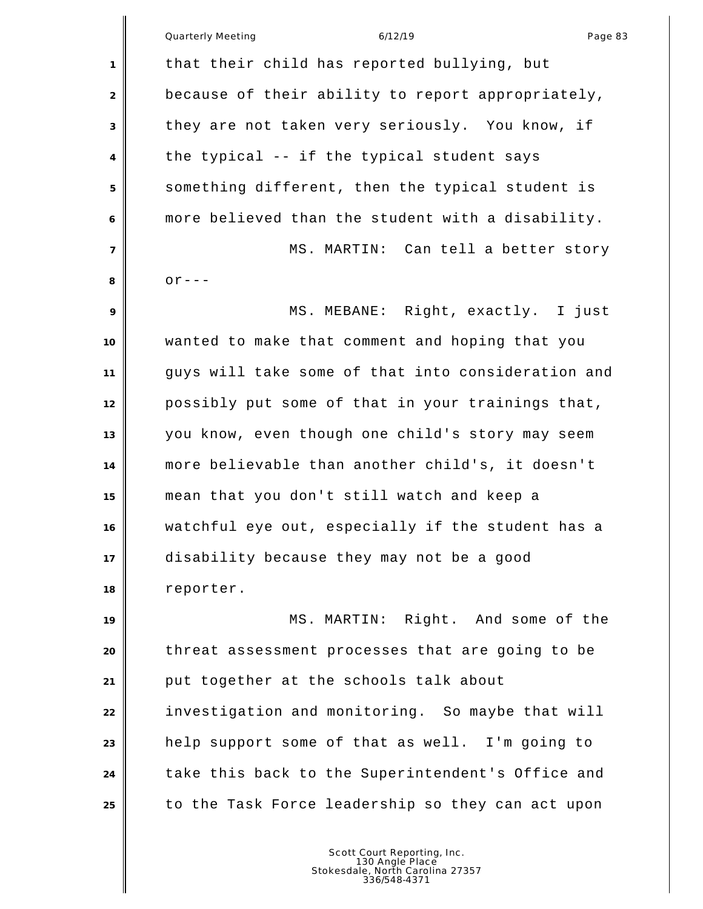that their child has reported bullying, but because of their ability to report appropriately, they are not taken very seriously. You know, if the typical -- if the typical student says something different, then the typical student is more believed than the student with a disability.

MS. MARTIN: Can tell a better story or---

MS. MEBANE: Right, exactly. I just wanted to make that comment and hoping that you guys will take some of that into consideration and possibly put some of that in your trainings that, you know, even though one child's story may seem more believable than another child's, it doesn't mean that you don't still watch and keep a watchful eye out, especially if the student has a disability because they may not be a good reporter.

MS. MARTIN: Right. And some of the threat assessment processes that are going to be put together at the schools talk about investigation and monitoring. So maybe that will help support some of that as well. I'm going to take this back to the Superintendent's Office and to the Task Force leadership so they can act upon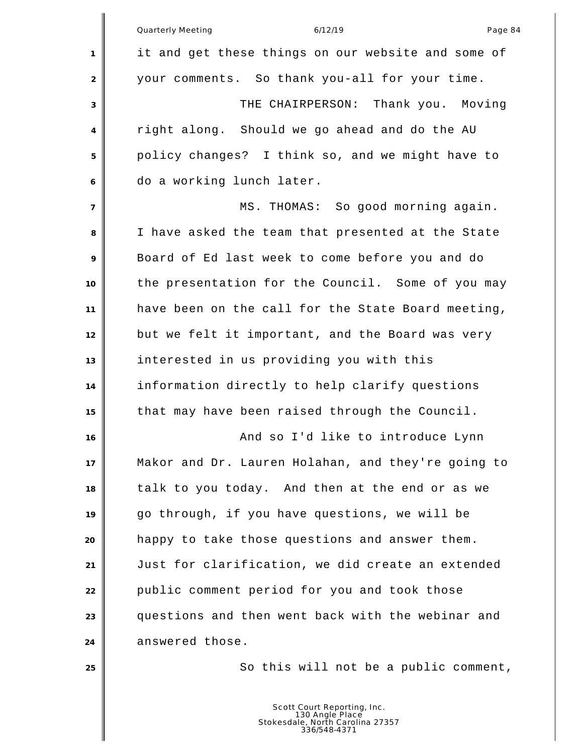it and get these things on our website and some of your comments. So thank you-all for your time.

THE CHAIRPERSON: Thank you. Moving right along. Should we go ahead and do the AU policy changes? I think so, and we might have to do a working lunch later.

MS. THOMAS: So good morning again. I have asked the team that presented at the State Board of Ed last week to come before you and do the presentation for the Council. Some of you may have been on the call for the State Board meeting, but we felt it important, and the Board was very interested in us providing you with this information directly to help clarify questions that may have been raised through the Council.

And so I'd like to introduce Lynn Makor and Dr. Lauren Holahan, and they're going to talk to you today. And then at the end or as we go through, if you have questions, we will be happy to take those questions and answer them. Just for clarification, we did create an extended public comment period for you and took those questions and then went back with the webinar and answered those.

So this will not be a public comment,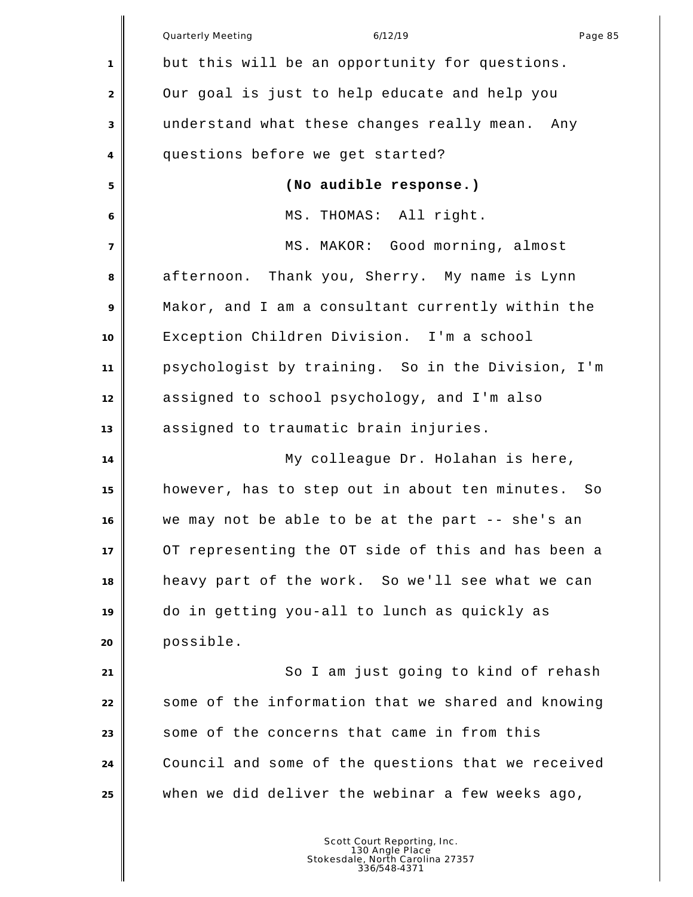but this will be an opportunity for questions. Our goal is just to help educate and help you understand what these changes really mean. Any questions before we get started?

**(No audible response.)**

MS. THOMAS: All right.

MS. MAKOR: Good morning, almost afternoon. Thank you, Sherry. My name is Lynn Makor, and I am a consultant currently within the Exception Children Division. I'm a school psychologist by training. So in the Division, I'm assigned to school psychology, and I'm also assigned to traumatic brain injuries.

My colleague Dr. Holahan is here, however, has to step out in about ten minutes. So we may not be able to be at the part -- she's an OT representing the OT side of this and has been a heavy part of the work. So we'll see what we can do in getting you-all to lunch as quickly as possible.

So I am just going to kind of rehash some of the information that we shared and knowing some of the concerns that came in from this Council and some of the questions that we received when we did deliver the webinar a few weeks ago,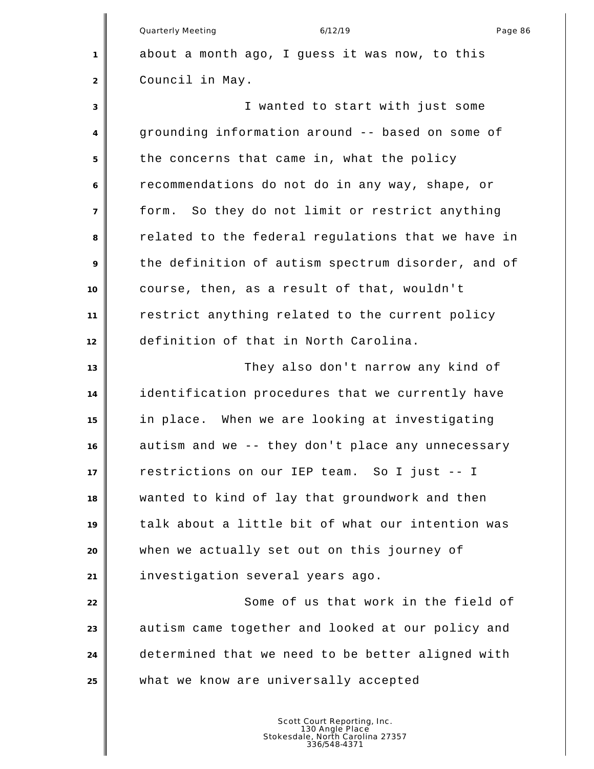about a month ago, I guess it was now, to this Council in May.

I wanted to start with just some grounding information around -- based on some of the concerns that came in, what the policy recommendations do not do in any way, shape, or form. So they do not limit or restrict anything related to the federal regulations that we have in the definition of autism spectrum disorder, and of course, then, as a result of that, wouldn't restrict anything related to the current policy definition of that in North Carolina.

They also don't narrow any kind of identification procedures that we currently have in place. When we are looking at investigating autism and we -- they don't place any unnecessary restrictions on our IEP team. So I just -- I wanted to kind of lay that groundwork and then talk about a little bit of what our intention was when we actually set out on this journey of investigation several years ago.

Some of us that work in the field of autism came together and looked at our policy and determined that we need to be better aligned with what we know are universally accepted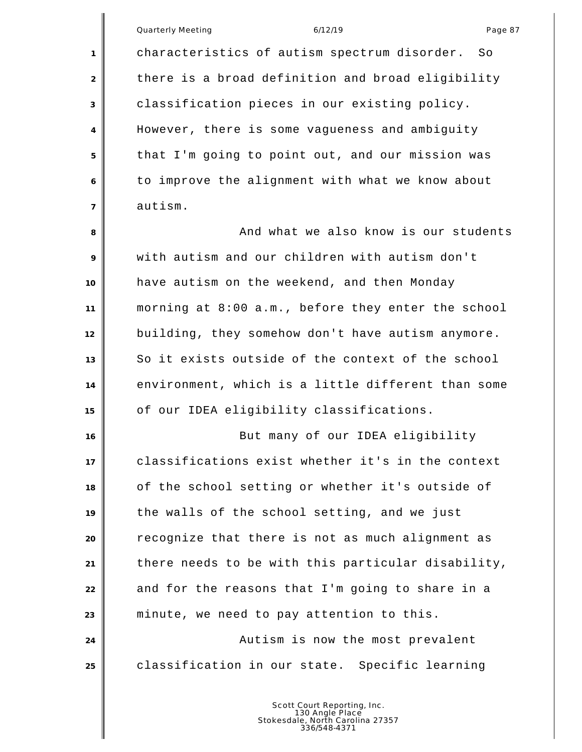characteristics of autism spectrum disorder. So there is a broad definition and broad eligibility classification pieces in our existing policy. However, there is some vagueness and ambiguity that I'm going to point out, and our mission was to improve the alignment with what we know about autism.

And what we also know is our students with autism and our children with autism don't have autism on the weekend, and then Monday morning at 8:00 a.m., before they enter the school building, they somehow don't have autism anymore. So it exists outside of the context of the school environment, which is a little different than some of our IDEA eligibility classifications.

But many of our IDEA eligibility classifications exist whether it's in the context of the school setting or whether it's outside of the walls of the school setting, and we just recognize that there is not as much alignment as there needs to be with this particular disability, and for the reasons that I'm going to share in a minute, we need to pay attention to this.

Autism is now the most prevalent classification in our state. Specific learning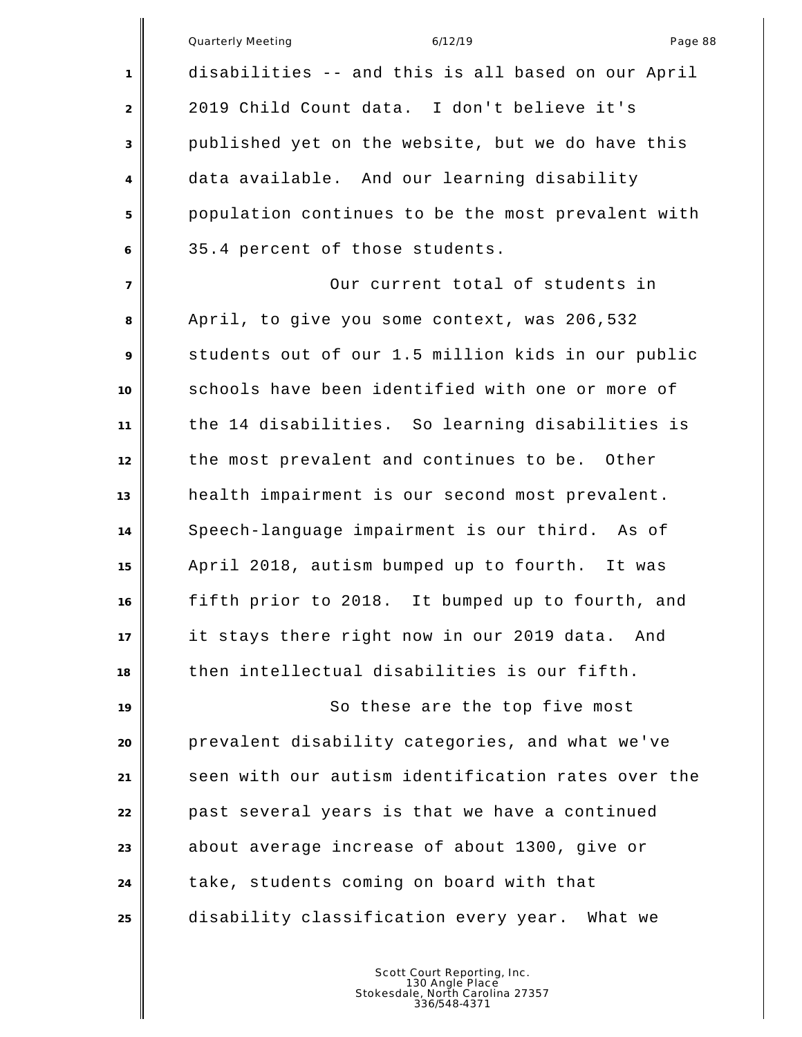disabilities -- and this is all based on our April 2019 Child Count data. I don't believe it's published yet on the website, but we do have this data available. And our learning disability population continues to be the most prevalent with 35.4 percent of those students.

Our current total of students in April, to give you some context, was 206,532 students out of our 1.5 million kids in our public schools have been identified with one or more of the 14 disabilities. So learning disabilities is the most prevalent and continues to be. Other health impairment is our second most prevalent. Speech-language impairment is our third. As of April 2018, autism bumped up to fourth. It was fifth prior to 2018. It bumped up to fourth, and it stays there right now in our 2019 data. And then intellectual disabilities is our fifth.

So these are the top five most prevalent disability categories, and what we've seen with our autism identification rates over the past several years is that we have a continued about average increase of about 1300, give or take, students coming on board with that disability classification every year. What we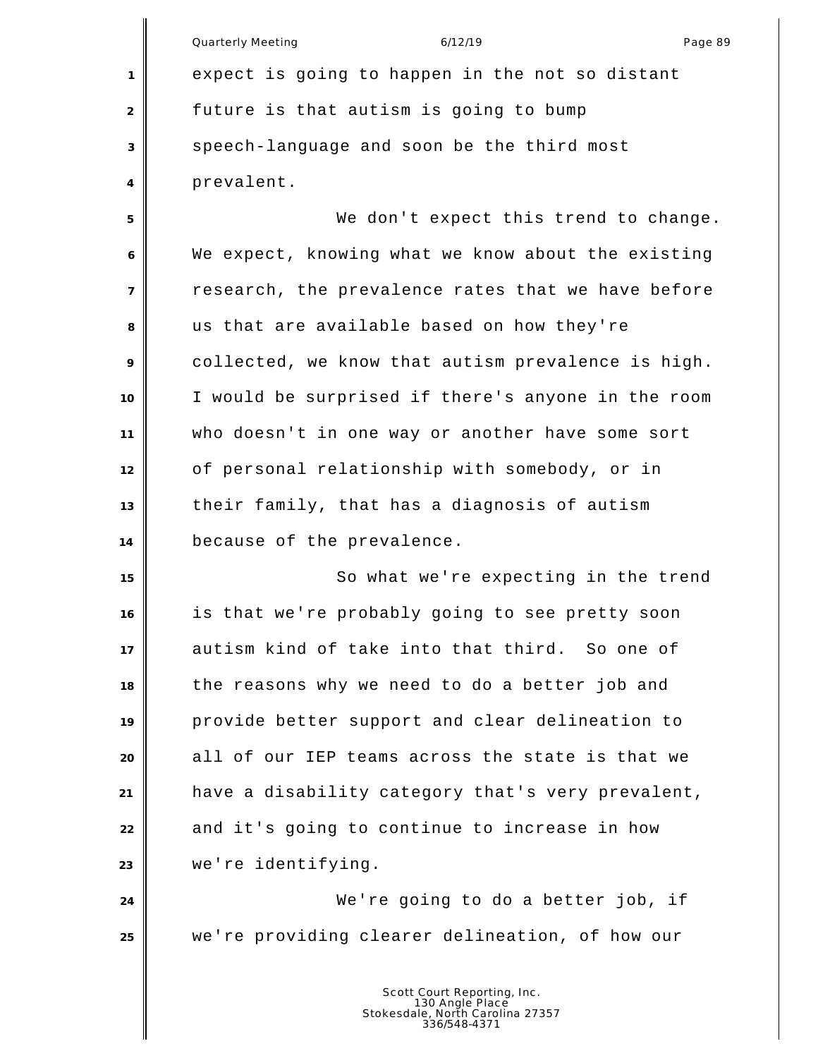expect is going to happen in the not so distant future is that autism is going to bump speech-language and soon be the third most prevalent.

We don't expect this trend to change. We expect, knowing what we know about the existing research, the prevalence rates that we have before us that are available based on how they're collected, we know that autism prevalence is high. I would be surprised if there's anyone in the room who doesn't in one way or another have some sort of personal relationship with somebody, or in their family, that has a diagnosis of autism because of the prevalence.

So what we're expecting in the trend is that we're probably going to see pretty soon autism kind of take into that third. So one of the reasons why we need to do a better job and provide better support and clear delineation to all of our IEP teams across the state is that we have a disability category that's very prevalent, and it's going to continue to increase in how we're identifying.

We're going to do a better job, if we're providing clearer delineation, of how our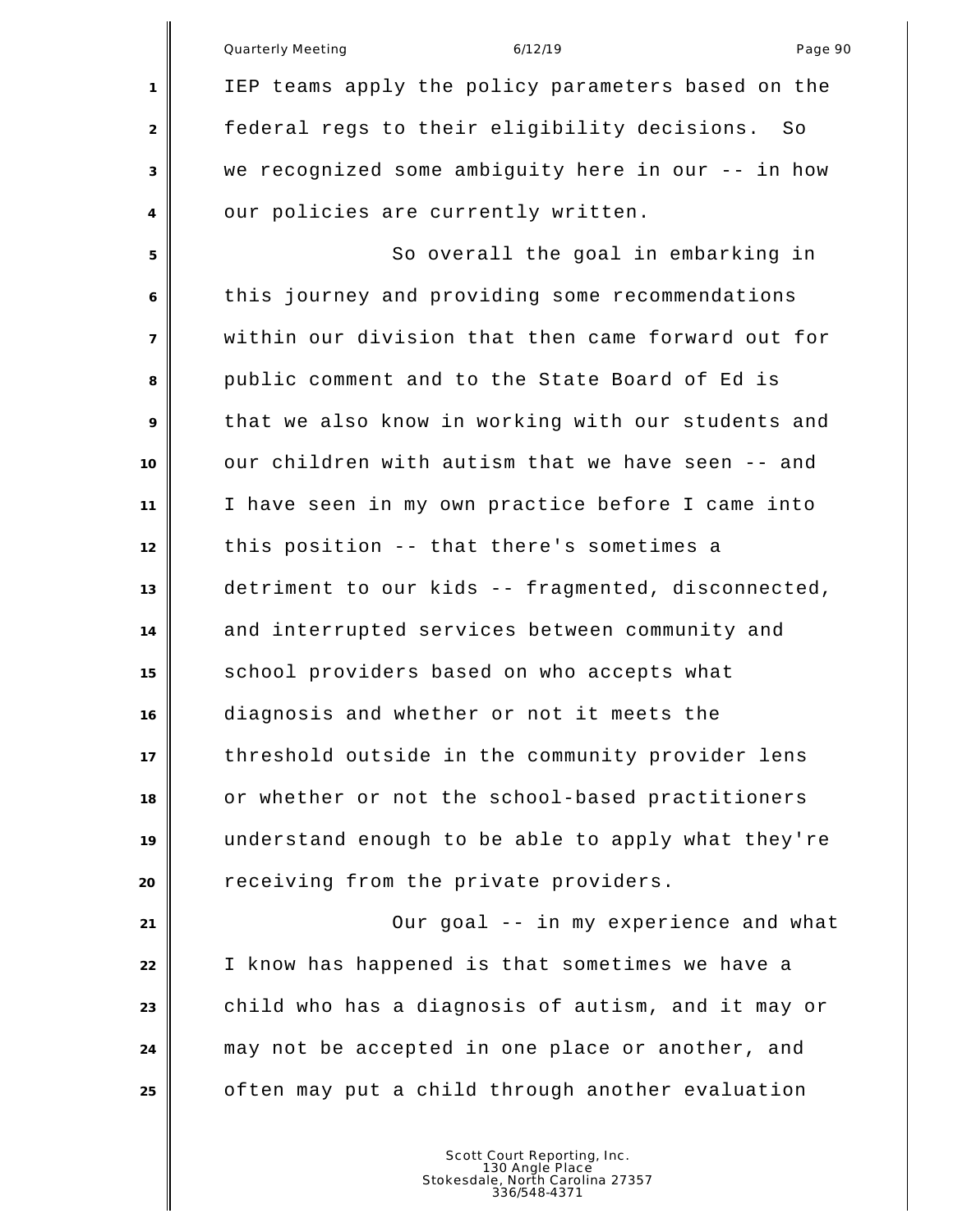IEP teams apply the policy parameters based on the federal regs to their eligibility decisions. So we recognized some ambiguity here in our -- in how our policies are currently written.

So overall the goal in embarking in this journey and providing some recommendations within our division that then came forward out for public comment and to the State Board of Ed is that we also know in working with our students and our children with autism that we have seen -- and I have seen in my own practice before I came into this position -- that there's sometimes a detriment to our kids -- fragmented, disconnected, and interrupted services between community and school providers based on who accepts what diagnosis and whether or not it meets the threshold outside in the community provider lens or whether or not the school-based practitioners understand enough to be able to apply what they're receiving from the private providers.

Our goal -- in my experience and what I know has happened is that sometimes we have a child who has a diagnosis of autism, and it may or may not be accepted in one place or another, and often may put a child through another evaluation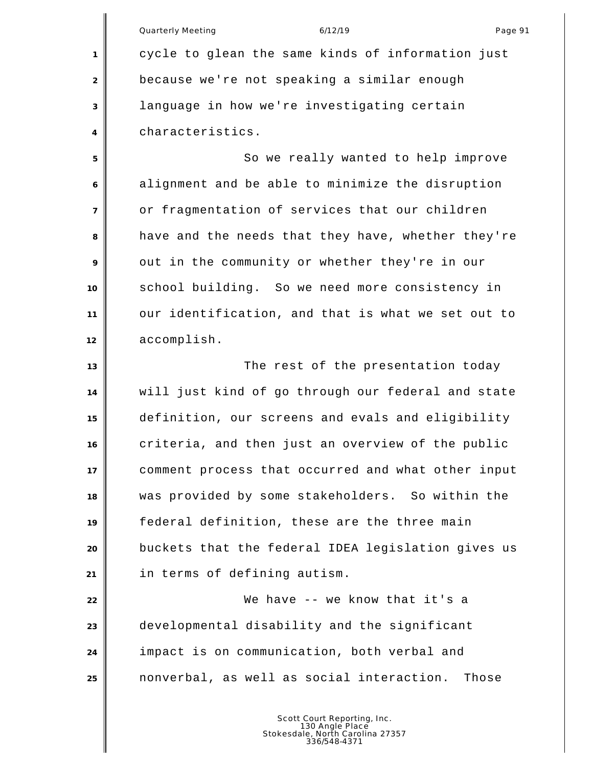cycle to glean the same kinds of information just because we're not speaking a similar enough language in how we're investigating certain characteristics.

So we really wanted to help improve alignment and be able to minimize the disruption or fragmentation of services that our children have and the needs that they have, whether they're out in the community or whether they're in our school building. So we need more consistency in our identification, and that is what we set out to accomplish.

The rest of the presentation today will just kind of go through our federal and state definition, our screens and evals and eligibility criteria, and then just an overview of the public comment process that occurred and what other input was provided by some stakeholders. So within the federal definition, these are the three main buckets that the federal IDEA legislation gives us in terms of defining autism.

We have -- we know that it's a developmental disability and the significant impact is on communication, both verbal and nonverbal, as well as social interaction. Those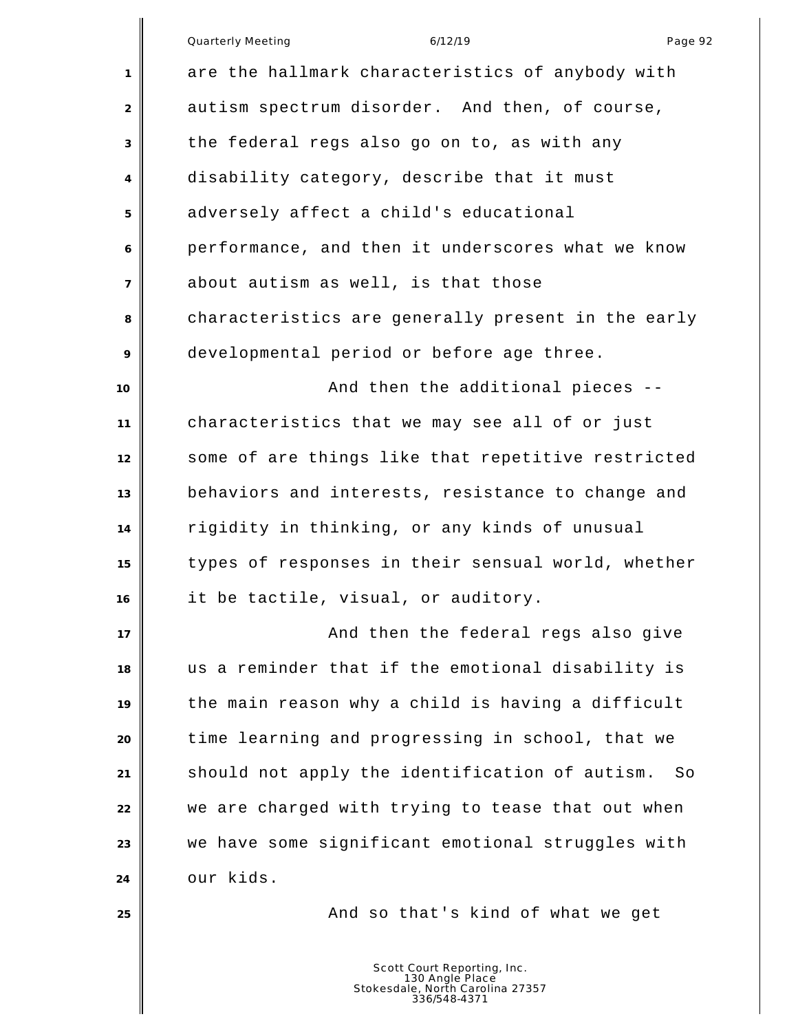are the hallmark characteristics of anybody with autism spectrum disorder. And then, of course, the federal regs also go on to, as with any disability category, describe that it must adversely affect a child's educational performance, and then it underscores what we know about autism as well, is that those characteristics are generally present in the early developmental period or before age three.

And then the additional pieces -- characteristics that we may see all of or just some of are things like that repetitive restricted behaviors and interests, resistance to change and rigidity in thinking, or any kinds of unusual types of responses in their sensual world, whether it be tactile, visual, or auditory.

And then the federal regs also give us a reminder that if the emotional disability is the main reason why a child is having a difficult time learning and progressing in school, that we should not apply the identification of autism. So we are charged with trying to tease that out when we have some significant emotional struggles with our kids.

And so that's kind of what we get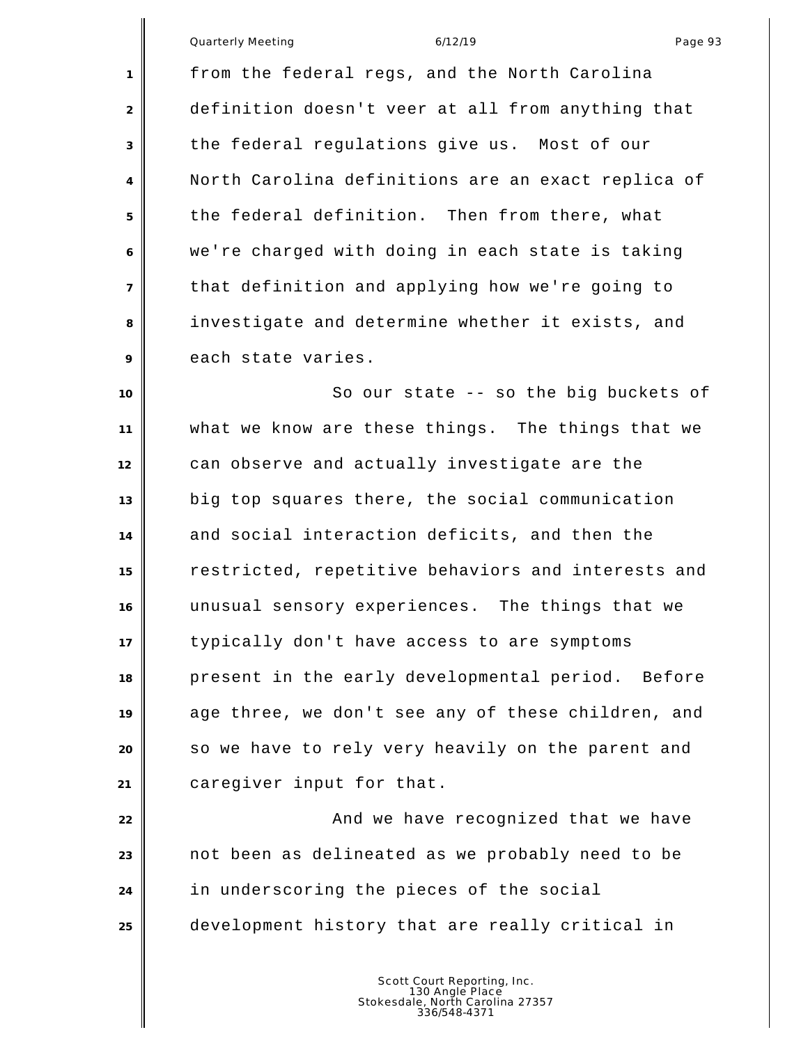from the federal regs, and the North Carolina definition doesn't veer at all from anything that the federal regulations give us. Most of our North Carolina definitions are an exact replica of the federal definition. Then from there, what we're charged with doing in each state is taking that definition and applying how we're going to investigate and determine whether it exists, and each state varies.

So our state -- so the big buckets of what we know are these things. The things that we can observe and actually investigate are the big top squares there, the social communication and social interaction deficits, and then the restricted, repetitive behaviors and interests and unusual sensory experiences. The things that we typically don't have access to are symptoms present in the early developmental period. Before age three, we don't see any of these children, and so we have to rely very heavily on the parent and caregiver input for that.

And we have recognized that we have not been as delineated as we probably need to be in underscoring the pieces of the social development history that are really critical in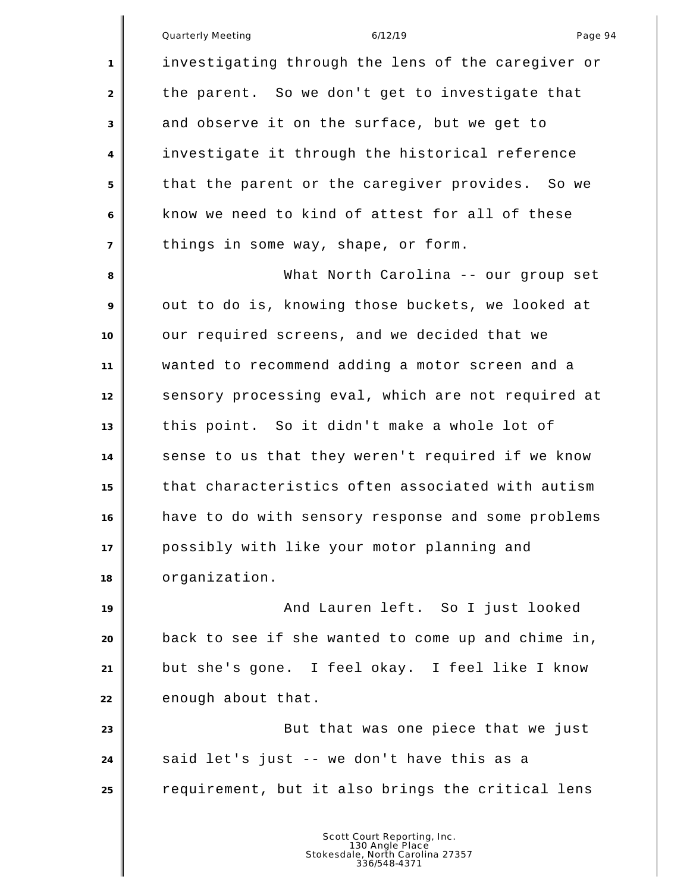investigating through the lens of the caregiver or the parent. So we don't get to investigate that and observe it on the surface, but we get to investigate it through the historical reference that the parent or the caregiver provides. So we know we need to kind of attest for all of these things in some way, shape, or form.

What North Carolina -- our group set out to do is, knowing those buckets, we looked at our required screens, and we decided that we wanted to recommend adding a motor screen and a sensory processing eval, which are not required at this point. So it didn't make a whole lot of sense to us that they weren't required if we know that characteristics often associated with autism have to do with sensory response and some problems possibly with like your motor planning and organization.

And Lauren left. So I just looked back to see if she wanted to come up and chime in, but she's gone. I feel okay. I feel like I know enough about that.

But that was one piece that we just said let's just -- we don't have this as a requirement, but it also brings the critical lens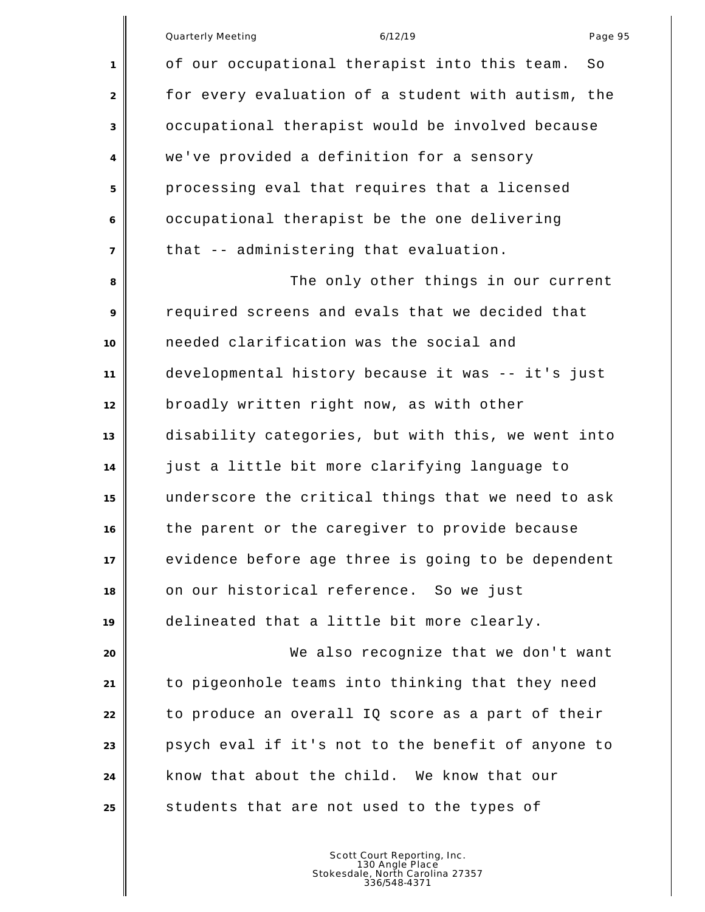of our occupational therapist into this team. So for every evaluation of a student with autism, the occupational therapist would be involved because we've provided a definition for a sensory processing eval that requires that a licensed occupational therapist be the one delivering that -- administering that evaluation.

The only other things in our current required screens and evals that we decided that needed clarification was the social and developmental history because it was -- it's just broadly written right now, as with other disability categories, but with this, we went into just a little bit more clarifying language to underscore the critical things that we need to ask the parent or the caregiver to provide because evidence before age three is going to be dependent on our historical reference. So we just delineated that a little bit more clearly.

We also recognize that we don't want to pigeonhole teams into thinking that they need to produce an overall IQ score as a part of their psych eval if it's not to the benefit of anyone to know that about the child. We know that our students that are not used to the types of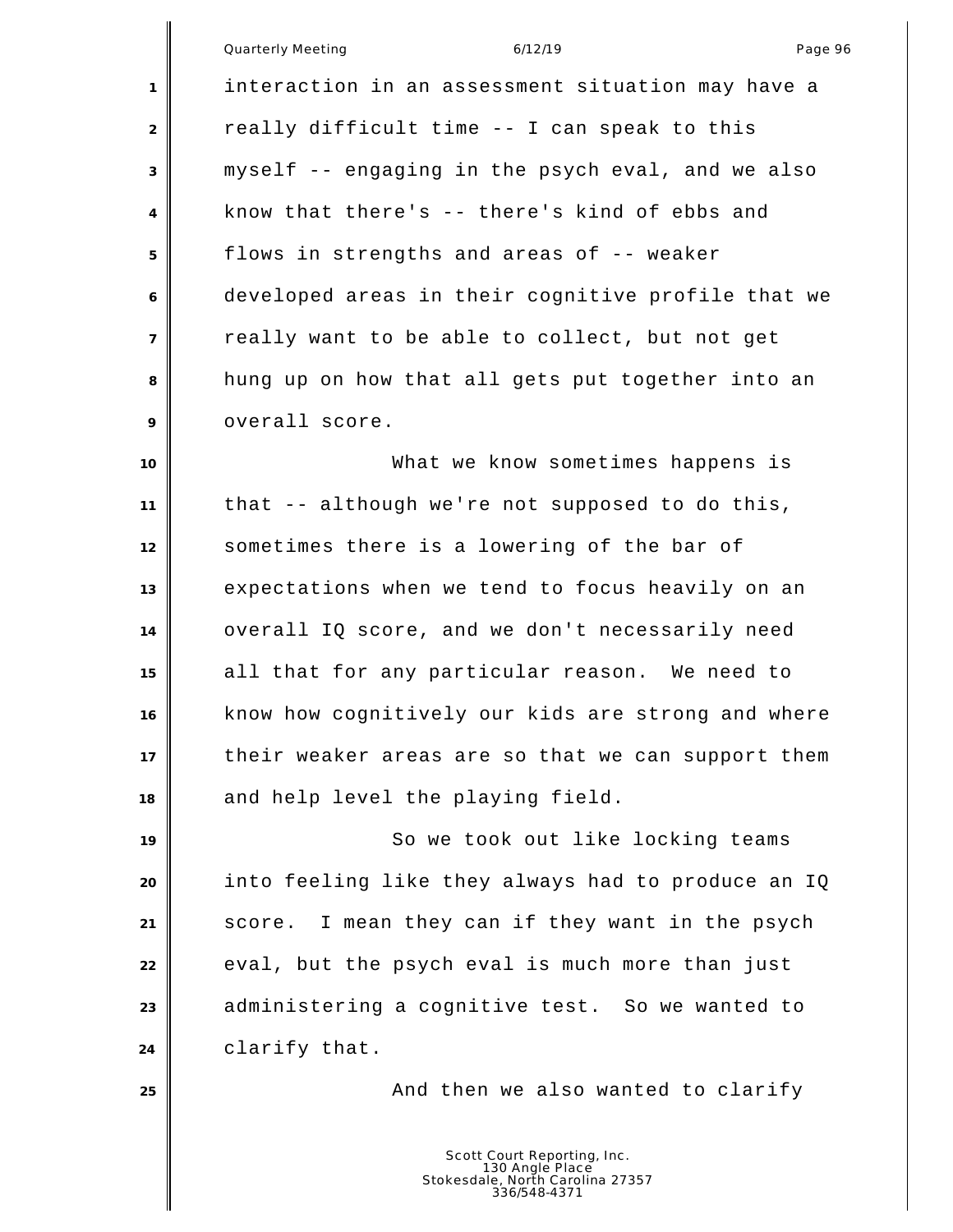interaction in an assessment situation may have a really difficult time -- I can speak to this myself -- engaging in the psych eval, and we also know that there's -- there's kind of ebbs and flows in strengths and areas of -- weaker developed areas in their cognitive profile that we really want to be able to collect, but not get hung up on how that all gets put together into an overall score.

What we know sometimes happens is that -- although we're not supposed to do this, sometimes there is a lowering of the bar of expectations when we tend to focus heavily on an overall IQ score, and we don't necessarily need all that for any particular reason. We need to know how cognitively our kids are strong and where their weaker areas are so that we can support them and help level the playing field.

So we took out like locking teams into feeling like they always had to produce an IQ score. I mean they can if they want in the psych eval, but the psych eval is much more than just administering a cognitive test. So we wanted to clarify that.

And then we also wanted to clarify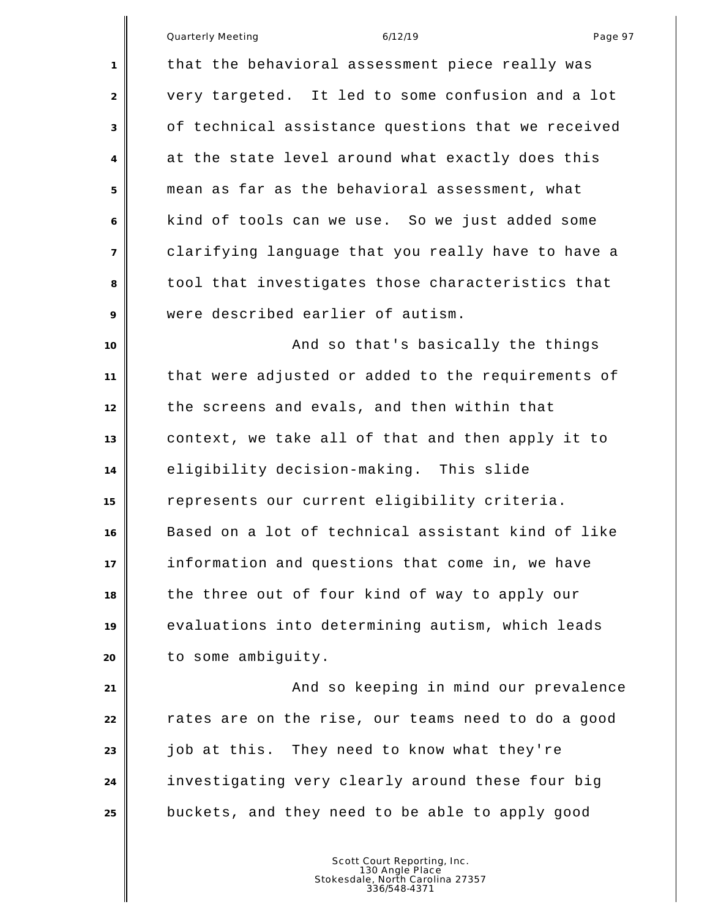that the behavioral assessment piece really was very targeted. It led to some confusion and a lot of technical assistance questions that we received at the state level around what exactly does this mean as far as the behavioral assessment, what kind of tools can we use. So we just added some clarifying language that you really have to have a tool that investigates those characteristics that were described earlier of autism.

And so that's basically the things that were adjusted or added to the requirements of the screens and evals, and then within that context, we take all of that and then apply it to eligibility decision-making. This slide represents our current eligibility criteria. Based on a lot of technical assistant kind of like information and questions that come in, we have the three out of four kind of way to apply our evaluations into determining autism, which leads to some ambiguity.

And so keeping in mind our prevalence rates are on the rise, our teams need to do a good job at this. They need to know what they're investigating very clearly around these four big buckets, and they need to be able to apply good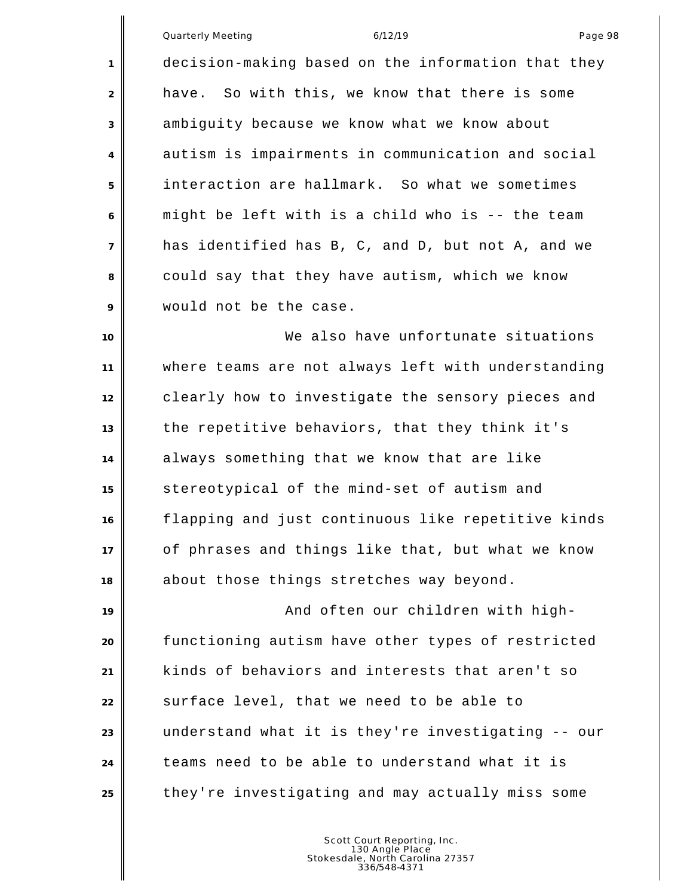decision-making based on the information that they have. So with this, we know that there is some ambiguity because we know what we know about autism is impairments in communication and social interaction are hallmark. So what we sometimes might be left with is a child who is -- the team has identified has B, C, and D, but not A, and we could say that they have autism, which we know would not be the case.

We also have unfortunate situations where teams are not always left with understanding clearly how to investigate the sensory pieces and the repetitive behaviors, that they think it's always something that we know that are like stereotypical of the mind-set of autism and flapping and just continuous like repetitive kinds of phrases and things like that, but what we know about those things stretches way beyond.

And often our children with high-functioning autism have other types of restricted kinds of behaviors and interests that aren't so surface level, that we need to be able to understand what it is they're investigating -- our teams need to be able to understand what it is they're investigating and may actually miss some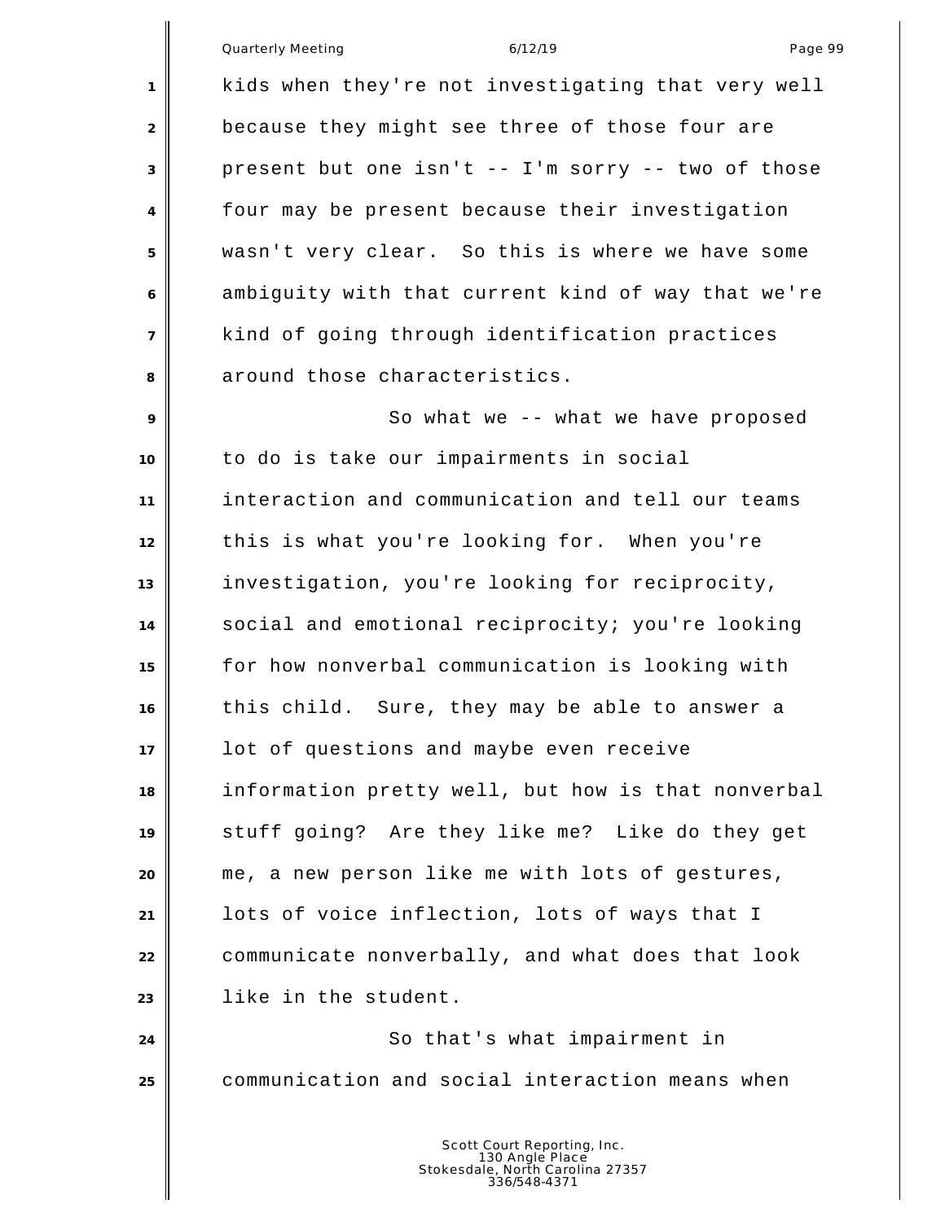kids when they're not investigating that very well because they might see three of those four are present but one isn't -- I'm sorry -- two of those four may be present because their investigation wasn't very clear. So this is where we have some ambiguity with that current kind of way that we're kind of going through identification practices around those characteristics.

So what we -- what we have proposed to do is take our impairments in social interaction and communication and tell our teams this is what you're looking for. When you're investigation, you're looking for reciprocity, social and emotional reciprocity; you're looking for how nonverbal communication is looking with this child. Sure, they may be able to answer a lot of questions and maybe even receive information pretty well, but how is that nonverbal stuff going? Are they like me? Like do they get me, a new person like me with lots of gestures, lots of voice inflection, lots of ways that I communicate nonverbally, and what does that look like in the student.

So that's what impairment in communication and social interaction means when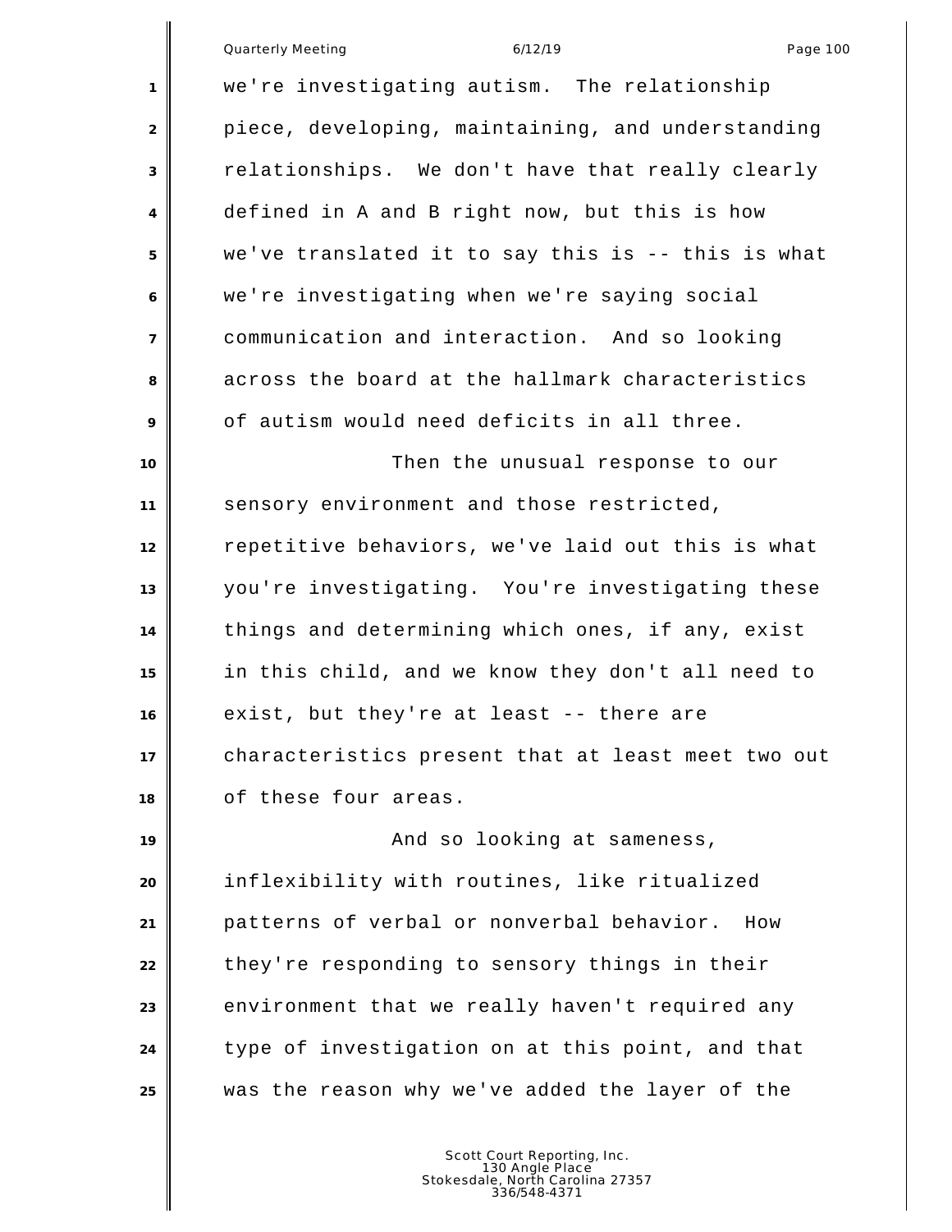we're investigating autism. The relationship piece, developing, maintaining, and understanding relationships. We don't have that really clearly defined in A and B right now, but this is how we've translated it to say this is -- this is what we're investigating when we're saying social communication and interaction. And so looking across the board at the hallmark characteristics of autism would need deficits in all three.

Then the unusual response to our sensory environment and those restricted, repetitive behaviors, we've laid out this is what you're investigating. You're investigating these things and determining which ones, if any, exist in this child, and we know they don't all need to exist, but they're at least -- there are characteristics present that at least meet two out of these four areas.

And so looking at sameness, inflexibility with routines, like ritualized patterns of verbal or nonverbal behavior. How they're responding to sensory things in their environment that we really haven't required any type of investigation on at this point, and that was the reason why we've added the layer of the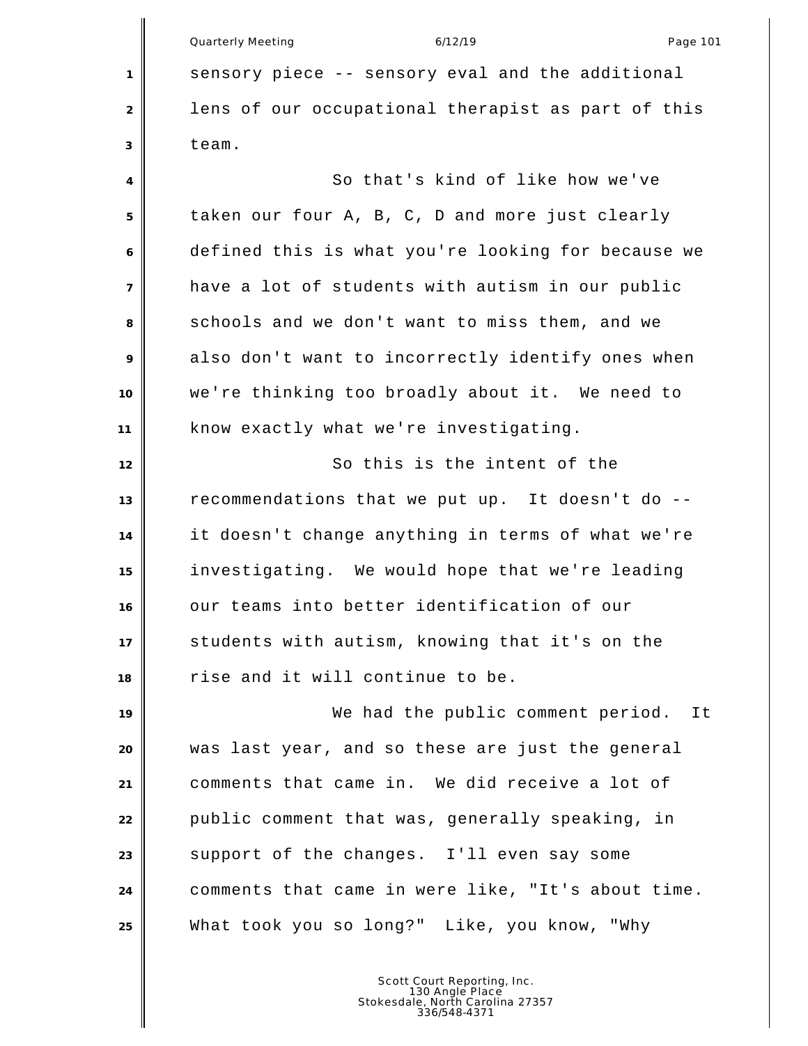sensory piece -- sensory eval and the additional lens of our occupational therapist as part of this team.

So that's kind of like how we've taken our four A, B, C, D and more just clearly defined this is what you're looking for because we have a lot of students with autism in our public schools and we don't want to miss them, and we also don't want to incorrectly identify ones when we're thinking too broadly about it. We need to know exactly what we're investigating.

So this is the intent of the recommendations that we put up. It doesn't do -- it doesn't change anything in terms of what we're investigating. We would hope that we're leading our teams into better identification of our students with autism, knowing that it's on the rise and it will continue to be.

We had the public comment period. It was last year, and so these are just the general comments that came in. We did receive a lot of public comment that was, generally speaking, in support of the changes. I'll even say some comments that came in were like, "It's about time. What took you so long?" Like, you know, "Why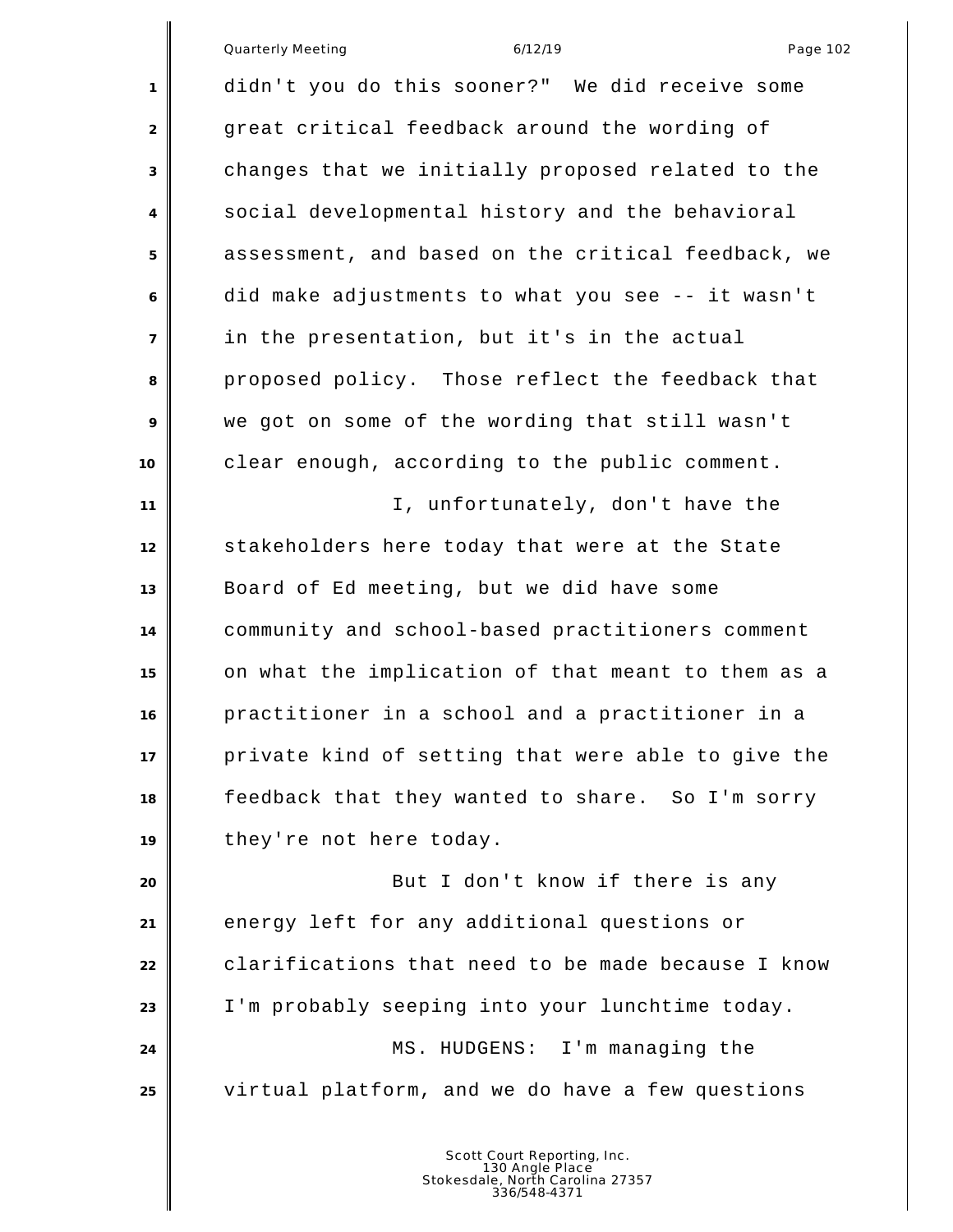didn't you do this sooner?" We did receive some great critical feedback around the wording of changes that we initially proposed related to the social developmental history and the behavioral assessment, and based on the critical feedback, we did make adjustments to what you see -- it wasn't in the presentation, but it's in the actual proposed policy. Those reflect the feedback that we got on some of the wording that still wasn't clear enough, according to the public comment.

I, unfortunately, don't have the stakeholders here today that were at the State Board of Ed meeting, but we did have some community and school-based practitioners comment on what the implication of that meant to them as a practitioner in a school and a practitioner in a private kind of setting that were able to give the feedback that they wanted to share. So I'm sorry they're not here today.

But I don't know if there is any energy left for any additional questions or clarifications that need to be made because I know I'm probably seeping into your lunchtime today.

MS. HUDGENS: I'm managing the virtual platform, and we do have a few questions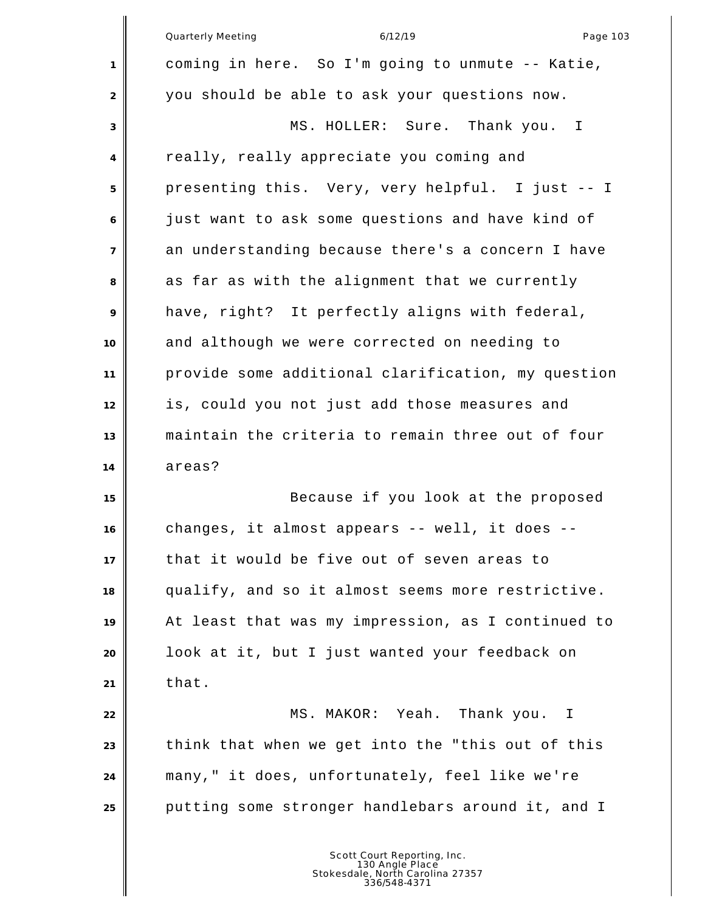coming in here. So I'm going to unmute -- Katie, you should be able to ask your questions now.

MS. HOLLER: Sure. Thank you. I really, really appreciate you coming and presenting this. Very, very helpful. I just -- I just want to ask some questions and have kind of an understanding because there's a concern I have as far as with the alignment that we currently have, right? It perfectly aligns with federal, and although we were corrected on needing to provide some additional clarification, my question is, could you not just add those measures and maintain the criteria to remain three out of four areas?

Because if you look at the proposed changes, it almost appears -- well, it does -- that it would be five out of seven areas to qualify, and so it almost seems more restrictive. At least that was my impression, as I continued to look at it, but I just wanted your feedback on that.

MS. MAKOR: Yeah. Thank you. I think that when we get into the "this out of this many," it does, unfortunately, feel like we're putting some stronger handlebars around it, and I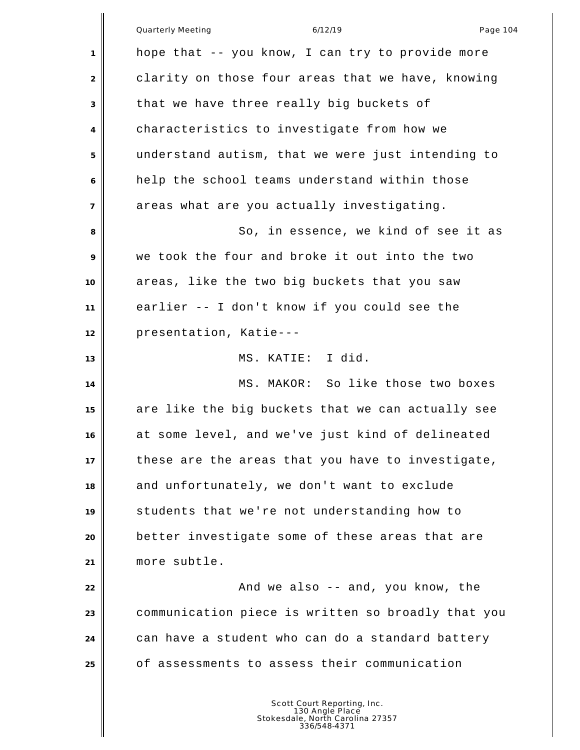hope that -- you know, I can try to provide more clarity on those four areas that we have, knowing that we have three really big buckets of characteristics to investigate from how we understand autism, that we were just intending to help the school teams understand within those areas what are you actually investigating.

So, in essence, we kind of see it as we took the four and broke it out into the two areas, like the two big buckets that you saw earlier -- I don't know if you could see the presentation, Katie---

MS. KATIE: I did.

MS. MAKOR: So like those two boxes are like the big buckets that we can actually see at some level, and we've just kind of delineated these are the areas that you have to investigate, and unfortunately, we don't want to exclude students that we're not understanding how to better investigate some of these areas that are more subtle.

And we also -- and, you know, the communication piece is written so broadly that you can have a student who can do a standard battery of assessments to assess their communication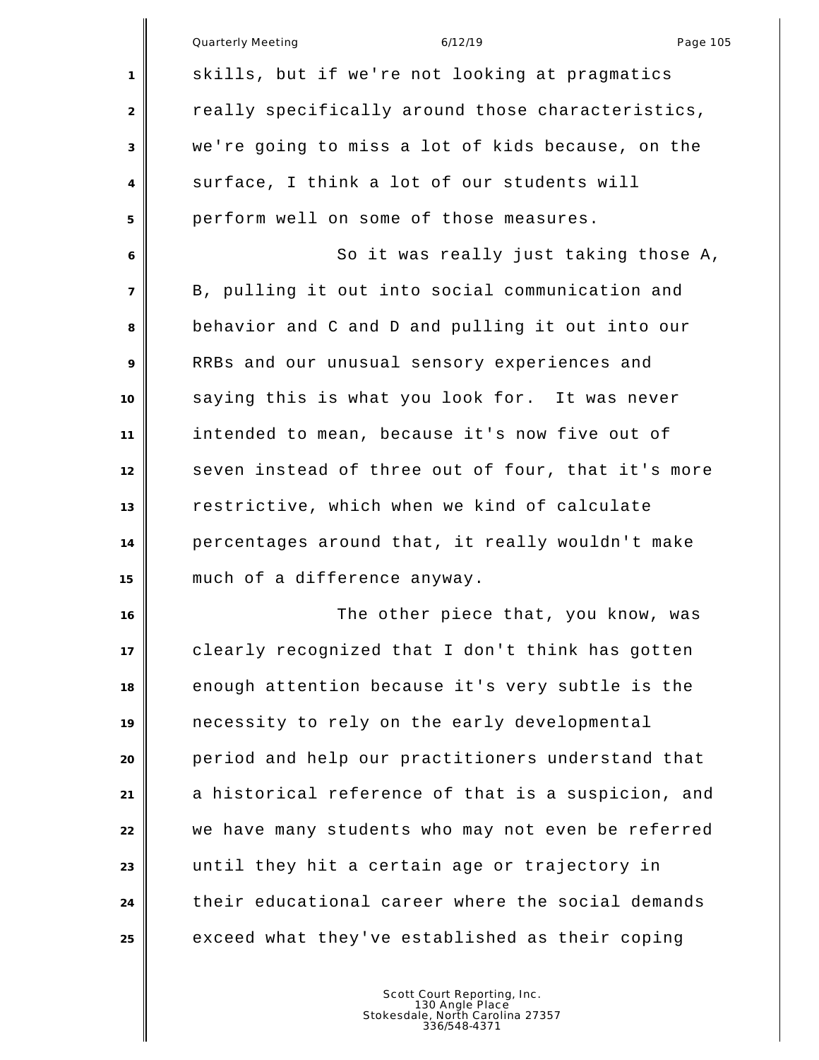skills, but if we're not looking at pragmatics really specifically around those characteristics, we're going to miss a lot of kids because, on the surface, I think a lot of our students will perform well on some of those measures.

So it was really just taking those A, B, pulling it out into social communication and behavior and C and D and pulling it out into our RRBs and our unusual sensory experiences and saying this is what you look for. It was never intended to mean, because it's now five out of seven instead of three out of four, that it's more restrictive, which when we kind of calculate percentages around that, it really wouldn't make much of a difference anyway.

The other piece that, you know, was clearly recognized that I don't think has gotten enough attention because it's very subtle is the necessity to rely on the early developmental period and help our practitioners understand that a historical reference of that is a suspicion, and we have many students who may not even be referred until they hit a certain age or trajectory in their educational career where the social demands exceed what they've established as their coping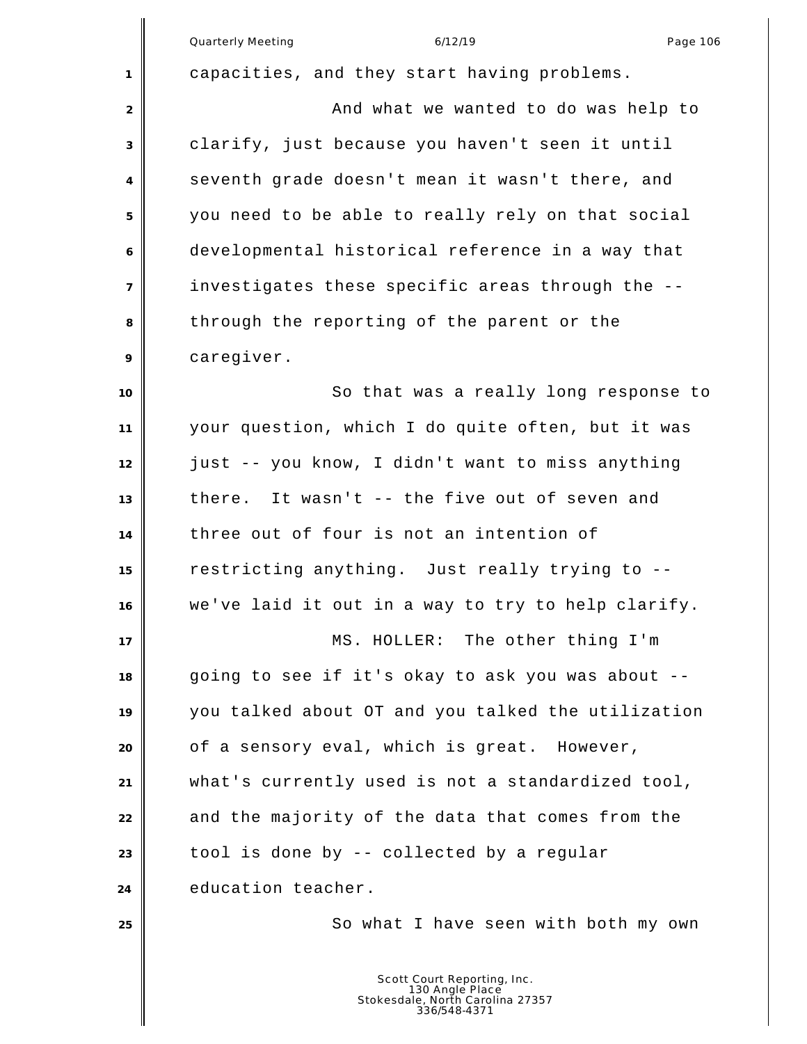capacities, and they start having problems.

And what we wanted to do was help to clarify, just because you haven't seen it until seventh grade doesn't mean it wasn't there, and you need to be able to really rely on that social developmental historical reference in a way that investigates these specific areas through the -- through the reporting of the parent or the caregiver.

So that was a really long response to your question, which I do quite often, but it was just -- you know, I didn't want to miss anything there. It wasn't -- the five out of seven and three out of four is not an intention of restricting anything. Just really trying to -- we've laid it out in a way to try to help clarify.

MS. HOLLER: The other thing I'm going to see if it's okay to ask you was about -- you talked about OT and you talked the utilization of a sensory eval, which is great. However, what's currently used is not a standardized tool, and the majority of the data that comes from the tool is done by -- collected by a regular education teacher.

So what I have seen with both my own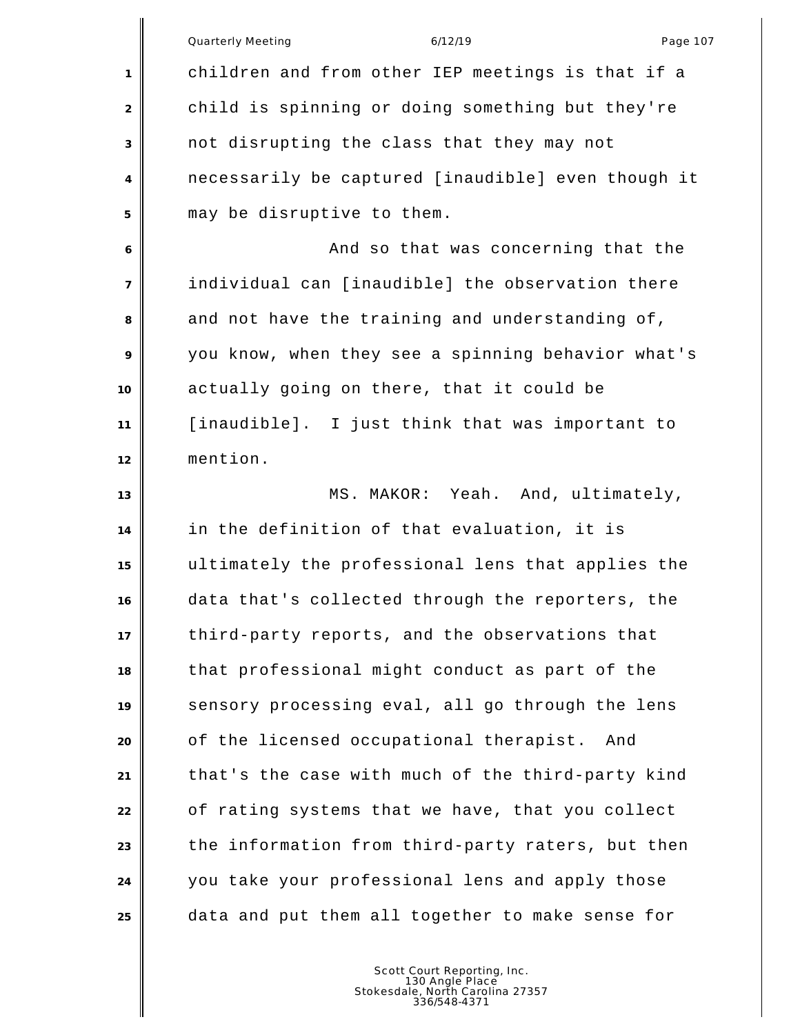children and from other IEP meetings is that if a child is spinning or doing something but they're not disrupting the class that they may not necessarily be captured [inaudible] even though it may be disruptive to them.

And so that was concerning that the individual can [inaudible] the observation there and not have the training and understanding of, you know, when they see a spinning behavior what's actually going on there, that it could be [inaudible]. I just think that was important to mention.

MS. MAKOR: Yeah. And, ultimately, in the definition of that evaluation, it is ultimately the professional lens that applies the data that's collected through the reporters, the third-party reports, and the observations that that professional might conduct as part of the sensory processing eval, all go through the lens of the licensed occupational therapist. And that's the case with much of the third-party kind of rating systems that we have, that you collect the information from third-party raters, but then you take your professional lens and apply those data and put them all together to make sense for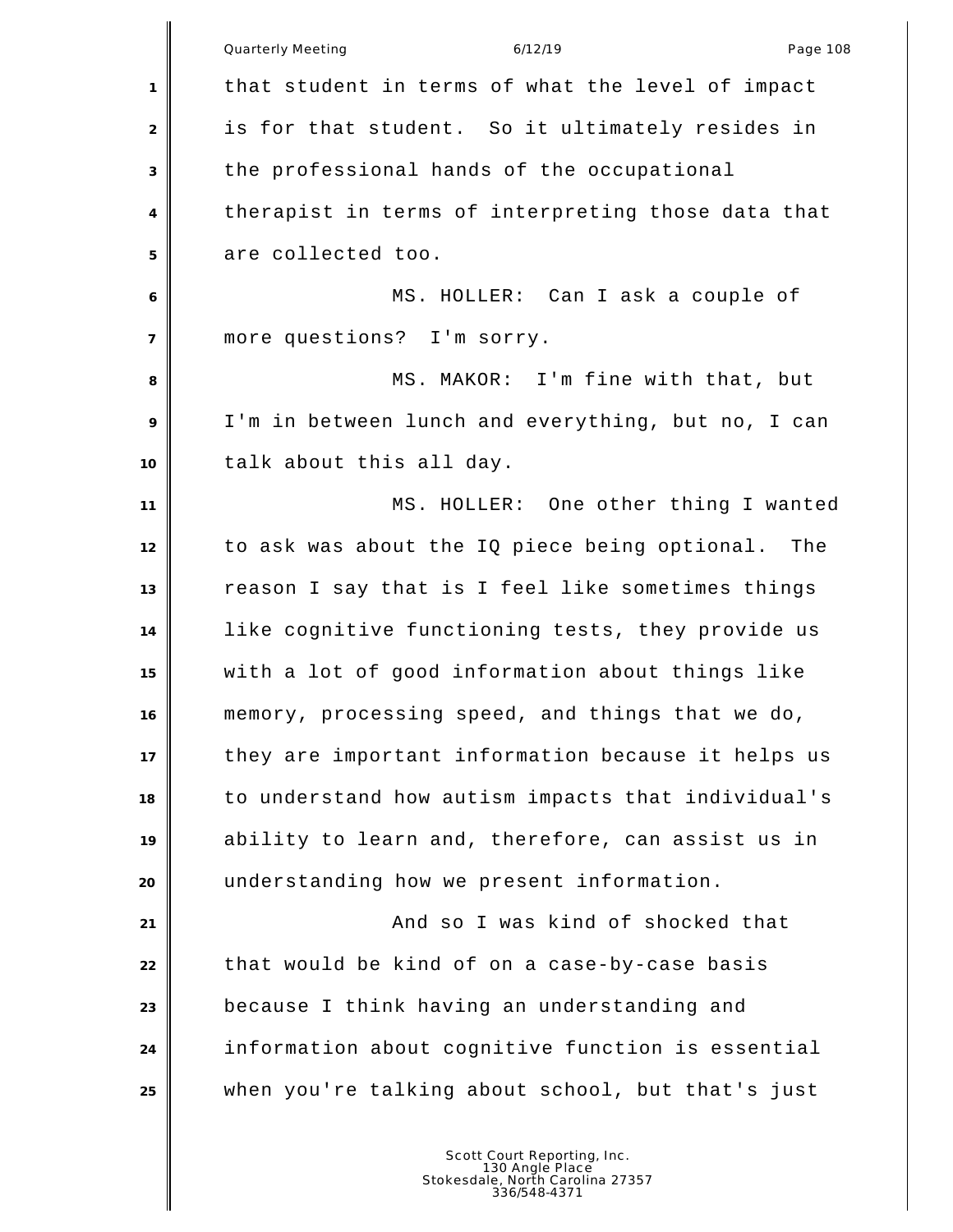that student in terms of what the level of impact is for that student. So it ultimately resides in the professional hands of the occupational therapist in terms of interpreting those data that are collected too.

MS. HOLLER: Can I ask a couple of more questions? I'm sorry.

MS. MAKOR: I'm fine with that, but I'm in between lunch and everything, but no, I can talk about this all day.

MS. HOLLER: One other thing I wanted to ask was about the IQ piece being optional. The reason I say that is I feel like sometimes things like cognitive functioning tests, they provide us with a lot of good information about things like memory, processing speed, and things that we do, they are important information because it helps us to understand how autism impacts that individual's ability to learn and, therefore, can assist us in understanding how we present information.

And so I was kind of shocked that that would be kind of on a case-by-case basis because I think having an understanding and information about cognitive function is essential when you're talking about school, but that's just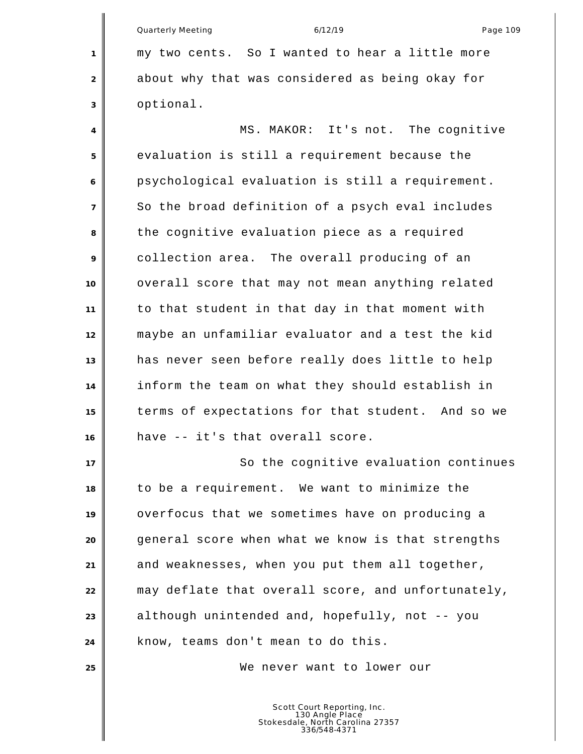my two cents. So I wanted to hear a little more about why that was considered as being okay for optional.

MS. MAKOR: It's not. The cognitive evaluation is still a requirement because the psychological evaluation is still a requirement. So the broad definition of a psych eval includes the cognitive evaluation piece as a required collection area. The overall producing of an overall score that may not mean anything related to that student in that day in that moment with maybe an unfamiliar evaluator and a test the kid has never seen before really does little to help inform the team on what they should establish in terms of expectations for that student. And so we have -- it's that overall score.

So the cognitive evaluation continues to be a requirement. We want to minimize the overfocus that we sometimes have on producing a general score when what we know is that strengths and weaknesses, when you put them all together, may deflate that overall score, and unfortunately, although unintended and, hopefully, not -- you know, teams don't mean to do this.

We never want to lower our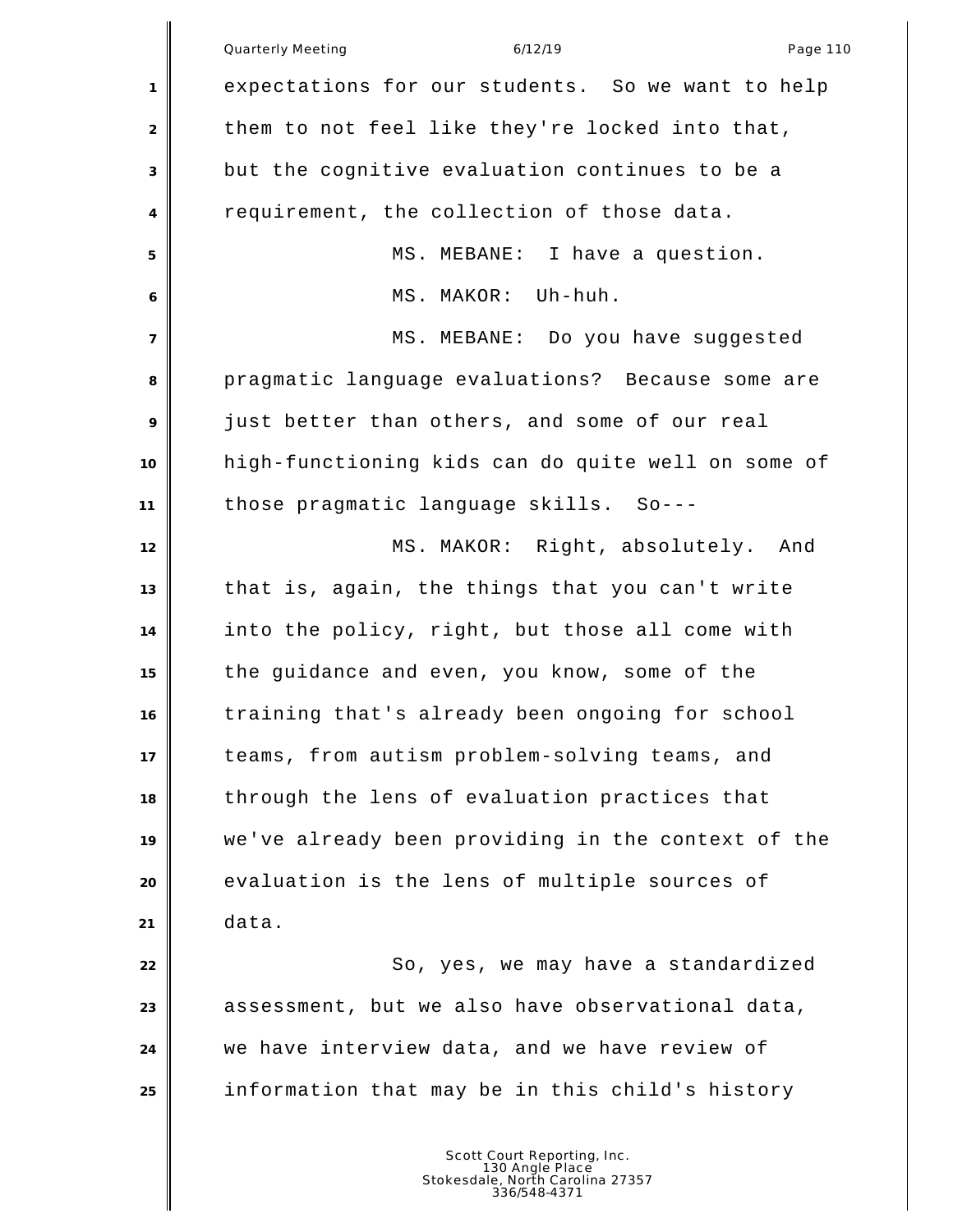expectations for our students. So we want to help them to not feel like they're locked into that, but the cognitive evaluation continues to be a requirement, the collection of those data.

MS. MEBANE: I have a question.

MS. MAKOR: Uh-huh.

MS. MEBANE: Do you have suggested pragmatic language evaluations? Because some are just better than others, and some of our real high-functioning kids can do quite well on some of those pragmatic language skills. So---

MS. MAKOR: Right, absolutely. And that is, again, the things that you can't write into the policy, right, but those all come with the guidance and even, you know, some of the training that's already been ongoing for school teams, from autism problem-solving teams, and through the lens of evaluation practices that we've already been providing in the context of the evaluation is the lens of multiple sources of data.

So, yes, we may have a standardized assessment, but we also have observational data, we have interview data, and we have review of information that may be in this child's history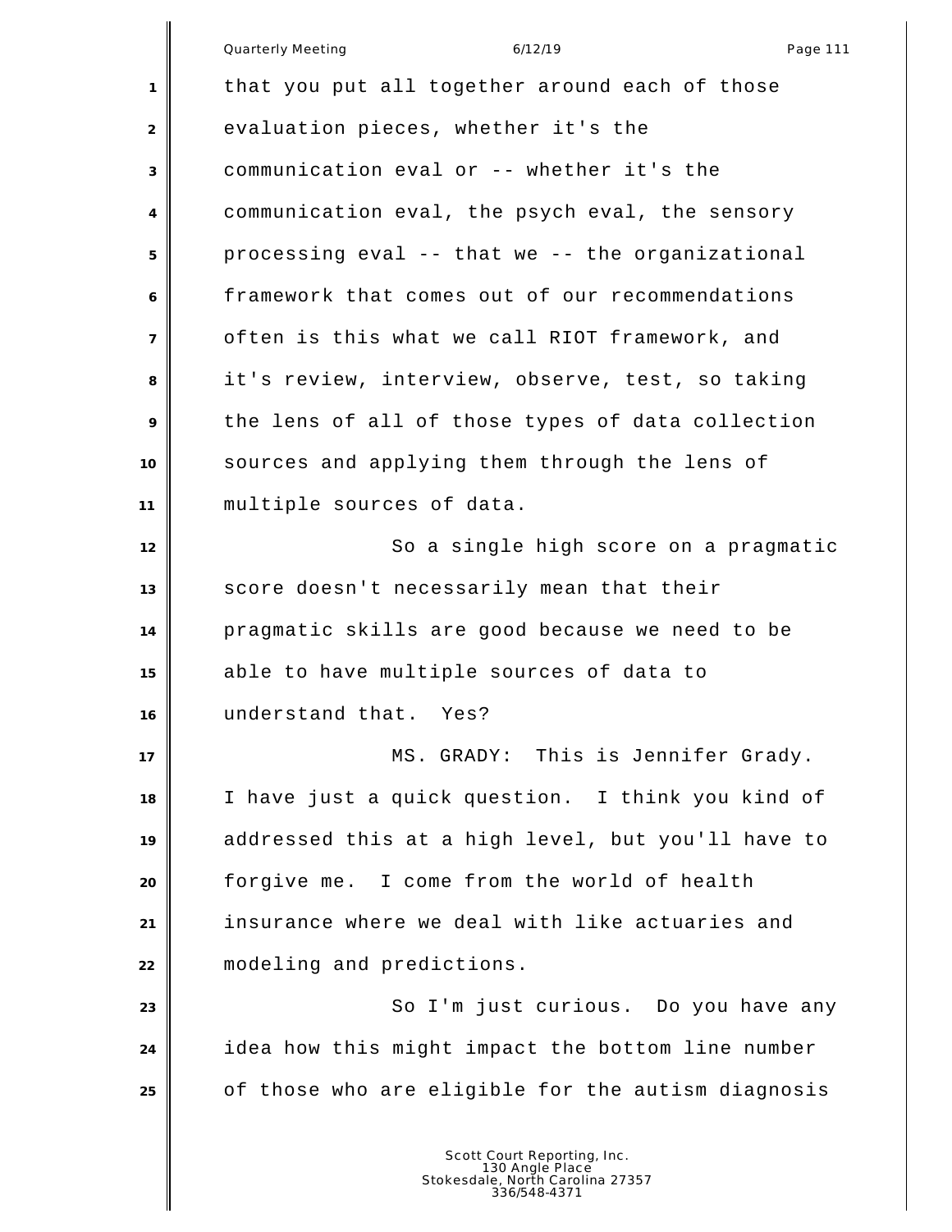that you put all together around each of those evaluation pieces, whether it's the communication eval or -- whether it's the communication eval, the psych eval, the sensory processing eval -- that we -- the organizational framework that comes out of our recommendations often is this what we call RIOT framework, and it's review, interview, observe, test, so taking the lens of all of those types of data collection sources and applying them through the lens of multiple sources of data.

So a single high score on a pragmatic score doesn't necessarily mean that their pragmatic skills are good because we need to be able to have multiple sources of data to understand that. Yes?

MS. GRADY: This is Jennifer Grady. I have just a quick question. I think you kind of addressed this at a high level, but you'll have to forgive me. I come from the world of health insurance where we deal with like actuaries and modeling and predictions.

So I'm just curious. Do you have any idea how this might impact the bottom line number of those who are eligible for the autism diagnosis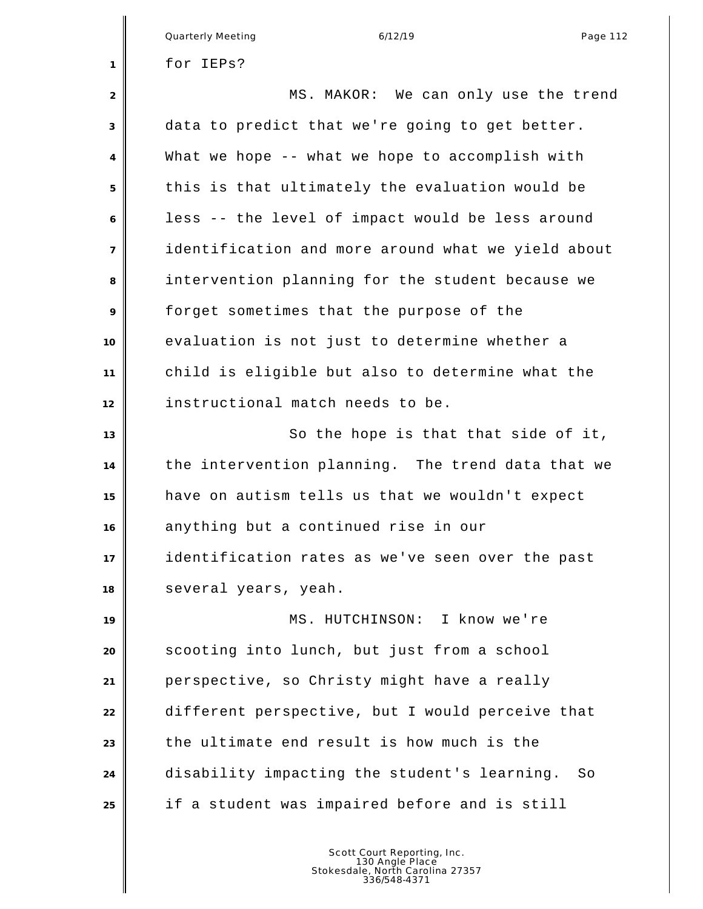for IEPs?

MS. MAKOR: We can only use the trend data to predict that we're going to get better. What we hope -- what we hope to accomplish with this is that ultimately the evaluation would be less -- the level of impact would be less around identification and more around what we yield about intervention planning for the student because we forget sometimes that the purpose of the evaluation is not just to determine whether a child is eligible but also to determine what the instructional match needs to be.

So the hope is that that side of it, the intervention planning. The trend data that we have on autism tells us that we wouldn't expect anything but a continued rise in our identification rates as we've seen over the past several years, yeah.

MS. HUTCHINSON: I know we're scooting into lunch, but just from a school perspective, so Christy might have a really different perspective, but I would perceive that the ultimate end result is how much is the disability impacting the student's learning. So if a student was impaired before and is still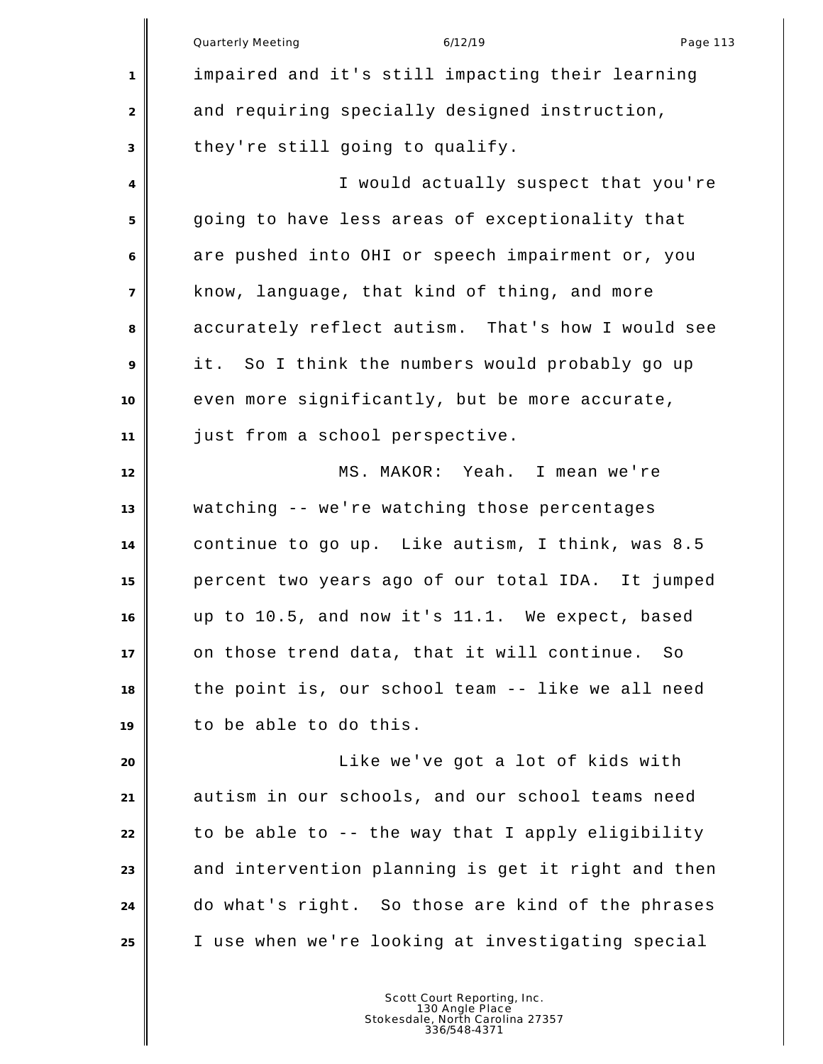impaired and it's still impacting their learning and requiring specially designed instruction, they're still going to qualify.

I would actually suspect that you're going to have less areas of exceptionality that are pushed into OHI or speech impairment or, you know, language, that kind of thing, and more accurately reflect autism. That's how I would see it. So I think the numbers would probably go up even more significantly, but be more accurate, just from a school perspective.

MS. MAKOR: Yeah. I mean we're watching -- we're watching those percentages continue to go up. Like autism, I think, was 8.5 percent two years ago of our total IDA. It jumped up to 10.5, and now it's 11.1. We expect, based on those trend data, that it will continue. So the point is, our school team -- like we all need to be able to do this.

Like we've got a lot of kids with autism in our schools, and our school teams need to be able to -- the way that I apply eligibility and intervention planning is get it right and then do what's right. So those are kind of the phrases I use when we're looking at investigating special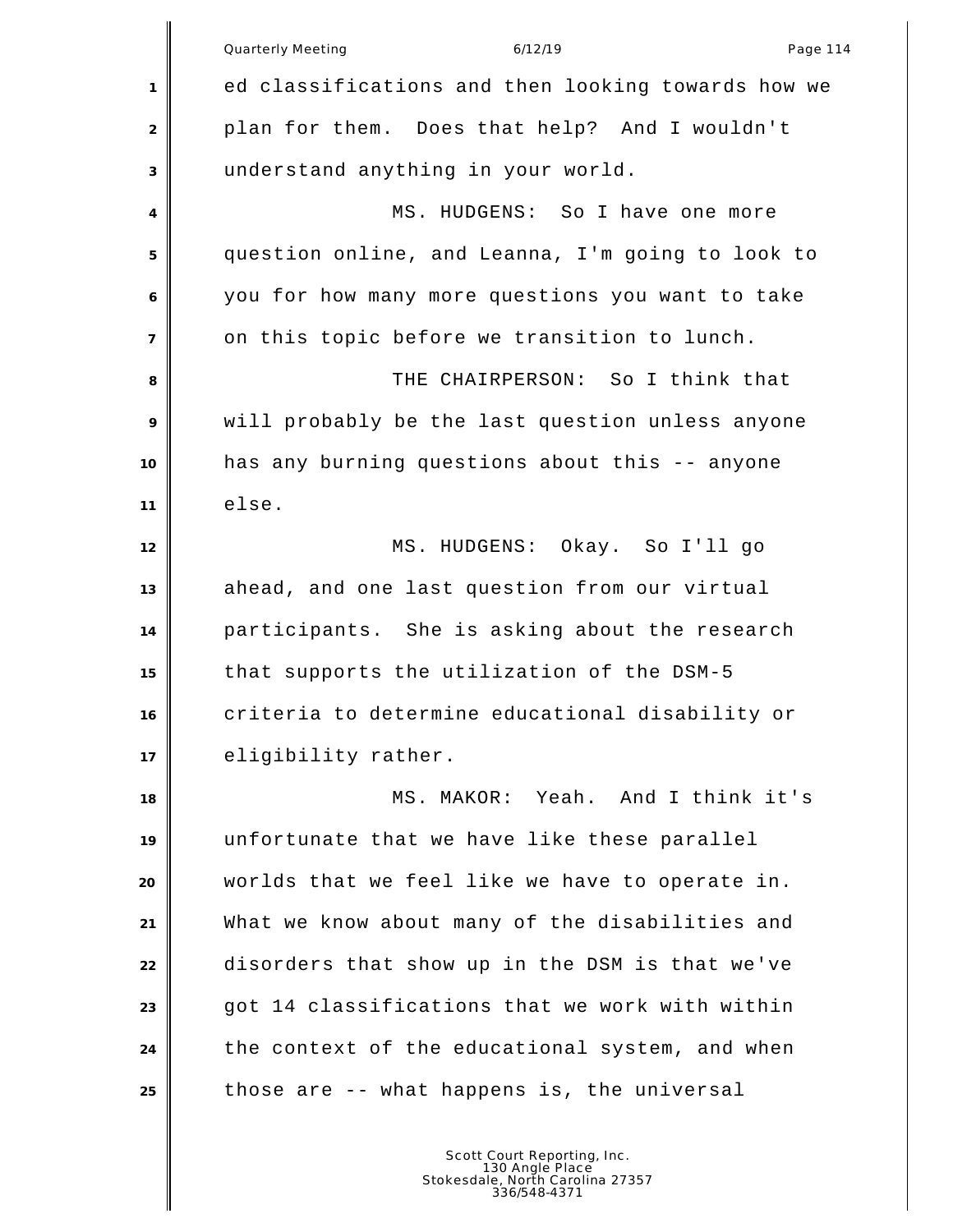ed classifications and then looking towards how we plan for them. Does that help? And I wouldn't understand anything in your world.

MS. HUDGENS: So I have one more question online, and Leanna, I'm going to look to you for how many more questions you want to take on this topic before we transition to lunch.

THE CHAIRPERSON: So I think that will probably be the last question unless anyone has any burning questions about this -- anyone else.

MS. HUDGENS: Okay. So I'll go ahead, and one last question from our virtual participants. She is asking about the research that supports the utilization of the DSM-5 criteria to determine educational disability or eligibility rather.

MS. MAKOR: Yeah. And I think it's unfortunate that we have like these parallel worlds that we feel like we have to operate in. What we know about many of the disabilities and disorders that show up in the DSM is that we've got 14 classifications that we work with within the context of the educational system, and when those are -- what happens is, the universal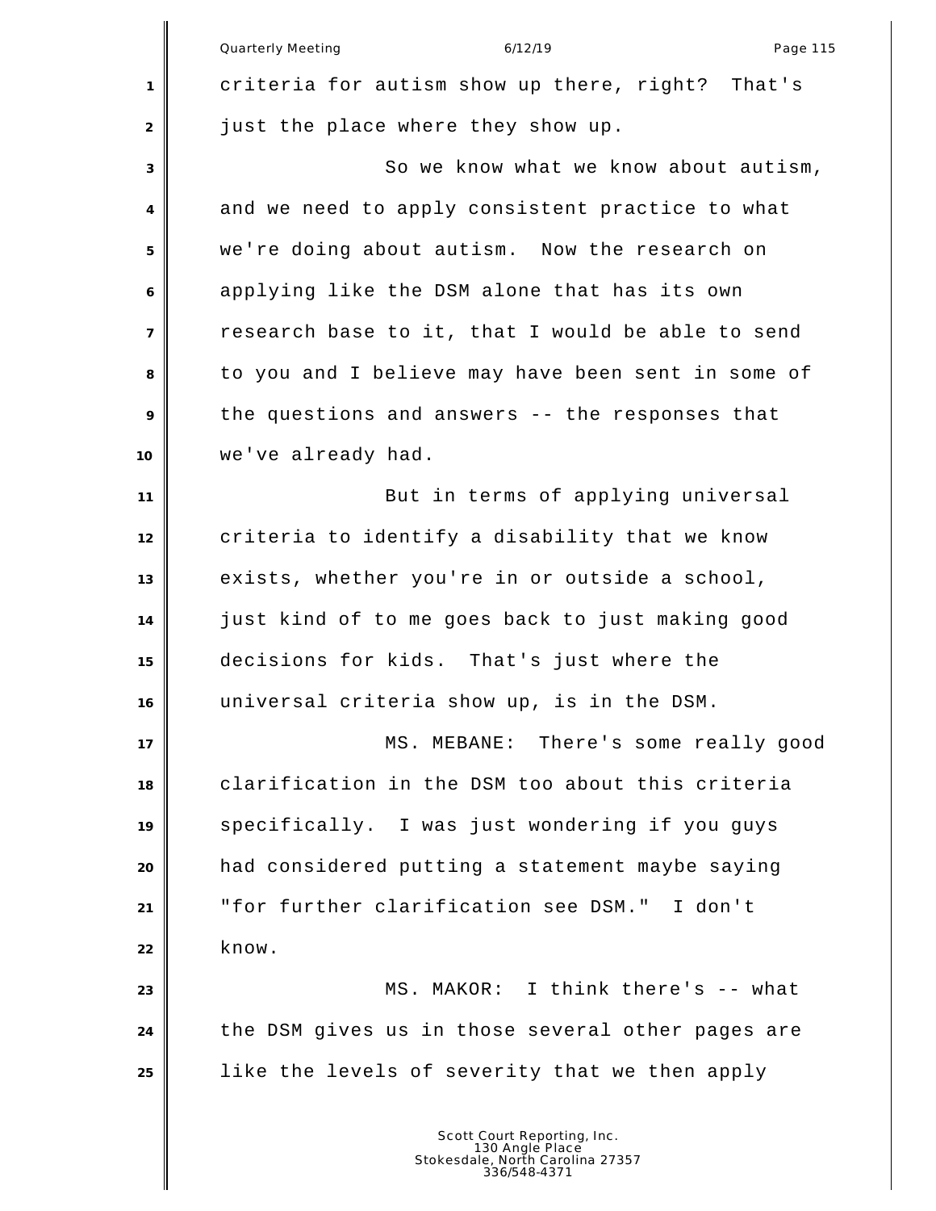criteria for autism show up there, right? That's just the place where they show up.

So we know what we know about autism, and we need to apply consistent practice to what we're doing about autism. Now the research on applying like the DSM alone that has its own research base to it, that I would be able to send to you and I believe may have been sent in some of the questions and answers -- the responses that we've already had.

But in terms of applying universal criteria to identify a disability that we know exists, whether you're in or outside a school, just kind of to me goes back to just making good decisions for kids. That's just where the universal criteria show up, is in the DSM.

MS. MEBANE: There's some really good clarification in the DSM too about this criteria specifically. I was just wondering if you guys had considered putting a statement maybe saying "for further clarification see DSM." I don't know.

MS. MAKOR: I think there's -- what the DSM gives us in those several other pages are like the levels of severity that we then apply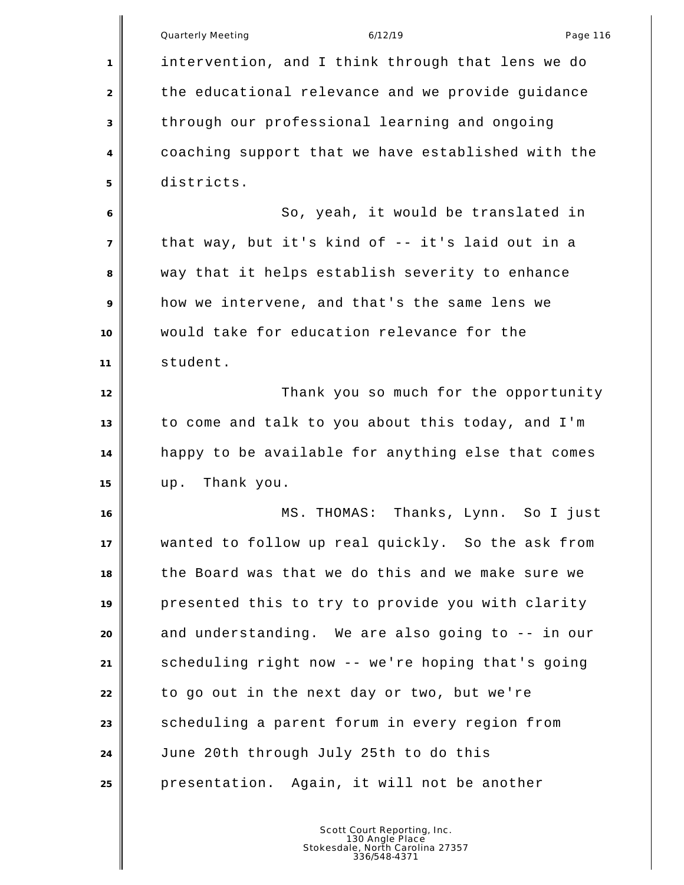intervention, and I think through that lens we do the educational relevance and we provide guidance through our professional learning and ongoing coaching support that we have established with the districts.

So, yeah, it would be translated in that way, but it's kind of -- it's laid out in a way that it helps establish severity to enhance how we intervene, and that's the same lens we would take for education relevance for the student.

Thank you so much for the opportunity to come and talk to you about this today, and I'm happy to be available for anything else that comes up. Thank you.

MS. THOMAS: Thanks, Lynn. So I just wanted to follow up real quickly. So the ask from the Board was that we do this and we make sure we presented this to try to provide you with clarity and understanding. We are also going to -- in our scheduling right now -- we're hoping that's going to go out in the next day or two, but we're scheduling a parent forum in every region from June 20th through July 25th to do this presentation. Again, it will not be another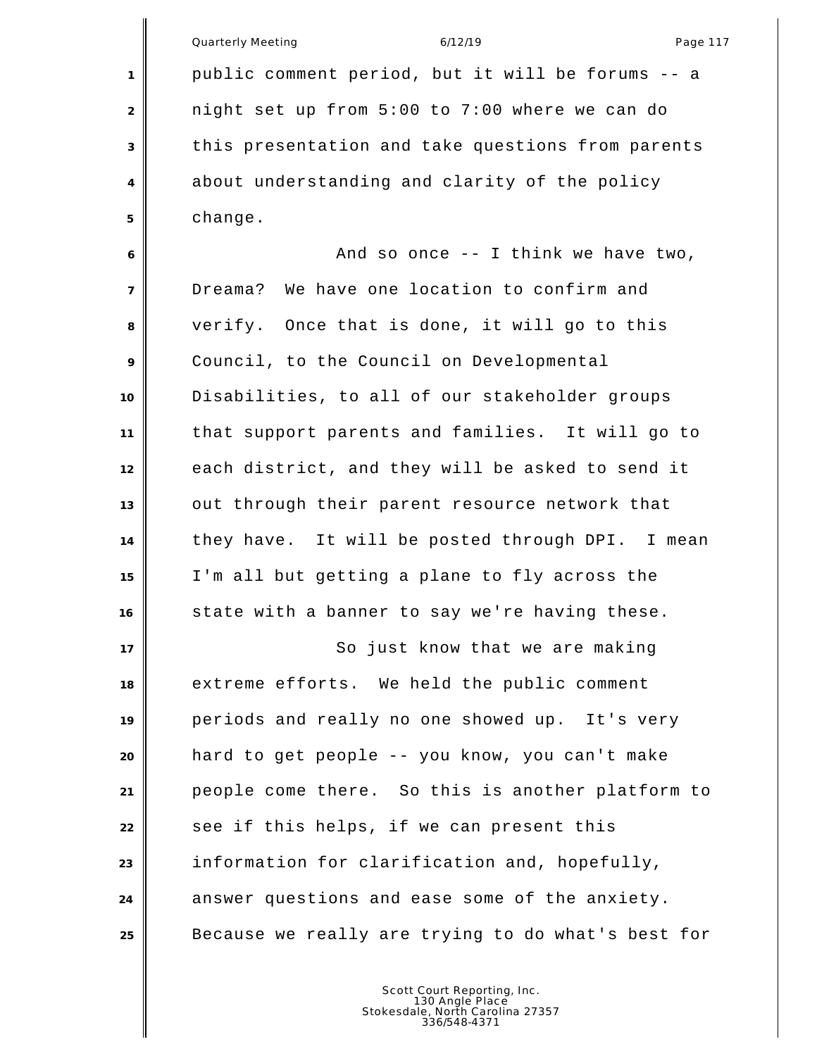public comment period, but it will be forums -- a night set up from 5:00 to 7:00 where we can do this presentation and take questions from parents about understanding and clarity of the policy change.

And so once -- I think we have two, Dreama? We have one location to confirm and verify. Once that is done, it will go to this Council, to the Council on Developmental Disabilities, to all of our stakeholder groups that support parents and families. It will go to each district, and they will be asked to send it out through their parent resource network that they have. It will be posted through DPI. I mean I'm all but getting a plane to fly across the state with a banner to say we're having these.

So just know that we are making extreme efforts. We held the public comment periods and really no one showed up. It's very hard to get people -- you know, you can't make people come there. So this is another platform to see if this helps, if we can present this information for clarification and, hopefully, answer questions and ease some of the anxiety. Because we really are trying to do what's best for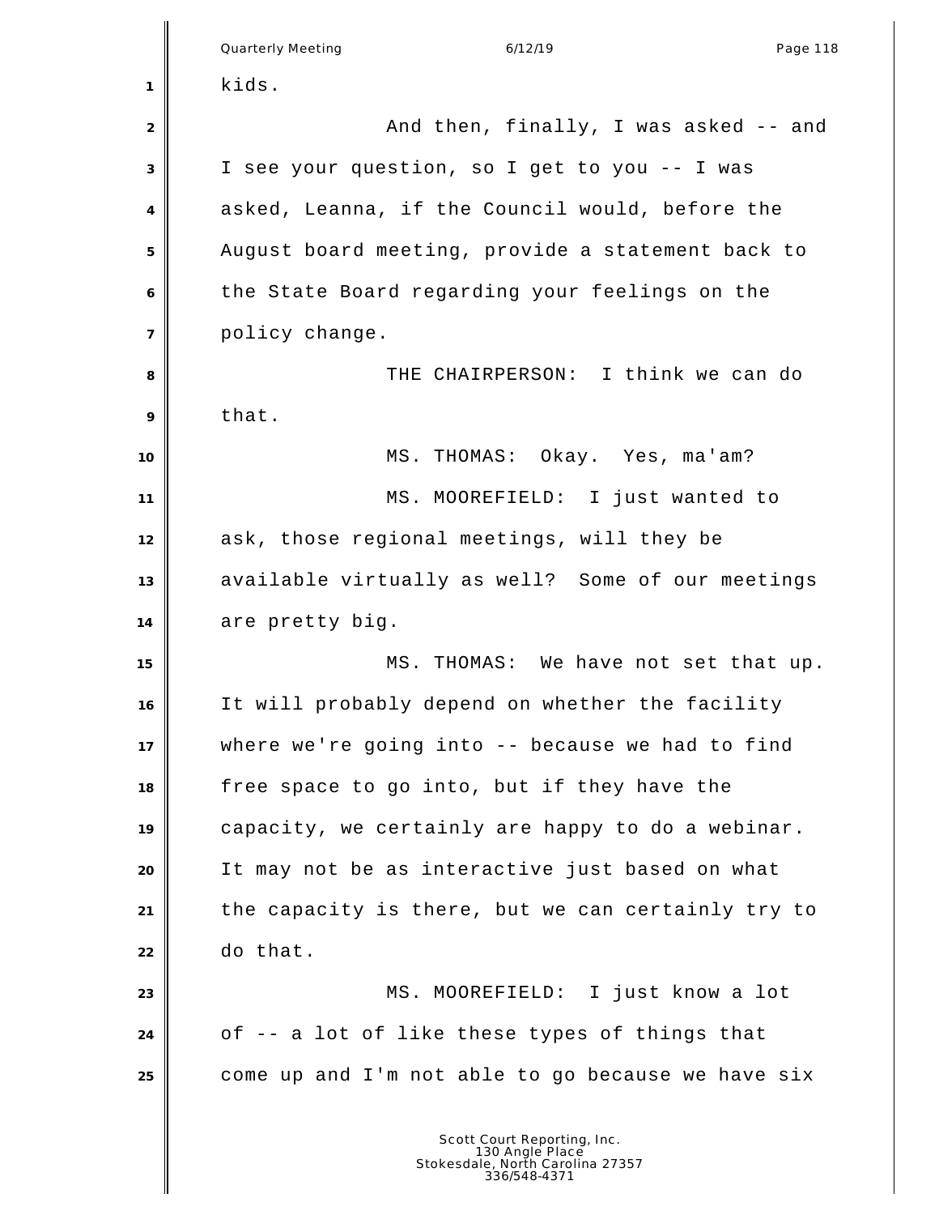kids.

And then, finally, I was asked -- and I see your question, so I get to you -- I was asked, Leanna, if the Council would, before the August board meeting, provide a statement back to the State Board regarding your feelings on the policy change.

THE CHAIRPERSON: I think we can do that.

MS. THOMAS: Okay. Yes, ma'am?

MS. MOOREFIELD: I just wanted to ask, those regional meetings, will they be available virtually as well? Some of our meetings are pretty big.

MS. THOMAS: We have not set that up. It will probably depend on whether the facility where we're going into -- because we had to find free space to go into, but if they have the capacity, we certainly are happy to do a webinar. It may not be as interactive just based on what the capacity is there, but we can certainly try to do that.

MS. MOOREFIELD: I just know a lot of -- a lot of like these types of things that come up and I'm not able to go because we have six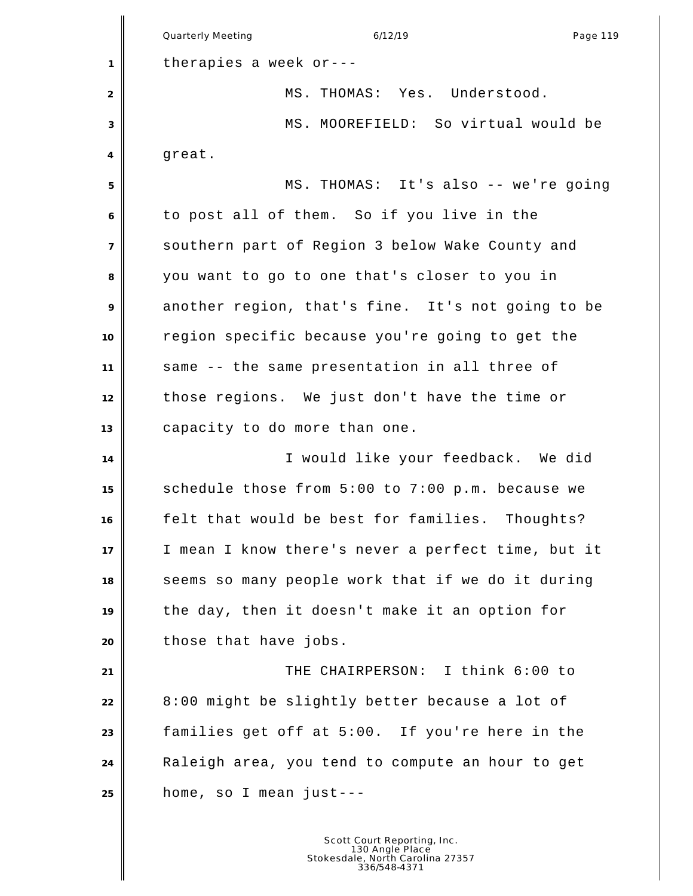therapies a week or---

MS. THOMAS: Yes. Understood.

MS. MOOREFIELD: So virtual would be great.

MS. THOMAS: It's also -- we're going to post all of them. So if you live in the southern part of Region 3 below Wake County and you want to go to one that's closer to you in another region, that's fine. It's not going to be region specific because you're going to get the same -- the same presentation in all three of those regions. We just don't have the time or capacity to do more than one.

I would like your feedback. We did schedule those from 5:00 to 7:00 p.m. because we felt that would be best for families. Thoughts? I mean I know there's never a perfect time, but it seems so many people work that if we do it during the day, then it doesn't make it an option for those that have jobs.

THE CHAIRPERSON: I think 6:00 to 8:00 might be slightly better because a lot of families get off at 5:00. If you're here in the Raleigh area, you tend to compute an hour to get home, so I mean just---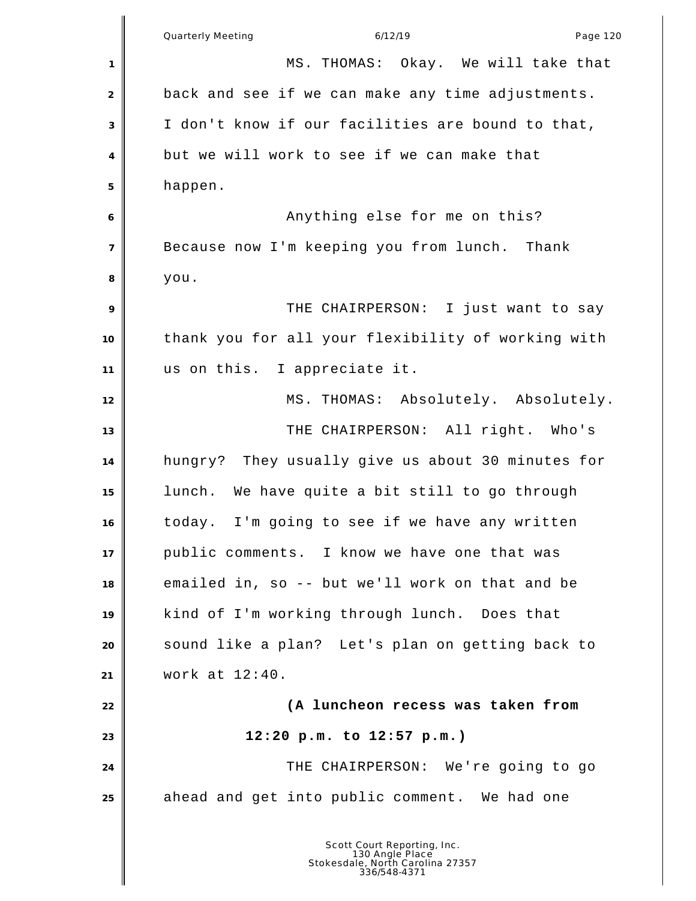MS. THOMAS: Okay. We will take that back and see if we can make any time adjustments. I don't know if our facilities are bound to that, but we will work to see if we can make that happen.

Anything else for me on this? Because now I'm keeping you from lunch. Thank you.

THE CHAIRPERSON: I just want to say thank you for all your flexibility of working with us on this. I appreciate it.

MS. THOMAS: Absolutely. Absolutely.

THE CHAIRPERSON: All right. Who's hungry? They usually give us about 30 minutes for lunch. We have quite a bit still to go through today. I'm going to see if we have any written public comments. I know we have one that was emailed in, so -- but we'll work on that and be kind of I'm working through lunch. Does that sound like a plan? Let's plan on getting back to work at 12:40.

**(A luncheon recess was taken from 12:20 p.m. to 12:57 p.m.)**

THE CHAIRPERSON: We're going to go ahead and get into public comment. We had one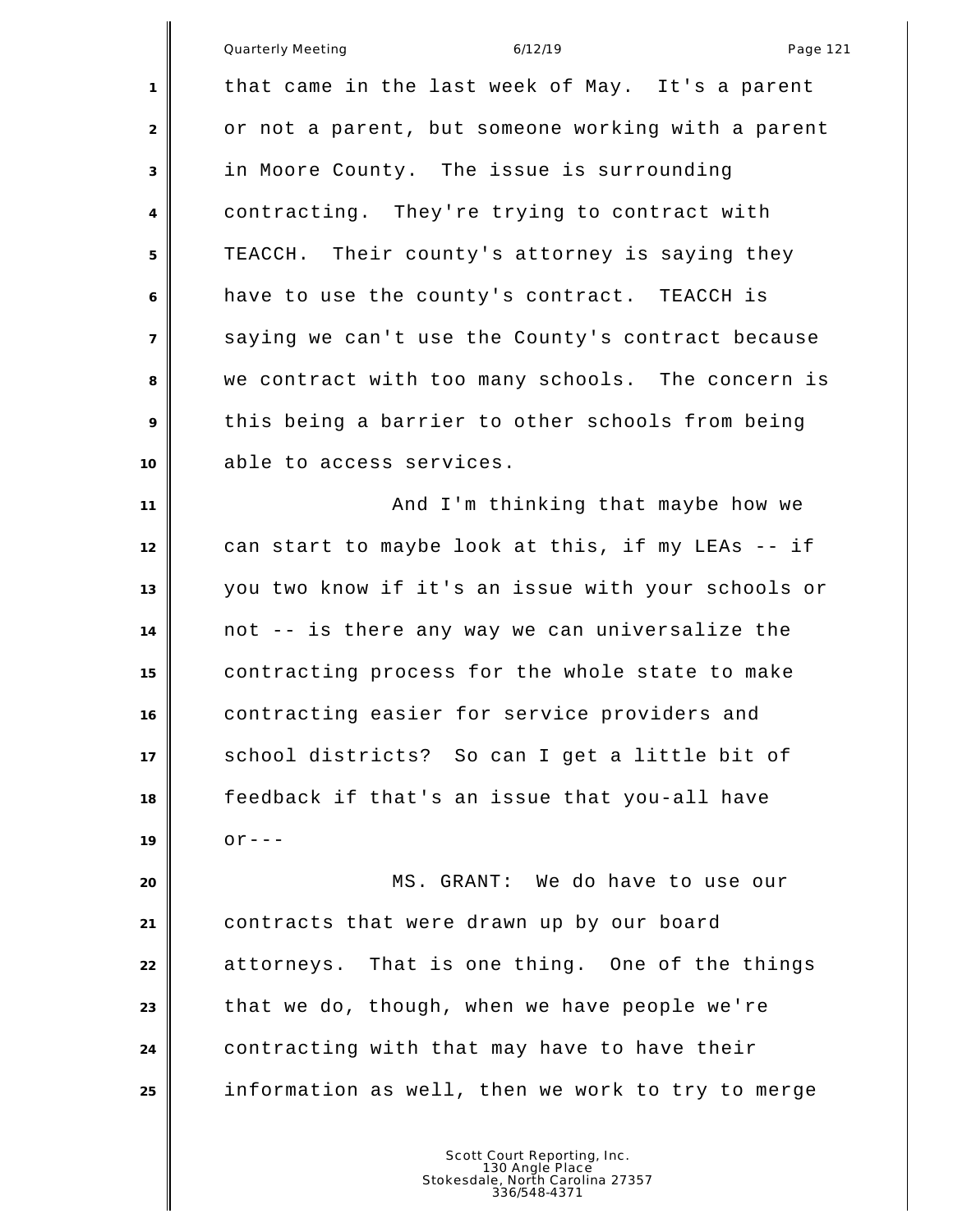that came in the last week of May. It's a parent or not a parent, but someone working with a parent in Moore County. The issue is surrounding contracting. They're trying to contract with TEACCH. Their county's attorney is saying they have to use the county's contract. TEACCH is saying we can't use the County's contract because we contract with too many schools. The concern is this being a barrier to other schools from being able to access services.

And I'm thinking that maybe how we can start to maybe look at this, if my LEAs -- if you two know if it's an issue with your schools or not -- is there any way we can universalize the contracting process for the whole state to make contracting easier for service providers and school districts? So can I get a little bit of feedback if that's an issue that you-all have or---

MS. GRANT: We do have to use our contracts that were drawn up by our board attorneys. That is one thing. One of the things that we do, though, when we have people we're contracting with that may have to have their information as well, then we work to try to merge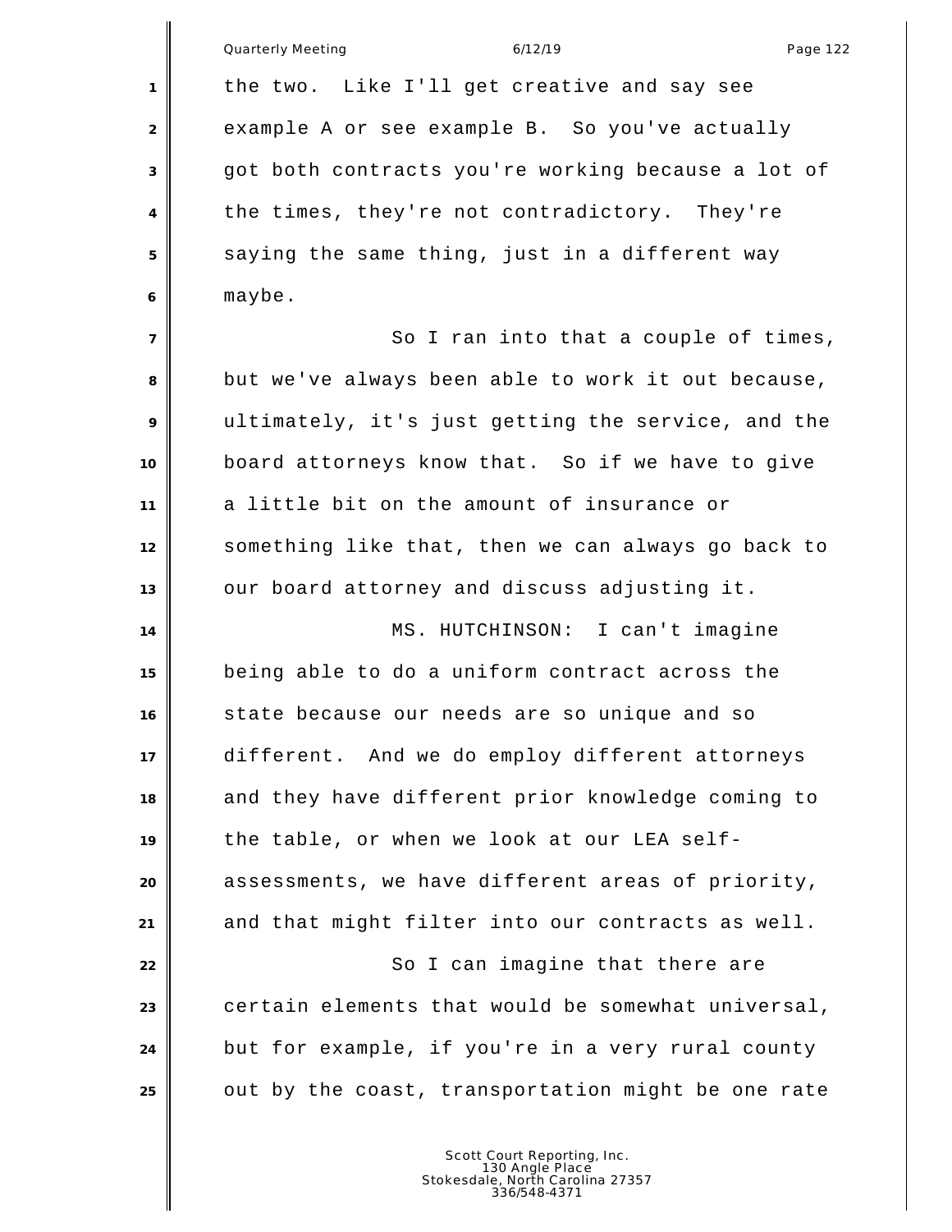the two. Like I'll get creative and say see example A or see example B. So you've actually got both contracts you're working because a lot of the times, they're not contradictory. They're saying the same thing, just in a different way maybe.

So I ran into that a couple of times, but we've always been able to work it out because, ultimately, it's just getting the service, and the board attorneys know that. So if we have to give a little bit on the amount of insurance or something like that, then we can always go back to our board attorney and discuss adjusting it.

MS. HUTCHINSON: I can't imagine being able to do a uniform contract across the state because our needs are so unique and so different. And we do employ different attorneys and they have different prior knowledge coming to the table, or when we look at our LEA self-assessments, we have different areas of priority, and that might filter into our contracts as well.

So I can imagine that there are certain elements that would be somewhat universal, but for example, if you're in a very rural county out by the coast, transportation might be one rate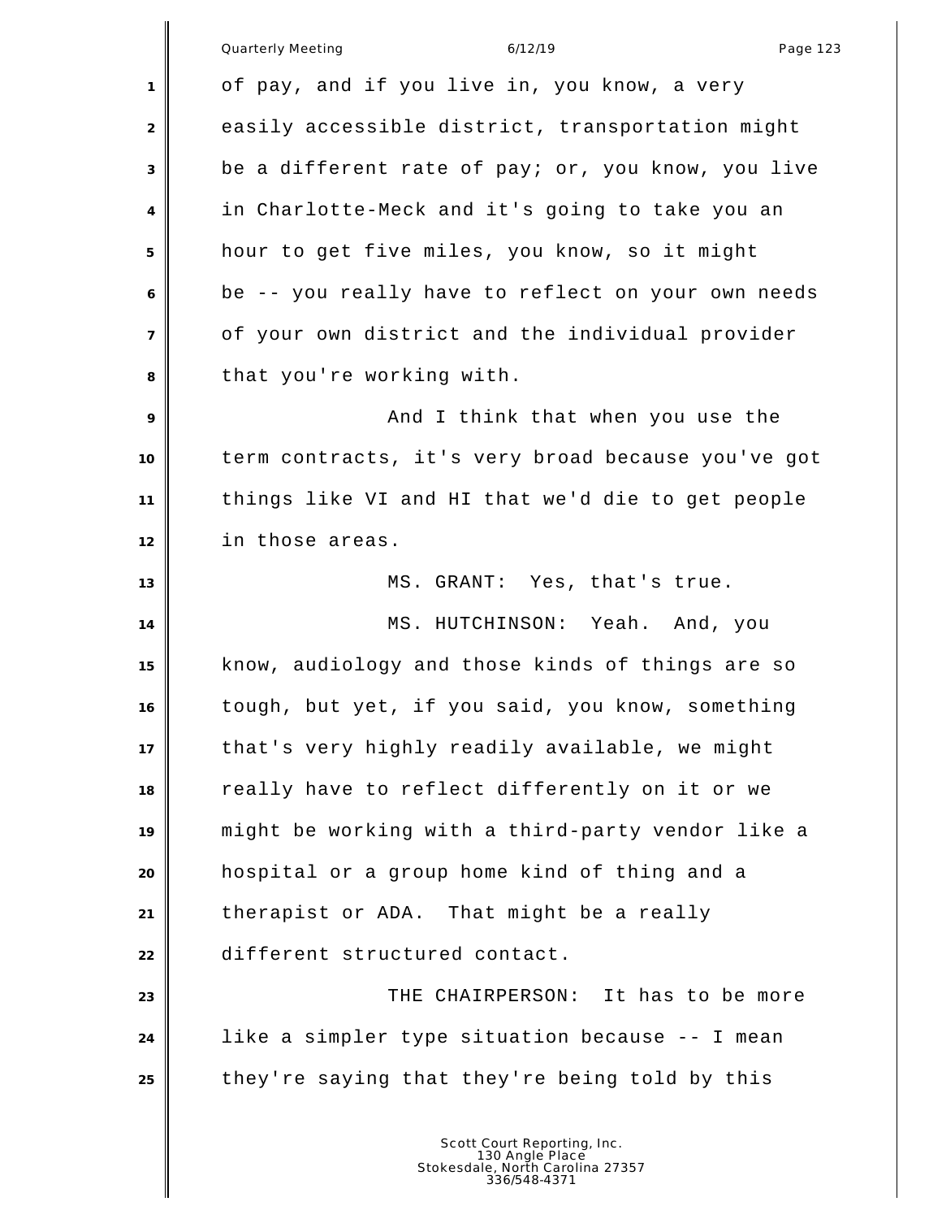of pay, and if you live in, you know, a very easily accessible district, transportation might be a different rate of pay; or, you know, you live in Charlotte-Meck and it's going to take you an hour to get five miles, you know, so it might be -- you really have to reflect on your own needs of your own district and the individual provider that you're working with.

And I think that when you use the term contracts, it's very broad because you've got things like VI and HI that we'd die to get people in those areas.

MS. GRANT: Yes, that's true.

MS. HUTCHINSON: Yeah. And, you know, audiology and those kinds of things are so tough, but yet, if you said, you know, something that's very highly readily available, we might really have to reflect differently on it or we might be working with a third-party vendor like a hospital or a group home kind of thing and a therapist or ADA. That might be a really different structured contact.

THE CHAIRPERSON: It has to be more like a simpler type situation because -- I mean they're saying that they're being told by this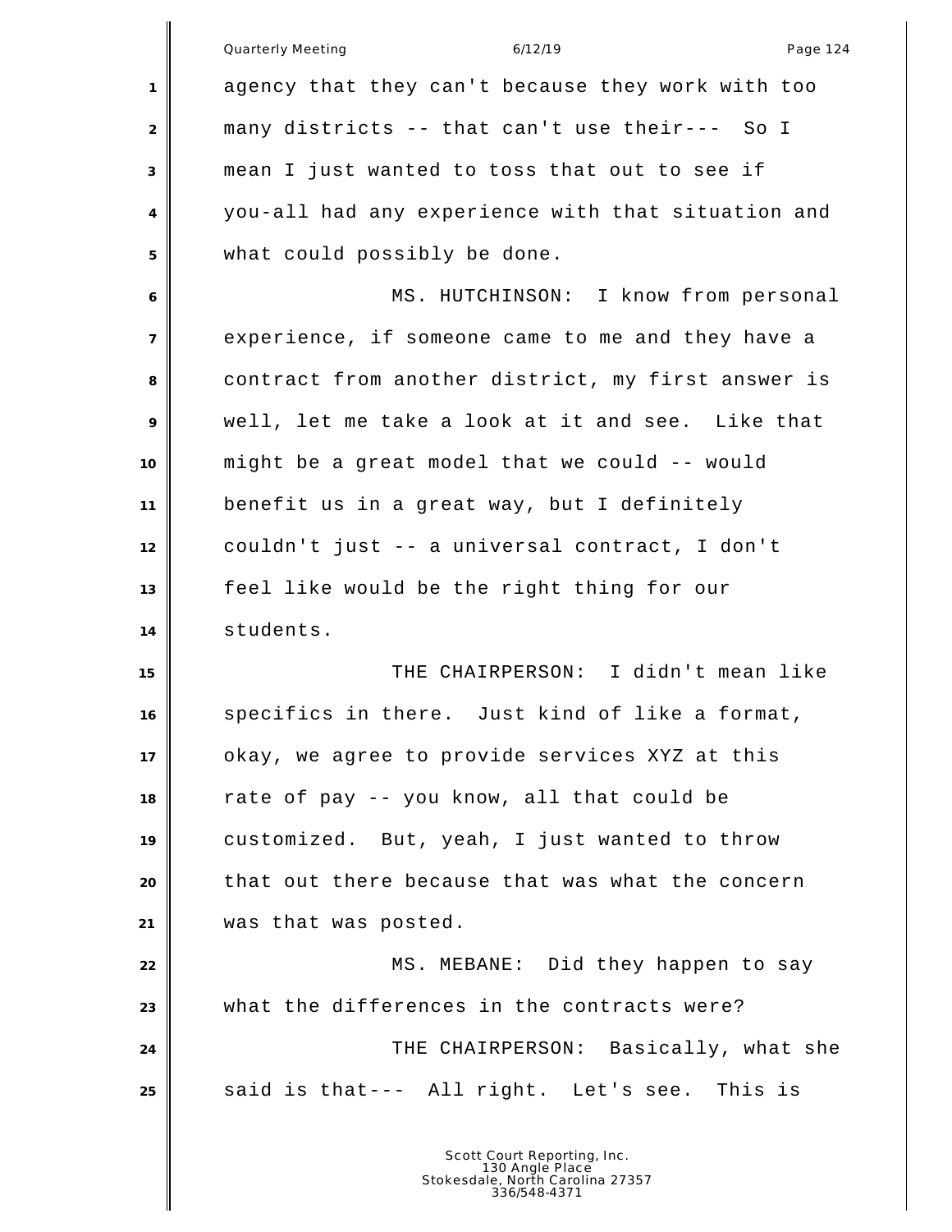agency that they can't because they work with too many districts -- that can't use their--- So I mean I just wanted to toss that out to see if you-all had any experience with that situation and what could possibly be done.

MS. HUTCHINSON: I know from personal experience, if someone came to me and they have a contract from another district, my first answer is well, let me take a look at it and see. Like that might be a great model that we could -- would benefit us in a great way, but I definitely couldn't just -- a universal contract, I don't feel like would be the right thing for our students.

THE CHAIRPERSON: I didn't mean like specifics in there. Just kind of like a format, okay, we agree to provide services XYZ at this rate of pay -- you know, all that could be customized. But, yeah, I just wanted to throw that out there because that was what the concern was that was posted.

MS. MEBANE: Did they happen to say what the differences in the contracts were?

THE CHAIRPERSON: Basically, what she said is that--- All right. Let's see. This is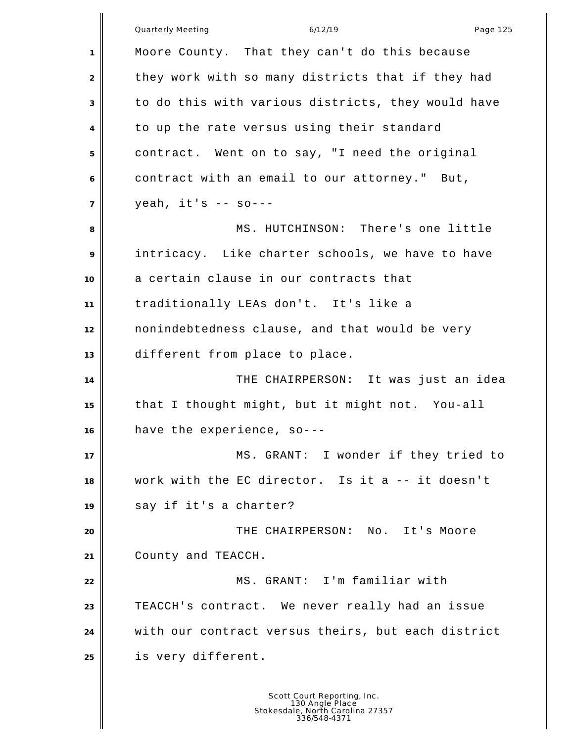Moore County. That they can't do this because they work with so many districts that if they had to do this with various districts, they would have to up the rate versus using their standard contract. Went on to say, "I need the original contract with an email to our attorney." But, yeah, it's -- so---

MS. HUTCHINSON: There's one little intricacy. Like charter schools, we have to have a certain clause in our contracts that traditionally LEAs don't. It's like a nonindebtedness clause, and that would be very different from place to place.

THE CHAIRPERSON: It was just an idea that I thought might, but it might not. You-all have the experience, so---

MS. GRANT: I wonder if they tried to work with the EC director. Is it a -- it doesn't say if it's a charter?

THE CHAIRPERSON: No. It's Moore County and TEACCH.

MS. GRANT: I'm familiar with TEACCH's contract. We never really had an issue with our contract versus theirs, but each district is very different.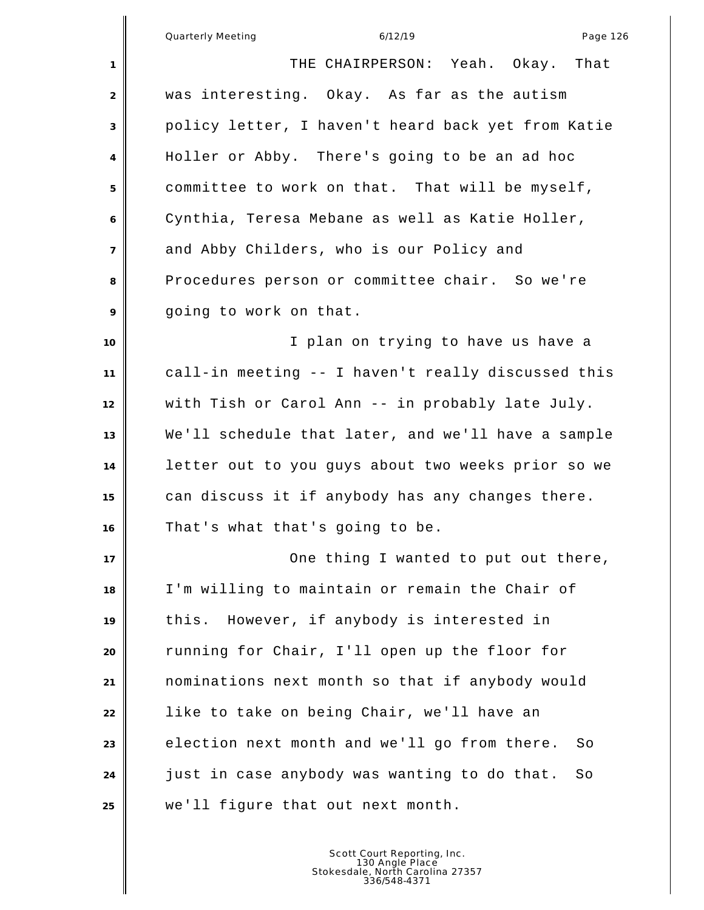THE CHAIRPERSON: Yeah. Okay. That was interesting. Okay. As far as the autism policy letter, I haven't heard back yet from Katie Holler or Abby. There's going to be an ad hoc committee to work on that. That will be myself, Cynthia, Teresa Mebane as well as Katie Holler, and Abby Childers, who is our Policy and Procedures person or committee chair. So we're going to work on that.

I plan on trying to have us have a call-in meeting -- I haven't really discussed this with Tish or Carol Ann -- in probably late July. We'll schedule that later, and we'll have a sample letter out to you guys about two weeks prior so we can discuss it if anybody has any changes there. That's what that's going to be.

One thing I wanted to put out there, I'm willing to maintain or remain the Chair of this. However, if anybody is interested in running for Chair, I'll open up the floor for nominations next month so that if anybody would like to take on being Chair, we'll have an election next month and we'll go from there. So just in case anybody was wanting to do that. So we'll figure that out next month.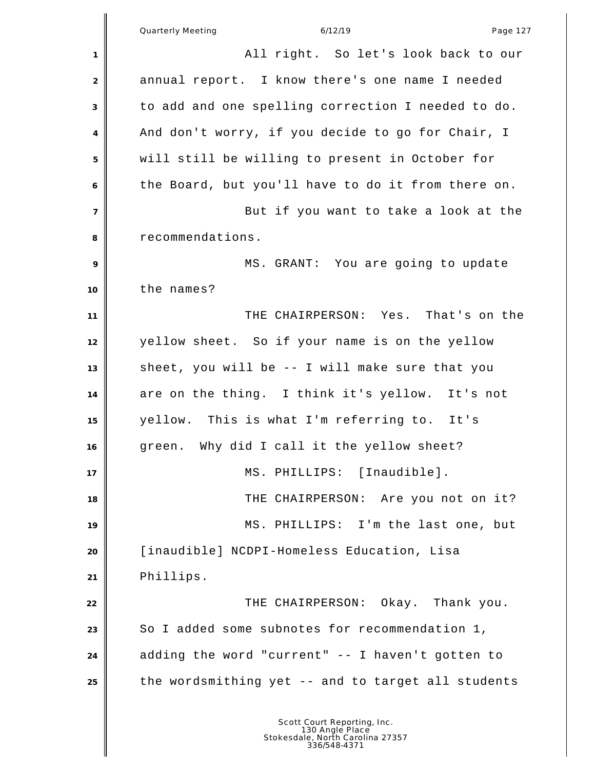All right. So let's look back to our annual report. I know there's one name I needed to add and one spelling correction I needed to do. And don't worry, if you decide to go for Chair, I will still be willing to present in October for the Board, but you'll have to do it from there on.

But if you want to take a look at the recommendations.

MS. GRANT: You are going to update the names?

THE CHAIRPERSON: Yes. That's on the yellow sheet. So if your name is on the yellow sheet, you will be -- I will make sure that you are on the thing. I think it's yellow. It's not yellow. This is what I'm referring to. It's green. Why did I call it the yellow sheet?

MS. PHILLIPS: [Inaudible].

THE CHAIRPERSON: Are you not on it?

MS. PHILLIPS: I'm the last one, but [inaudible] NCDPI-Homeless Education, Lisa Phillips.

THE CHAIRPERSON: Okay. Thank you. So I added some subnotes for recommendation 1, adding the word "current" -- I haven't gotten to the wordsmithing yet -- and to target all students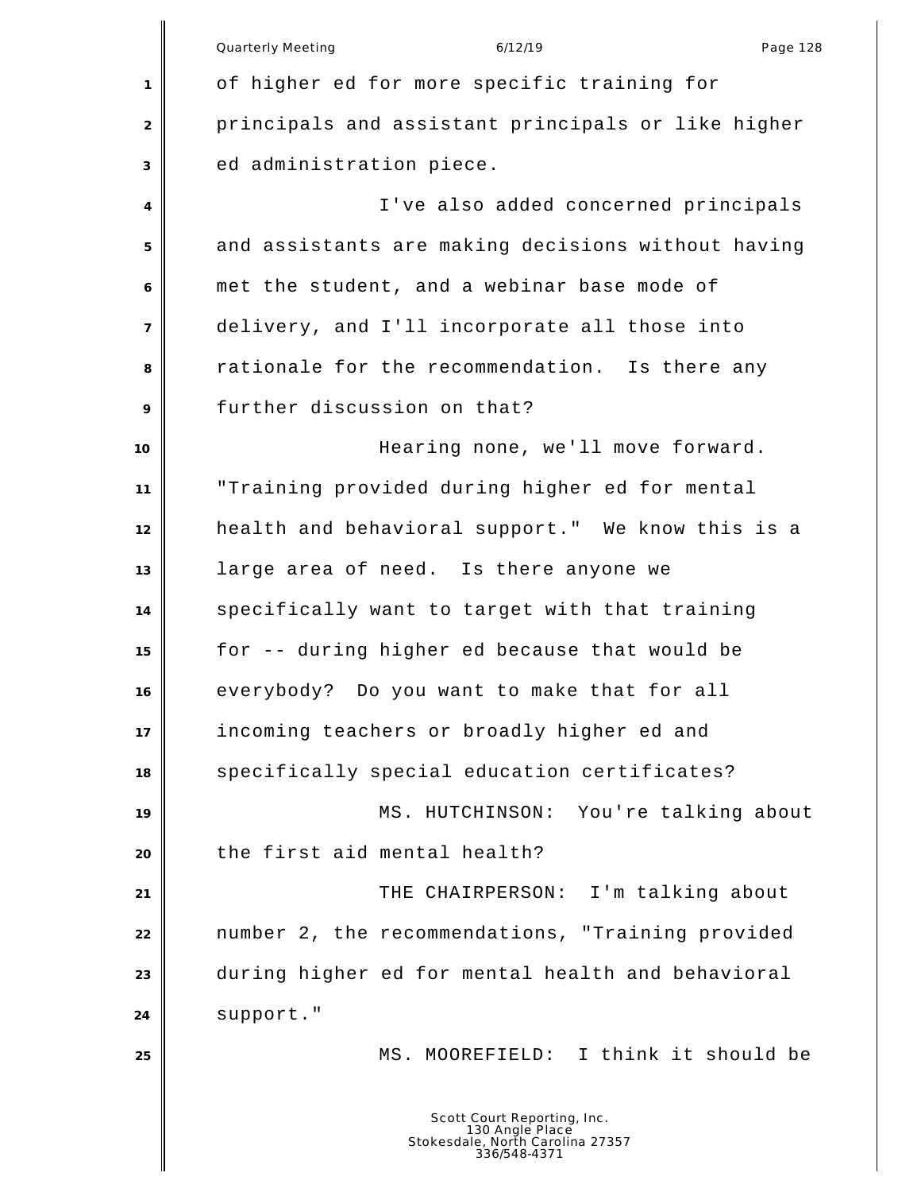of higher ed for more specific training for principals and assistant principals or like higher ed administration piece.

I've also added concerned principals and assistants are making decisions without having met the student, and a webinar base mode of delivery, and I'll incorporate all those into rationale for the recommendation. Is there any further discussion on that?

Hearing none, we'll move forward. "Training provided during higher ed for mental health and behavioral support." We know this is a large area of need. Is there anyone we specifically want to target with that training for -- during higher ed because that would be everybody? Do you want to make that for all incoming teachers or broadly higher ed and specifically special education certificates?

MS. HUTCHINSON: You're talking about the first aid mental health?

THE CHAIRPERSON: I'm talking about number 2, the recommendations, "Training provided during higher ed for mental health and behavioral support."

MS. MOOREFIELD: I think it should be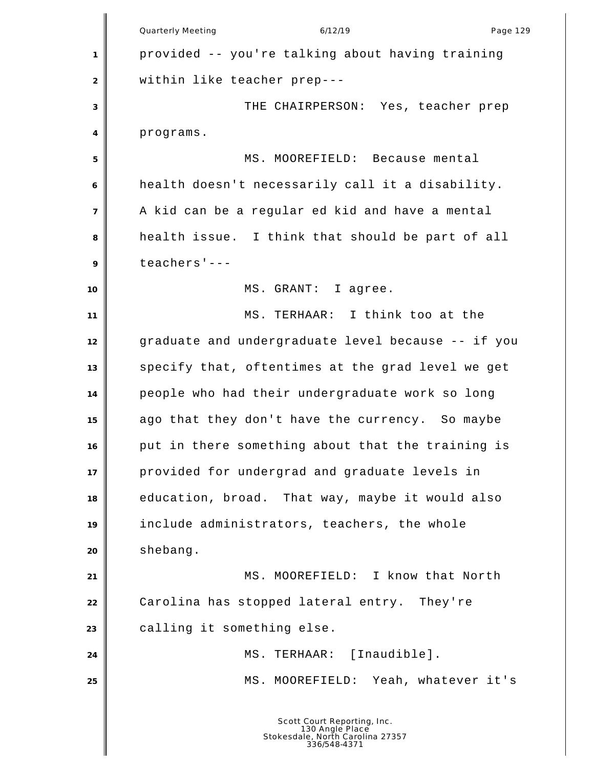provided -- you're talking about having training within like teacher prep---

THE CHAIRPERSON: Yes, teacher prep programs.

MS. MOOREFIELD: Because mental health doesn't necessarily call it a disability. A kid can be a regular ed kid and have a mental health issue. I think that should be part of all teachers'---

MS. GRANT: I agree.

MS. TERHAAR: I think too at the graduate and undergraduate level because -- if you specify that, oftentimes at the grad level we get people who had their undergraduate work so long ago that they don't have the currency. So maybe put in there something about that the training is provided for undergrad and graduate levels in education, broad. That way, maybe it would also include administrators, teachers, the whole shebang.

MS. MOOREFIELD: I know that North Carolina has stopped lateral entry. They're calling it something else.

MS. TERHAAR: [Inaudible].

MS. MOOREFIELD: Yeah, whatever it's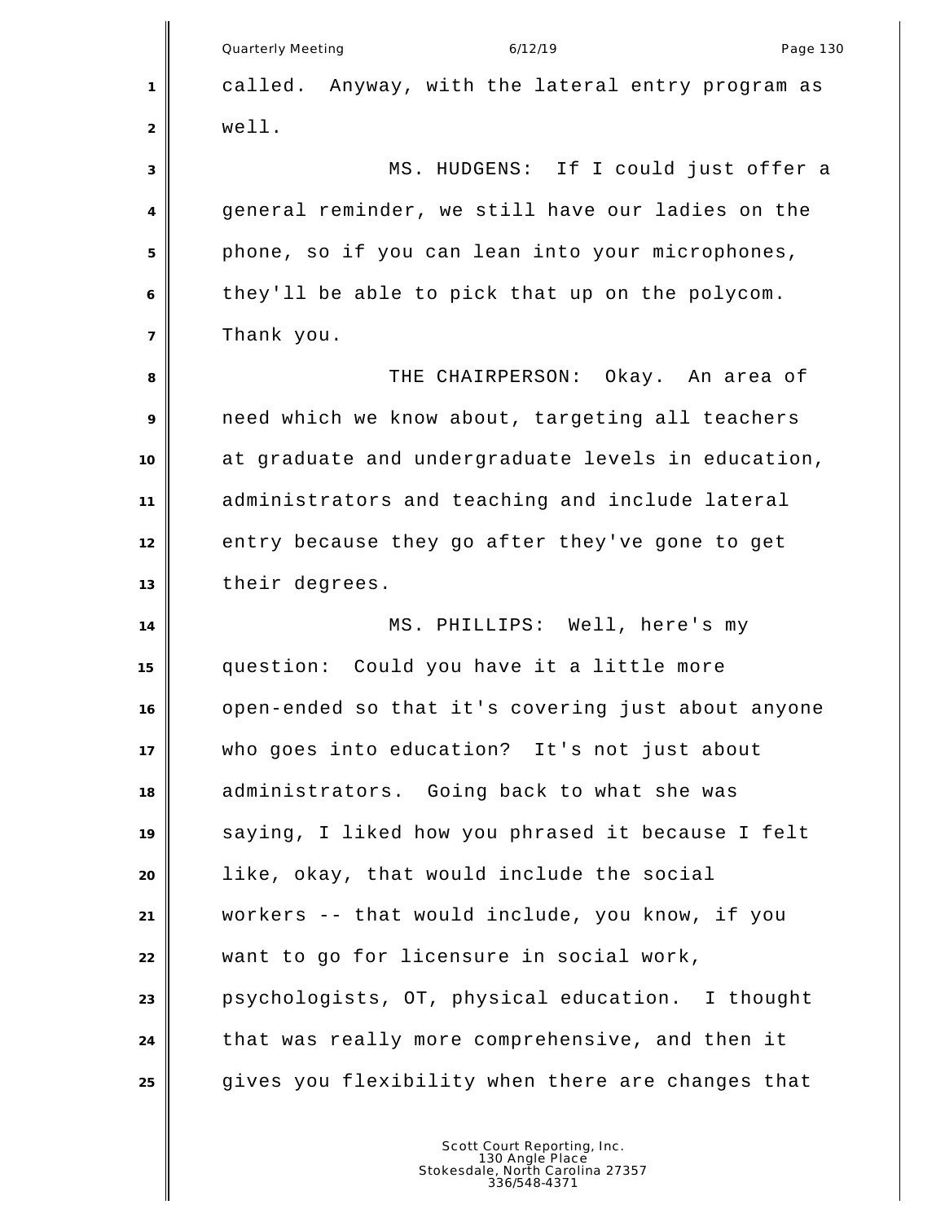called. Anyway, with the lateral entry program as well.

MS. HUDGENS: If I could just offer a general reminder, we still have our ladies on the phone, so if you can lean into your microphones, they'll be able to pick that up on the polycom. Thank you.

THE CHAIRPERSON: Okay. An area of need which we know about, targeting all teachers at graduate and undergraduate levels in education, administrators and teaching and include lateral entry because they go after they've gone to get their degrees.

MS. PHILLIPS: Well, here's my question: Could you have it a little more open-ended so that it's covering just about anyone who goes into education? It's not just about administrators. Going back to what she was saying, I liked how you phrased it because I felt like, okay, that would include the social workers -- that would include, you know, if you want to go for licensure in social work, psychologists, OT, physical education. I thought that was really more comprehensive, and then it gives you flexibility when there are changes that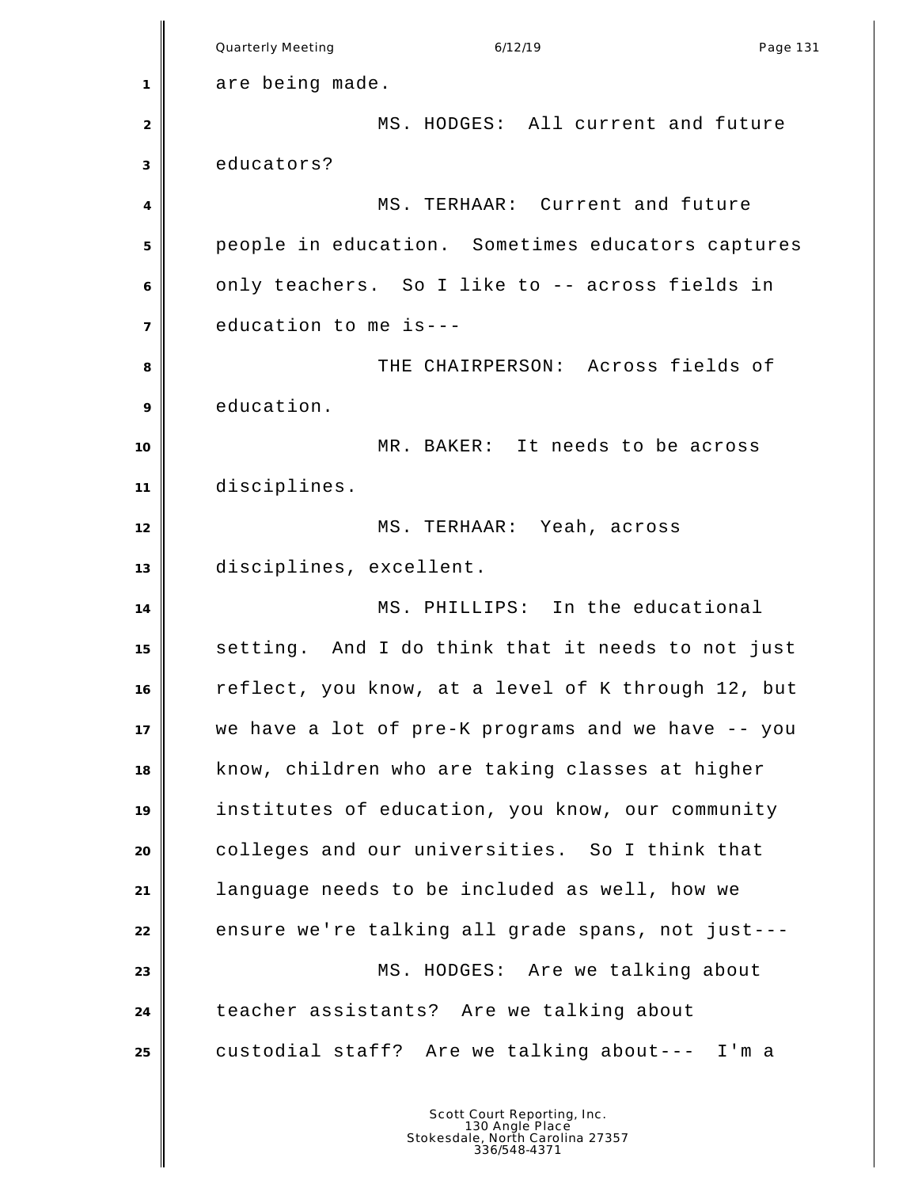are being made.

MS. HODGES: All current and future educators?

MS. TERHAAR: Current and future people in education. Sometimes educators captures only teachers. So I like to -- across fields in education to me is---

THE CHAIRPERSON: Across fields of education.

MR. BAKER: It needs to be across disciplines.

MS. TERHAAR: Yeah, across disciplines, excellent.

MS. PHILLIPS: In the educational setting. And I do think that it needs to not just reflect, you know, at a level of K through 12, but we have a lot of pre-K programs and we have -- you know, children who are taking classes at higher institutes of education, you know, our community colleges and our universities. So I think that language needs to be included as well, how we ensure we're talking all grade spans, not just---

MS. HODGES: Are we talking about teacher assistants? Are we talking about custodial staff? Are we talking about--- I'm a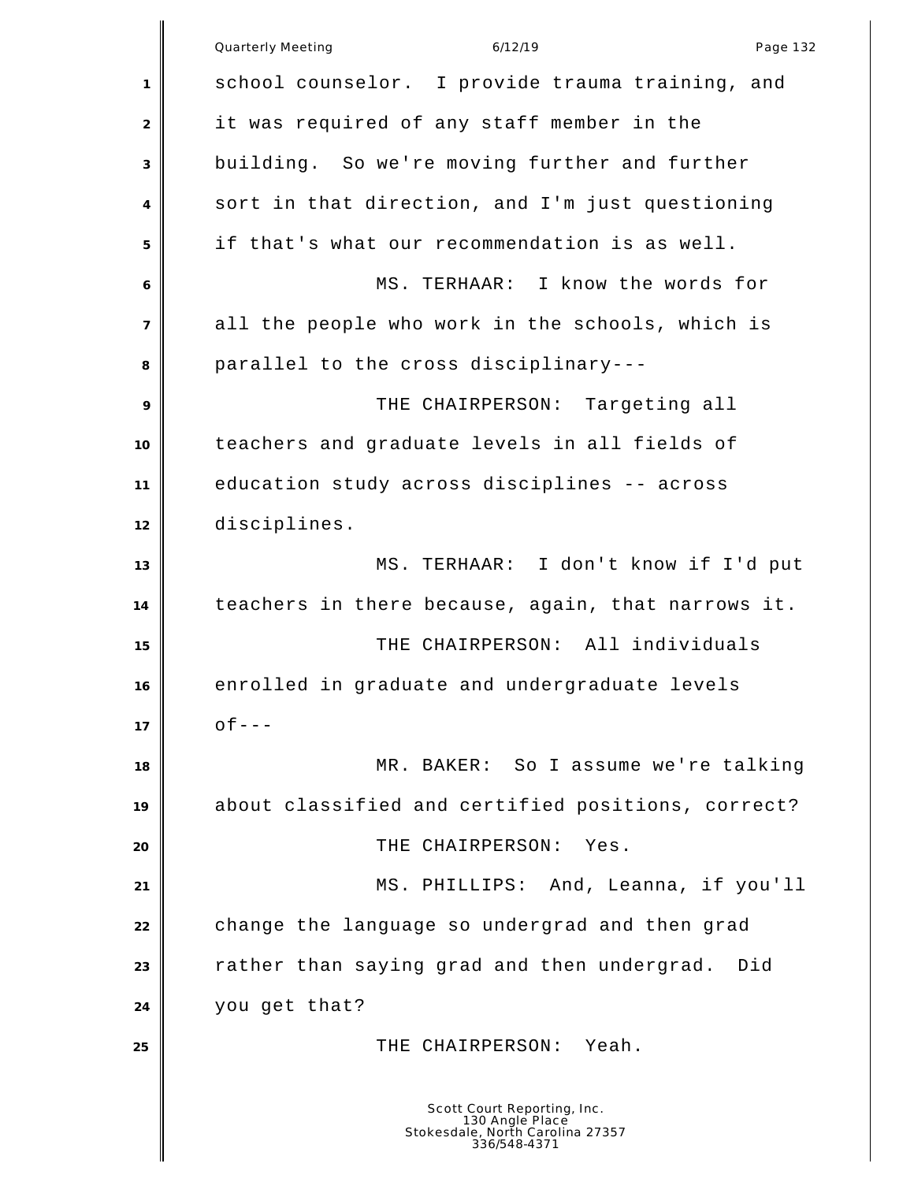school counselor. I provide trauma training, and it was required of any staff member in the building. So we're moving further and further sort in that direction, and I'm just questioning if that's what our recommendation is as well.

MS. TERHAAR: I know the words for all the people who work in the schools, which is parallel to the cross disciplinary---

THE CHAIRPERSON: Targeting all teachers and graduate levels in all fields of education study across disciplines -- across disciplines.

MS. TERHAAR: I don't know if I'd put teachers in there because, again, that narrows it.

THE CHAIRPERSON: All individuals enrolled in graduate and undergraduate levels of---

MR. BAKER: So I assume we're talking about classified and certified positions, correct?

THE CHAIRPERSON: Yes.

MS. PHILLIPS: And, Leanna, if you'll change the language so undergrad and then grad rather than saying grad and then undergrad. Did you get that?

THE CHAIRPERSON: Yeah.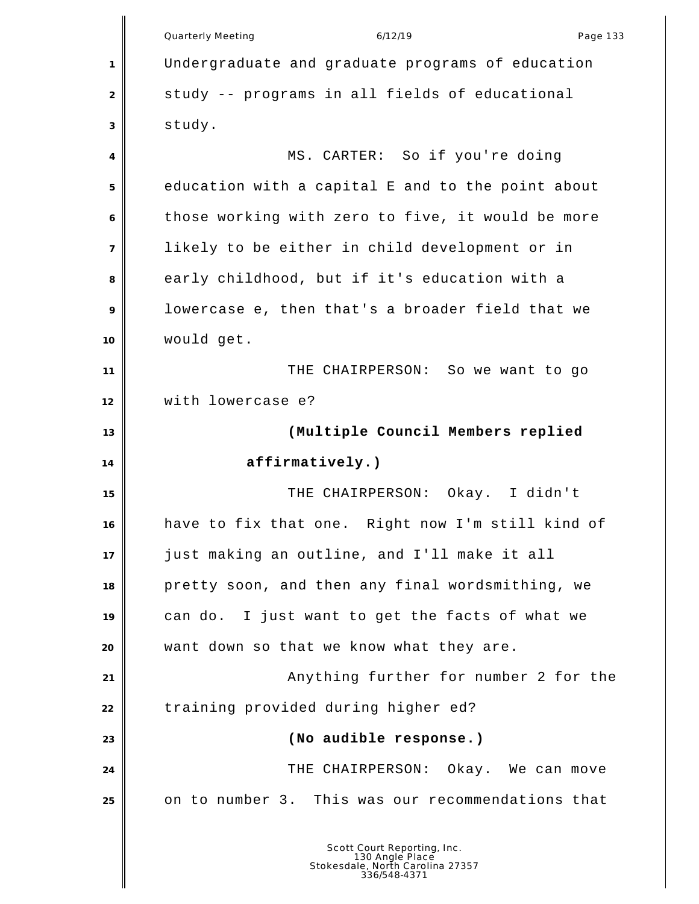Undergraduate and graduate programs of education study -- programs in all fields of educational study.

MS. CARTER: So if you're doing education with a capital E and to the point about those working with zero to five, it would be more likely to be either in child development or in early childhood, but if it's education with a lowercase e, then that's a broader field that we would get.

THE CHAIRPERSON: So we want to go with lowercase e?

**(Multiple Council Members replied affirmatively.)**

THE CHAIRPERSON: Okay. I didn't have to fix that one. Right now I'm still kind of just making an outline, and I'll make it all pretty soon, and then any final wordsmithing, we can do. I just want to get the facts of what we want down so that we know what they are.

Anything further for number 2 for the training provided during higher ed?

**(No audible response.)**

THE CHAIRPERSON: Okay. We can move on to number 3. This was our recommendations that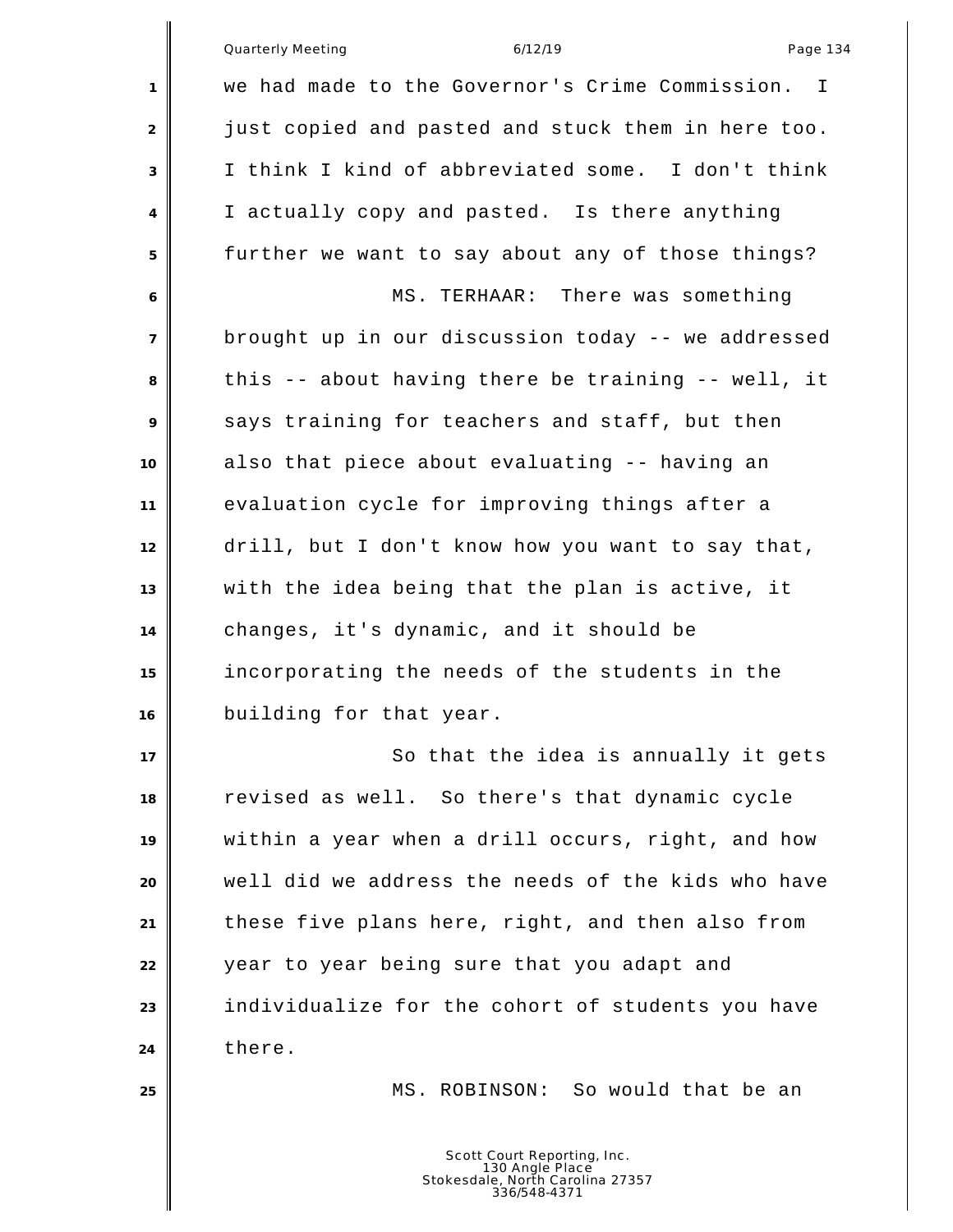we had made to the Governor's Crime Commission. I just copied and pasted and stuck them in here too. I think I kind of abbreviated some. I don't think I actually copy and pasted. Is there anything further we want to say about any of those things?

MS. TERHAAR: There was something brought up in our discussion today -- we addressed this -- about having there be training -- well, it says training for teachers and staff, but then also that piece about evaluating -- having an evaluation cycle for improving things after a drill, but I don't know how you want to say that, with the idea being that the plan is active, it changes, it's dynamic, and it should be incorporating the needs of the students in the building for that year.

So that the idea is annually it gets revised as well. So there's that dynamic cycle within a year when a drill occurs, right, and how well did we address the needs of the kids who have these five plans here, right, and then also from year to year being sure that you adapt and individualize for the cohort of students you have there.

MS. ROBINSON: So would that be an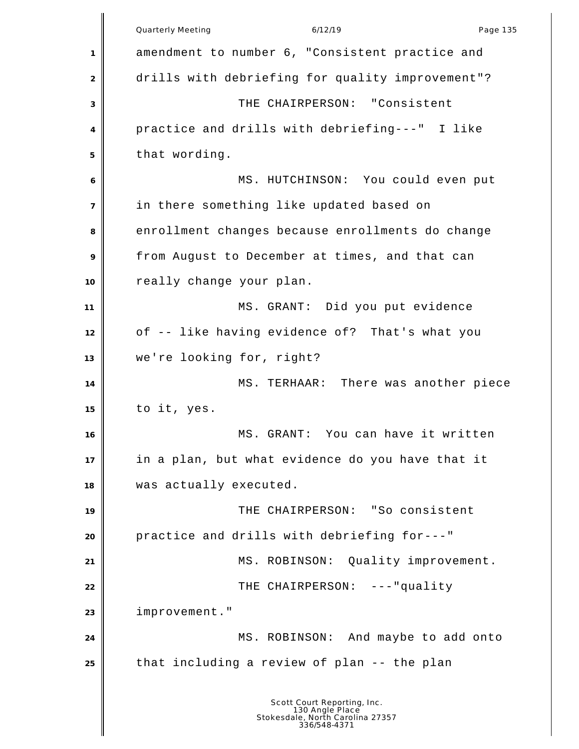amendment to number 6, "Consistent practice and drills with debriefing for quality improvement"?

THE CHAIRPERSON: "Consistent practice and drills with debriefing---" I like that wording.

MS. HUTCHINSON: You could even put in there something like updated based on enrollment changes because enrollments do change from August to December at times, and that can really change your plan.

MS. GRANT: Did you put evidence of -- like having evidence of? That's what you we're looking for, right?

MS. TERHAAR: There was another piece to it, yes.

MS. GRANT: You can have it written in a plan, but what evidence do you have that it was actually executed.

THE CHAIRPERSON: "So consistent practice and drills with debriefing for---"

MS. ROBINSON: Quality improvement.

THE CHAIRPERSON: ---"quality improvement."

MS. ROBINSON: And maybe to add onto that including a review of plan -- the plan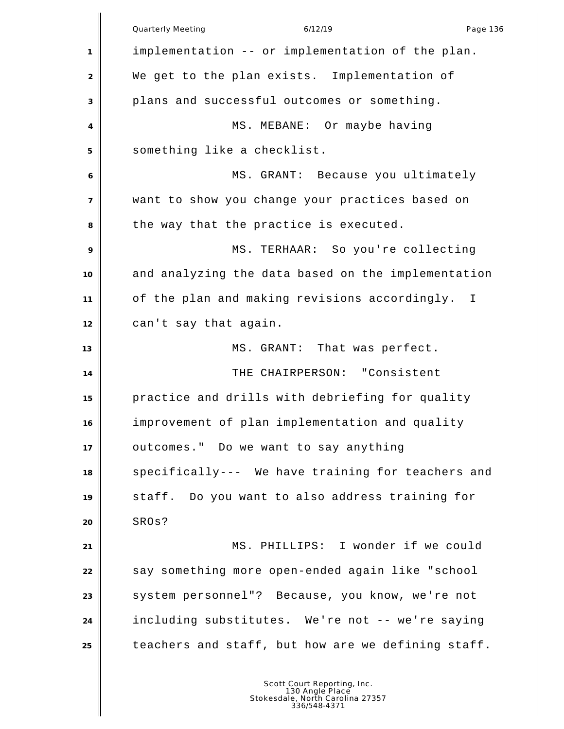implementation -- or implementation of the plan. We get to the plan exists. Implementation of plans and successful outcomes or something.

MS. MEBANE: Or maybe having something like a checklist.

MS. GRANT: Because you ultimately want to show you change your practices based on the way that the practice is executed.

MS. TERHAAR: So you're collecting and analyzing the data based on the implementation of the plan and making revisions accordingly. I can't say that again.

MS. GRANT: That was perfect.

THE CHAIRPERSON: "Consistent practice and drills with debriefing for quality improvement of plan implementation and quality outcomes." Do we want to say anything specifically--- We have training for teachers and staff. Do you want to also address training for SROs?

MS. PHILLIPS: I wonder if we could say something more open-ended again like "school system personnel"? Because, you know, we're not including substitutes. We're not -- we're saying teachers and staff, but how are we defining staff.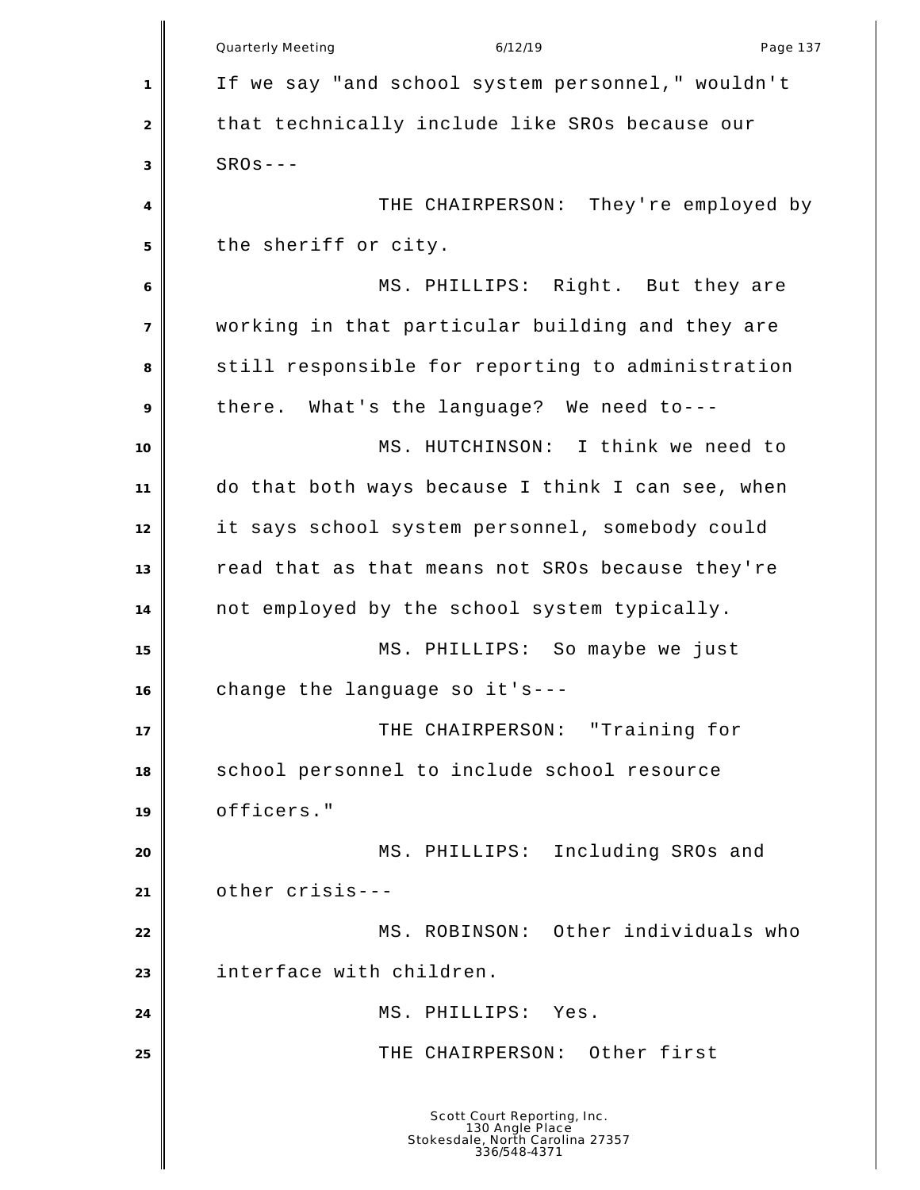If we say "and school system personnel," wouldn't that technically include like SROs because our SROs---

THE CHAIRPERSON: They're employed by the sheriff or city.

MS. PHILLIPS: Right. But they are working in that particular building and they are still responsible for reporting to administration there. What's the language? We need to---

MS. HUTCHINSON: I think we need to do that both ways because I think I can see, when it says school system personnel, somebody could read that as that means not SROs because they're not employed by the school system typically.

MS. PHILLIPS: So maybe we just change the language so it's---

THE CHAIRPERSON: "Training for school personnel to include school resource officers."

MS. PHILLIPS: Including SROs and other crisis---

MS. ROBINSON: Other individuals who interface with children.

MS. PHILLIPS: Yes.

THE CHAIRPERSON: Other first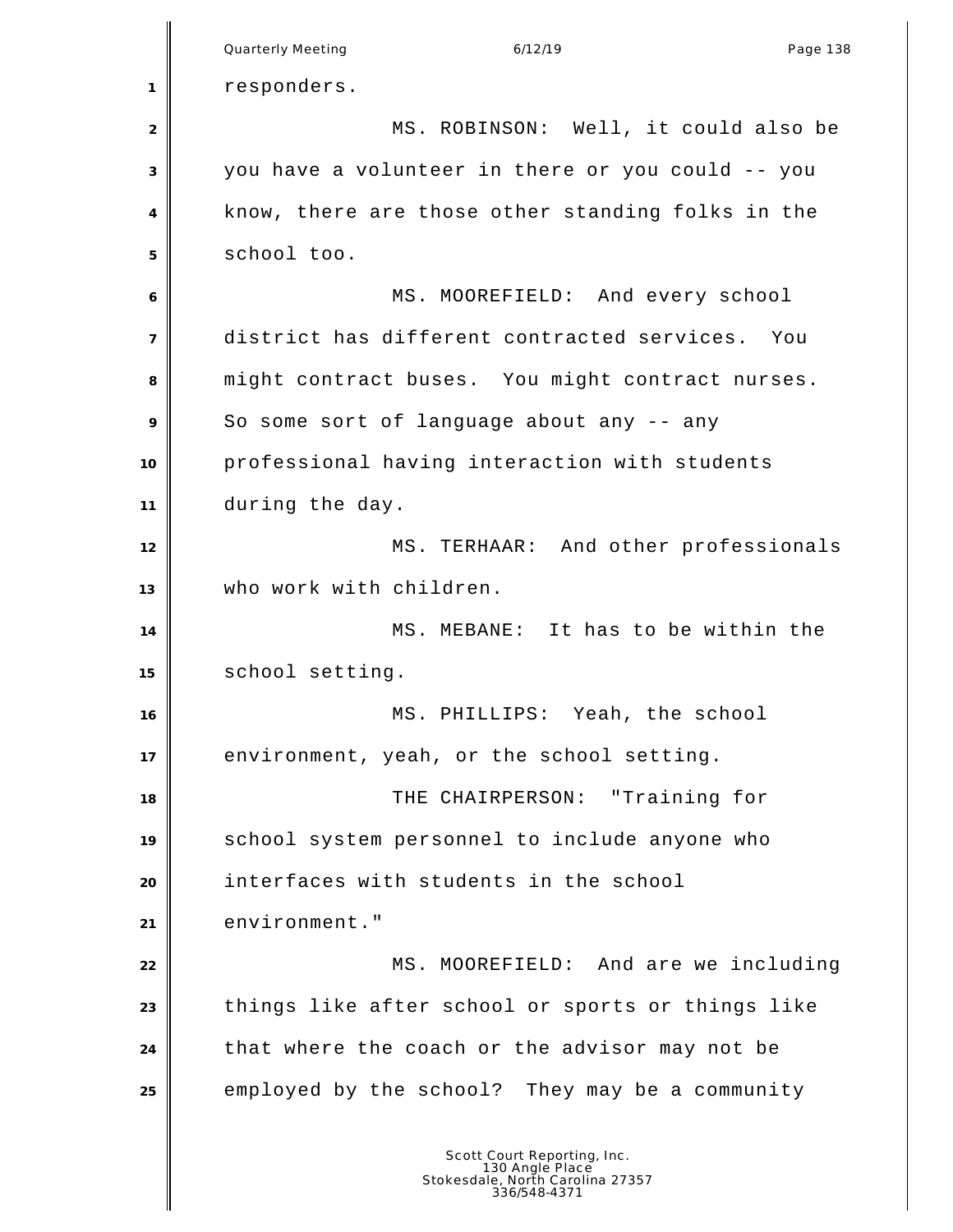responders.

MS. ROBINSON: Well, it could also be you have a volunteer in there or you could -- you know, there are those other standing folks in the school too.

MS. MOOREFIELD: And every school district has different contracted services. You might contract buses. You might contract nurses. So some sort of language about any -- any professional having interaction with students during the day.

MS. TERHAAR: And other professionals who work with children.

MS. MEBANE: It has to be within the school setting.

MS. PHILLIPS: Yeah, the school environment, yeah, or the school setting.

THE CHAIRPERSON: "Training for school system personnel to include anyone who interfaces with students in the school environment."

MS. MOOREFIELD: And are we including things like after school or sports or things like that where the coach or the advisor may not be employed by the school? They may be a community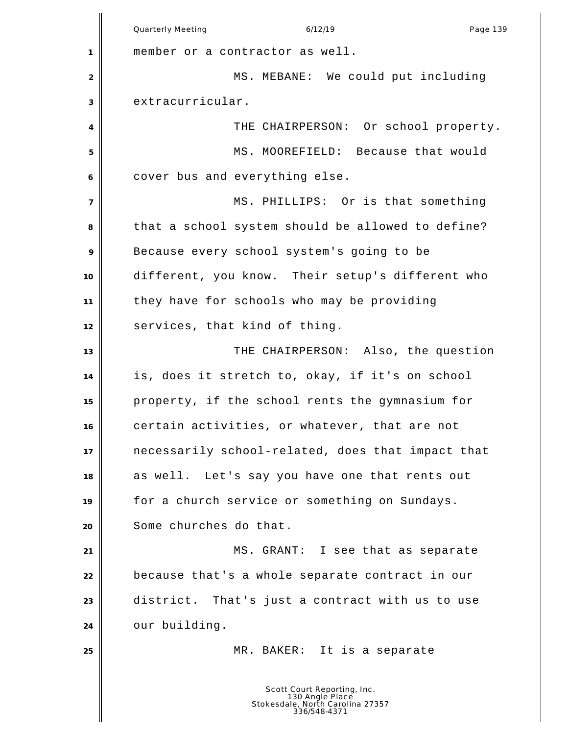member or a contractor as well.

MS. MEBANE: We could put including extracurricular.

THE CHAIRPERSON: Or school property.

MS. MOOREFIELD: Because that would cover bus and everything else.

MS. PHILLIPS: Or is that something that a school system should be allowed to define? Because every school system's going to be different, you know. Their setup's different who they have for schools who may be providing services, that kind of thing.

THE CHAIRPERSON: Also, the question is, does it stretch to, okay, if it's on school property, if the school rents the gymnasium for certain activities, or whatever, that are not necessarily school-related, does that impact that as well. Let's say you have one that rents out for a church service or something on Sundays. Some churches do that.

MS. GRANT: I see that as separate because that's a whole separate contract in our district. That's just a contract with us to use our building.

MR. BAKER: It is a separate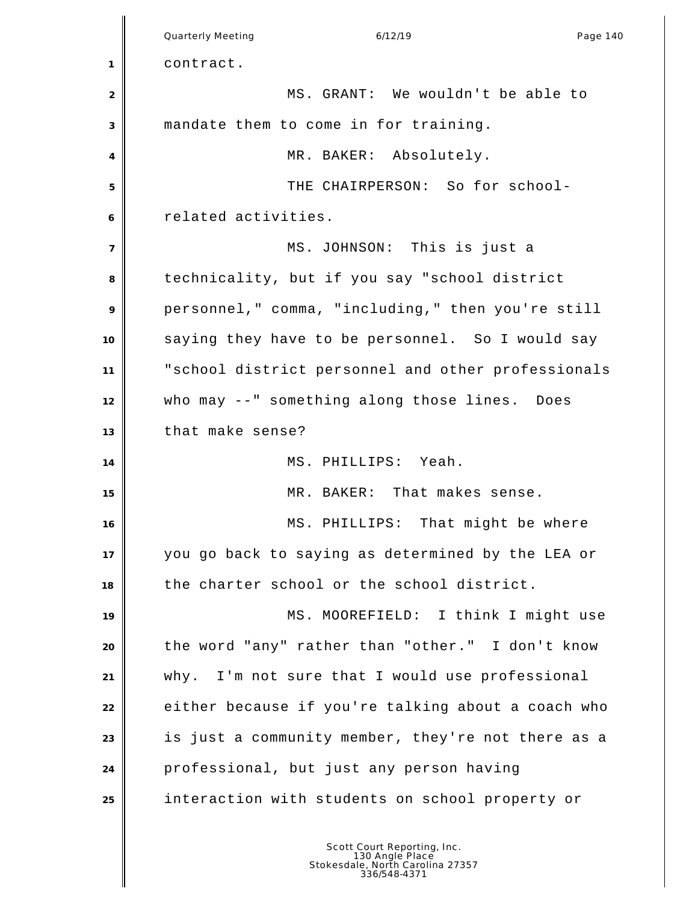contract.

MS. GRANT: We wouldn't be able to mandate them to come in for training.

MR. BAKER: Absolutely.

THE CHAIRPERSON: So for school-related activities.

MS. JOHNSON: This is just a technicality, but if you say "school district personnel," comma, "including," then you're still saying they have to be personnel. So I would say "school district personnel and other professionals who may --" something along those lines. Does that make sense?

MS. PHILLIPS: Yeah.

MR. BAKER: That makes sense.

MS. PHILLIPS: That might be where you go back to saying as determined by the LEA or the charter school or the school district.

MS. MOOREFIELD: I think I might use the word "any" rather than "other." I don't know why. I'm not sure that I would use professional either because if you're talking about a coach who is just a community member, they're not there as a professional, but just any person having interaction with students on school property or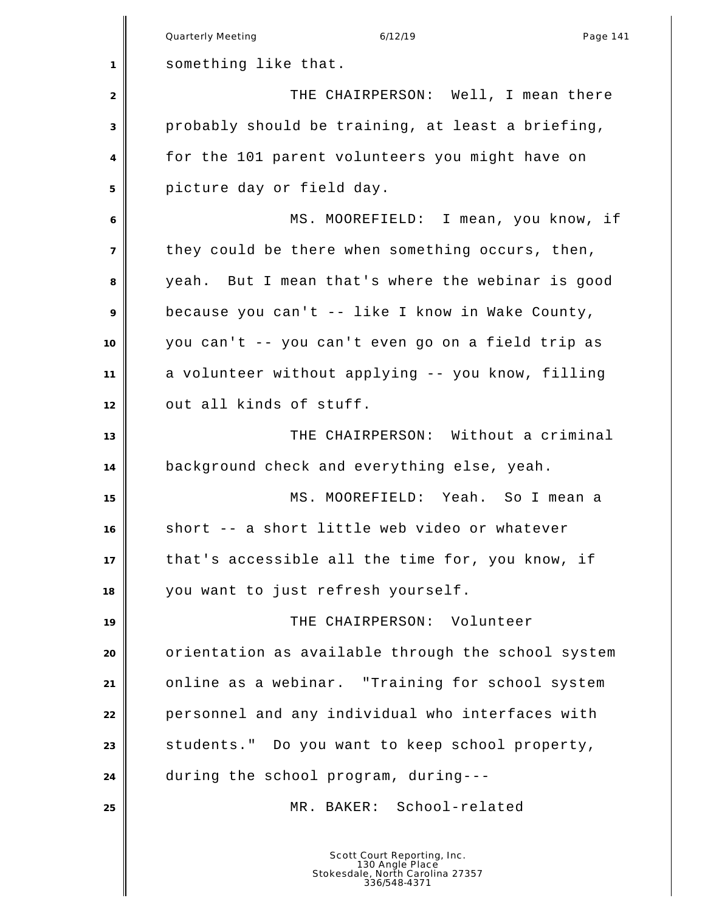something like that.

THE CHAIRPERSON: Well, I mean there probably should be training, at least a briefing, for the 101 parent volunteers you might have on picture day or field day.

MS. MOOREFIELD: I mean, you know, if they could be there when something occurs, then, yeah. But I mean that's where the webinar is good because you can't -- like I know in Wake County, you can't -- you can't even go on a field trip as a volunteer without applying -- you know, filling out all kinds of stuff.

THE CHAIRPERSON: Without a criminal background check and everything else, yeah.

MS. MOOREFIELD: Yeah. So I mean a short -- a short little web video or whatever that's accessible all the time for, you know, if you want to just refresh yourself.

THE CHAIRPERSON: Volunteer orientation as available through the school system online as a webinar. "Training for school system personnel and any individual who interfaces with students." Do you want to keep school property, during the school program, during---

MR. BAKER: School-related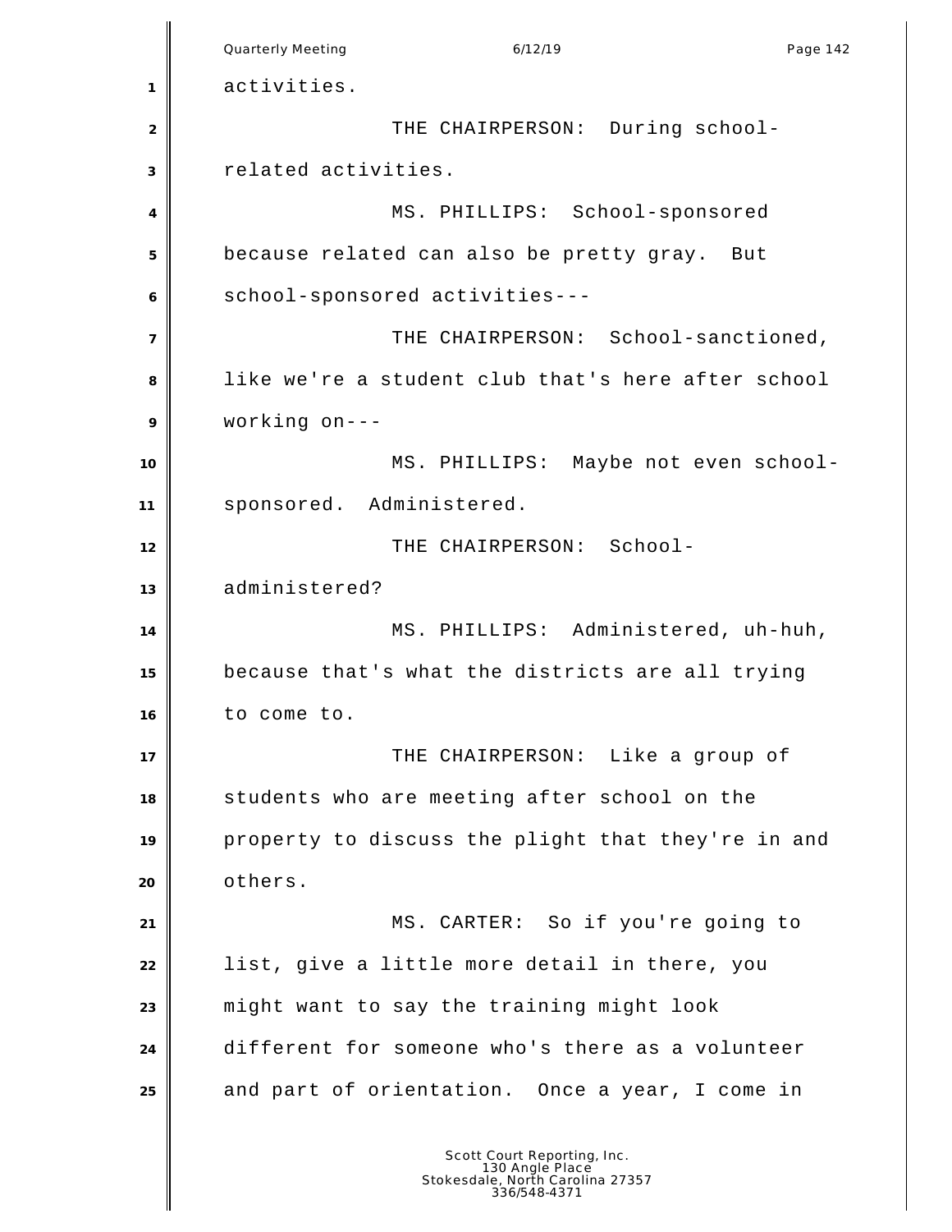activities.

THE CHAIRPERSON: During school-related activities.

MS. PHILLIPS: School-sponsored because related can also be pretty gray. But school-sponsored activities---

THE CHAIRPERSON: School-sanctioned, like we're a student club that's here after school working on---

MS. PHILLIPS: Maybe not even school-sponsored. Administered.

THE CHAIRPERSON: School-administered?

MS. PHILLIPS: Administered, uh-huh, because that's what the districts are all trying to come to.

THE CHAIRPERSON: Like a group of students who are meeting after school on the property to discuss the plight that they're in and others.

MS. CARTER: So if you're going to list, give a little more detail in there, you might want to say the training might look different for someone who's there as a volunteer and part of orientation. Once a year, I come in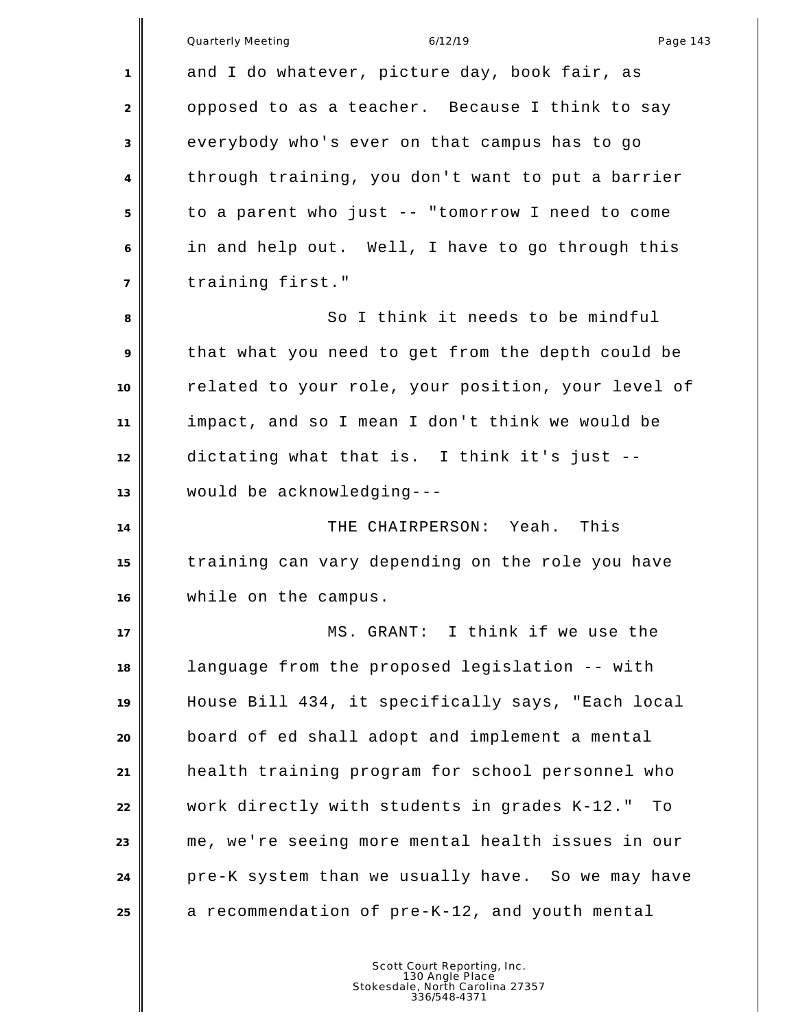and I do whatever, picture day, book fair, as opposed to as a teacher. Because I think to say everybody who's ever on that campus has to go through training, you don't want to put a barrier to a parent who just -- "tomorrow I need to come in and help out. Well, I have to go through this training first."

So I think it needs to be mindful that what you need to get from the depth could be related to your role, your position, your level of impact, and so I mean I don't think we would be dictating what that is. I think it's just -- would be acknowledging---

THE CHAIRPERSON: Yeah. This training can vary depending on the role you have while on the campus.

MS. GRANT: I think if we use the language from the proposed legislation -- with House Bill 434, it specifically says, "Each local board of ed shall adopt and implement a mental health training program for school personnel who work directly with students in grades K-12." To me, we're seeing more mental health issues in our pre-K system than we usually have. So we may have a recommendation of pre-K-12, and youth mental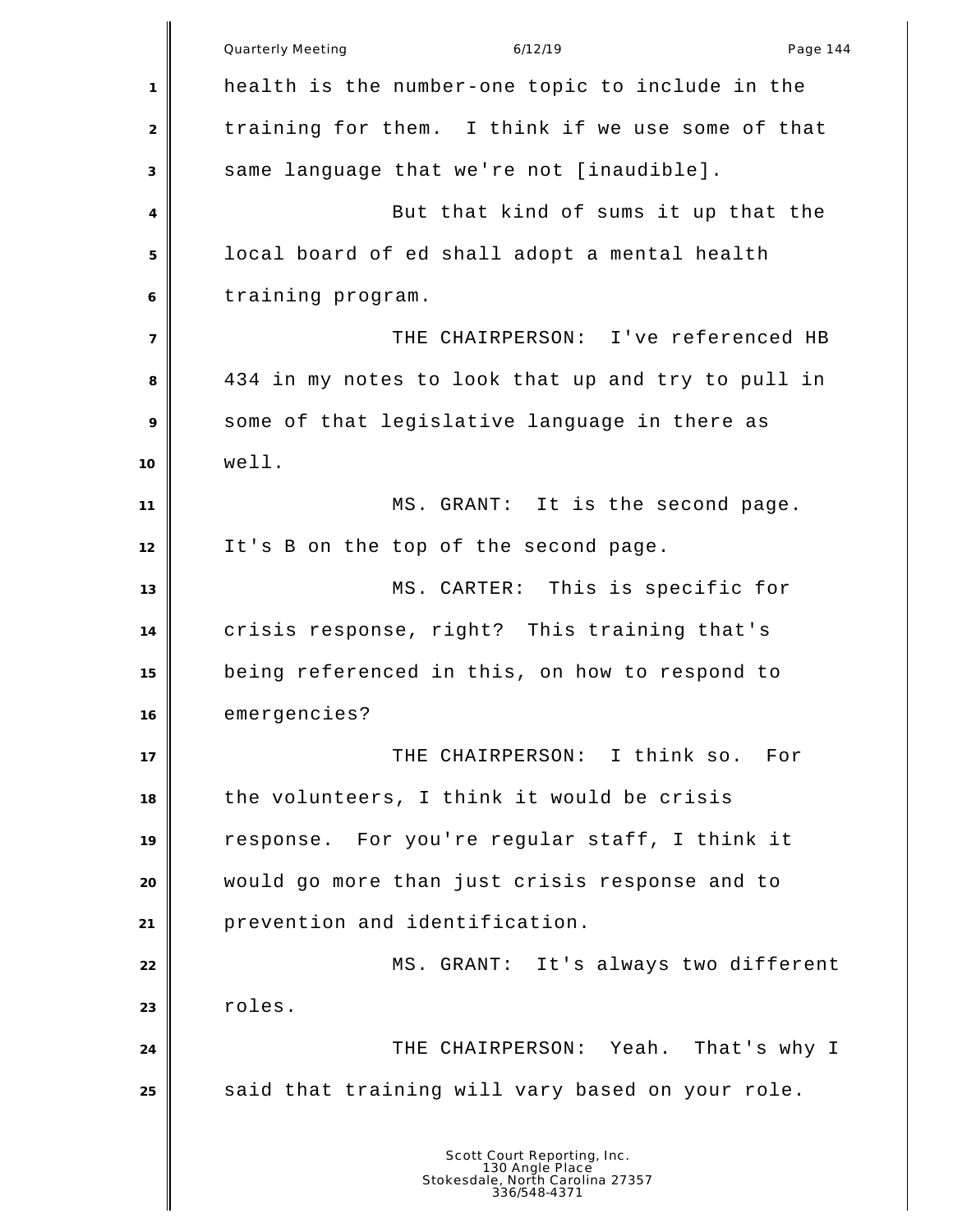health is the number-one topic to include in the training for them. I think if we use some of that same language that we're not [inaudible].

But that kind of sums it up that the local board of ed shall adopt a mental health training program.

THE CHAIRPERSON: I've referenced HB 434 in my notes to look that up and try to pull in some of that legislative language in there as well.

MS. GRANT: It is the second page. It's B on the top of the second page.

MS. CARTER: This is specific for crisis response, right? This training that's being referenced in this, on how to respond to emergencies?

THE CHAIRPERSON: I think so. For the volunteers, I think it would be crisis response. For you're regular staff, I think it would go more than just crisis response and to prevention and identification.

MS. GRANT: It's always two different roles.

THE CHAIRPERSON: Yeah. That's why I said that training will vary based on your role.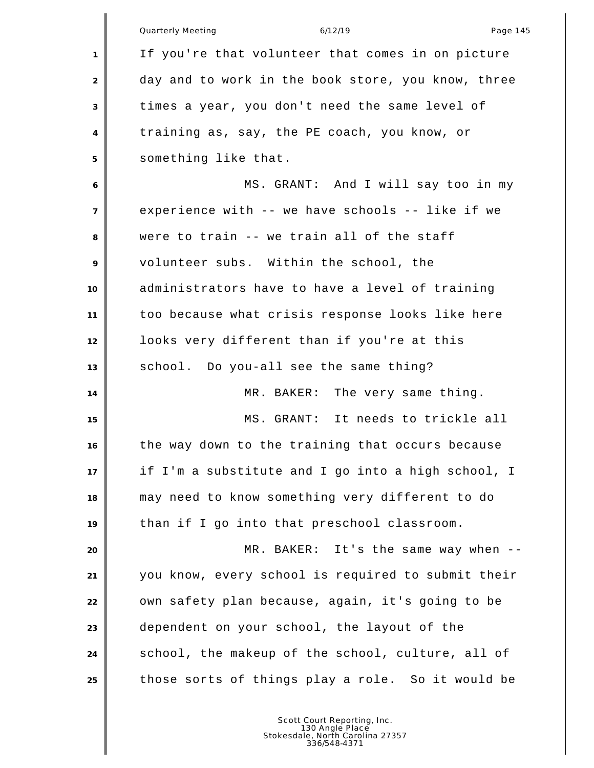If you're that volunteer that comes in on picture day and to work in the book store, you know, three times a year, you don't need the same level of training as, say, the PE coach, you know, or something like that.

MS. GRANT: And I will say too in my experience with -- we have schools -- like if we were to train -- we train all of the staff volunteer subs. Within the school, the administrators have to have a level of training too because what crisis response looks like here looks very different than if you're at this school. Do you-all see the same thing?

MR. BAKER: The very same thing.

MS. GRANT: It needs to trickle all the way down to the training that occurs because if I'm a substitute and I go into a high school, I may need to know something very different to do than if I go into that preschool classroom.

MR. BAKER: It's the same way when -- you know, every school is required to submit their own safety plan because, again, it's going to be dependent on your school, the layout of the school, the makeup of the school, culture, all of those sorts of things play a role. So it would be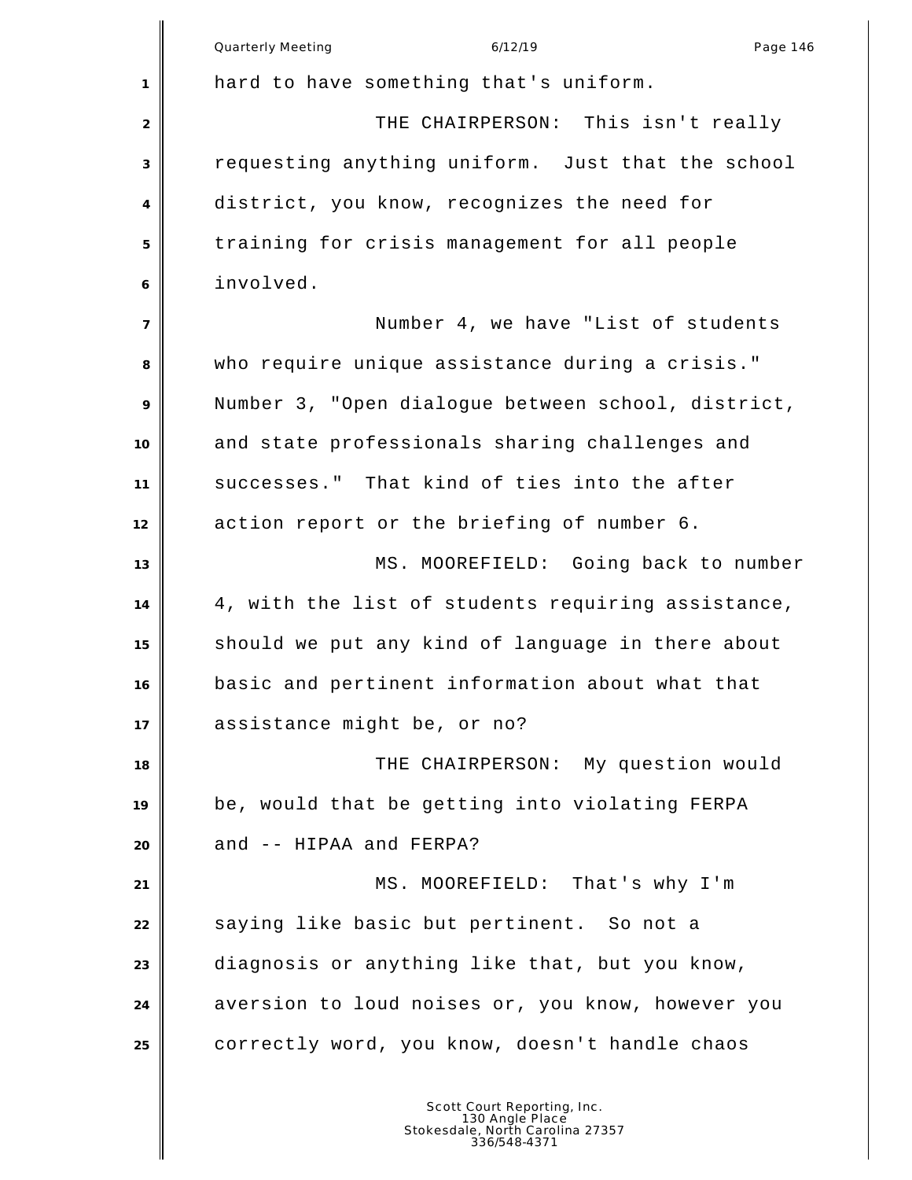hard to have something that's uniform.

THE CHAIRPERSON: This isn't really requesting anything uniform. Just that the school district, you know, recognizes the need for training for crisis management for all people involved.

Number 4, we have "List of students who require unique assistance during a crisis." Number 3, "Open dialogue between school, district, and state professionals sharing challenges and successes." That kind of ties into the after action report or the briefing of number 6.

MS. MOOREFIELD: Going back to number 4, with the list of students requiring assistance, should we put any kind of language in there about basic and pertinent information about what that assistance might be, or no?

THE CHAIRPERSON: My question would be, would that be getting into violating FERPA and -- HIPAA and FERPA?

MS. MOOREFIELD: That's why I'm saying like basic but pertinent. So not a diagnosis or anything like that, but you know, aversion to loud noises or, you know, however you correctly word, you know, doesn't handle chaos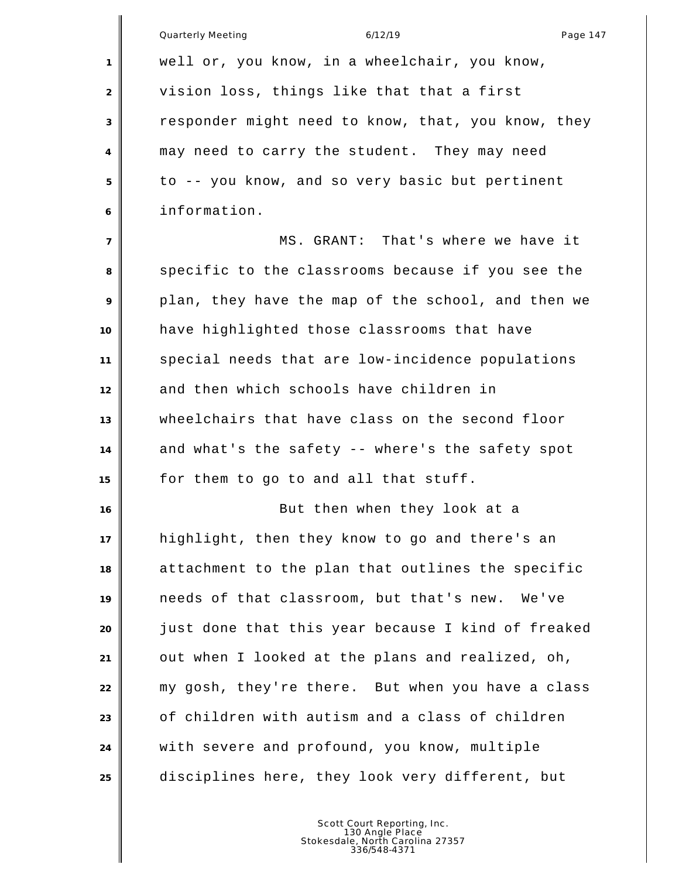well or, you know, in a wheelchair, you know, vision loss, things like that that a first responder might need to know, that, you know, they may need to carry the student. They may need to -- you know, and so very basic but pertinent information.

MS. GRANT: That's where we have it specific to the classrooms because if you see the plan, they have the map of the school, and then we have highlighted those classrooms that have special needs that are low-incidence populations and then which schools have children in wheelchairs that have class on the second floor and what's the safety -- where's the safety spot for them to go to and all that stuff.

But then when they look at a highlight, then they know to go and there's an attachment to the plan that outlines the specific needs of that classroom, but that's new. We've just done that this year because I kind of freaked out when I looked at the plans and realized, oh, my gosh, they're there. But when you have a class of children with autism and a class of children with severe and profound, you know, multiple disciplines here, they look very different, but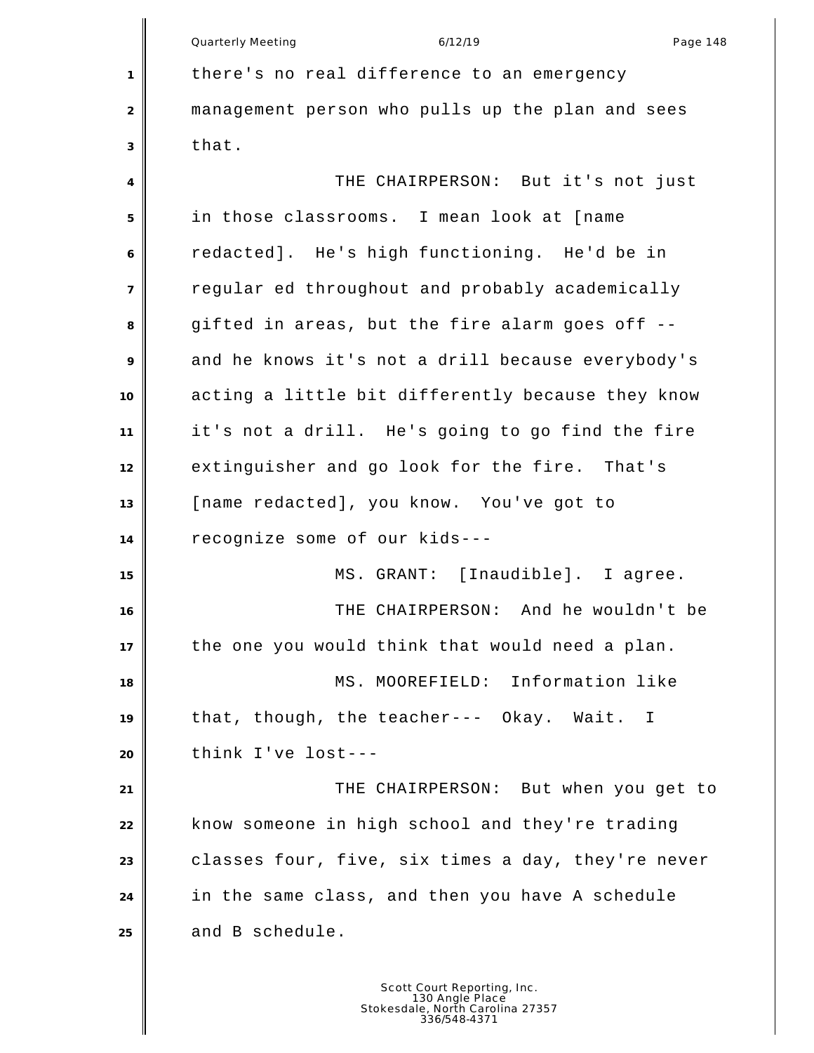there's no real difference to an emergency management person who pulls up the plan and sees that.

THE CHAIRPERSON: But it's not just in those classrooms. I mean look at [name redacted]. He's high functioning. He'd be in regular ed throughout and probably academically gifted in areas, but the fire alarm goes off -- and he knows it's not a drill because everybody's acting a little bit differently because they know it's not a drill. He's going to go find the fire extinguisher and go look for the fire. That's [name redacted], you know. You've got to recognize some of our kids---

MS. GRANT: [Inaudible]. I agree.

THE CHAIRPERSON: And he wouldn't be the one you would think that would need a plan.

MS. MOOREFIELD: Information like that, though, the teacher--- Okay. Wait. I think I've lost---

THE CHAIRPERSON: But when you get to know someone in high school and they're trading classes four, five, six times a day, they're never in the same class, and then you have A schedule and B schedule.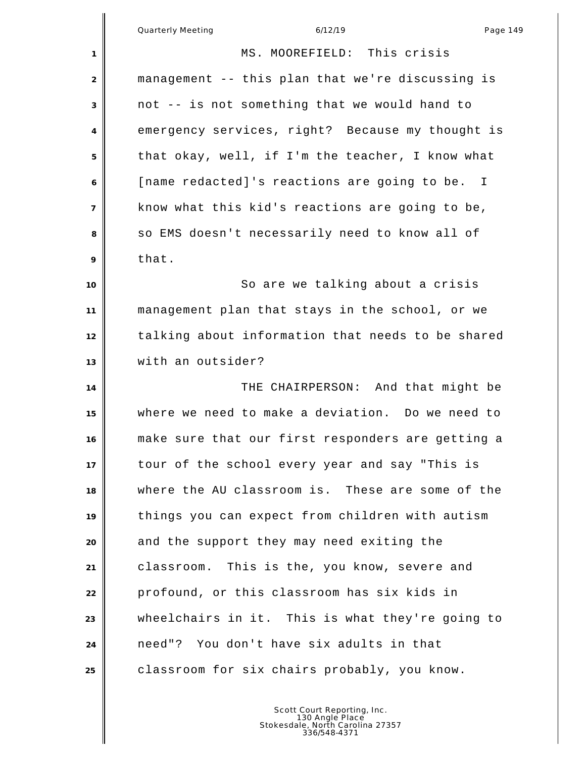MS. MOOREFIELD: This crisis management -- this plan that we're discussing is not -- is not something that we would hand to emergency services, right? Because my thought is that okay, well, if I'm the teacher, I know what [name redacted]'s reactions are going to be. I know what this kid's reactions are going to be, so EMS doesn't necessarily need to know all of that.

So are we talking about a crisis management plan that stays in the school, or we talking about information that needs to be shared with an outsider?

THE CHAIRPERSON: And that might be where we need to make a deviation. Do we need to make sure that our first responders are getting a tour of the school every year and say "This is where the AU classroom is. These are some of the things you can expect from children with autism and the support they may need exiting the classroom. This is the, you know, severe and profound, or this classroom has six kids in wheelchairs in it. This is what they're going to need"? You don't have six adults in that classroom for six chairs probably, you know.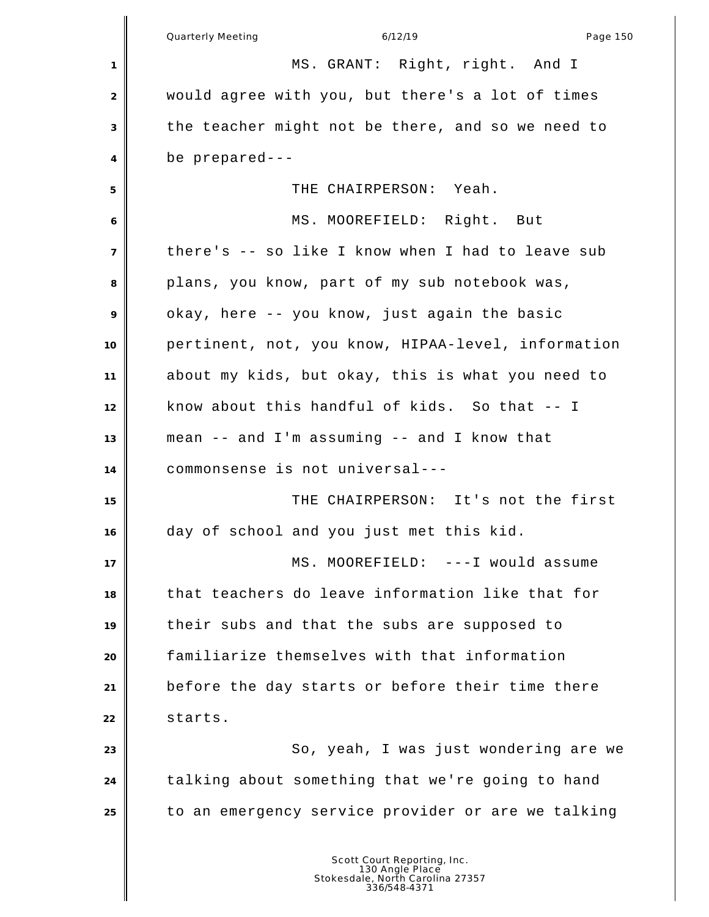MS. GRANT: Right, right. And I would agree with you, but there's a lot of times the teacher might not be there, and so we need to be prepared---

THE CHAIRPERSON: Yeah.

MS. MOOREFIELD: Right. But there's -- so like I know when I had to leave sub plans, you know, part of my sub notebook was, okay, here -- you know, just again the basic pertinent, not, you know, HIPAA-level, information about my kids, but okay, this is what you need to know about this handful of kids. So that -- I mean -- and I'm assuming -- and I know that commonsense is not universal---

THE CHAIRPERSON: It's not the first day of school and you just met this kid.

MS. MOOREFIELD: ---I would assume that teachers do leave information like that for their subs and that the subs are supposed to familiarize themselves with that information before the day starts or before their time there starts.

So, yeah, I was just wondering are we talking about something that we're going to hand to an emergency service provider or are we talking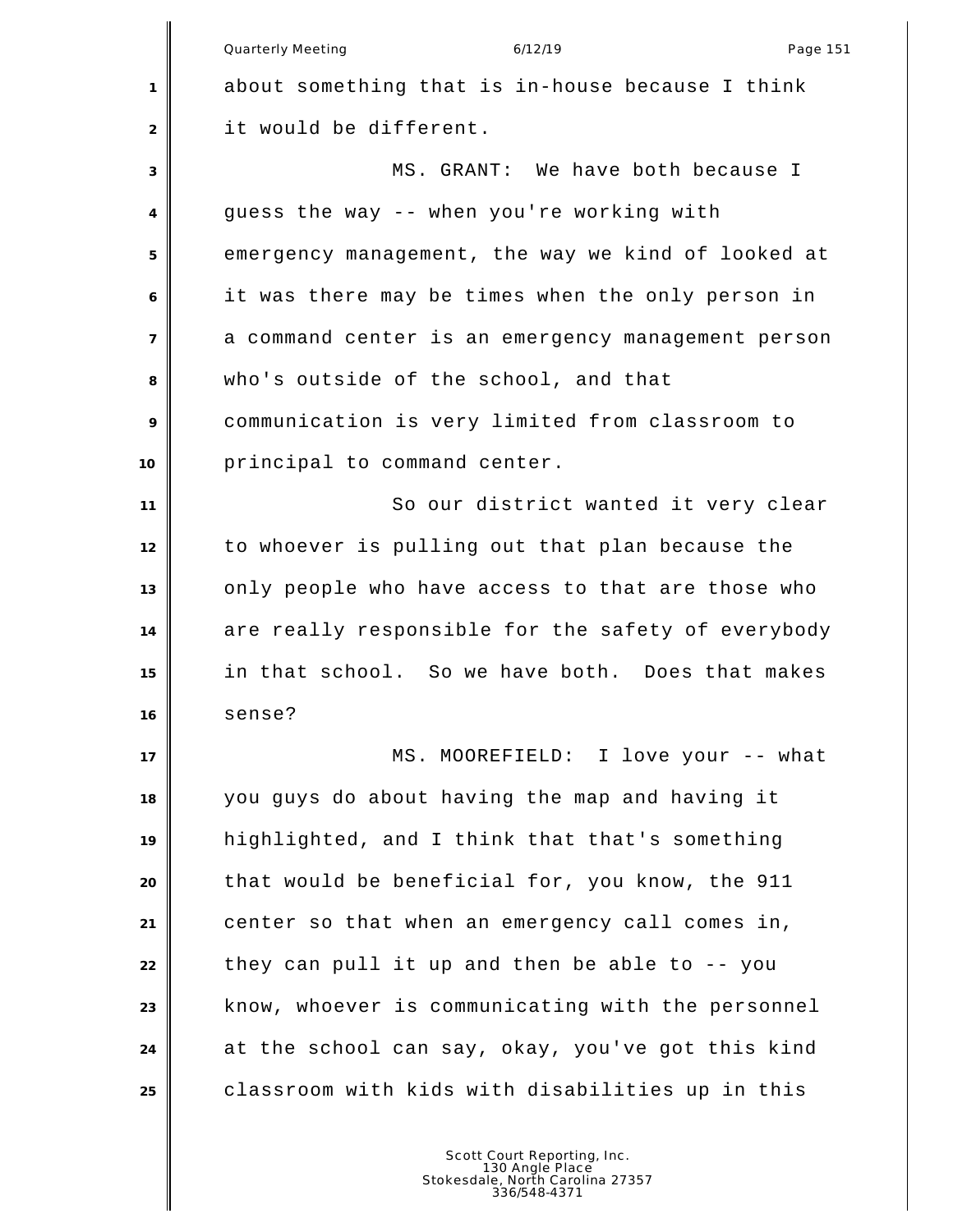about something that is in-house because I think it would be different.

MS. GRANT: We have both because I guess the way -- when you're working with emergency management, the way we kind of looked at it was there may be times when the only person in a command center is an emergency management person who's outside of the school, and that communication is very limited from classroom to principal to command center.

So our district wanted it very clear to whoever is pulling out that plan because the only people who have access to that are those who are really responsible for the safety of everybody in that school. So we have both. Does that makes sense?

MS. MOOREFIELD: I love your -- what you guys do about having the map and having it highlighted, and I think that that's something that would be beneficial for, you know, the 911 center so that when an emergency call comes in, they can pull it up and then be able to -- you know, whoever is communicating with the personnel at the school can say, okay, you've got this kind classroom with kids with disabilities up in this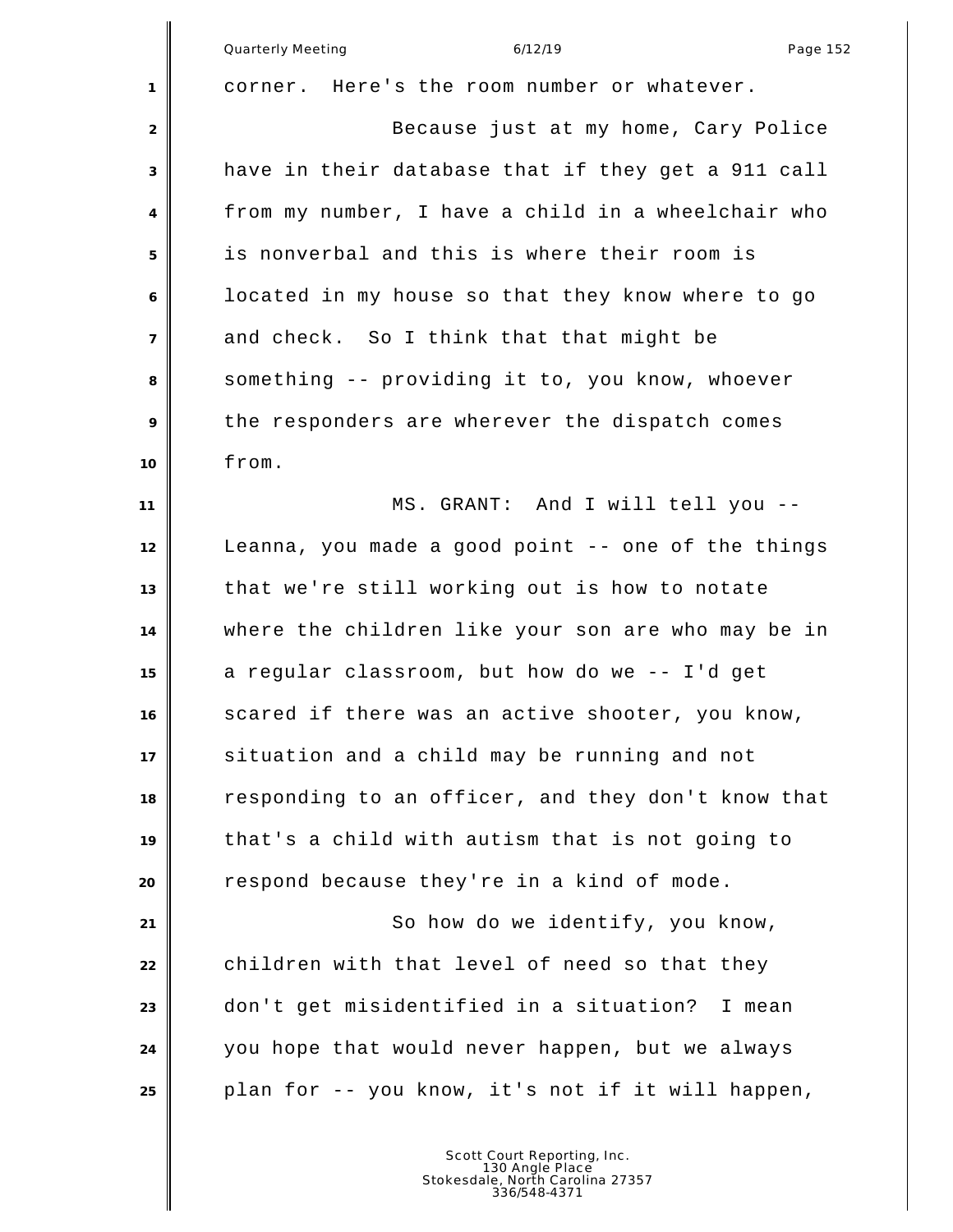corner. Here's the room number or whatever.

Because just at my home, Cary Police have in their database that if they get a 911 call from my number, I have a child in a wheelchair who is nonverbal and this is where their room is located in my house so that they know where to go and check. So I think that that might be something -- providing it to, you know, whoever the responders are wherever the dispatch comes from.

MS. GRANT: And I will tell you -- Leanna, you made a good point -- one of the things that we're still working out is how to notate where the children like your son are who may be in a regular classroom, but how do we -- I'd get scared if there was an active shooter, you know, situation and a child may be running and not responding to an officer, and they don't know that that's a child with autism that is not going to respond because they're in a kind of mode.

So how do we identify, you know, children with that level of need so that they don't get misidentified in a situation? I mean you hope that would never happen, but we always plan for -- you know, it's not if it will happen,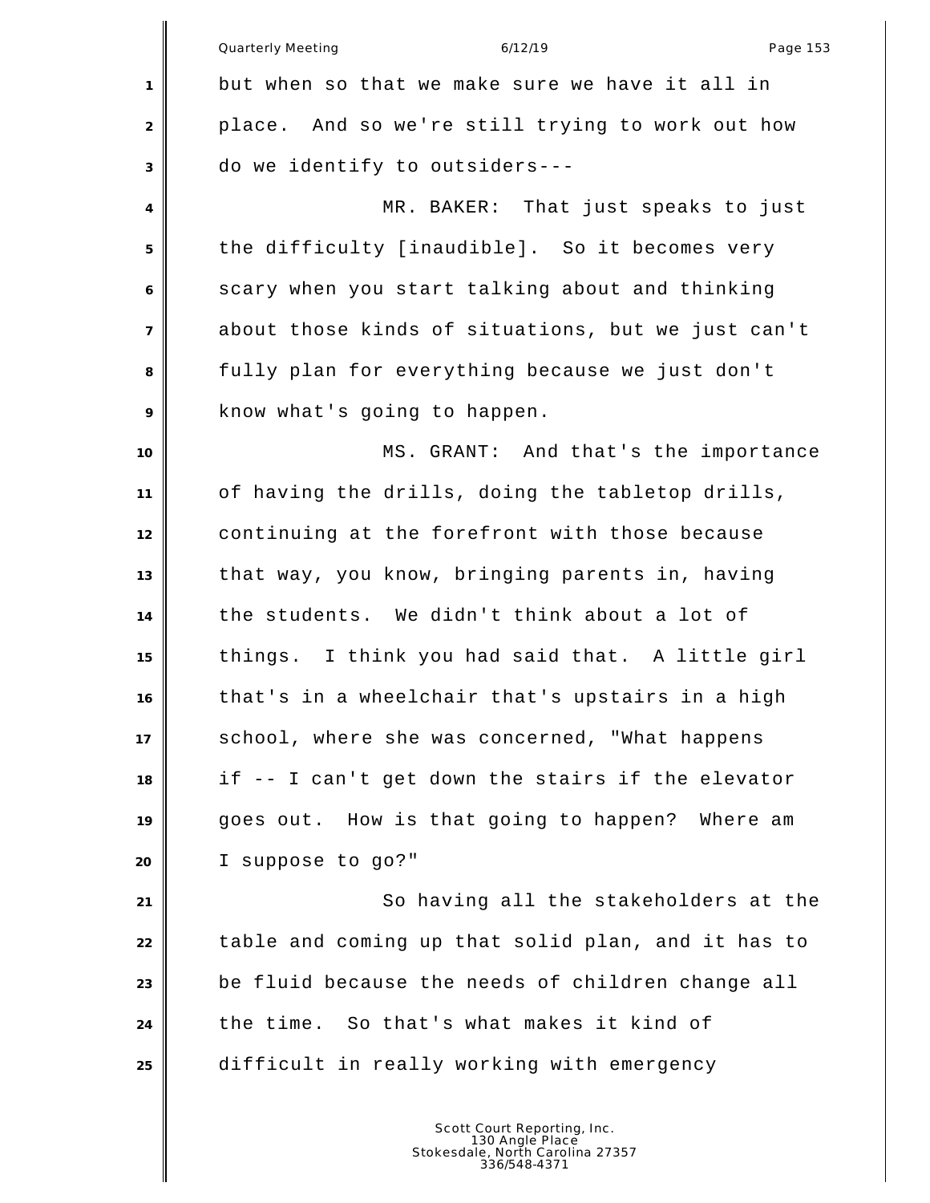but when so that we make sure we have it all in place. And so we're still trying to work out how do we identify to outsiders---

MR. BAKER: That just speaks to just the difficulty [inaudible]. So it becomes very scary when you start talking about and thinking about those kinds of situations, but we just can't fully plan for everything because we just don't know what's going to happen.

MS. GRANT: And that's the importance of having the drills, doing the tabletop drills, continuing at the forefront with those because that way, you know, bringing parents in, having the students. We didn't think about a lot of things. I think you had said that. A little girl that's in a wheelchair that's upstairs in a high school, where she was concerned, "What happens if -- I can't get down the stairs if the elevator goes out. How is that going to happen? Where am I suppose to go?"

So having all the stakeholders at the table and coming up that solid plan, and it has to be fluid because the needs of children change all the time. So that's what makes it kind of difficult in really working with emergency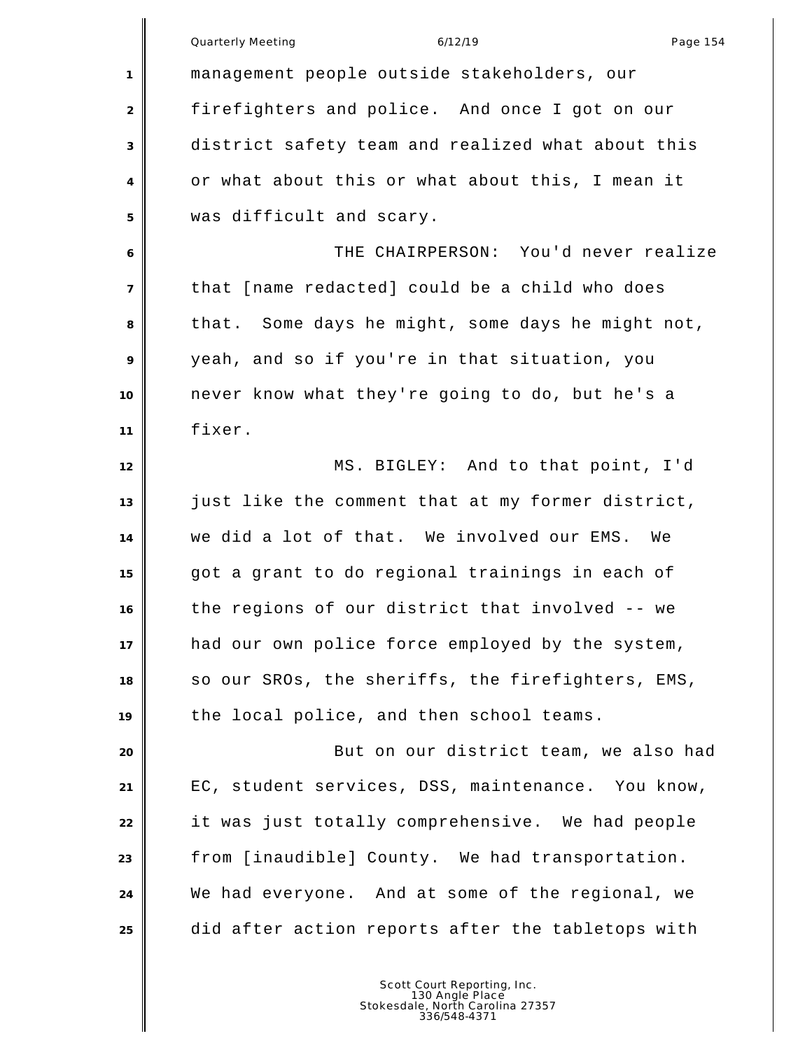management people outside stakeholders, our firefighters and police. And once I got on our district safety team and realized what about this or what about this or what about this, I mean it was difficult and scary.

THE CHAIRPERSON: You'd never realize that [name redacted] could be a child who does that. Some days he might, some days he might not, yeah, and so if you're in that situation, you never know what they're going to do, but he's a fixer.

MS. BIGLEY: And to that point, I'd just like the comment that at my former district, we did a lot of that. We involved our EMS. We got a grant to do regional trainings in each of the regions of our district that involved -- we had our own police force employed by the system, so our SROs, the sheriffs, the firefighters, EMS, the local police, and then school teams.

But on our district team, we also had EC, student services, DSS, maintenance. You know, it was just totally comprehensive. We had people from [inaudible] County. We had transportation. We had everyone. And at some of the regional, we did after action reports after the tabletops with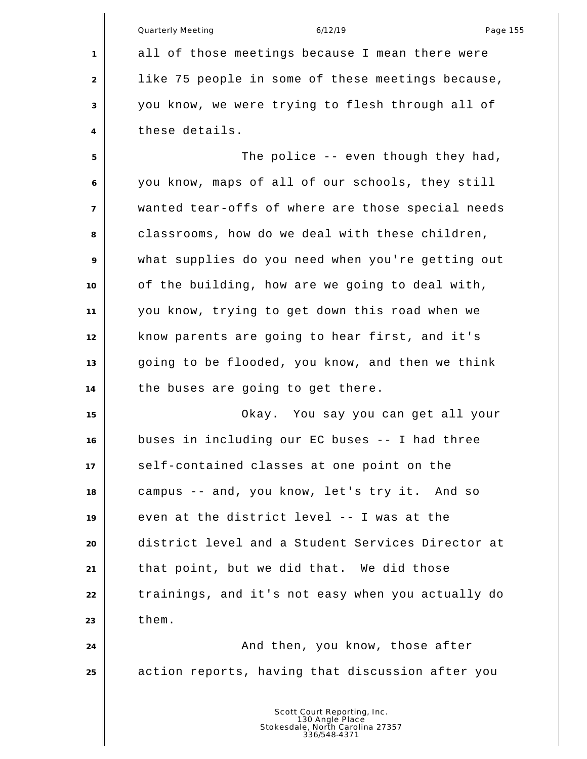all of those meetings because I mean there were like 75 people in some of these meetings because, you know, we were trying to flesh through all of these details.

The police -- even though they had, you know, maps of all of our schools, they still wanted tear-offs of where are those special needs classrooms, how do we deal with these children, what supplies do you need when you're getting out of the building, how are we going to deal with, you know, trying to get down this road when we know parents are going to hear first, and it's going to be flooded, you know, and then we think the buses are going to get there.

Okay. You say you can get all your buses in including our EC buses -- I had three self-contained classes at one point on the campus -- and, you know, let's try it. And so even at the district level -- I was at the district level and a Student Services Director at that point, but we did that. We did those trainings, and it's not easy when you actually do them.

And then, you know, those after action reports, having that discussion after you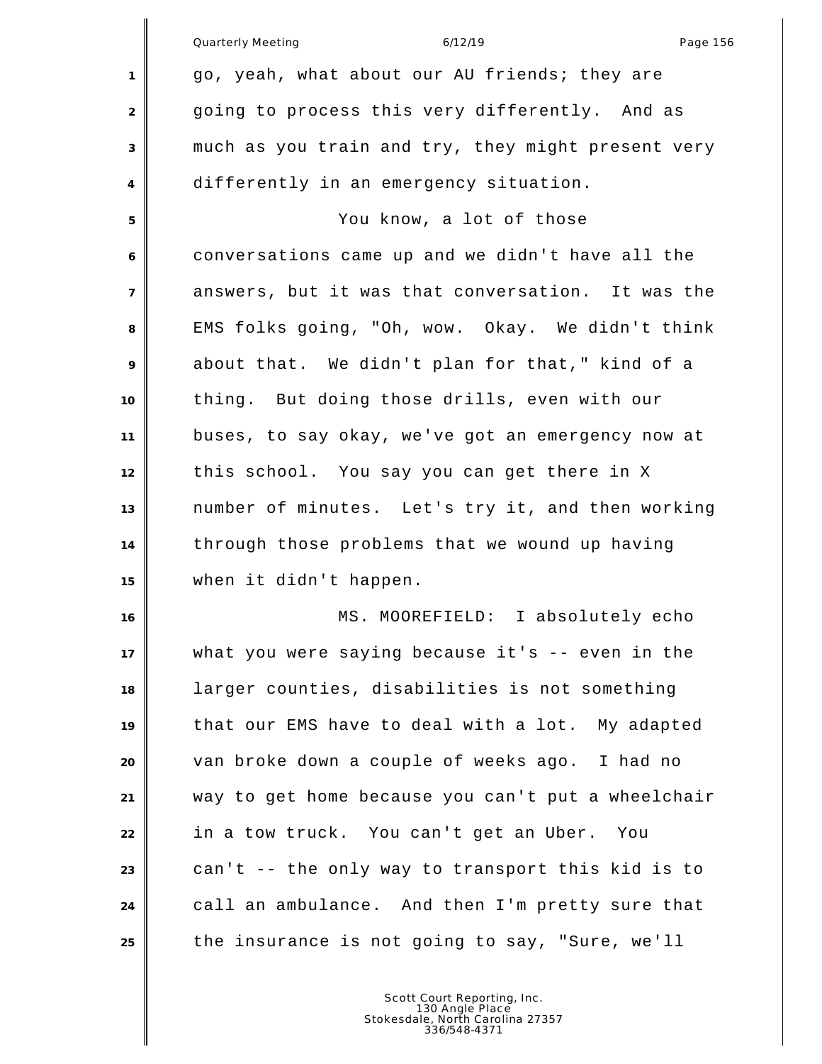go, yeah, what about our AU friends; they are going to process this very differently. And as much as you train and try, they might present very differently in an emergency situation.

You know, a lot of those conversations came up and we didn't have all the answers, but it was that conversation. It was the EMS folks going, "Oh, wow. Okay. We didn't think about that. We didn't plan for that," kind of a thing. But doing those drills, even with our buses, to say okay, we've got an emergency now at this school. You say you can get there in X number of minutes. Let's try it, and then working through those problems that we wound up having when it didn't happen.

MS. MOOREFIELD: I absolutely echo what you were saying because it's -- even in the larger counties, disabilities is not something that our EMS have to deal with a lot. My adapted van broke down a couple of weeks ago. I had no way to get home because you can't put a wheelchair in a tow truck. You can't get an Uber. You can't -- the only way to transport this kid is to call an ambulance. And then I'm pretty sure that the insurance is not going to say, "Sure, we'll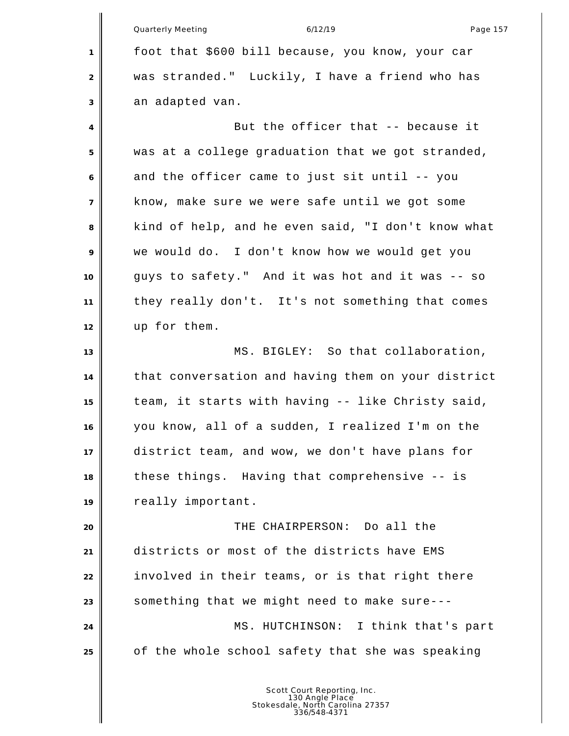foot that $600 bill because, you know, your car was stranded." Luckily, I have a friend who has an adapted van.

But the officer that -- because it was at a college graduation that we got stranded, and the officer came to just sit until -- you know, make sure we were safe until we got some kind of help, and he even said, "I don't know what we would do. I don't know how we would get you guys to safety." And it was hot and it was -- so they really don't. It's not something that comes up for them.

MS. BIGLEY: So that collaboration, that conversation and having them on your district team, it starts with having -- like Christy said, you know, all of a sudden, I realized I'm on the district team, and wow, we don't have plans for these things. Having that comprehensive -- is really important.

THE CHAIRPERSON: Do all the districts or most of the districts have EMS involved in their teams, or is that right there something that we might need to make sure---

MS. HUTCHINSON: I think that's part of the whole school safety that she was speaking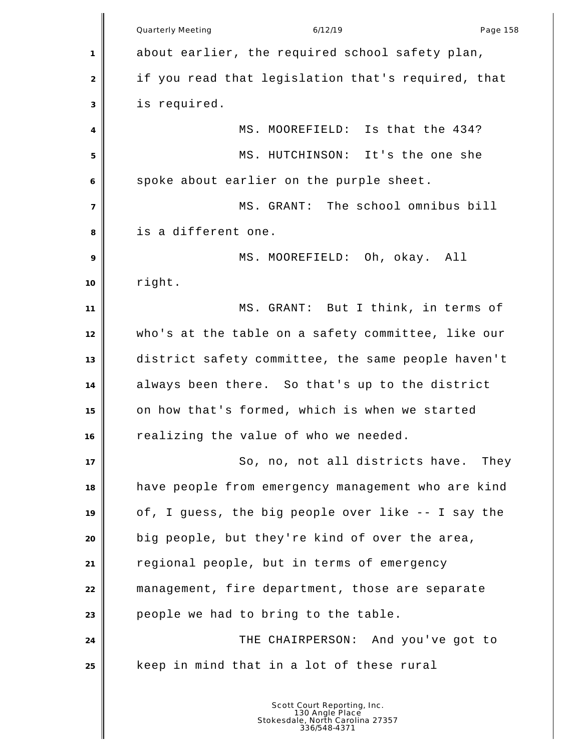about earlier, the required school safety plan, if you read that legislation that's required, that is required.

MS. MOOREFIELD: Is that the 434?

MS. HUTCHINSON: It's the one she spoke about earlier on the purple sheet.

MS. GRANT: The school omnibus bill is a different one.

MS. MOOREFIELD: Oh, okay. All right.

MS. GRANT: But I think, in terms of who's at the table on a safety committee, like our district safety committee, the same people haven't always been there. So that's up to the district on how that's formed, which is when we started realizing the value of who we needed.

So, no, not all districts have. They have people from emergency management who are kind of, I guess, the big people over like -- I say the big people, but they're kind of over the area, regional people, but in terms of emergency management, fire department, those are separate people we had to bring to the table.

THE CHAIRPERSON: And you've got to keep in mind that in a lot of these rural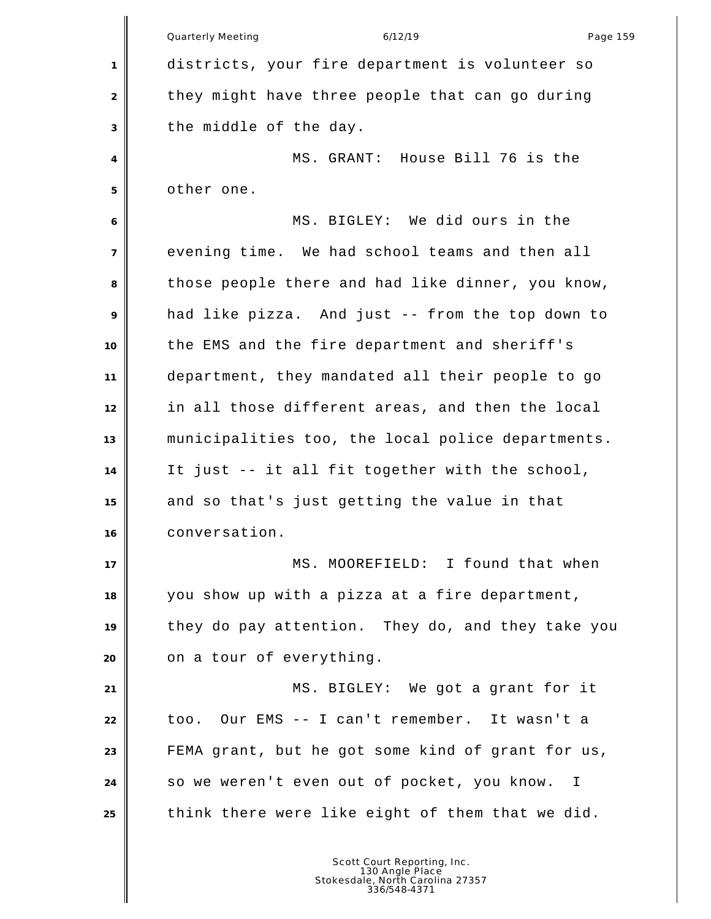districts, your fire department is volunteer so they might have three people that can go during the middle of the day.

MS. GRANT: House Bill 76 is the other one.

MS. BIGLEY: We did ours in the evening time. We had school teams and then all those people there and had like dinner, you know, had like pizza. And just -- from the top down to the EMS and the fire department and sheriff's department, they mandated all their people to go in all those different areas, and then the local municipalities too, the local police departments. It just -- it all fit together with the school, and so that's just getting the value in that conversation.

MS. MOOREFIELD: I found that when you show up with a pizza at a fire department, they do pay attention. They do, and they take you on a tour of everything.

MS. BIGLEY: We got a grant for it too. Our EMS -- I can't remember. It wasn't a FEMA grant, but he got some kind of grant for us, so we weren't even out of pocket, you know. I think there were like eight of them that we did.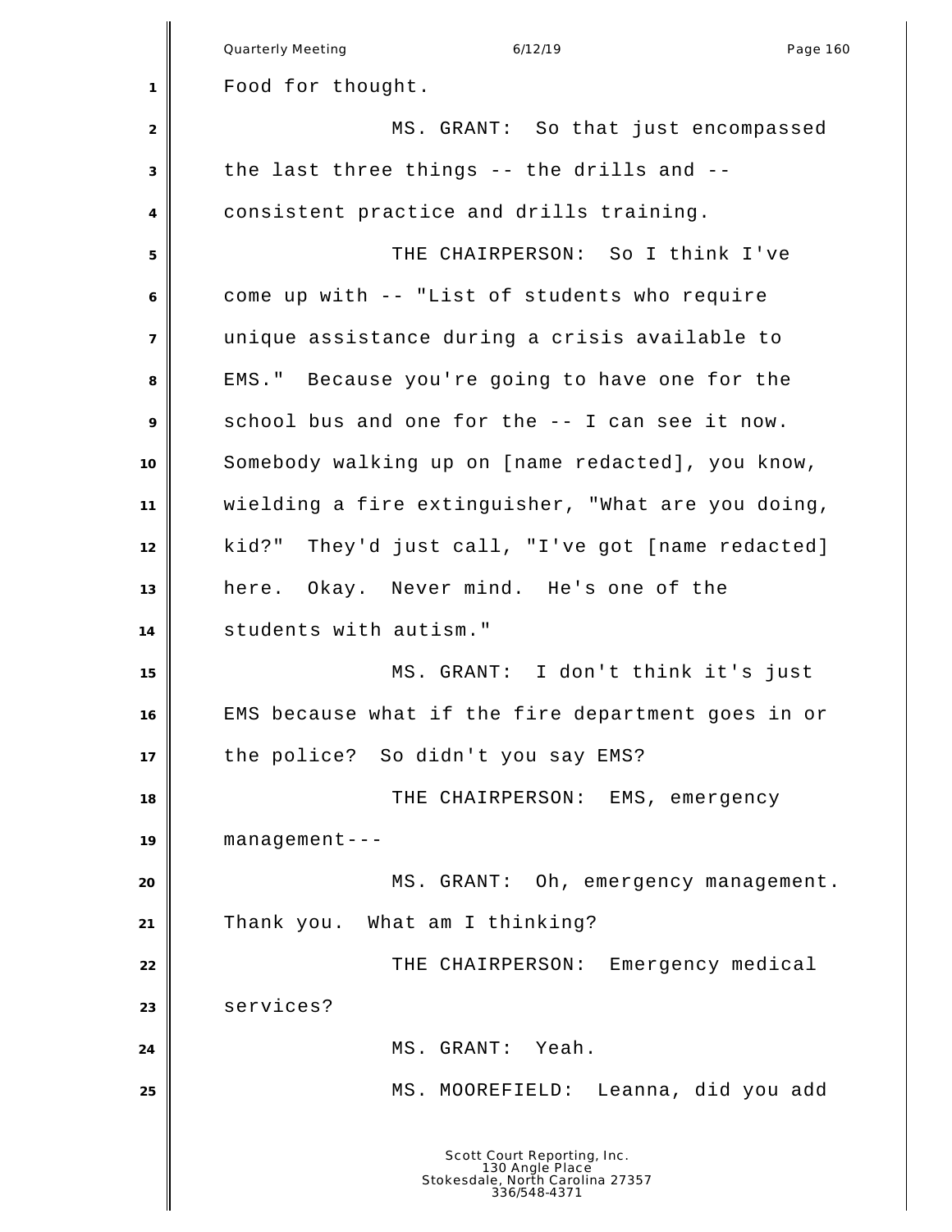Food for thought.

MS. GRANT: So that just encompassed the last three things -- the drills and -- consistent practice and drills training.

THE CHAIRPERSON: So I think I've come up with -- "List of students who require unique assistance during a crisis available to EMS." Because you're going to have one for the school bus and one for the -- I can see it now. Somebody walking up on [name redacted], you know, wielding a fire extinguisher, "What are you doing, kid?" They'd just call, "I've got [name redacted] here. Okay. Never mind. He's one of the students with autism."

MS. GRANT: I don't think it's just EMS because what if the fire department goes in or the police? So didn't you say EMS?

THE CHAIRPERSON: EMS, emergency management---

MS. GRANT: Oh, emergency management. Thank you. What am I thinking?

THE CHAIRPERSON: Emergency medical services?

MS. GRANT: Yeah.

MS. MOOREFIELD: Leanna, did you add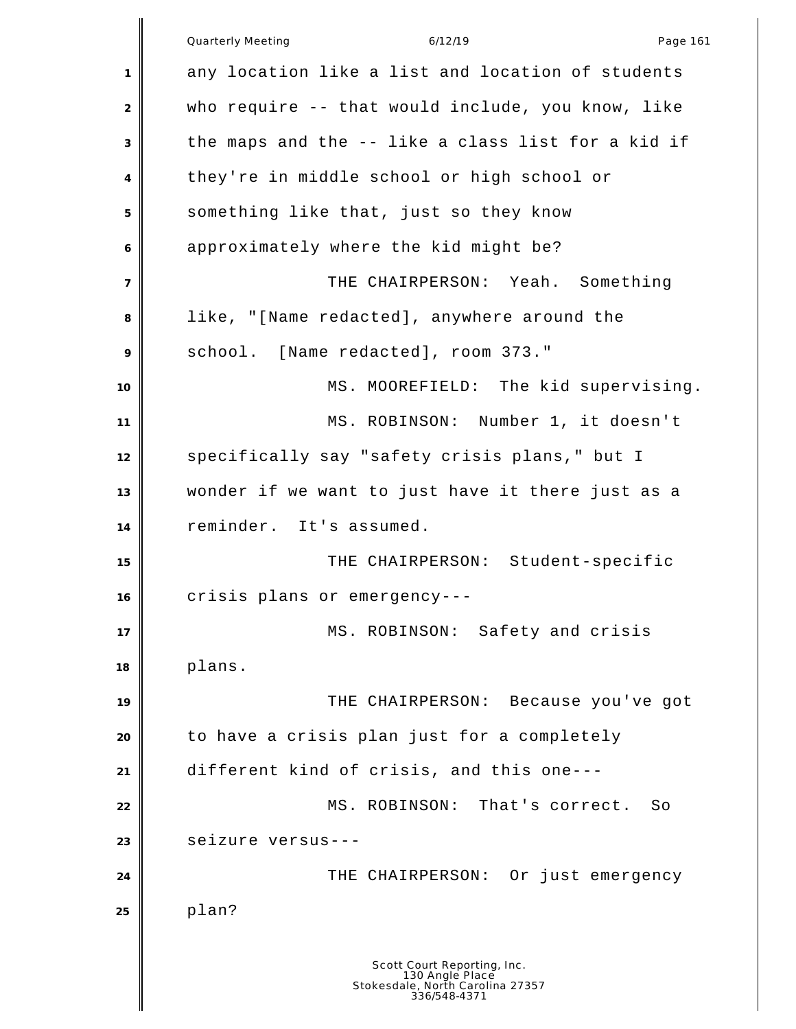any location like a list and location of students who require -- that would include, you know, like the maps and the -- like a class list for a kid if they're in middle school or high school or something like that, just so they know approximately where the kid might be?

THE CHAIRPERSON: Yeah. Something like, "[Name redacted], anywhere around the school. [Name redacted], room 373."

MS. MOOREFIELD: The kid supervising.

MS. ROBINSON: Number 1, it doesn't specifically say "safety crisis plans," but I wonder if we want to just have it there just as a reminder. It's assumed.

THE CHAIRPERSON: Student-specific crisis plans or emergency---

MS. ROBINSON: Safety and crisis plans.

THE CHAIRPERSON: Because you've got to have a crisis plan just for a completely different kind of crisis, and this one---

MS. ROBINSON: That's correct. So seizure versus---

THE CHAIRPERSON: Or just emergency plan?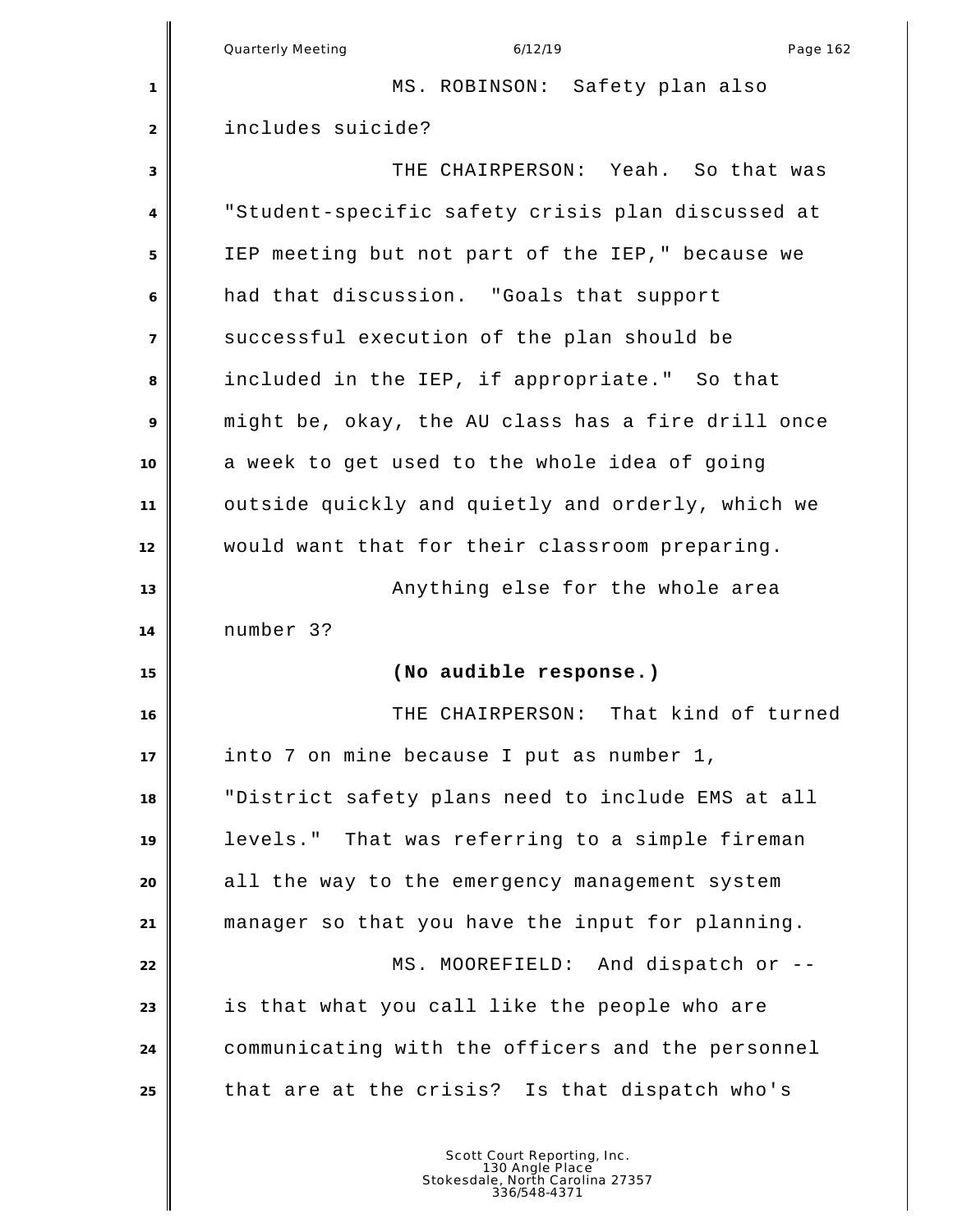MS. ROBINSON: Safety plan also includes suicide?

THE CHAIRPERSON: Yeah. So that was "Student-specific safety crisis plan discussed at IEP meeting but not part of the IEP," because we had that discussion. "Goals that support successful execution of the plan should be included in the IEP, if appropriate." So that might be, okay, the AU class has a fire drill once a week to get used to the whole idea of going outside quickly and quietly and orderly, which we would want that for their classroom preparing.

Anything else for the whole area number 3?

**(No audible response.)**

THE CHAIRPERSON: That kind of turned into 7 on mine because I put as number 1, "District safety plans need to include EMS at all levels." That was referring to a simple fireman all the way to the emergency management system manager so that you have the input for planning.

MS. MOOREFIELD: And dispatch or -- is that what you call like the people who are communicating with the officers and the personnel that are at the crisis? Is that dispatch who's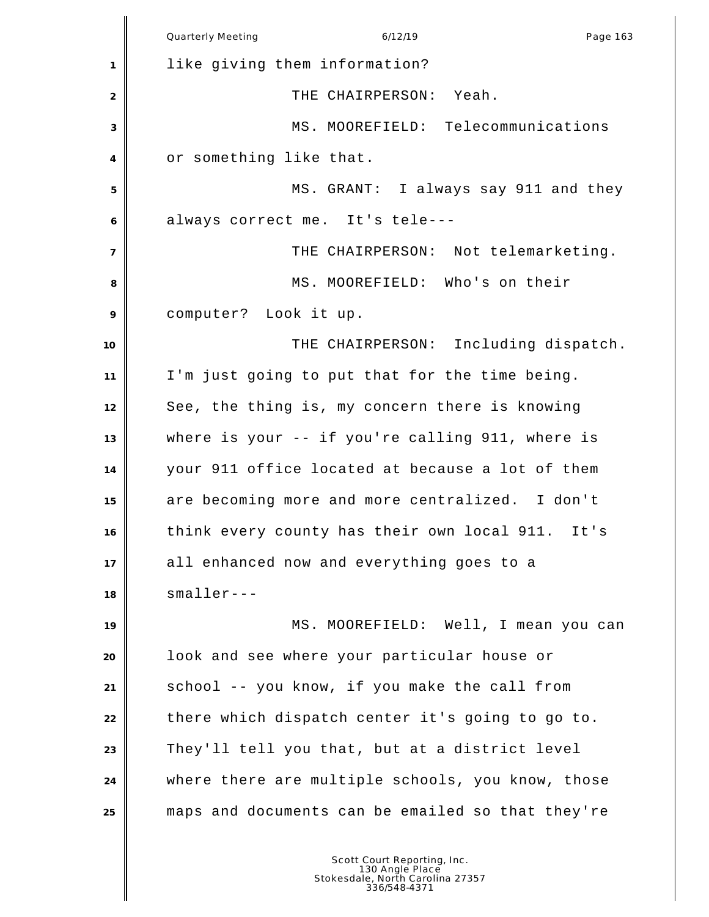like giving them information?

THE CHAIRPERSON: Yeah.

MS. MOOREFIELD: Telecommunications or something like that.

MS. GRANT: I always say 911 and they always correct me. It's tele---

THE CHAIRPERSON: Not telemarketing.

MS. MOOREFIELD: Who's on their computer? Look it up.

THE CHAIRPERSON: Including dispatch. I'm just going to put that for the time being. See, the thing is, my concern there is knowing where is your -- if you're calling 911, where is your 911 office located at because a lot of them are becoming more and more centralized. I don't think every county has their own local 911. It's all enhanced now and everything goes to a smaller---

MS. MOOREFIELD: Well, I mean you can look and see where your particular house or school -- you know, if you make the call from there which dispatch center it's going to go to. They'll tell you that, but at a district level where there are multiple schools, you know, those maps and documents can be emailed so that they're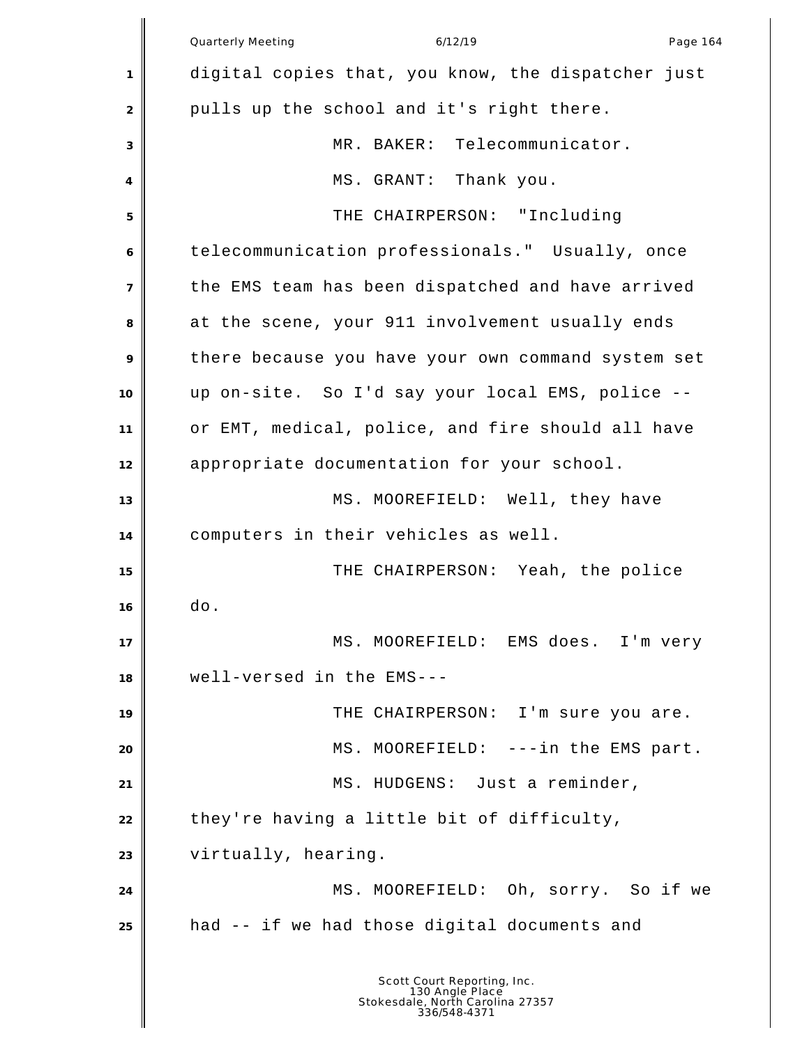digital copies that, you know, the dispatcher just pulls up the school and it's right there.

MR. BAKER: Telecommunicator.

MS. GRANT: Thank you.

THE CHAIRPERSON: "Including telecommunication professionals." Usually, once the EMS team has been dispatched and have arrived at the scene, your 911 involvement usually ends there because you have your own command system set up on-site. So I'd say your local EMS, police -- or EMT, medical, police, and fire should all have appropriate documentation for your school.

MS. MOOREFIELD: Well, they have computers in their vehicles as well.

THE CHAIRPERSON: Yeah, the police do.

MS. MOOREFIELD: EMS does. I'm very well-versed in the EMS---

THE CHAIRPERSON: I'm sure you are.

MS. MOOREFIELD: ---in the EMS part.

MS. HUDGENS: Just a reminder, they're having a little bit of difficulty, virtually, hearing.

MS. MOOREFIELD: Oh, sorry. So if we had -- if we had those digital documents and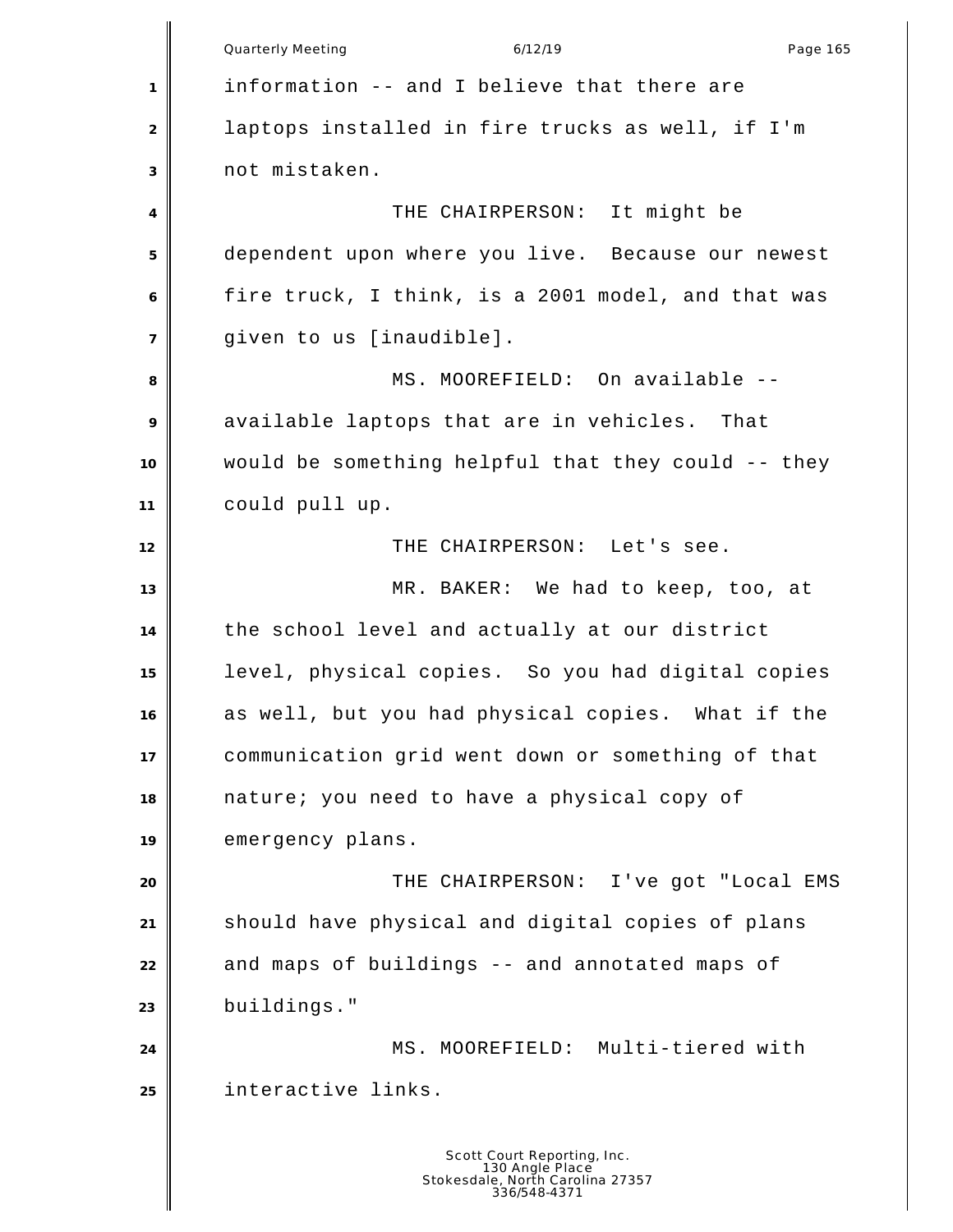information -- and I believe that there are laptops installed in fire trucks as well, if I'm not mistaken.

THE CHAIRPERSON: It might be dependent upon where you live. Because our newest fire truck, I think, is a 2001 model, and that was given to us [inaudible].

MS. MOOREFIELD: On available -- available laptops that are in vehicles. That would be something helpful that they could -- they could pull up.

THE CHAIRPERSON: Let's see.

MR. BAKER: We had to keep, too, at the school level and actually at our district level, physical copies. So you had digital copies as well, but you had physical copies. What if the communication grid went down or something of that nature; you need to have a physical copy of emergency plans.

THE CHAIRPERSON: I've got "Local EMS should have physical and digital copies of plans and maps of buildings -- and annotated maps of buildings."

MS. MOOREFIELD: Multi-tiered with interactive links.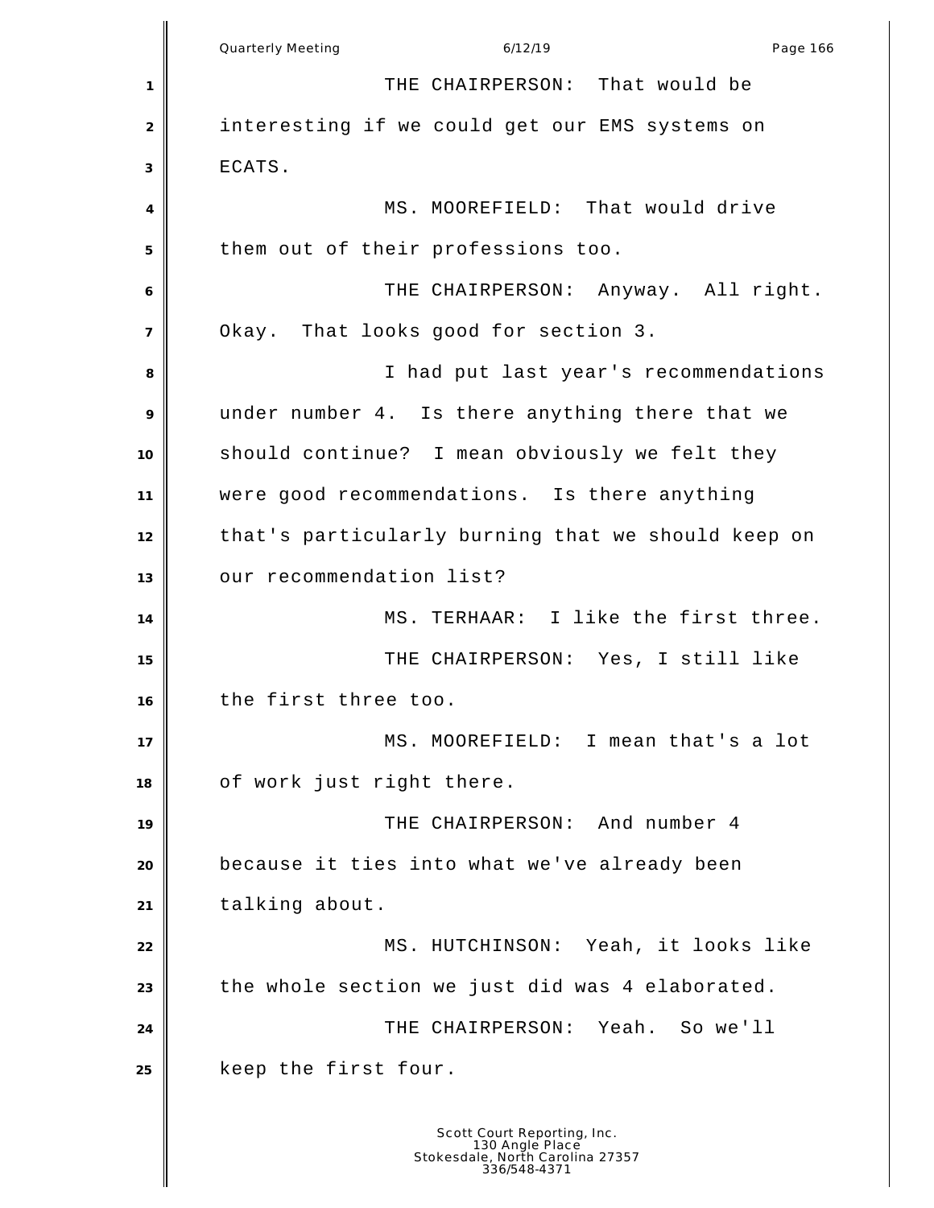THE CHAIRPERSON: That would be interesting if we could get our EMS systems on ECATS.

MS. MOOREFIELD: That would drive them out of their professions too.

THE CHAIRPERSON: Anyway. All right. Okay. That looks good for section 3.

I had put last year's recommendations under number 4. Is there anything there that we should continue? I mean obviously we felt they were good recommendations. Is there anything that's particularly burning that we should keep on our recommendation list?

MS. TERHAAR: I like the first three.

THE CHAIRPERSON: Yes, I still like the first three too.

MS. MOOREFIELD: I mean that's a lot of work just right there.

THE CHAIRPERSON: And number 4 because it ties into what we've already been talking about.

MS. HUTCHINSON: Yeah, it looks like the whole section we just did was 4 elaborated.

THE CHAIRPERSON: Yeah. So we'll keep the first four.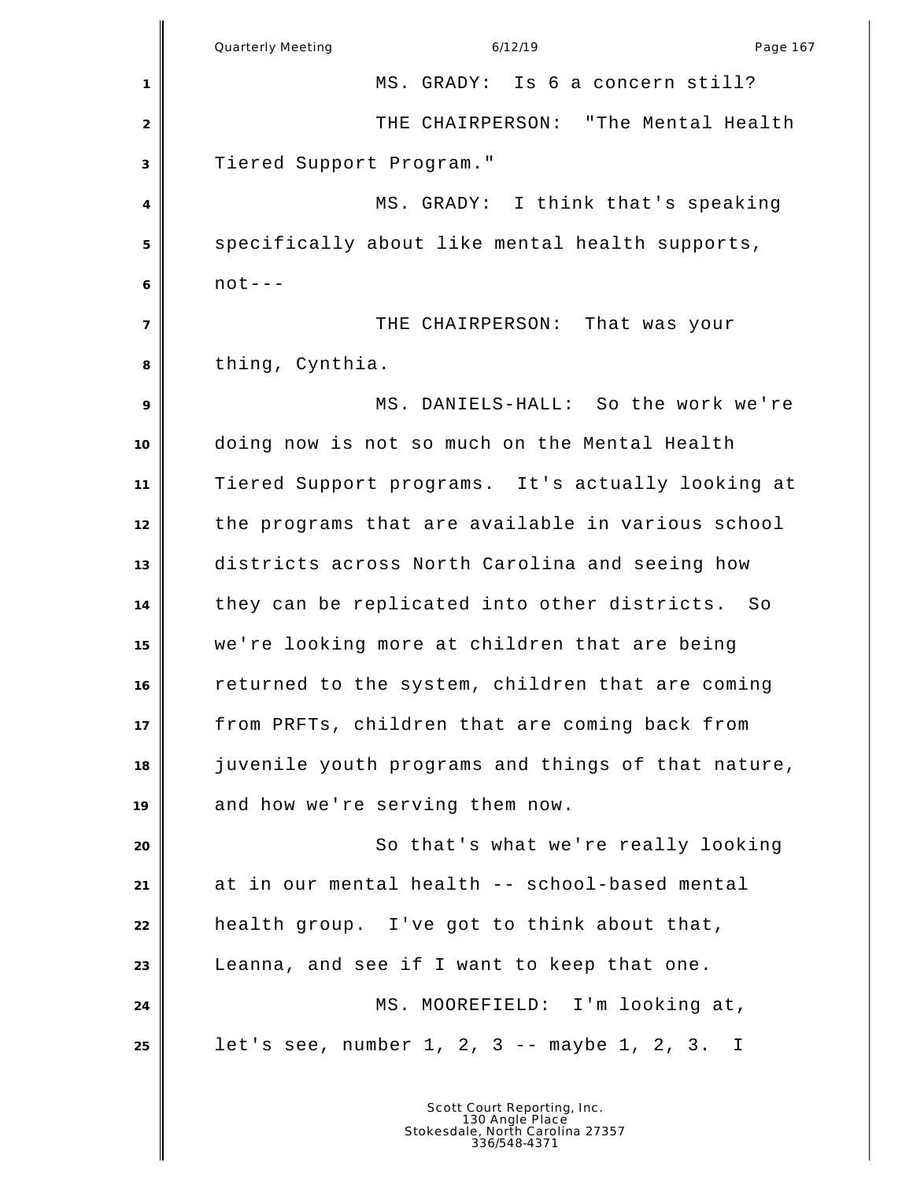MS. GRADY: Is 6 a concern still?

THE CHAIRPERSON: "The Mental Health Tiered Support Program."

MS. GRADY: I think that's speaking specifically about like mental health supports, not---

THE CHAIRPERSON: That was your thing, Cynthia.

MS. DANIELS-HALL: So the work we're doing now is not so much on the Mental Health Tiered Support programs. It's actually looking at the programs that are available in various school districts across North Carolina and seeing how they can be replicated into other districts. So we're looking more at children that are being returned to the system, children that are coming from PRFTs, children that are coming back from juvenile youth programs and things of that nature, and how we're serving them now.

So that's what we're really looking at in our mental health -- school-based mental health group. I've got to think about that, Leanna, and see if I want to keep that one.

MS. MOOREFIELD: I'm looking at, let's see, number 1, 2, 3 -- maybe 1, 2, 3. I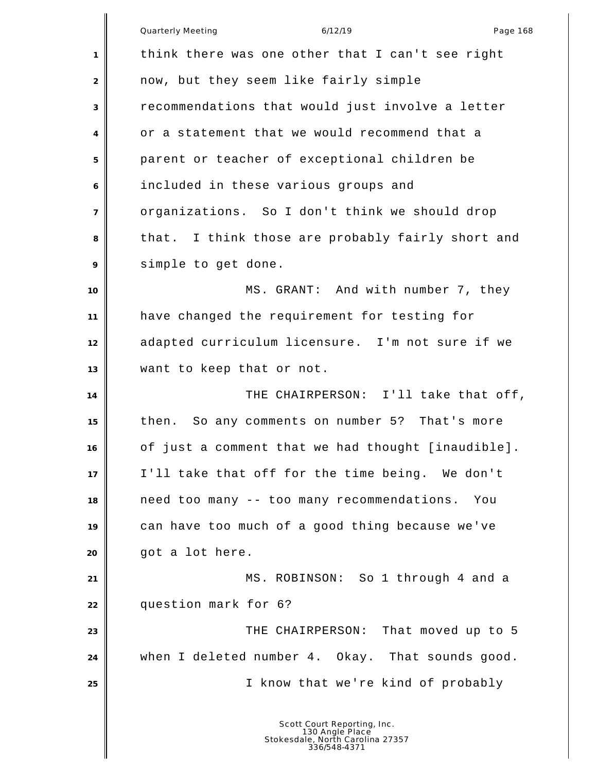think there was one other that I can't see right now, but they seem like fairly simple recommendations that would just involve a letter or a statement that we would recommend that a parent or teacher of exceptional children be included in these various groups and organizations. So I don't think we should drop that. I think those are probably fairly short and simple to get done.

MS. GRANT: And with number 7, they have changed the requirement for testing for adapted curriculum licensure. I'm not sure if we want to keep that or not.

THE CHAIRPERSON: I'll take that off, then. So any comments on number 5? That's more of just a comment that we had thought [inaudible]. I'll take that off for the time being. We don't need too many -- too many recommendations. You can have too much of a good thing because we've got a lot here.

MS. ROBINSON: So 1 through 4 and a question mark for 6?

THE CHAIRPERSON: That moved up to 5 when I deleted number 4. Okay. That sounds good.

I know that we're kind of probably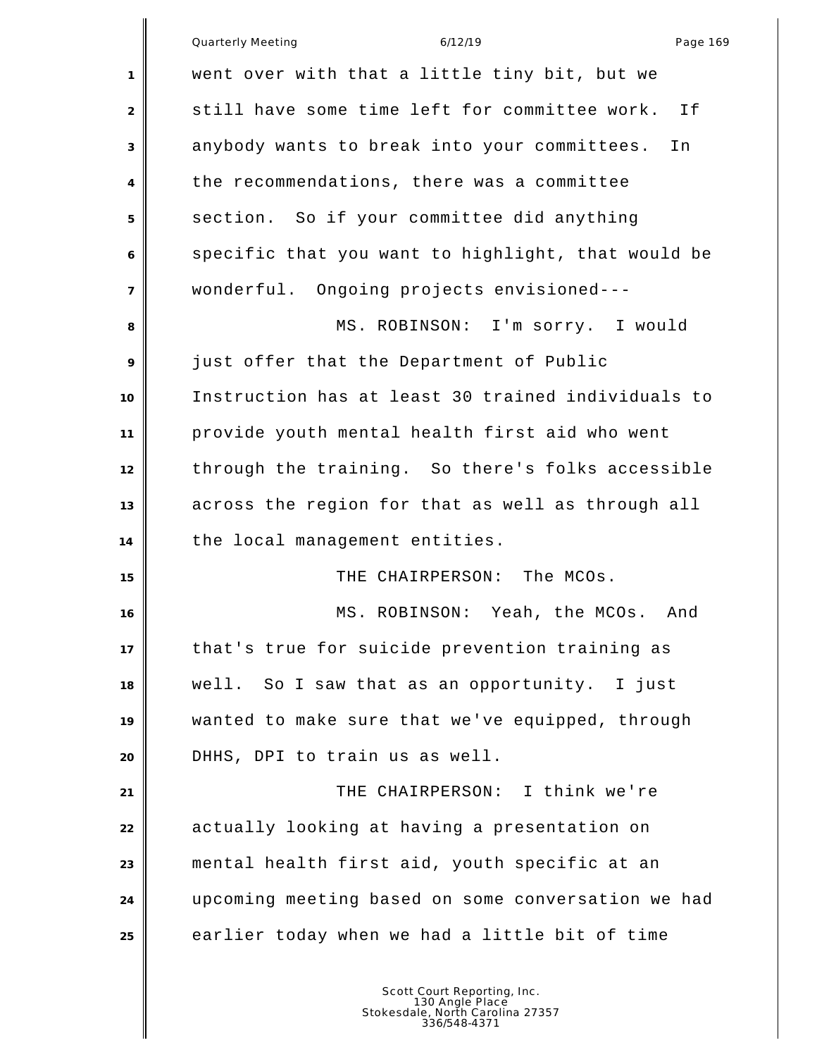went over with that a little tiny bit, but we still have some time left for committee work. If anybody wants to break into your committees. In the recommendations, there was a committee section. So if your committee did anything specific that you want to highlight, that would be wonderful. Ongoing projects envisioned---

MS. ROBINSON: I'm sorry. I would just offer that the Department of Public Instruction has at least 30 trained individuals to provide youth mental health first aid who went through the training. So there's folks accessible across the region for that as well as through all the local management entities.

THE CHAIRPERSON: The MCOs.

MS. ROBINSON: Yeah, the MCOs. And that's true for suicide prevention training as well. So I saw that as an opportunity. I just wanted to make sure that we've equipped, through DHHS, DPI to train us as well.

THE CHAIRPERSON: I think we're actually looking at having a presentation on mental health first aid, youth specific at an upcoming meeting based on some conversation we had earlier today when we had a little bit of time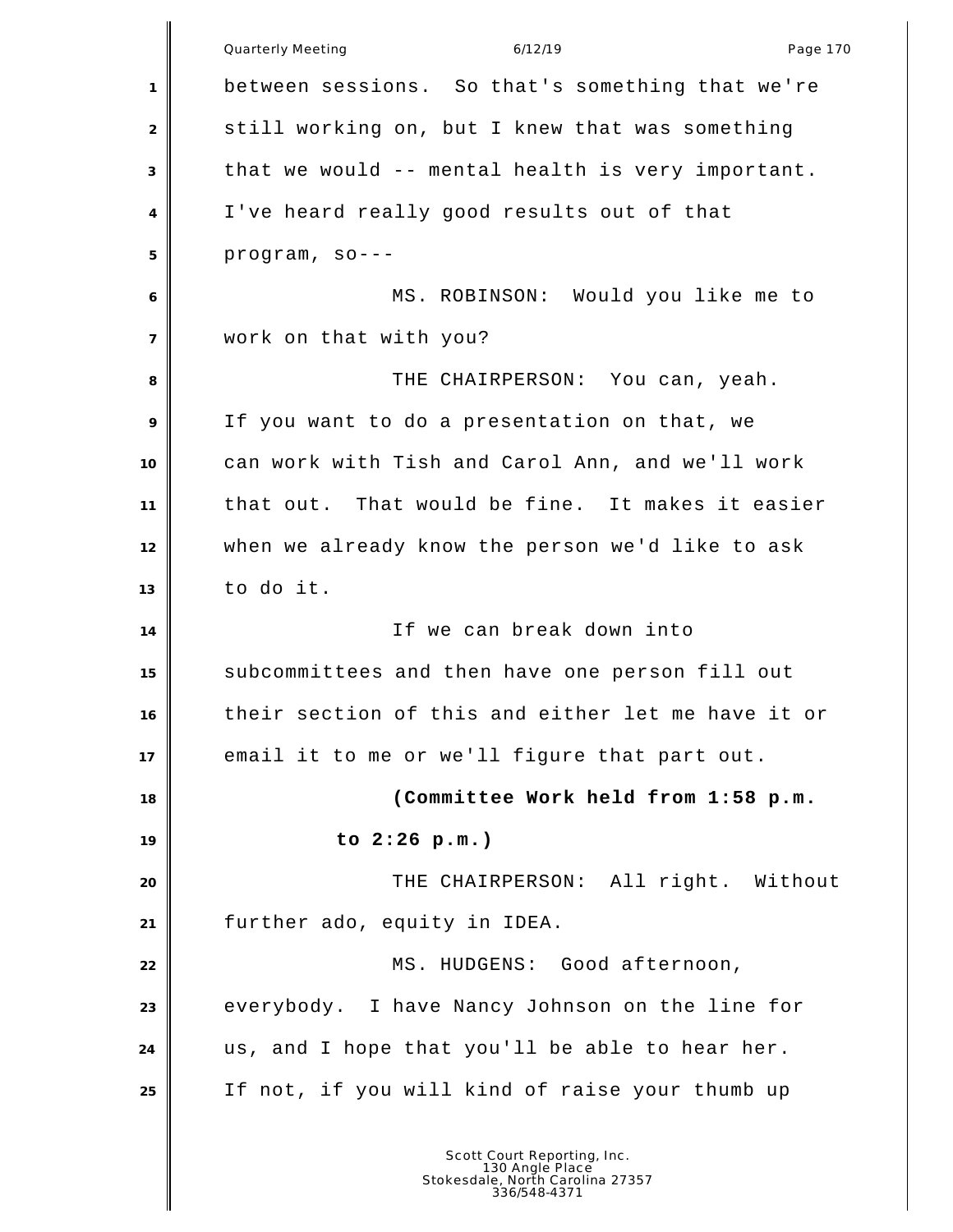between sessions. So that's something that we're still working on, but I knew that was something that we would -- mental health is very important. I've heard really good results out of that program, so---

MS. ROBINSON: Would you like me to work on that with you?

THE CHAIRPERSON: You can, yeah. If you want to do a presentation on that, we can work with Tish and Carol Ann, and we'll work that out. That would be fine. It makes it easier when we already know the person we'd like to ask to do it.

If we can break down into subcommittees and then have one person fill out their section of this and either let me have it or email it to me or we'll figure that part out.

**(Committee Work held from 1:58 p.m. to 2:26 p.m.)**

THE CHAIRPERSON: All right. Without further ado, equity in IDEA.

MS. HUDGENS: Good afternoon, everybody. I have Nancy Johnson on the line for us, and I hope that you'll be able to hear her. If not, if you will kind of raise your thumb up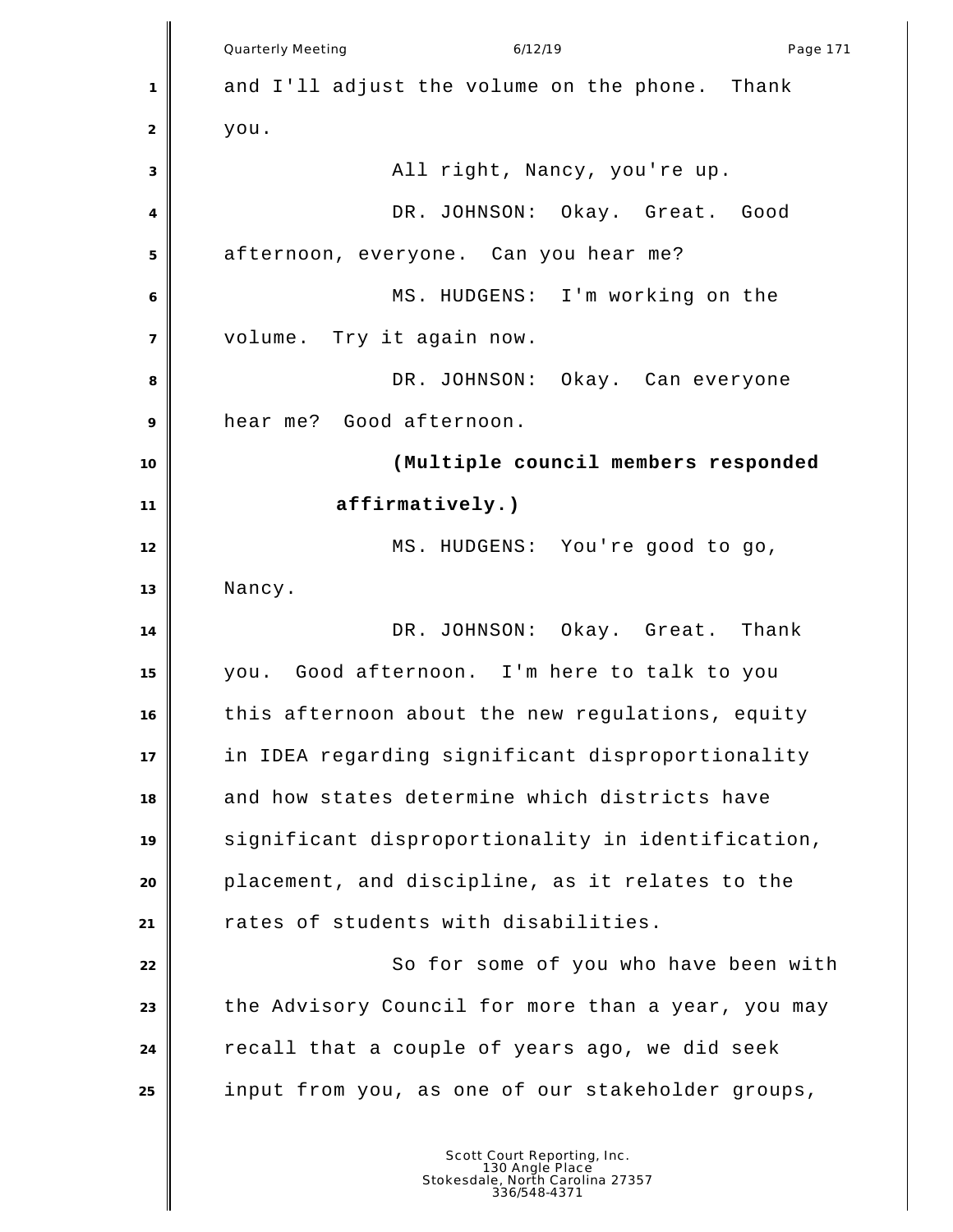and I'll adjust the volume on the phone. Thank you.

All right, Nancy, you're up.

DR. JOHNSON: Okay. Great. Good afternoon, everyone. Can you hear me?

MS. HUDGENS: I'm working on the volume. Try it again now.

DR. JOHNSON: Okay. Can everyone hear me? Good afternoon.

**(Multiple council members responded affirmatively.)**

MS. HUDGENS: You're good to go, Nancy.

DR. JOHNSON: Okay. Great. Thank you. Good afternoon. I'm here to talk to you this afternoon about the new regulations, equity in IDEA regarding significant disproportionality and how states determine which districts have significant disproportionality in identification, placement, and discipline, as it relates to the rates of students with disabilities.

So for some of you who have been with the Advisory Council for more than a year, you may recall that a couple of years ago, we did seek input from you, as one of our stakeholder groups,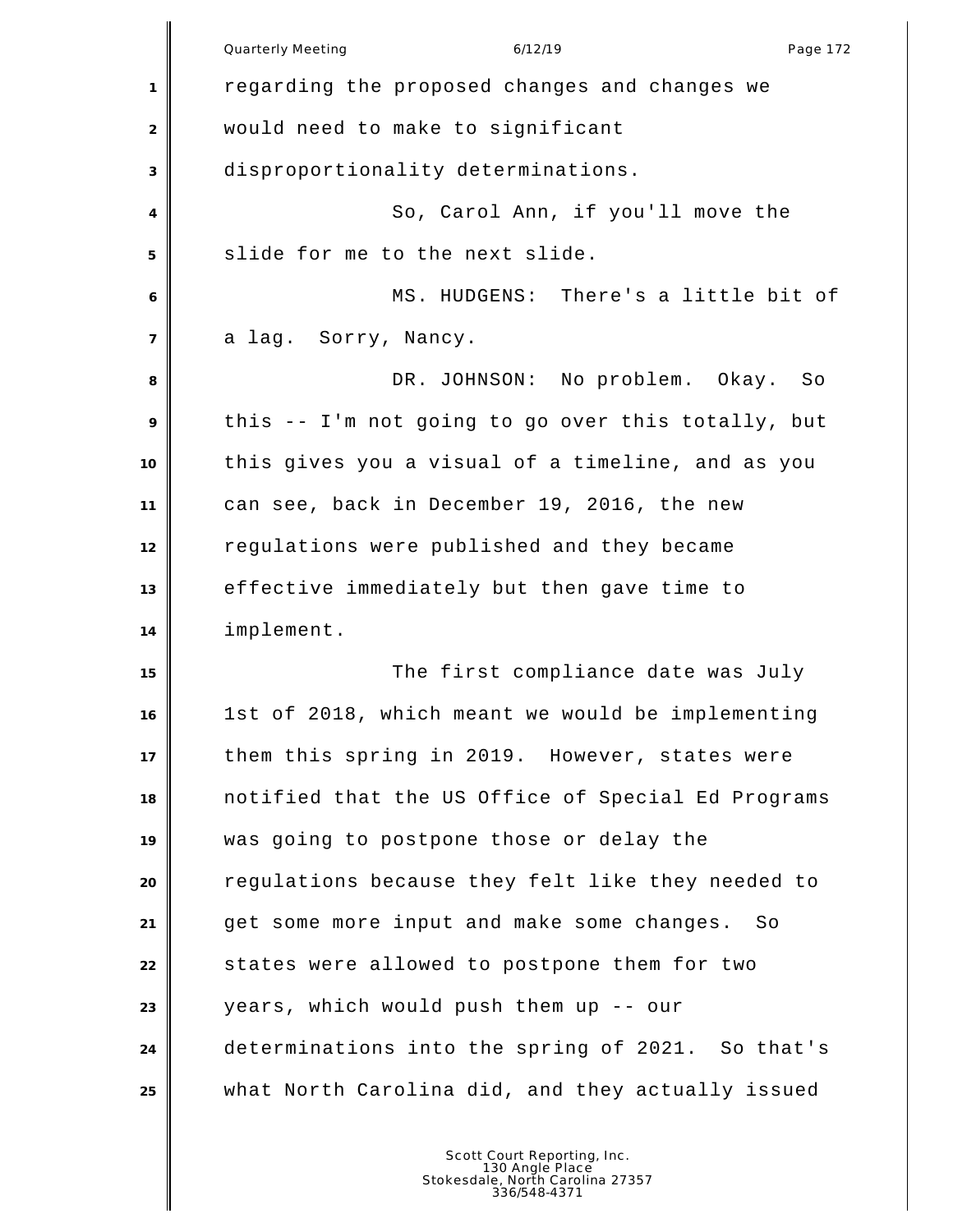regarding the proposed changes and changes we would need to make to significant disproportionality determinations.

So, Carol Ann, if you'll move the slide for me to the next slide.

MS. HUDGENS: There's a little bit of a lag. Sorry, Nancy.

DR. JOHNSON: No problem. Okay. So this -- I'm not going to go over this totally, but this gives you a visual of a timeline, and as you can see, back in December 19, 2016, the new regulations were published and they became effective immediately but then gave time to implement.

The first compliance date was July 1st of 2018, which meant we would be implementing them this spring in 2019. However, states were notified that the US Office of Special Ed Programs was going to postpone those or delay the regulations because they felt like they needed to get some more input and make some changes. So states were allowed to postpone them for two years, which would push them up -- our determinations into the spring of 2021. So that's what North Carolina did, and they actually issued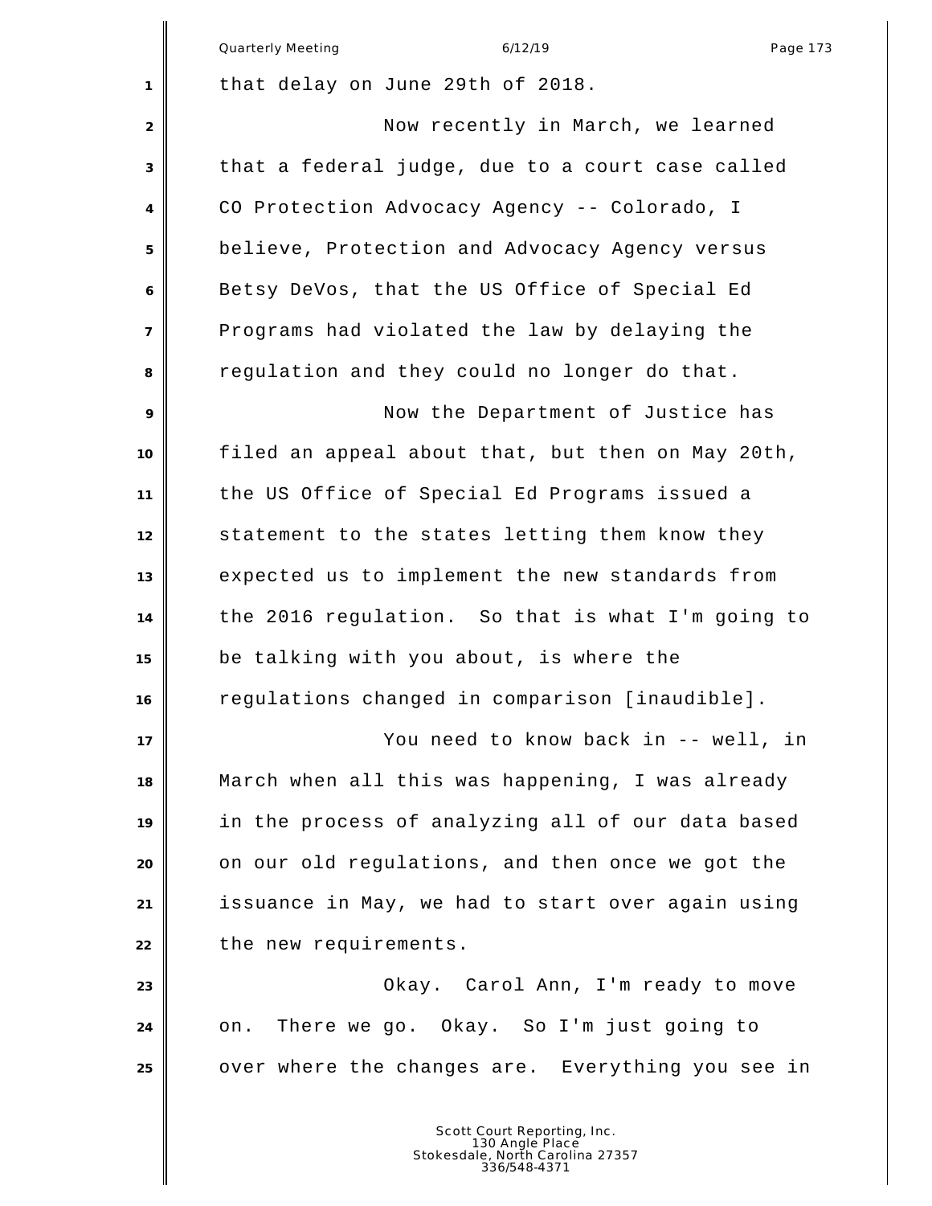that delay on June 29th of 2018.

Now recently in March, we learned that a federal judge, due to a court case called CO Protection Advocacy Agency -- Colorado, I believe, Protection and Advocacy Agency versus Betsy DeVos, that the US Office of Special Ed Programs had violated the law by delaying the regulation and they could no longer do that.

Now the Department of Justice has filed an appeal about that, but then on May 20th, the US Office of Special Ed Programs issued a statement to the states letting them know they expected us to implement the new standards from the 2016 regulation. So that is what I'm going to be talking with you about, is where the regulations changed in comparison [inaudible].

You need to know back in -- well, in March when all this was happening, I was already in the process of analyzing all of our data based on our old regulations, and then once we got the issuance in May, we had to start over again using the new requirements.

Okay. Carol Ann, I'm ready to move on. There we go. Okay. So I'm just going to over where the changes are. Everything you see in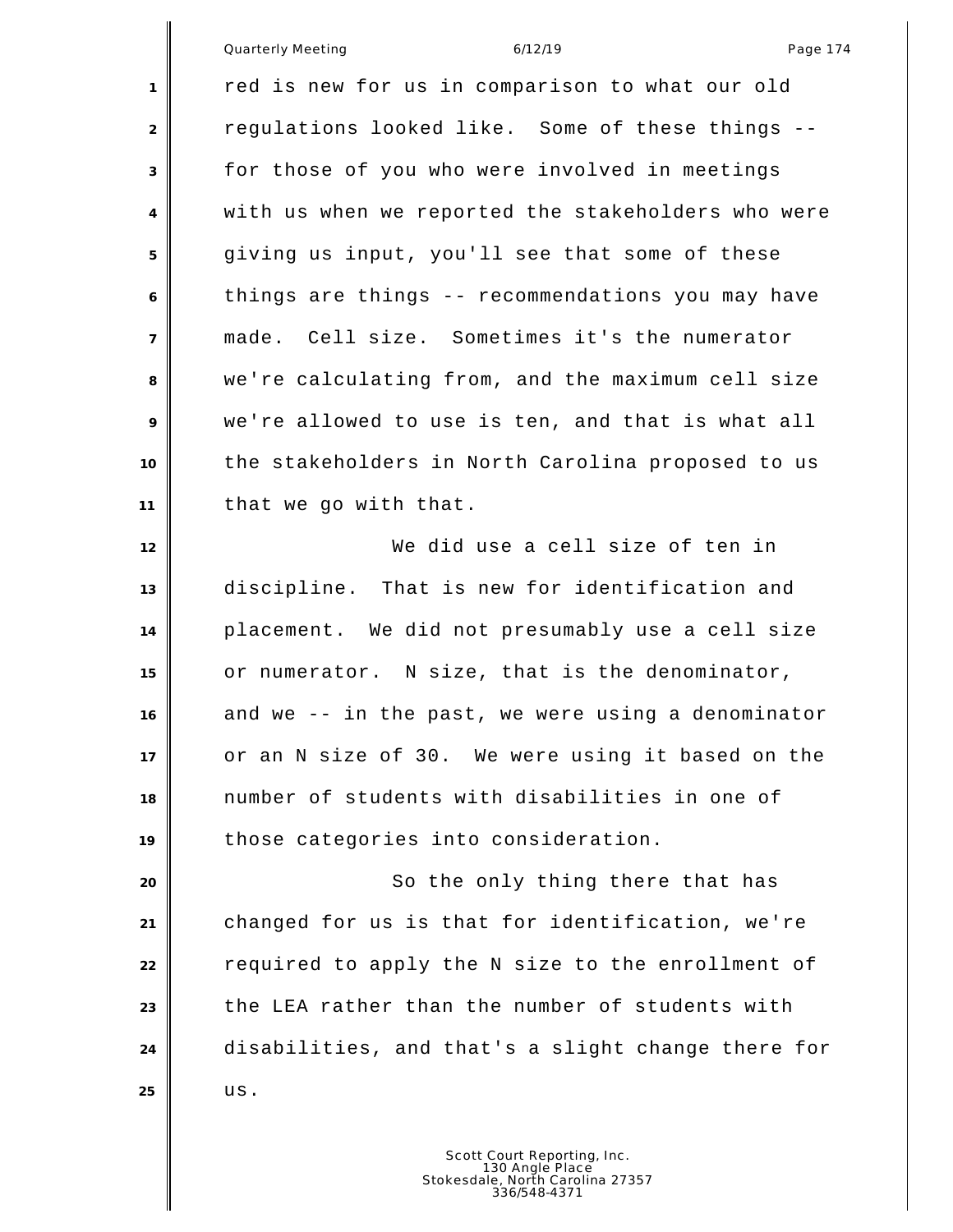red is new for us in comparison to what our old regulations looked like. Some of these things -- for those of you who were involved in meetings with us when we reported the stakeholders who were giving us input, you'll see that some of these things are things -- recommendations you may have made. Cell size. Sometimes it's the numerator we're calculating from, and the maximum cell size we're allowed to use is ten, and that is what all the stakeholders in North Carolina proposed to us that we go with that.

We did use a cell size of ten in discipline. That is new for identification and placement. We did not presumably use a cell size or numerator. N size, that is the denominator, and we -- in the past, we were using a denominator or an N size of 30. We were using it based on the number of students with disabilities in one of those categories into consideration.

So the only thing there that has changed for us is that for identification, we're required to apply the N size to the enrollment of the LEA rather than the number of students with disabilities, and that's a slight change there for us.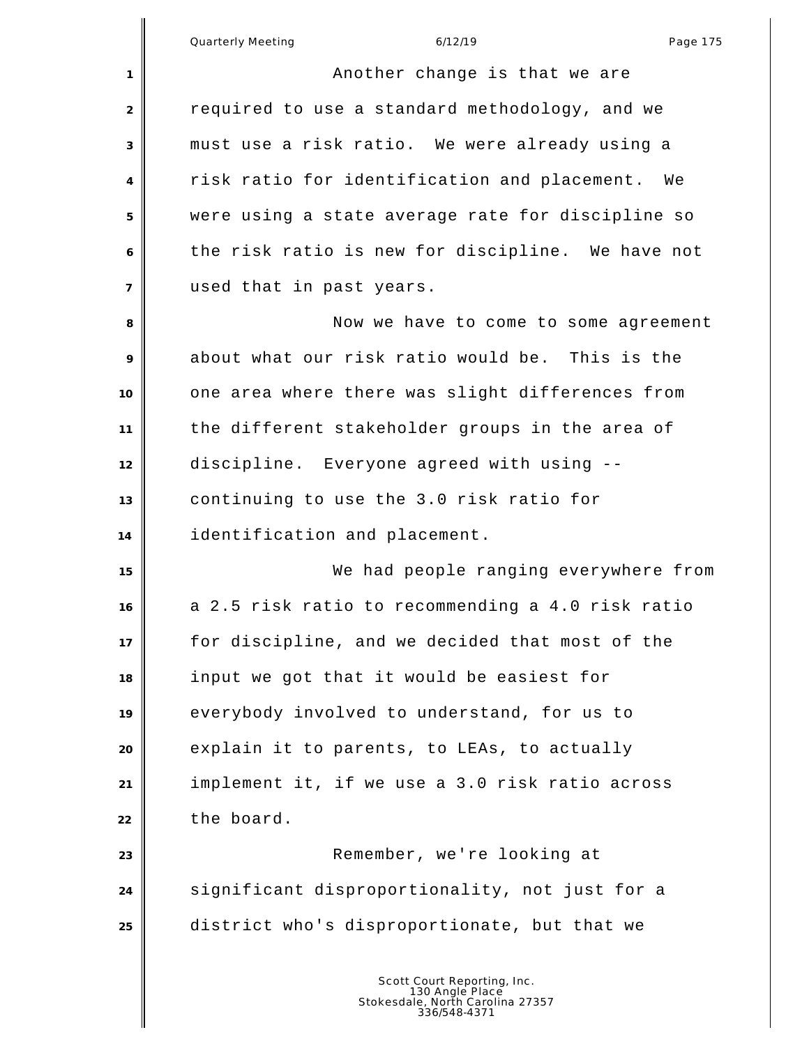Another change is that we are required to use a standard methodology, and we must use a risk ratio. We were already using a risk ratio for identification and placement. We were using a state average rate for discipline so the risk ratio is new for discipline. We have not used that in past years.

Now we have to come to some agreement about what our risk ratio would be. This is the one area where there was slight differences from the different stakeholder groups in the area of discipline. Everyone agreed with using -- continuing to use the 3.0 risk ratio for identification and placement.

We had people ranging everywhere from a 2.5 risk ratio to recommending a 4.0 risk ratio for discipline, and we decided that most of the input we got that it would be easiest for everybody involved to understand, for us to explain it to parents, to LEAs, to actually implement it, if we use a 3.0 risk ratio across the board.

Remember, we're looking at significant disproportionality, not just for a district who's disproportionate, but that we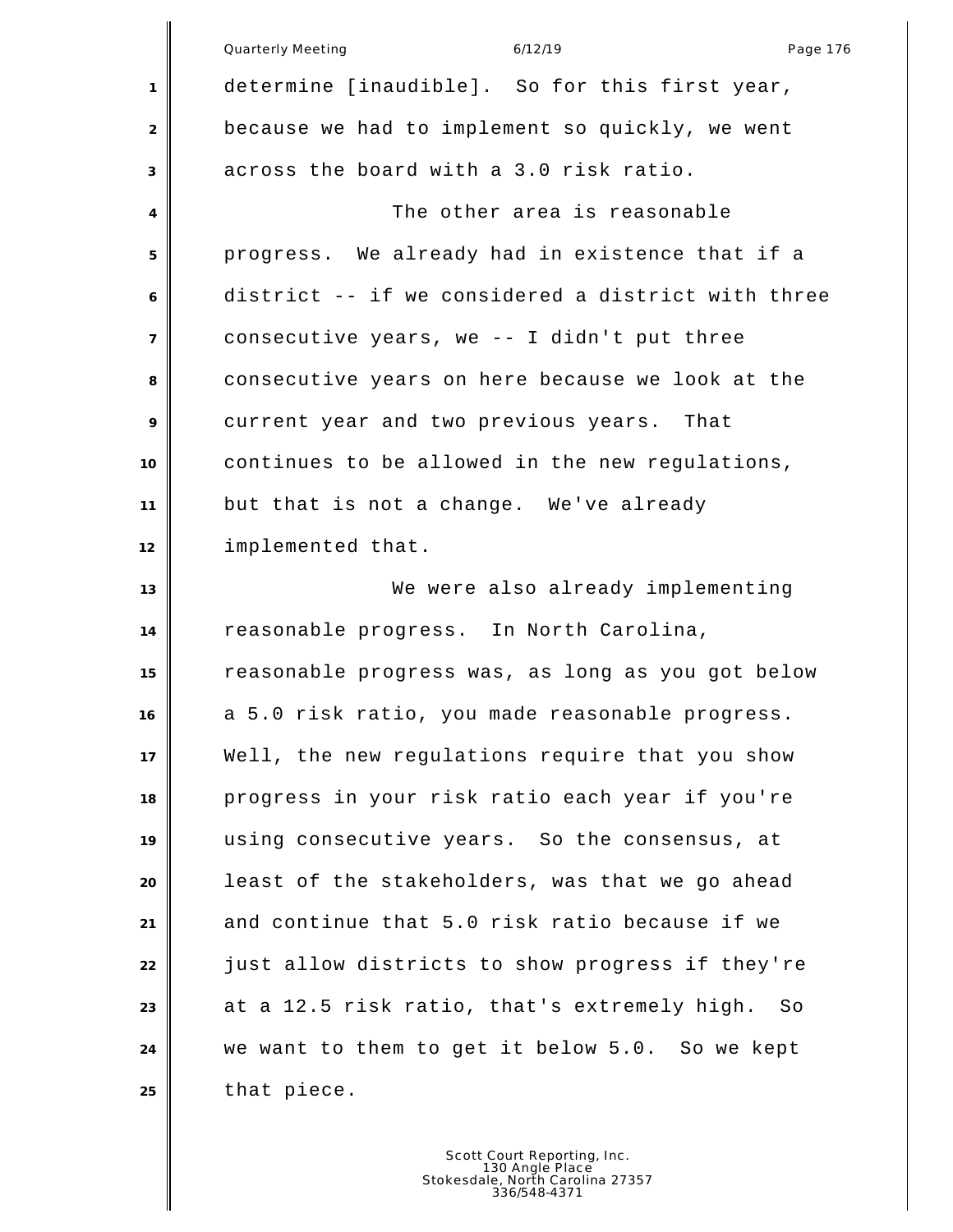determine [inaudible]. So for this first year, because we had to implement so quickly, we went across the board with a 3.0 risk ratio.

The other area is reasonable progress. We already had in existence that if a district -- if we considered a district with three consecutive years, we -- I didn't put three consecutive years on here because we look at the current year and two previous years. That continues to be allowed in the new regulations, but that is not a change. We've already implemented that.

We were also already implementing reasonable progress. In North Carolina, reasonable progress was, as long as you got below a 5.0 risk ratio, you made reasonable progress. Well, the new regulations require that you show progress in your risk ratio each year if you're using consecutive years. So the consensus, at least of the stakeholders, was that we go ahead and continue that 5.0 risk ratio because if we just allow districts to show progress if they're at a 12.5 risk ratio, that's extremely high. So we want to them to get it below 5.0. So we kept that piece.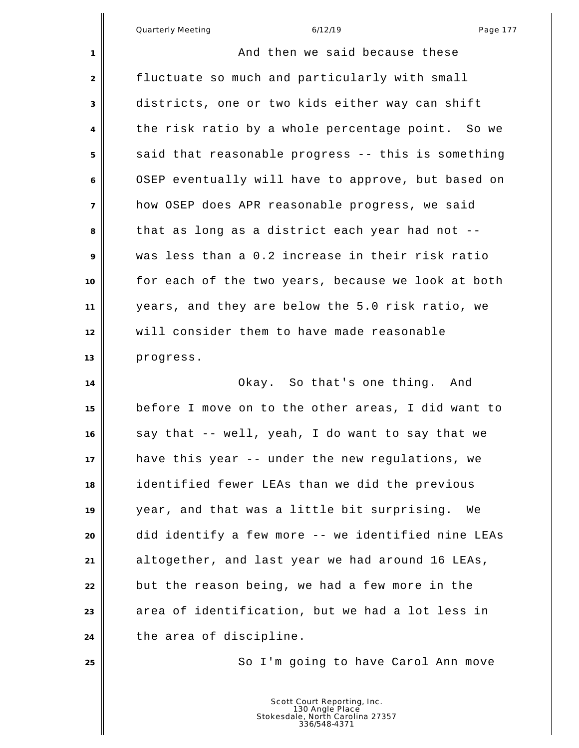And then we said because these fluctuate so much and particularly with small districts, one or two kids either way can shift the risk ratio by a whole percentage point. So we said that reasonable progress -- this is something OSEP eventually will have to approve, but based on how OSEP does APR reasonable progress, we said that as long as a district each year had not -- was less than a 0.2 increase in their risk ratio for each of the two years, because we look at both years, and they are below the 5.0 risk ratio, we will consider them to have made reasonable progress.

Okay. So that's one thing. And before I move on to the other areas, I did want to say that -- well, yeah, I do want to say that we have this year -- under the new regulations, we identified fewer LEAs than we did the previous year, and that was a little bit surprising. We did identify a few more -- we identified nine LEAs altogether, and last year we had around 16 LEAs, but the reason being, we had a few more in the area of identification, but we had a lot less in the area of discipline.

So I'm going to have Carol Ann move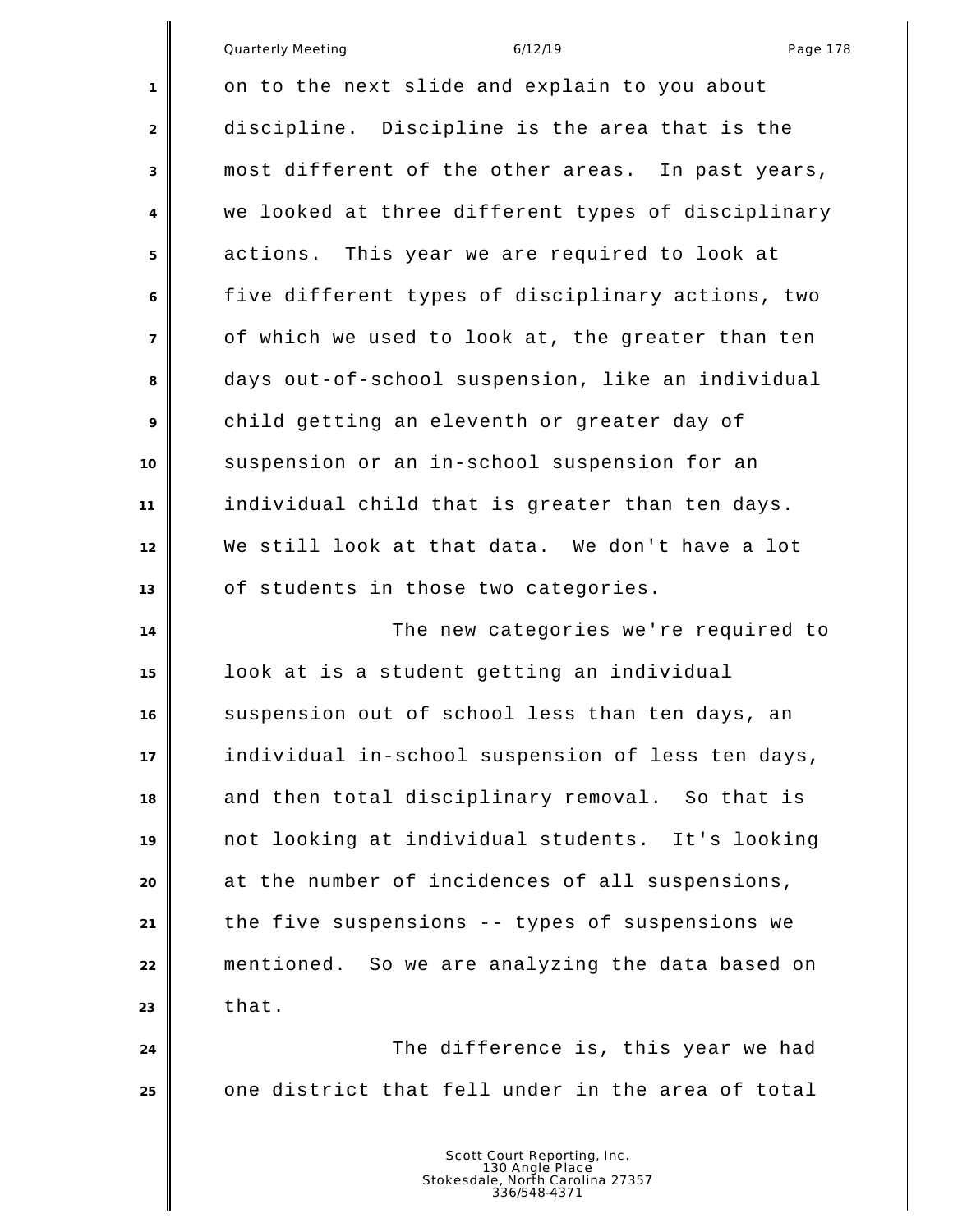on to the next slide and explain to you about discipline. Discipline is the area that is the most different of the other areas. In past years, we looked at three different types of disciplinary actions. This year we are required to look at five different types of disciplinary actions, two of which we used to look at, the greater than ten days out-of-school suspension, like an individual child getting an eleventh or greater day of suspension or an in-school suspension for an individual child that is greater than ten days. We still look at that data. We don't have a lot of students in those two categories.

The new categories we're required to look at is a student getting an individual suspension out of school less than ten days, an individual in-school suspension of less ten days, and then total disciplinary removal. So that is not looking at individual students. It's looking at the number of incidences of all suspensions, the five suspensions -- types of suspensions we mentioned. So we are analyzing the data based on that.

The difference is, this year we had one district that fell under in the area of total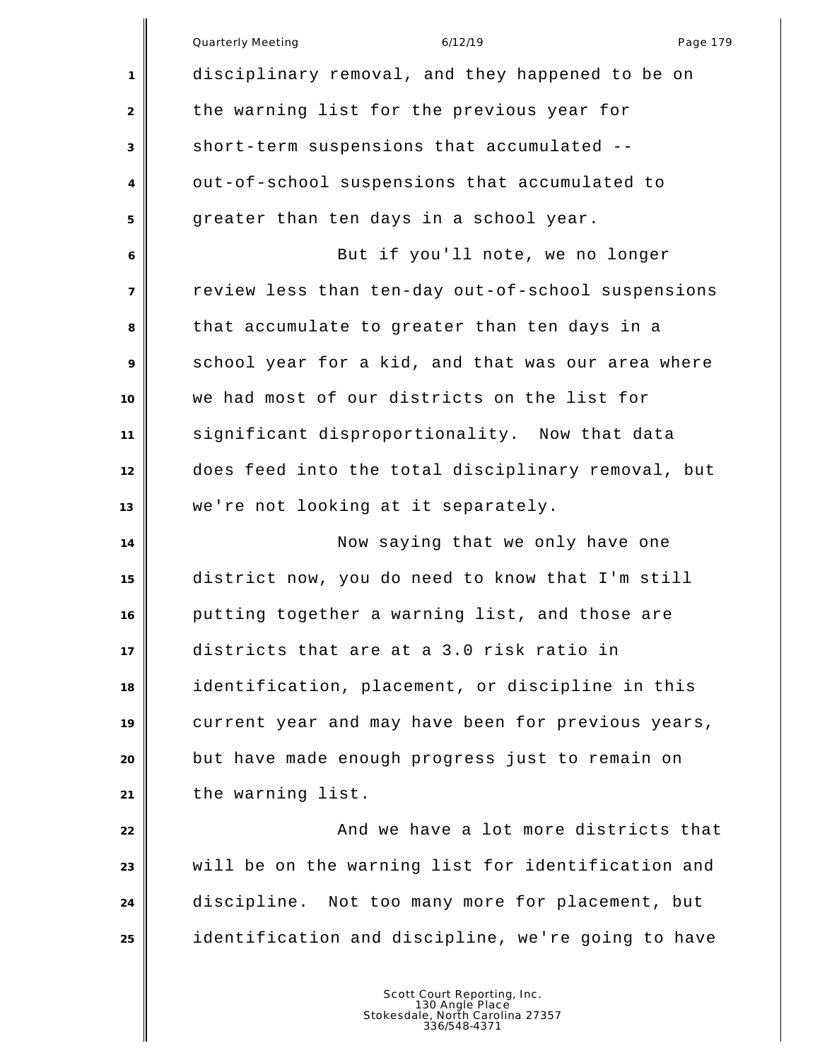disciplinary removal, and they happened to be on the warning list for the previous year for short-term suspensions that accumulated -- out-of-school suspensions that accumulated to greater than ten days in a school year.

But if you'll note, we no longer review less than ten-day out-of-school suspensions that accumulate to greater than ten days in a school year for a kid, and that was our area where we had most of our districts on the list for significant disproportionality. Now that data does feed into the total disciplinary removal, but we're not looking at it separately.

Now saying that we only have one district now, you do need to know that I'm still putting together a warning list, and those are districts that are at a 3.0 risk ratio in identification, placement, or discipline in this current year and may have been for previous years, but have made enough progress just to remain on the warning list.

And we have a lot more districts that will be on the warning list for identification and discipline. Not too many more for placement, but identification and discipline, we're going to have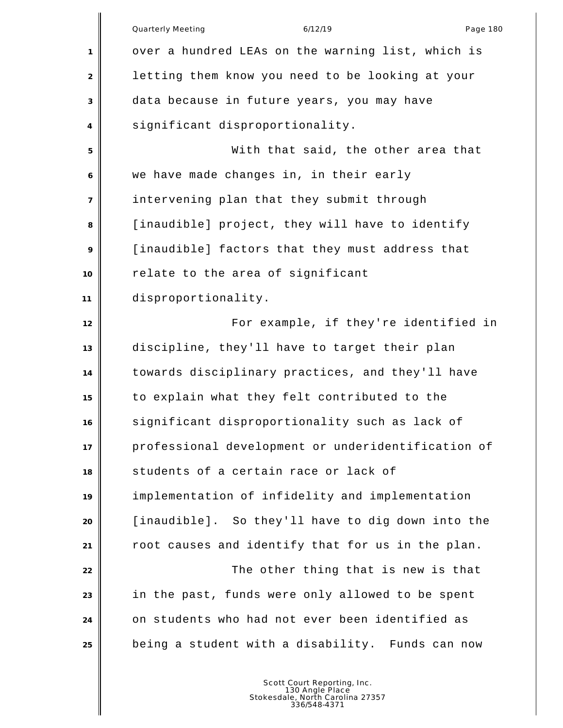over a hundred LEAs on the warning list, which is letting them know you need to be looking at your data because in future years, you may have significant disproportionality.

With that said, the other area that we have made changes in, in their early intervening plan that they submit through [inaudible] project, they will have to identify [inaudible] factors that they must address that relate to the area of significant disproportionality.

For example, if they're identified in discipline, they'll have to target their plan towards disciplinary practices, and they'll have to explain what they felt contributed to the significant disproportionality such as lack of professional development or underidentification of students of a certain race or lack of implementation of infidelity and implementation [inaudible]. So they'll have to dig down into the root causes and identify that for us in the plan.

The other thing that is new is that in the past, funds were only allowed to be spent on students who had not ever been identified as being a student with a disability. Funds can now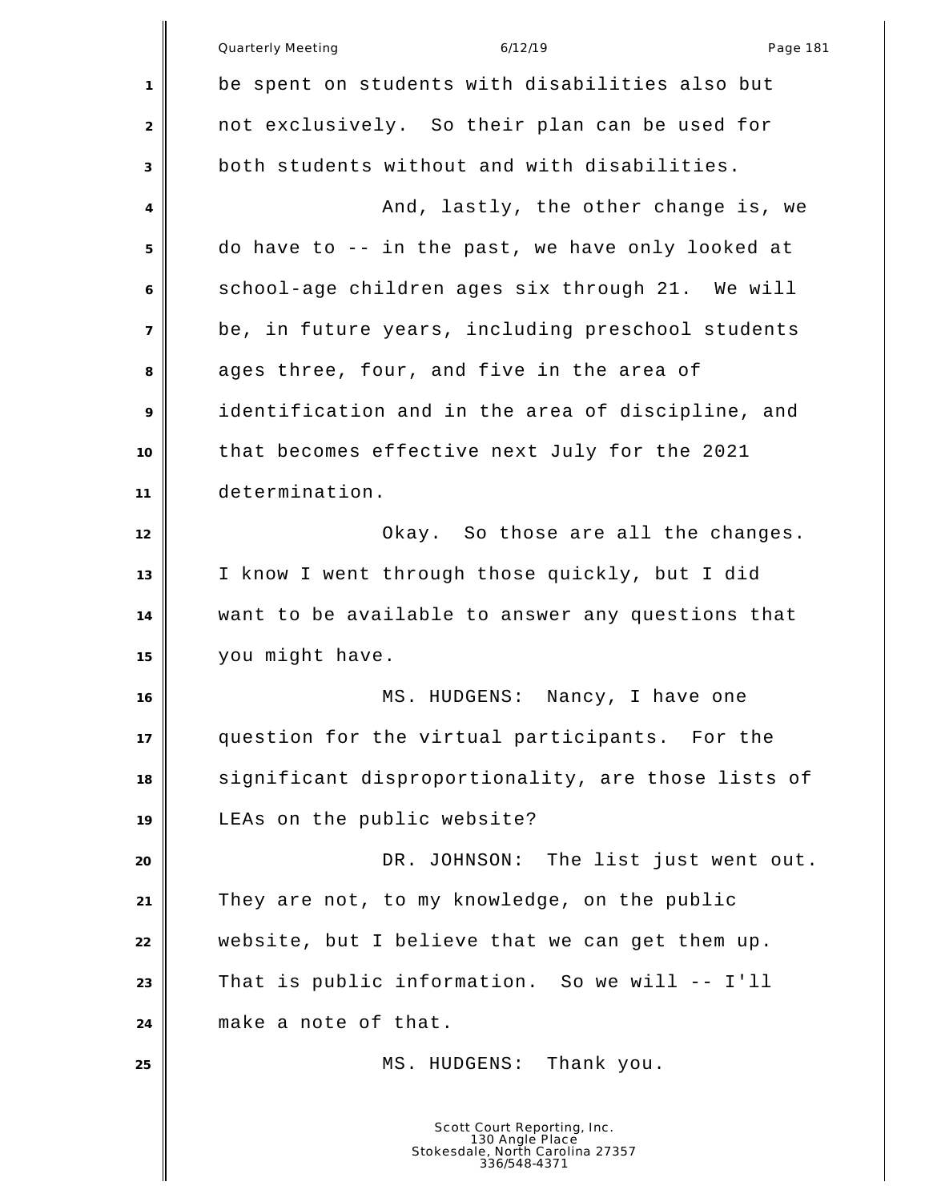be spent on students with disabilities also but not exclusively. So their plan can be used for both students without and with disabilities.

And, lastly, the other change is, we do have to -- in the past, we have only looked at school-age children ages six through 21. We will be, in future years, including preschool students ages three, four, and five in the area of identification and in the area of discipline, and that becomes effective next July for the 2021 determination.

Okay. So those are all the changes. I know I went through those quickly, but I did want to be available to answer any questions that you might have.

MS. HUDGENS: Nancy, I have one question for the virtual participants. For the significant disproportionality, are those lists of LEAs on the public website?

DR. JOHNSON: The list just went out. They are not, to my knowledge, on the public website, but I believe that we can get them up. That is public information. So we will -- I'll make a note of that.

MS. HUDGENS: Thank you.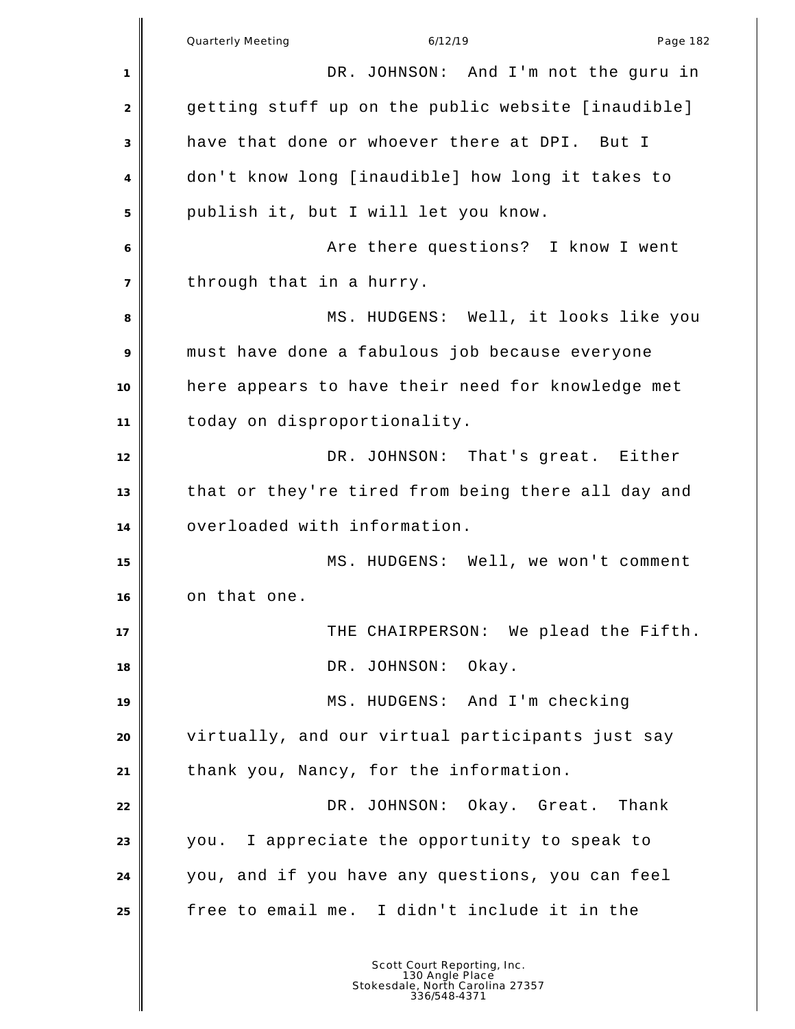DR. JOHNSON: And I'm not the guru in getting stuff up on the public website [inaudible] have that done or whoever there at DPI. But I don't know long [inaudible] how long it takes to publish it, but I will let you know.

Are there questions? I know I went through that in a hurry.

MS. HUDGENS: Well, it looks like you must have done a fabulous job because everyone here appears to have their need for knowledge met today on disproportionality.

DR. JOHNSON: That's great. Either that or they're tired from being there all day and overloaded with information.

MS. HUDGENS: Well, we won't comment on that one.

THE CHAIRPERSON: We plead the Fifth.

DR. JOHNSON: Okay.

MS. HUDGENS: And I'm checking virtually, and our virtual participants just say thank you, Nancy, for the information.

DR. JOHNSON: Okay. Great. Thank you. I appreciate the opportunity to speak to you, and if you have any questions, you can feel free to email me. I didn't include it in the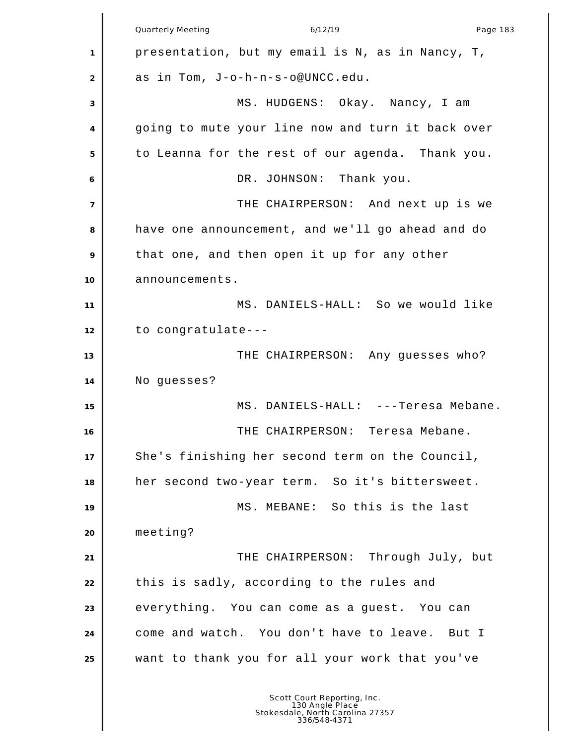presentation, but my email is N, as in Nancy, T, as in Tom, J-o-h-n-s-o@UNCC.edu.

MS. HUDGENS: Okay. Nancy, I am going to mute your line now and turn it back over to Leanna for the rest of our agenda. Thank you.

DR. JOHNSON: Thank you.

THE CHAIRPERSON: And next up is we have one announcement, and we'll go ahead and do that one, and then open it up for any other announcements.

MS. DANIELS-HALL: So we would like to congratulate---

THE CHAIRPERSON: Any guesses who? No guesses?

MS. DANIELS-HALL: ---Teresa Mebane.

THE CHAIRPERSON: Teresa Mebane. She's finishing her second term on the Council, her second two-year term. So it's bittersweet.

MS. MEBANE: So this is the last meeting?

THE CHAIRPERSON: Through July, but this is sadly, according to the rules and everything. You can come as a guest. You can come and watch. You don't have to leave. But I want to thank you for all your work that you've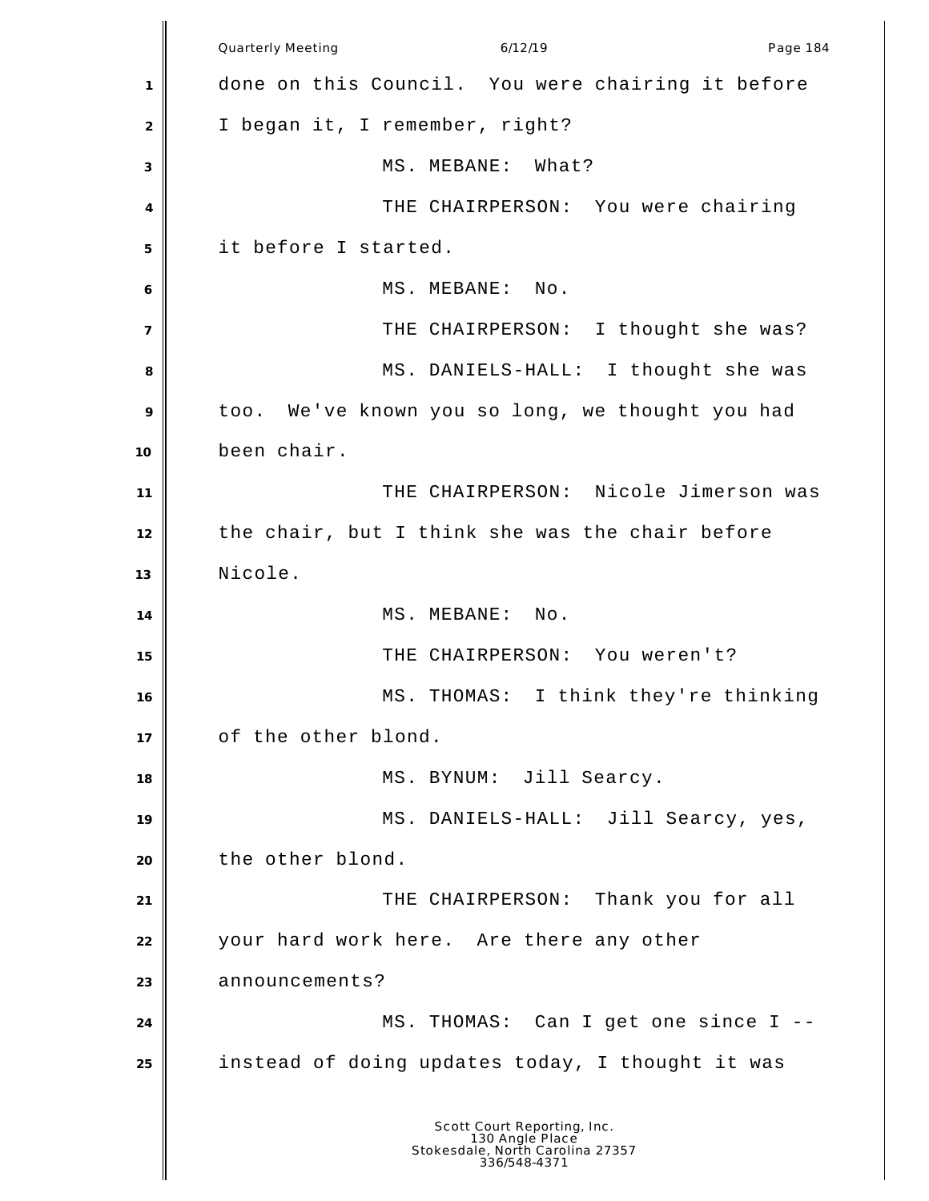done on this Council. You were chairing it before I began it, I remember, right?

MS. MEBANE: What?

THE CHAIRPERSON: You were chairing it before I started.

MS. MEBANE: No.

THE CHAIRPERSON: I thought she was?

MS. DANIELS-HALL: I thought she was too. We've known you so long, we thought you had been chair.

THE CHAIRPERSON: Nicole Jimerson was the chair, but I think she was the chair before Nicole.

MS. MEBANE: No.

THE CHAIRPERSON: You weren't?

MS. THOMAS: I think they're thinking of the other blond.

MS. BYNUM: Jill Searcy.

MS. DANIELS-HALL: Jill Searcy, yes, the other blond.

THE CHAIRPERSON: Thank you for all your hard work here. Are there any other announcements?

MS. THOMAS: Can I get one since I -- instead of doing updates today, I thought it was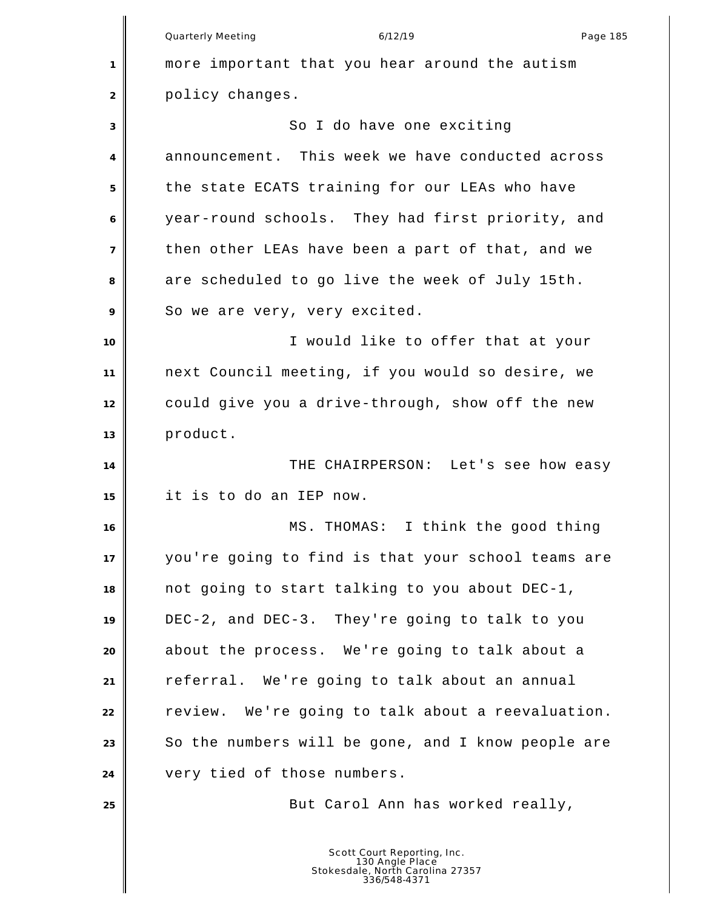more important that you hear around the autism policy changes.

So I do have one exciting announcement. This week we have conducted across the state ECATS training for our LEAs who have year-round schools. They had first priority, and then other LEAs have been a part of that, and we are scheduled to go live the week of July 15th. So we are very, very excited.

I would like to offer that at your next Council meeting, if you would so desire, we could give you a drive-through, show off the new product.

THE CHAIRPERSON: Let's see how easy it is to do an IEP now.

MS. THOMAS: I think the good thing you're going to find is that your school teams are not going to start talking to you about DEC-1, DEC-2, and DEC-3. They're going to talk to you about the process. We're going to talk about a referral. We're going to talk about an annual review. We're going to talk about a reevaluation. So the numbers will be gone, and I know people are very tied of those numbers.

But Carol Ann has worked really,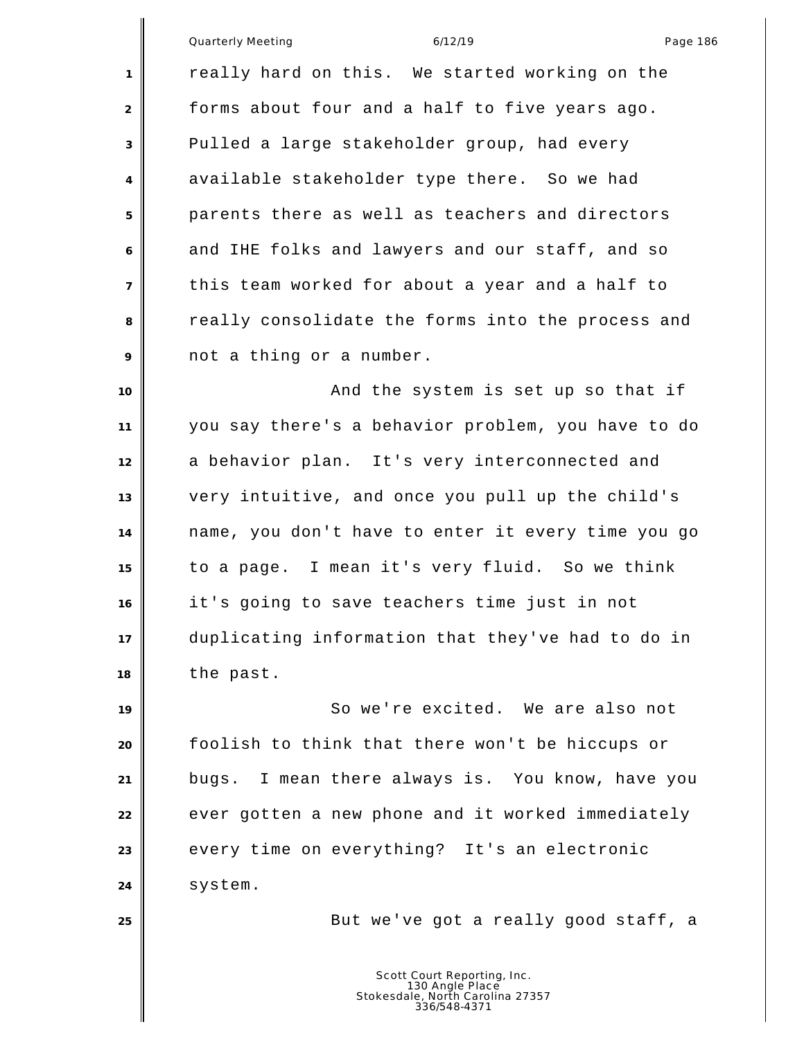really hard on this. We started working on the forms about four and a half to five years ago. Pulled a large stakeholder group, had every available stakeholder type there. So we had parents there as well as teachers and directors and IHE folks and lawyers and our staff, and so this team worked for about a year and a half to really consolidate the forms into the process and not a thing or a number.

And the system is set up so that if you say there's a behavior problem, you have to do a behavior plan. It's very interconnected and very intuitive, and once you pull up the child's name, you don't have to enter it every time you go to a page. I mean it's very fluid. So we think it's going to save teachers time just in not duplicating information that they've had to do in the past.

So we're excited. We are also not foolish to think that there won't be hiccups or bugs. I mean there always is. You know, have you ever gotten a new phone and it worked immediately every time on everything? It's an electronic system.

But we've got a really good staff, a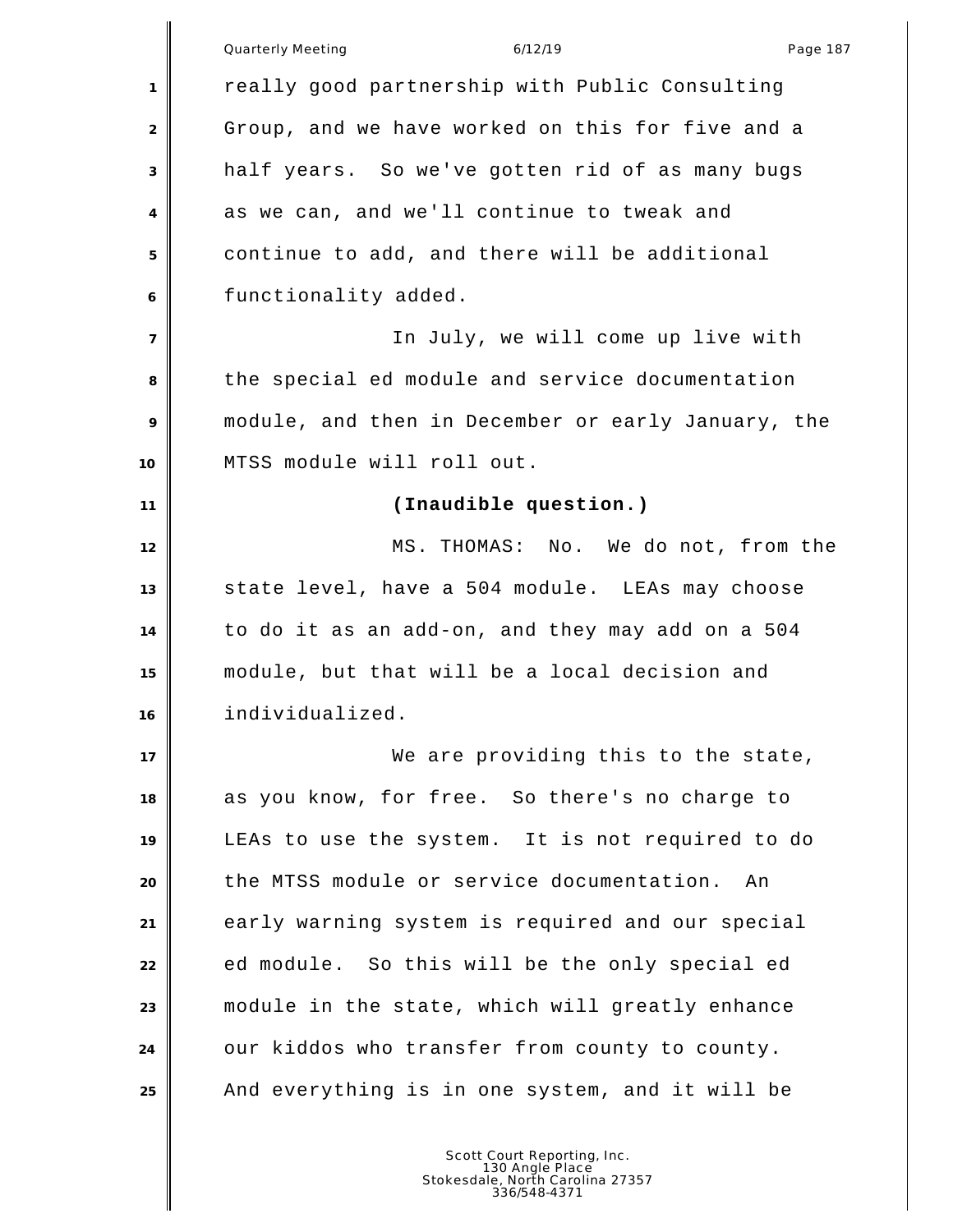really good partnership with Public Consulting Group, and we have worked on this for five and a half years. So we've gotten rid of as many bugs as we can, and we'll continue to tweak and continue to add, and there will be additional functionality added.

In July, we will come up live with the special ed module and service documentation module, and then in December or early January, the MTSS module will roll out.

**(Inaudible question.)**

MS. THOMAS: No. We do not, from the state level, have a 504 module. LEAs may choose to do it as an add-on, and they may add on a 504 module, but that will be a local decision and individualized.

We are providing this to the state, as you know, for free. So there's no charge to LEAs to use the system. It is not required to do the MTSS module or service documentation. An early warning system is required and our special ed module. So this will be the only special ed module in the state, which will greatly enhance our kiddos who transfer from county to county. And everything is in one system, and it will be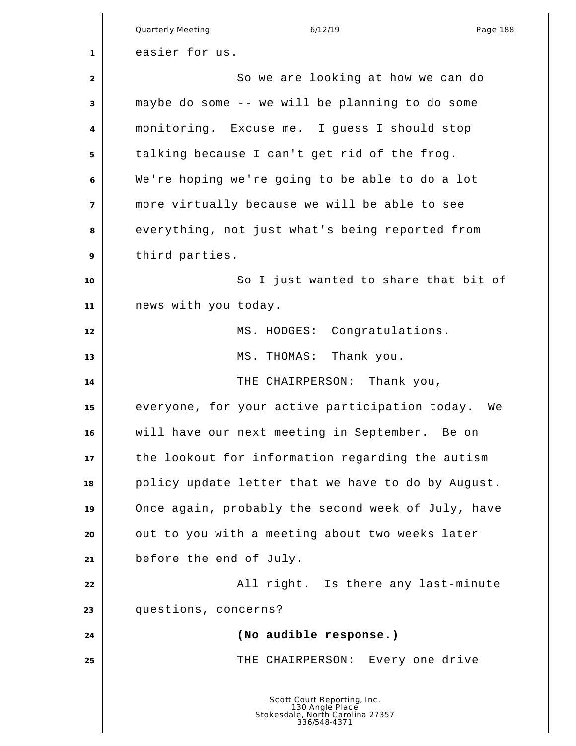easier for us.

So we are looking at how we can do maybe do some -- we will be planning to do some monitoring. Excuse me. I guess I should stop talking because I can't get rid of the frog. We're hoping we're going to be able to do a lot more virtually because we will be able to see everything, not just what's being reported from third parties.

So I just wanted to share that bit of news with you today.

MS. HODGES: Congratulations.

MS. THOMAS: Thank you.

THE CHAIRPERSON: Thank you, everyone, for your active participation today. We will have our next meeting in September. Be on the lookout for information regarding the autism policy update letter that we have to do by August. Once again, probably the second week of July, have out to you with a meeting about two weeks later before the end of July.

All right. Is there any last-minute questions, concerns?

**(No audible response.)**

THE CHAIRPERSON: Every one drive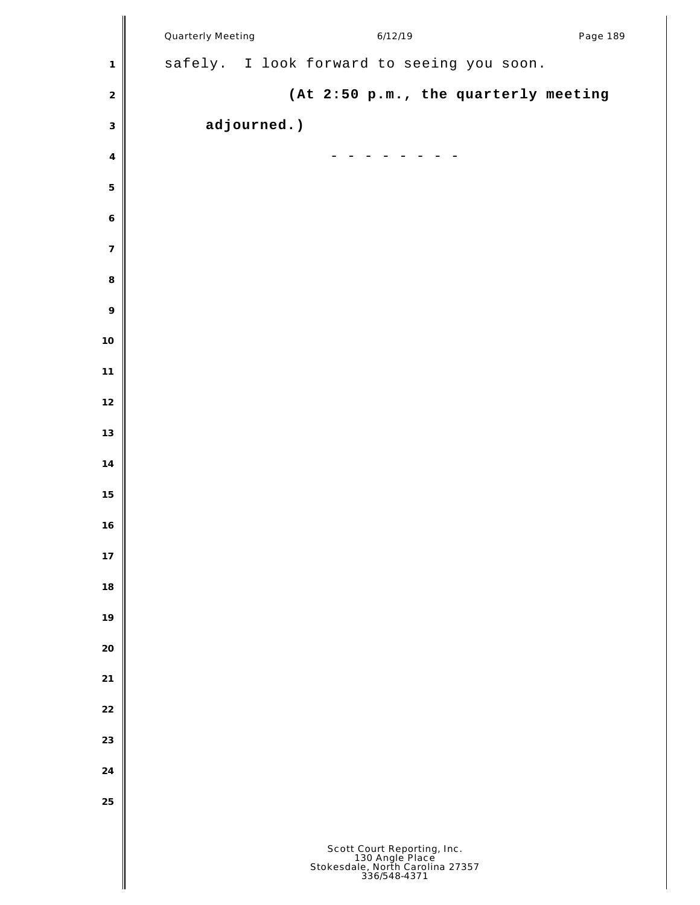safely. I look forward to seeing you soon.

**(At 2:50 p.m., the quarterly meeting adjourned.)**

- - - - - - - - -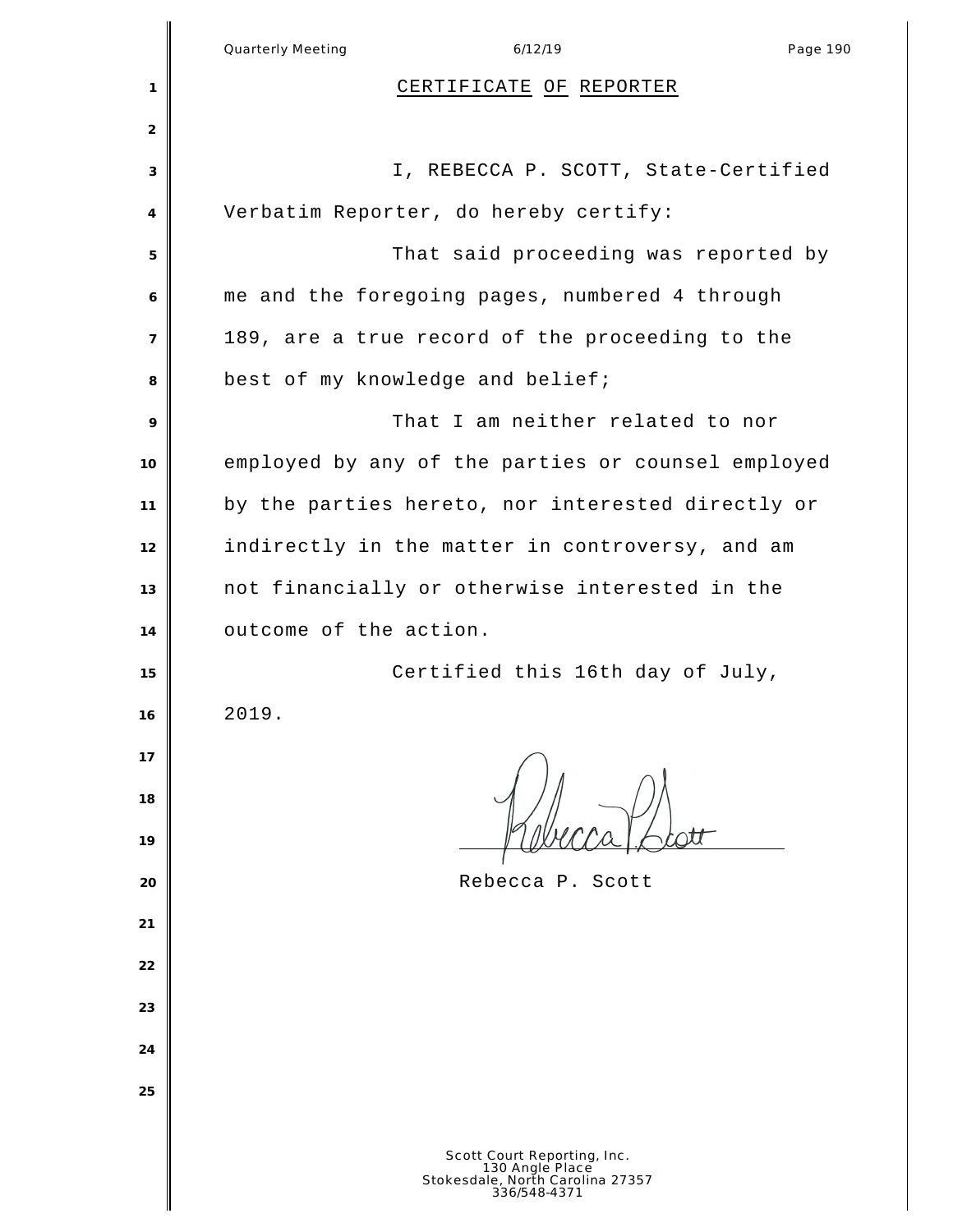# CERTIFICATE OF REPORTER

I, REBECCA P. SCOTT, State-Certified Verbatim Reporter, do hereby certify:

That said proceeding was reported by me and the foregoing pages, numbered 4 through 189, are a true record of the proceeding to the best of my knowledge and belief;

That I am neither related to nor employed by any of the parties or counsel employed by the parties hereto, nor interested directly or indirectly in the matter in controversy, and am not financially or otherwise interested in the outcome of the action.

Certified this 16th day of July, 2019.

Rebecca P. Scott

Scott Court Reporting, Inc.
130 Angle Place
Stokesdale, North Carolina 27357
336/548-4371